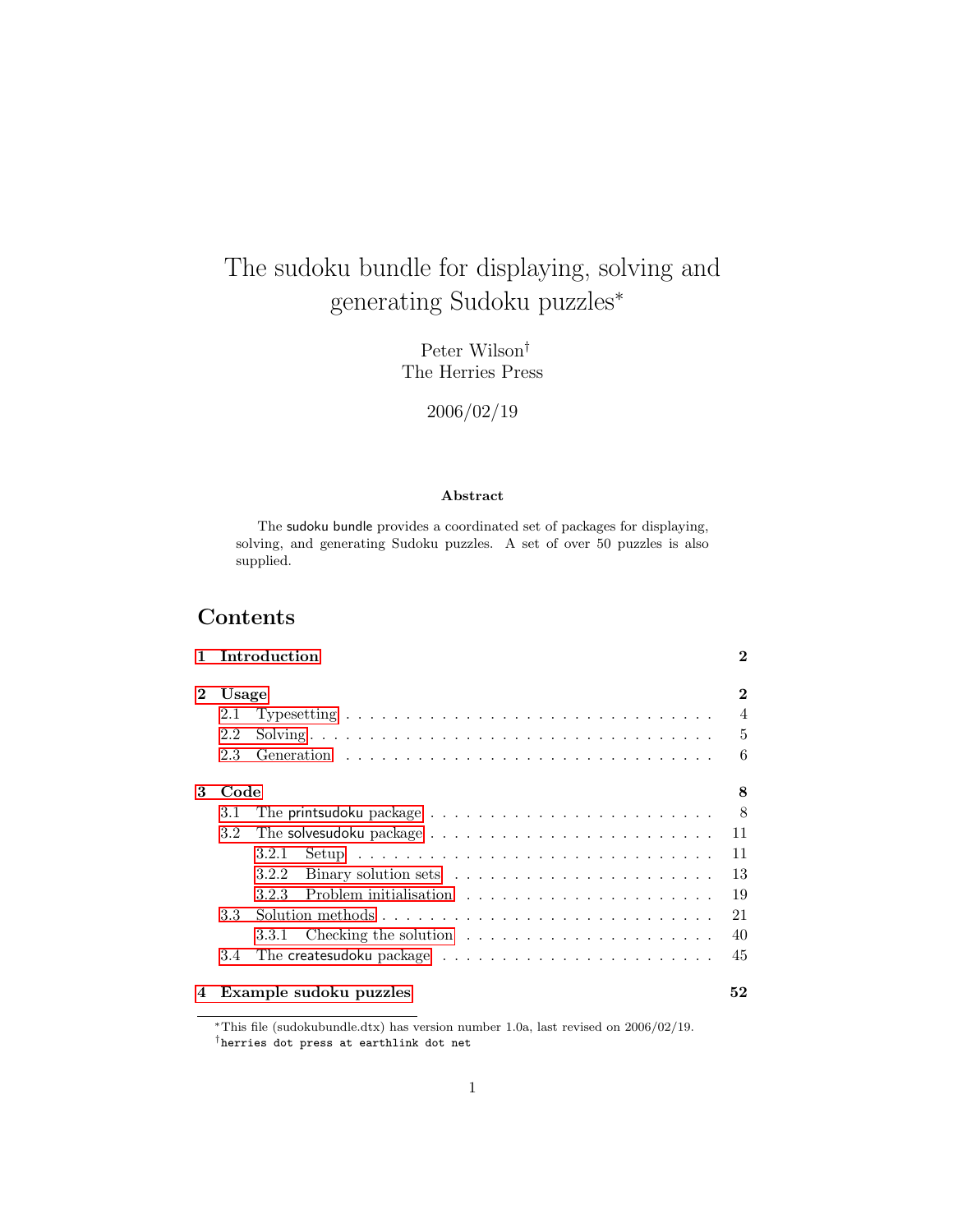# The sudoku bundle for displaying, solving and generating Sudoku puzzles*

Peter Wilson†
The Herries Press

2006/02/19

**Abstract**

The sudoku bundle provides a coordinated set of packages for displaying, solving, and generating Sudoku puzzles. A set of over 50 puzzles is also supplied.

## Contents

| | | |
|---|---|---|
| **1** | **Introduction** | **2** |
| **2** | **Usage** | **2** |
| 2.1 | Typesetting | 4 |
| 2.2 | Solving | 5 |
| 2.3 | Generation | 6 |
| **3** | **Code** | **8** |
| 3.1 | The printsudoku package | 8 |
| 3.2 | The solvesudoku package | 11 |
| 3.2.1 | Setup | 11 |
| 3.2.2 | Binary solution sets | 13 |
| 3.2.3 | Problem initialisation | 19 |
| 3.3 | Solution methods | 21 |
| 3.3.1 | Checking the solution | 40 |
| 3.4 | The createsudoku package | 45 |
| **4** | **Example sudoku puzzles** | **52** |

*This file (sudokubundle.dtx) has version number 1.0a, last revised on 2006/02/19.

†`herries dot press at earthlink dot net`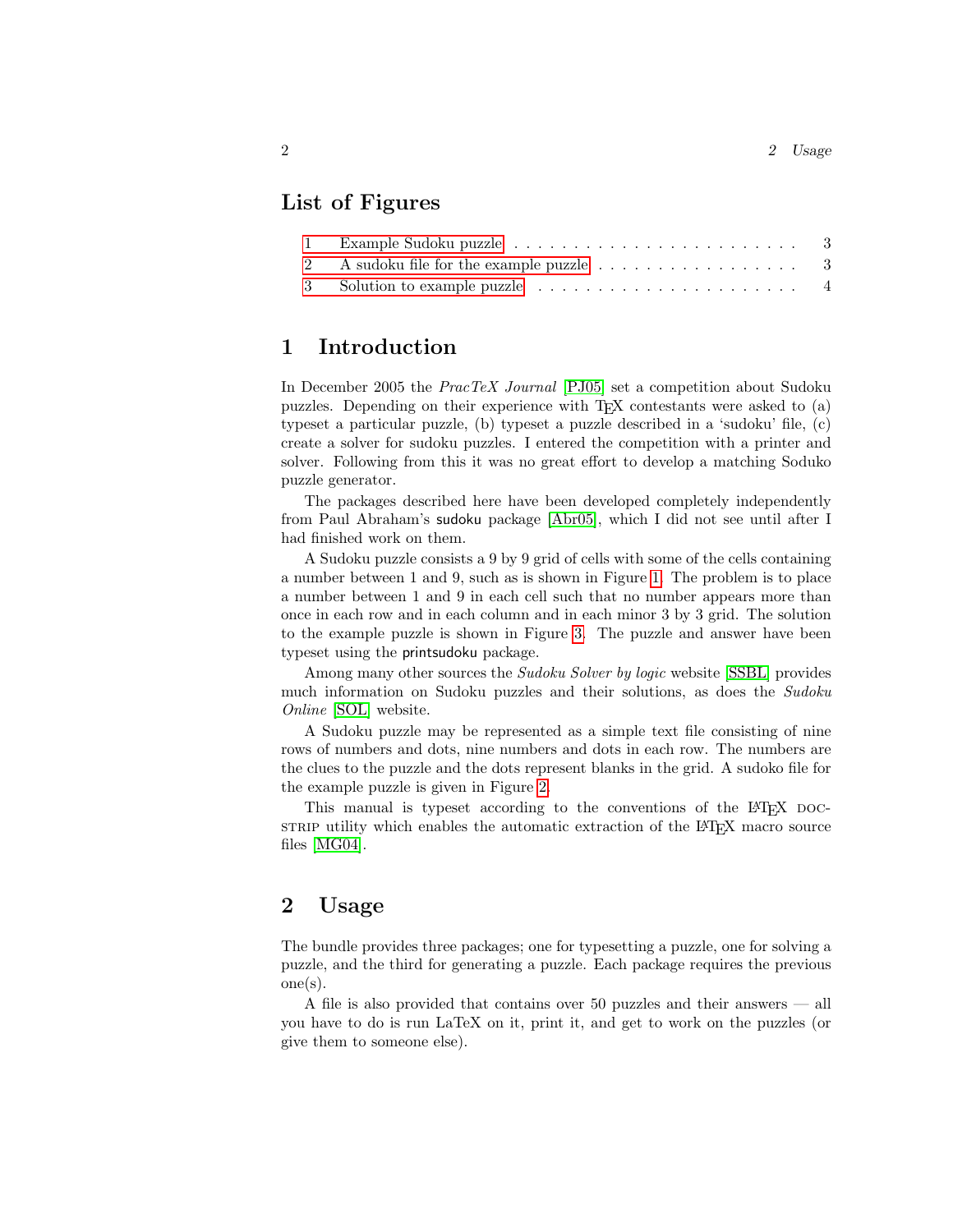## List of Figures

| | | |
|---|---|---|
| 1 | Example Sudoku puzzle | 3 |
| 2 | A sudoku file for the example puzzle | 3 |
| 3 | Solution to example puzzle | 4 |

# 1 Introduction

In December 2005 the *PracTeX Journal* [PJ05] set a competition about Sudoku puzzles. Depending on their experience with TEX contestants were asked to (a) typeset a particular puzzle, (b) typeset a puzzle described in a 'sudoku' file, (c) create a solver for sudoku puzzles. I entered the competition with a printer and solver. Following from this it was no great effort to develop a matching Soduko puzzle generator.

The packages described here have been developed completely independently from Paul Abraham's sudoku package [Abr05], which I did not see until after I had finished work on them.

A Sudoku puzzle consists a 9 by 9 grid of cells with some of the cells containing a number between 1 and 9, such as is shown in Figure 1. The problem is to place a number between 1 and 9 in each cell such that no number appears more than once in each row and in each column and in each minor 3 by 3 grid. The solution to the example puzzle is shown in Figure 3. The puzzle and answer have been typeset using the printsudoku package.

Among many other sources the *Sudoku Solver by logic* website [SSBL] provides much information on Sudoku puzzles and their solutions, as does the *Sudoku Online* [SOL] website.

A Sudoku puzzle may be represented as a simple text file consisting of nine rows of numbers and dots, nine numbers and dots in each row. The numbers are the clues to the puzzle and the dots represent blanks in the grid. A sudoko file for the example puzzle is given in Figure 2.

This manual is typeset according to the conventions of the LATEX DOCSTRIP utility which enables the automatic extraction of the LATEX macro source files [MG04].

# 2 Usage

The bundle provides three packages; one for typesetting a puzzle, one for solving a puzzle, and the third for generating a puzzle. Each package requires the previous one(s).

A file is also provided that contains over 50 puzzles and their answers — all you have to do is run LaTeX on it, print it, and get to work on the puzzles (or give them to someone else).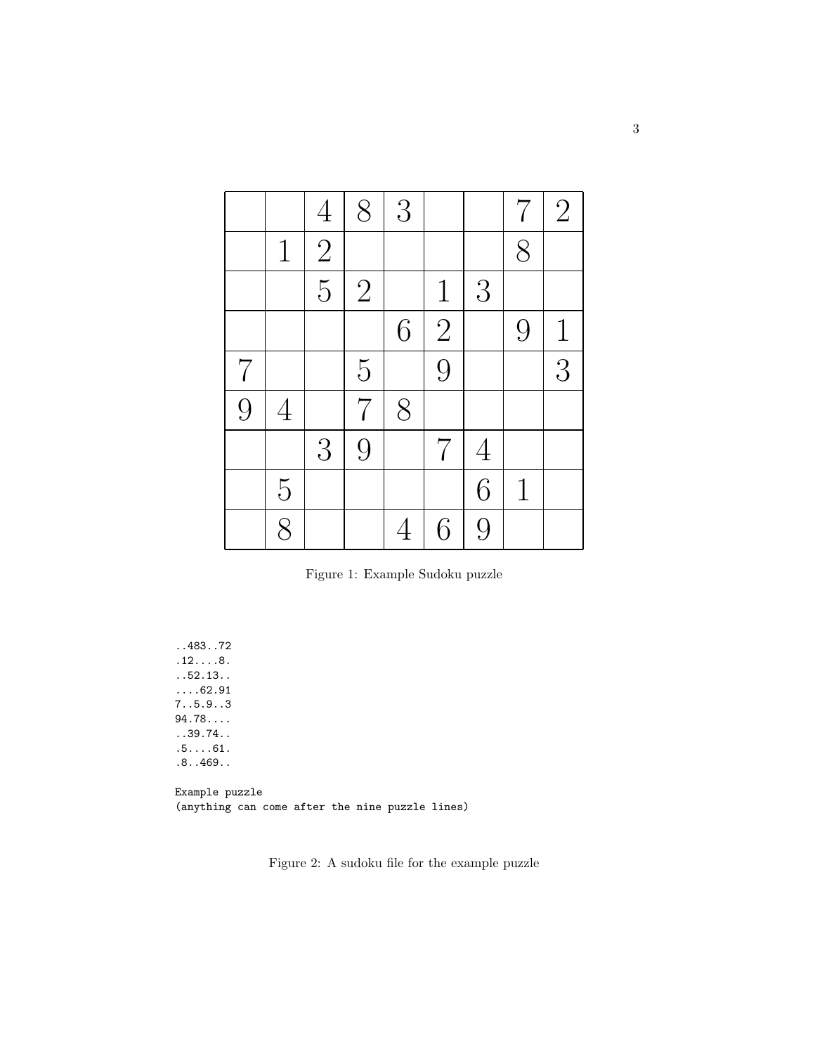|   |   |   |   |   |   |   |   |   |
|---|---|---|---|---|---|---|---|---|
|   |   | 4 | 8 | 3 |   |   | 7 | 2 |
|   | 1 | 2 |   |   |   |   | 8 |   |
|   |   | 5 | 2 |   | 1 | 3 |   |   |
|   |   |   |   | 6 | 2 |   | 9 | 1 |
| 7 |   |   | 5 |   | 9 |   |   | 3 |
| 9 | 4 |   | 7 | 8 |   |   |   |   |
|   |   | 3 | 9 |   | 7 | 4 |   |   |
|   | 5 |   |   |   |   | 6 | 1 |   |
|   | 8 |   |   | 4 | 6 | 9 |   |   |

Figure 1: Example Sudoku puzzle

```
..483..72
.12....8.
..52.13..
....62.91
7..5.9..3
94.78....
..39.74..
.5....61.
.8..469..

Example puzzle
(anything can come after the nine puzzle lines)
```

Figure 2: A sudoku file for the example puzzle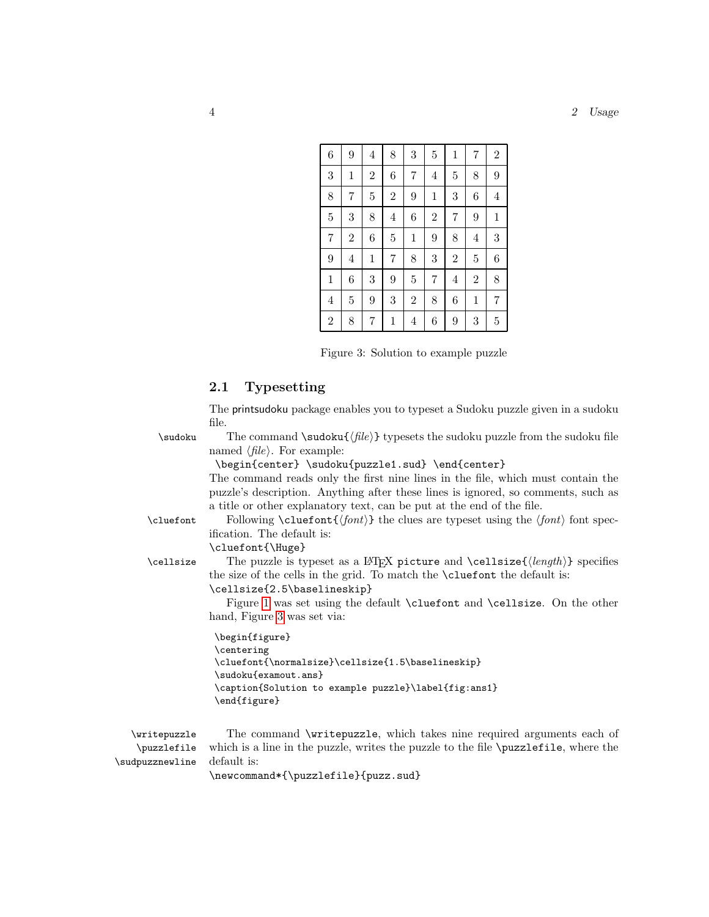| | | | | | | | | |
|---|---|---|---|---|---|---|---|---|
| 6 | 9 | 4 | 8 | 3 | 5 | 1 | 7 | 2 |
| 3 | 1 | 2 | 6 | 7 | 4 | 5 | 8 | 9 |
| 8 | 7 | 5 | 2 | 9 | 1 | 3 | 6 | 4 |
| 5 | 3 | 8 | 4 | 6 | 2 | 7 | 9 | 1 |
| 7 | 2 | 6 | 5 | 1 | 9 | 8 | 4 | 3 |
| 9 | 4 | 1 | 7 | 8 | 3 | 2 | 5 | 6 |
| 1 | 6 | 3 | 9 | 5 | 7 | 4 | 2 | 8 |
| 4 | 5 | 9 | 3 | 2 | 8 | 6 | 1 | 7 |
| 2 | 8 | 7 | 1 | 4 | 6 | 9 | 3 | 5 |

Figure 3: Solution to example puzzle

## 2.1 Typesetting

The printsudoku package enables you to typeset a Sudoku puzzle given in a sudoku file.

`\sudoku` The command `\sudoku{`⟨*file*⟩`}` typesets the sudoku puzzle from the sudoku file named ⟨*file*⟩. For example:

```
\begin{center} \sudoku{puzzle1.sud} \end{center}
```

The command reads only the first nine lines in the file, which must contain the puzzle's description. Anything after these lines is ignored, so comments, such as a title or other explanatory text, can be put at the end of the file.

`\cluefont` Following `\cluefont{`⟨*font*⟩`}` the clues are typeset using the ⟨*font*⟩ font specification. The default is:

```
\cluefont{\Huge}
```

`\cellsize` The puzzle is typeset as a LaTeX `picture` and `\cellsize{`⟨*length*⟩`}` specifies the size of the cells in the grid. To match the `\cluefont` the default is:

```
\cellsize{2.5\baselineskip}
```

Figure 1 was set using the default `\cluefont` and `\cellsize`. On the other hand, Figure 3 was set via:

```
\begin{figure}
\centering
\cluefont{\normalsize}\cellsize{1.5\baselineskip}
\sudoku{examout.ans}
\caption{Solution to example puzzle}\label{fig:ans1}
\end{figure}
```

`\writepuzzle` `\puzzlefile` `\sudpuzznewline` The command `\writepuzzle`, which takes nine required arguments each of which is a line in the puzzle, writes the puzzle to the file `\puzzlefile`, where the default is:

```
\newcommand*{\puzzlefile}{puzz.sud}
```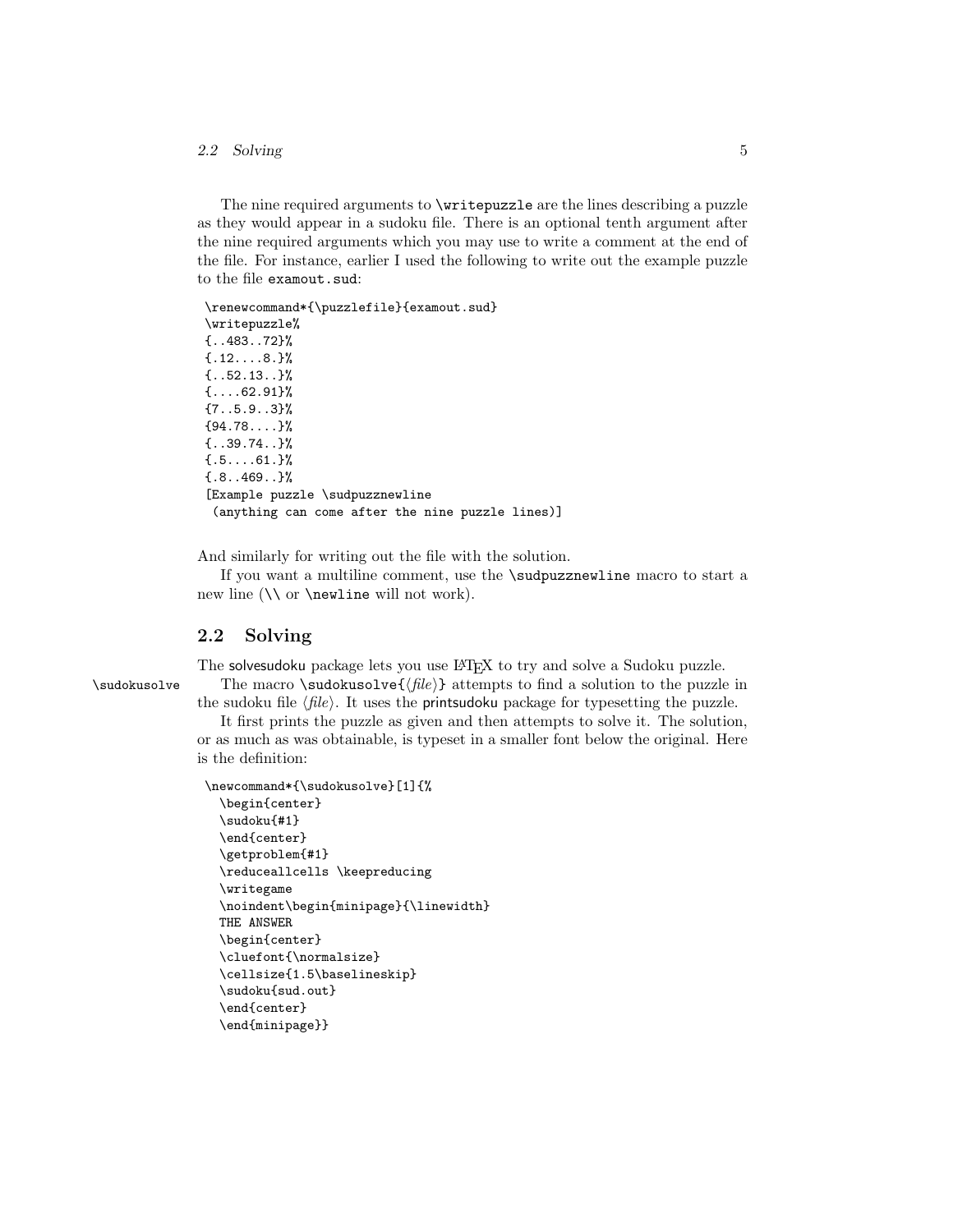The nine required arguments to `\writepuzzle` are the lines describing a puzzle as they would appear in a sudoku file. There is an optional tenth argument after the nine required arguments which you may use to write a comment at the end of the file. For instance, earlier I used the following to write out the example puzzle to the file `examout.sud`:

```
\renewcommand*{\puzzlefile}{examout.sud}
\writepuzzle%
{..483..72}%
{.12....8.}%
{..52.13..}%
{....62.91}%
{7..5.9..3}%
{94.78....}%
{..39.74..}%
{.5....61.}%
{.8..469..}%
[Example puzzle \sudpuzznewline
 (anything can come after the nine puzzle lines)]
```

And similarly for writing out the file with the solution.

If you want a multiline comment, use the `\sudpuzznewline` macro to start a new line (`\\` or `\newline` will not work).

## 2.2 Solving

The solvesudoku package lets you use LaTeX to try and solve a Sudoku puzzle.

`\sudokusolve` The macro `\sudokusolve{`⟨*file*⟩`}` attempts to find a solution to the puzzle in the sudoku file ⟨*file*⟩. It uses the printsudoku package for typesetting the puzzle.

It first prints the puzzle as given and then attempts to solve it. The solution, or as much as was obtainable, is typeset in a smaller font below the original. Here is the definition:

```
\newcommand*{\sudokusolve}[1]{%
  \begin{center}
  \sudoku{#1}
  \end{center}
  \getproblem{#1}
  \reduceallcells \keepreducing
  \writegame
  \noindent\begin{minipage}{\linewidth}
  THE ANSWER
  \begin{center}
  \cluefont{\normalsize}
  \cellsize{1.5\baselineskip}
  \sudoku{sud.out}
  \end{center}
  \end{minipage}}
```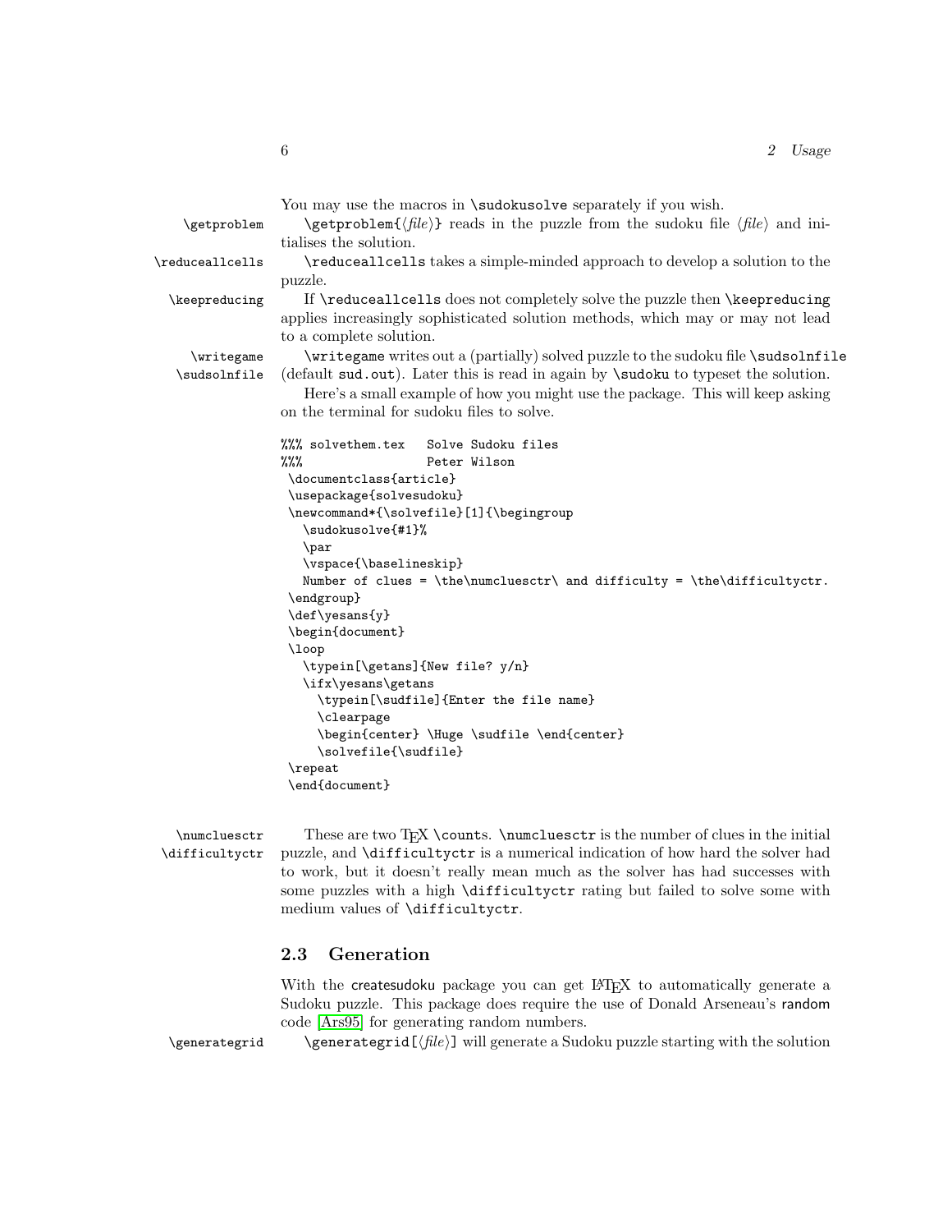You may use the macros in `\sudokusolve` separately if you wish.

`\getproblem` — `\getproblem{⟨file⟩}` reads in the puzzle from the sudoku file ⟨*file*⟩ and initialises the solution.

`\reduceallcells` — `\reduceallcells` takes a simple-minded approach to develop a solution to the puzzle.

`\keepreducing` — If `\reduceallcells` does not completely solve the puzzle then `\keepreducing` applies increasingly sophisticated solution methods, which may or may not lead to a complete solution.

`\writegame` `\sudsolnfile` — `\writegame` writes out a (partially) solved puzzle to the sudoku file `\sudsolnfile` (default `sud.out`). Later this is read in again by `\sudoku` to typeset the solution.

Here's a small example of how you might use the package. This will keep asking on the terminal for sudoku files to solve.

```
%%% solvethem.tex   Solve Sudoku files
%%%                 Peter Wilson
 \documentclass{article}
 \usepackage{solvesudoku}
 \newcommand*{\solvefile}[1]{\begingroup
   \sudokusolve{#1}%
   \par
   \vspace{\baselineskip}
   Number of clues = \the\numcluesctr\ and difficulty = \the\difficultyctr.
 \endgroup}
 \def\yesans{y}
 \begin{document}
 \loop
   \typein[\getans]{New file? y/n}
   \ifx\yesans\getans
     \typein[\sudfile]{Enter the file name}
     \clearpage
     \begin{center} \Huge \sudfile \end{center}
     \solvefile{\sudfile}
 \repeat
 \end{document}
```

`\numcluesctr` `\difficultyctr` — These are two TeX `\count`s. `\numcluesctr` is the number of clues in the initial puzzle, and `\difficultyctr` is a numerical indication of how hard the solver had to work, but it doesn't really mean much as the solver has had successes with some puzzles with a high `\difficultyctr` rating but failed to solve some with medium values of `\difficultyctr`.

## 2.3 Generation

With the createsudoku package you can get LaTeX to automatically generate a Sudoku puzzle. This package does require the use of Donald Arseneau's random code [Ars95] for generating random numbers.

`\generategrid` — `\generategrid[⟨file⟩]` will generate a Sudoku puzzle starting with the solution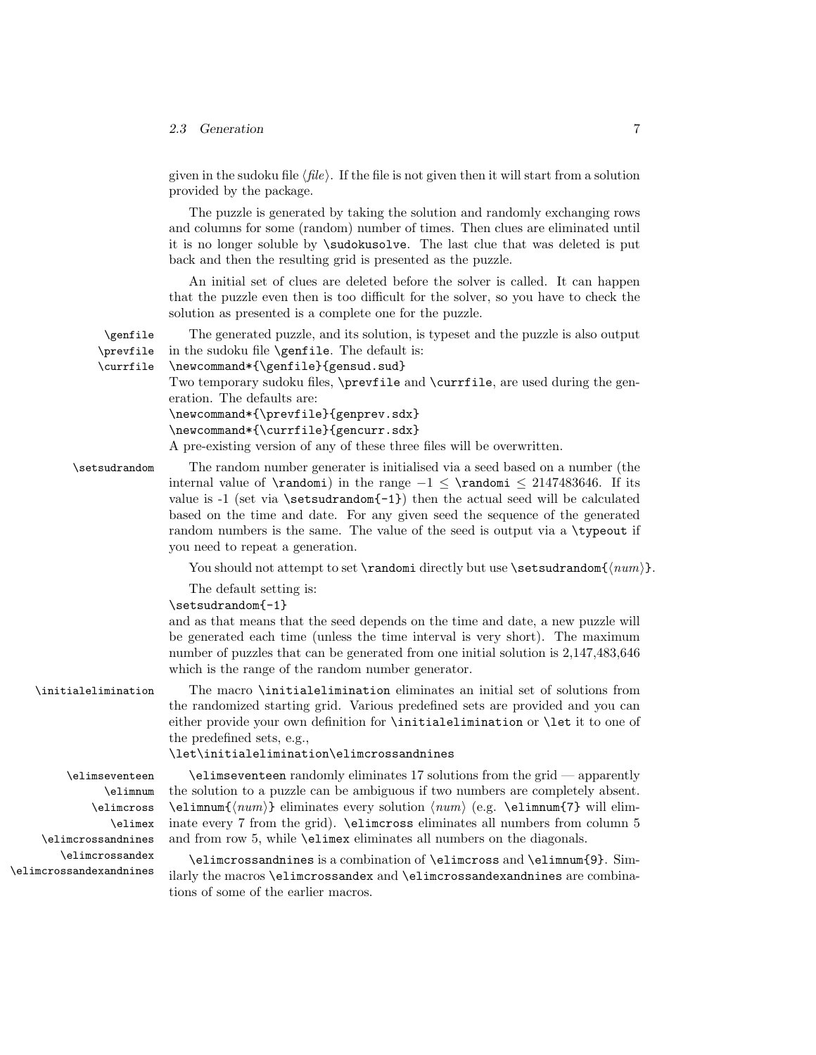given in the sudoku file ⟨*file*⟩. If the file is not given then it will start from a solution provided by the package.

The puzzle is generated by taking the solution and randomly exchanging rows and columns for some (random) number of times. Then clues are eliminated until it is no longer soluble by `\sudokusolve`. The last clue that was deleted is put back and then the resulting grid is presented as the puzzle.

An initial set of clues are deleted before the solver is called. It can happen that the puzzle even then is too difficult for the solver, so you have to check the solution as presented is a complete one for the puzzle.

`\genfile` `\prevfile` `\currfile`

The generated puzzle, and its solution, is typeset and the puzzle is also output in the sudoku file `\genfile`. The default is:

```
\newcommand*{\genfile}{gensud.sud}
```

Two temporary sudoku files, `\prevfile` and `\currfile`, are used during the generation. The defaults are:

```
\newcommand*{\prevfile}{genprev.sdx}
\newcommand*{\currfile}{gencurr.sdx}
```

A pre-existing version of any of these three files will be overwritten.

`\setsudrandom`

The random number generater is initialised via a seed based on a number (the internal value of `\randomi`) in the range $-1 \leq$ `\randomi` $\leq 2147483646$. If its value is -1 (set via `\setsudrandom{-1}`) then the actual seed will be calculated based on the time and date. For any given seed the sequence of the generated random numbers is the same. The value of the seed is output via a `\typeout` if you need to repeat a generation.

You should not attempt to set `\randomi` directly but use `\setsudrandom{`⟨*num*⟩`}`.

The default setting is:

```
\setsudrandom{-1}
```

and as that means that the seed depends on the time and date, a new puzzle will be generated each time (unless the time interval is very short). The maximum number of puzzles that can be generated from one initial solution is 2,147,483,646 which is the range of the random number generator.

`\initialelimination`

The macro `\initialelimination` eliminates an initial set of solutions from the randomized starting grid. Various predefined sets are provided and you can either provide your own definition for `\initialelimination` or `\let` it to one of the predefined sets, e.g.,

```
\let\initialelimination\elimcrossandnines
```

`\elimseventeen` `\elimnum` `\elimcross` `\elimex` `\elimcrossandnines` `\elimcrossandex` `\elimcrossandexandnines`

`\elimseventeen` randomly eliminates 17 solutions from the grid — apparently the solution to a puzzle can be ambiguous if two numbers are completely absent. `\elimnum{`⟨*num*⟩`}` eliminates every solution ⟨*num*⟩ (e.g. `\elimnum{7}` will eliminate every 7 from the grid). `\elimcross` eliminates all numbers from column 5 and from row 5, while `\elimex` eliminates all numbers on the diagonals.

`\elimcrossandnines` is a combination of `\elimcross` and `\elimnum{9}`. Similarly the macros `\elimcrossandex` and `\elimcrossandexandnines` are combinations of some of the earlier macros.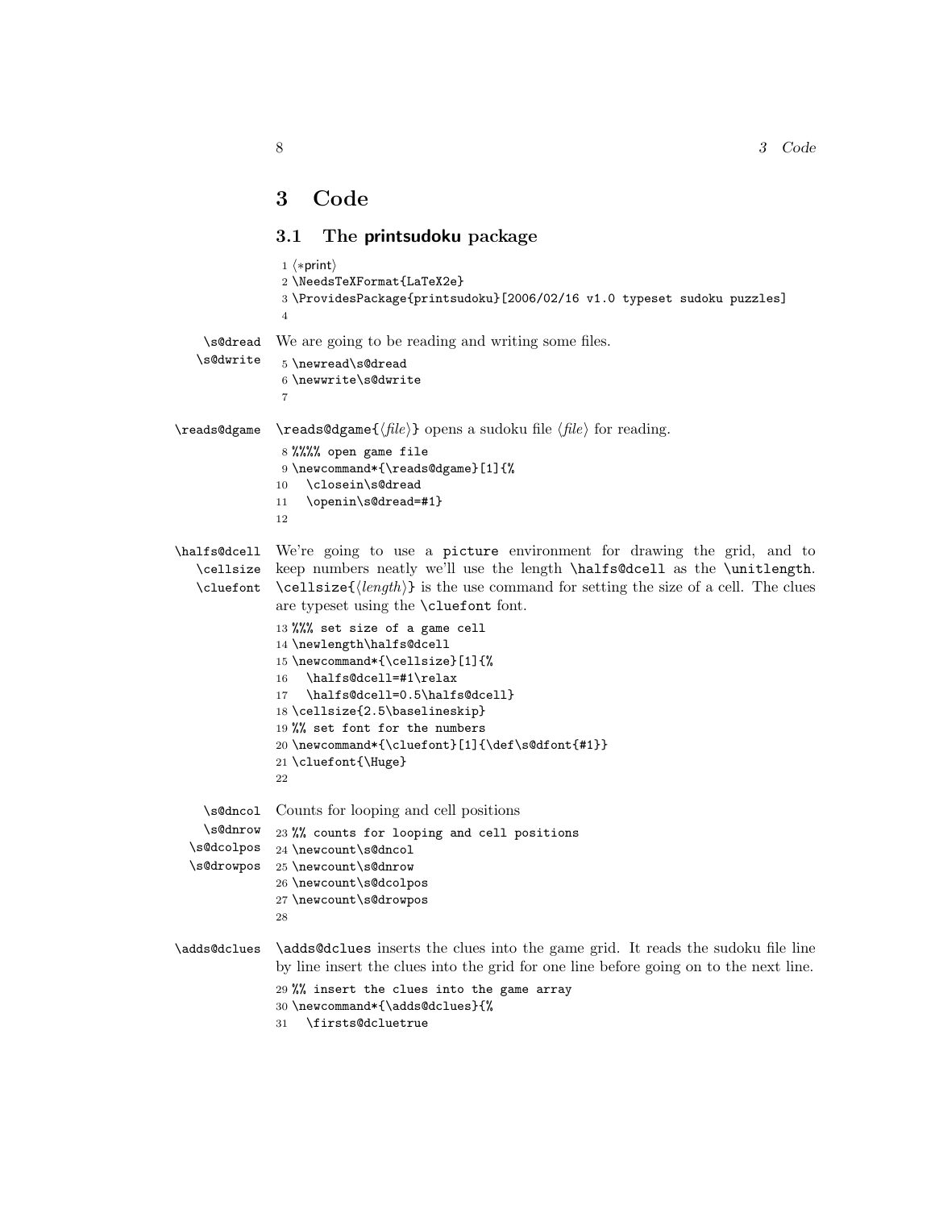# 3 Code

## 3.1 The printsudoku package

```
1 ⟨*print⟩
2 \NeedsTeXFormat{LaTeX2e}
3 \ProvidesPackage{printsudoku}[2006/02/16 v1.0 typeset sudoku puzzles]
4
```

\s@dread \s@dwrite

We are going to be reading and writing some files.

```
5 \newread\s@dread
6 \newwrite\s@dwrite
7
```

\reads@dgame

\reads@dgame{⟨*file*⟩} opens a sudoku file ⟨*file*⟩ for reading.

```
8 %%%% open game file
9 \newcommand*{\reads@dgame}[1]{%
10   \closein\s@dread
11   \openin\s@dread=#1}
12
```

\halfs@dcell \cellsize \cluefont

We're going to use a picture environment for drawing the grid, and to keep numbers neatly we'll use the length \halfs@dcell as the \unitlength. \cellsize{⟨*length*⟩} is the use command for setting the size of a cell. The clues are typeset using the \cluefont font.

```
13 %%% set size of a game cell
14 \newlength\halfs@dcell
15 \newcommand*{\cellsize}[1]{%
16   \halfs@dcell=#1\relax
17   \halfs@dcell=0.5\halfs@dcell}
18 \cellsize{2.5\baselineskip}
19 %% set font for the numbers
20 \newcommand*{\cluefont}[1]{\def\s@dfont{#1}}
21 \cluefont{\Huge}
22
```

\s@dncol \s@dnrow \s@dcolpos \s@drowpos

Counts for looping and cell positions

```
23 %% counts for looping and cell positions
24 \newcount\s@dncol
25 \newcount\s@dnrow
26 \newcount\s@dcolpos
27 \newcount\s@drowpos
28
```

\adds@dclues

\adds@dclues inserts the clues into the game grid. It reads the sudoku file line by line insert the clues into the grid for one line before going on to the next line.

```
29 %% insert the clues into the game array
30 \newcommand*{\adds@dclues}{%
31   \firsts@dcluetrue
```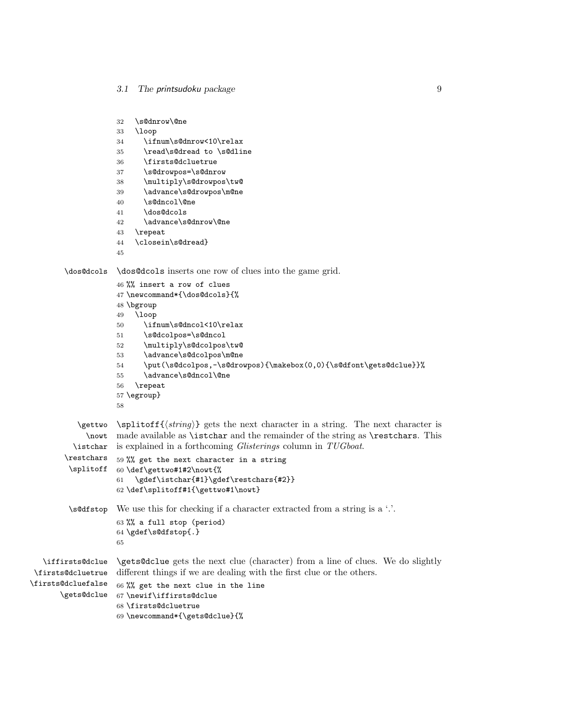```
32   \s@dnrow\@ne
33   \loop
34     \ifnum\s@dnrow<10\relax
35     \read\s@dread to \s@dline
36     \firsts@dcluetrue
37     \s@drowpos=\s@dnrow
38     \multiply\s@drowpos\tw@
39     \advance\s@drowpos\m@ne
40     \s@dncol\@ne
41     \dos@dcols
42     \advance\s@dnrow\@ne
43   \repeat
44   \closein\s@dread}
45
```

\dos@dcols

`\dos@dcols` inserts one row of clues into the game grid.

```
46 %% insert a row of clues
47 \newcommand*{\dos@dcols}{%
48 \bgroup
49   \loop
50     \ifnum\s@dncol<10\relax
51     \s@dcolpos=\s@dncol
52     \multiply\s@dcolpos\tw@
53     \advance\s@dcolpos\m@ne
54     \put(\s@dcolpos,-\s@drowpos){\makebox(0,0){\s@dfont\gets@dclue}}%
55     \advance\s@dncol\@ne
56   \repeat
57 \egroup}
58
```

\gettwo \nowt \istchar \restchars \splitoff

`\splitoff{⟨string⟩}` gets the next character in a string. The next character is made available as `\istchar` and the remainder of the string as `\restchars`. This is explained in a forthcoming *Glisterings* column in *TUGboat*.

```
59 %% get the next character in a string
60 \def\gettwo#1#2\nowt{%
61   \gdef\istchar{#1}\gdef\restchars{#2}}
62 \def\splitoff#1{\gettwo#1\nowt}
```

\s@dfstop

We use this for checking if a character extracted from a string is a '.'.

```
63 %% a full stop (period)
64 \gdef\s@dfstop{.}
65
```

\iffirsts@dclue \firsts@dcluetrue \firsts@dcluefalse \gets@dclue

`\gets@dclue` gets the next clue (character) from a line of clues. We do slightly different things if we are dealing with the first clue or the others.

```
66 %% get the next clue in the line
67 \newif\iffirsts@dclue
68 \firsts@dcluetrue
69 \newcommand*{\gets@dclue}{%
```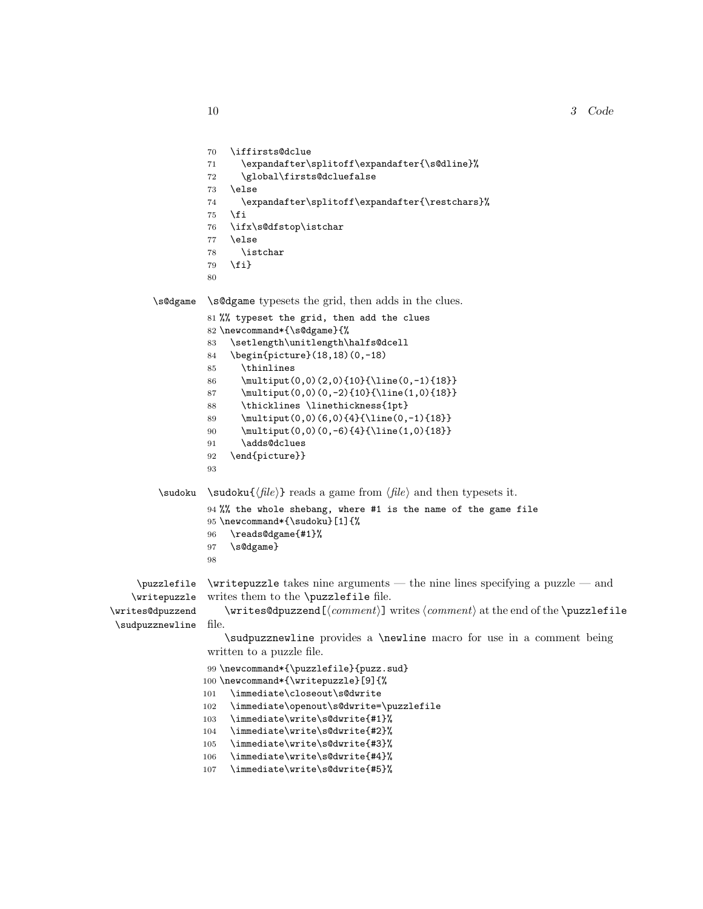```
70   \iffirsts@dclue
71     \expandafter\splitoff\expandafter{\s@dline}%
72     \global\firsts@dcluefalse
73   \else
74     \expandafter\splitoff\expandafter{\restchars}%
75   \fi
76   \ifx\s@dfstop\istchar
77   \else
78     \istchar
79   \fi}
80
```

\s@dgame

\s@dgame typesets the grid, then adds in the clues.

```
81 %% typeset the grid, then add the clues
82 \newcommand*{\s@dgame}{%
83   \setlength\unitlength\halfs@dcell
84   \begin{picture}(18,18)(0,-18)
85     \thinlines
86     \multiput(0,0)(2,0){10}{\line(0,-1){18}}
87     \multiput(0,0)(0,-2){10}{\line(1,0){18}}
88     \thicklines \linethickness{1pt}
89     \multiput(0,0)(6,0){4}{\line(0,-1){18}}
90     \multiput(0,0)(0,-6){4}{\line(1,0){18}}
91     \adds@dclues
92   \end{picture}}
93
```

\sudoku

\sudoku{⟨*file*⟩} reads a game from ⟨*file*⟩ and then typesets it.

```
94 %% the whole shebang, where #1 is the name of the game file
95 \newcommand*{\sudoku}[1]{%
96   \reads@dgame{#1}%
97   \s@dgame}
98
```

\puzzlefile
\writepuzzle
\writes@dpuzzend
\sudpuzznewline

\writepuzzle takes nine arguments — the nine lines specifying a puzzle — and writes them to the \puzzlefile file.

\writes@dpuzzend[⟨*comment*⟩] writes ⟨*comment*⟩ at the end of the \puzzlefile file.

\sudpuzznewline provides a \newline macro for use in a comment being written to a puzzle file.

```
99 \newcommand*{\puzzlefile}{puzz.sud}
100 \newcommand*{\writepuzzle}[9]{%
101   \immediate\closeout\s@dwrite
102   \immediate\openout\s@dwrite=\puzzlefile
103   \immediate\write\s@dwrite{#1}%
104   \immediate\write\s@dwrite{#2}%
105   \immediate\write\s@dwrite{#3}%
106   \immediate\write\s@dwrite{#4}%
107   \immediate\write\s@dwrite{#5}%
```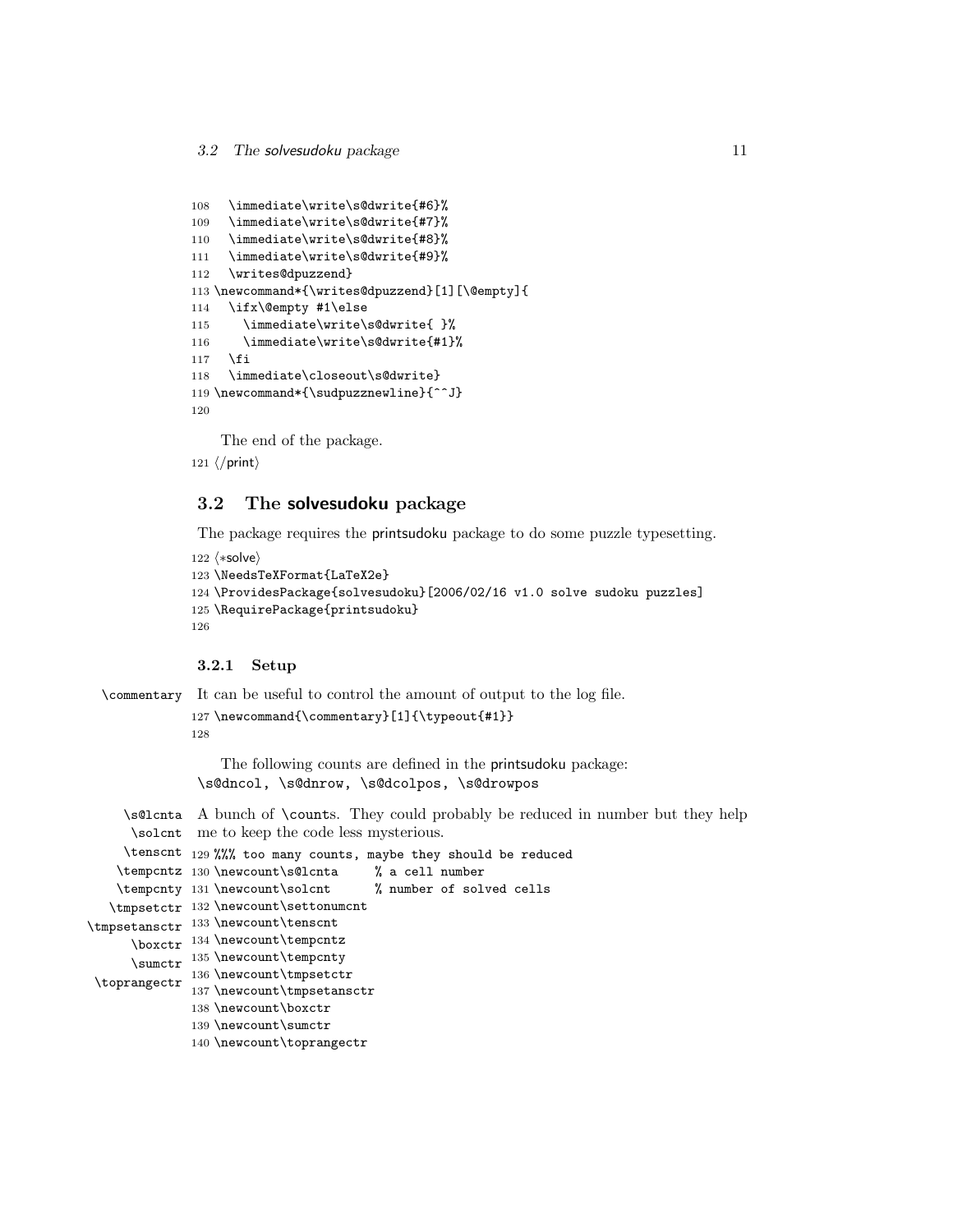```
108   \immediate\write\s@dwrite{#6}%
109   \immediate\write\s@dwrite{#7}%
110   \immediate\write\s@dwrite{#8}%
111   \immediate\write\s@dwrite{#9}%
112   \writes@dpuzzend}
113 \newcommand*{\writes@dpuzzend}[1][\@empty]{
114   \ifx\@empty #1\else
115     \immediate\write\s@dwrite{ }%
116     \immediate\write\s@dwrite{#1}%
117   \fi
118   \immediate\closeout\s@dwrite}
119 \newcommand*{\sudpuzznewline}{^^J}
120
```

The end of the package.

```
121 </print>
```

## 3.2 The solvesudoku package

The package requires the printsudoku package to do some puzzle typesetting.

```
122 <*solve>
123 \NeedsTeXFormat{LaTeX2e}
124 \ProvidesPackage{solvesudoku}[2006/02/16 v1.0 solve sudoku puzzles]
125 \RequirePackage{printsudoku}
126
```

### 3.2.1 Setup

\commentary It can be useful to control the amount of output to the log file.

```
127 \newcommand{\commentary}[1]{\typeout{#1}}
128
```

The following counts are defined in the printsudoku package:
\s@dncol, \s@dnrow, \s@dcolpos, \s@drowpos

\s@lcnta \solcnt \tenscnt \tempcntz \tempcnty \tmpsetctr \tmpsetansctr \boxctr \sumctr \toprangectr

A bunch of \counts. They could probably be reduced in number but they help me to keep the code less mysterious.

```
129 %%% too many counts, maybe they should be reduced
130 \newcount\s@lcnta     % a cell number
131 \newcount\solcnt      % number of solved cells
132 \newcount\settonumcnt
133 \newcount\tenscnt
134 \newcount\tempcntz
135 \newcount\tempcnty
136 \newcount\tmpsetctr
137 \newcount\tmpsetansctr
138 \newcount\boxctr
139 \newcount\sumctr
140 \newcount\toprangectr
```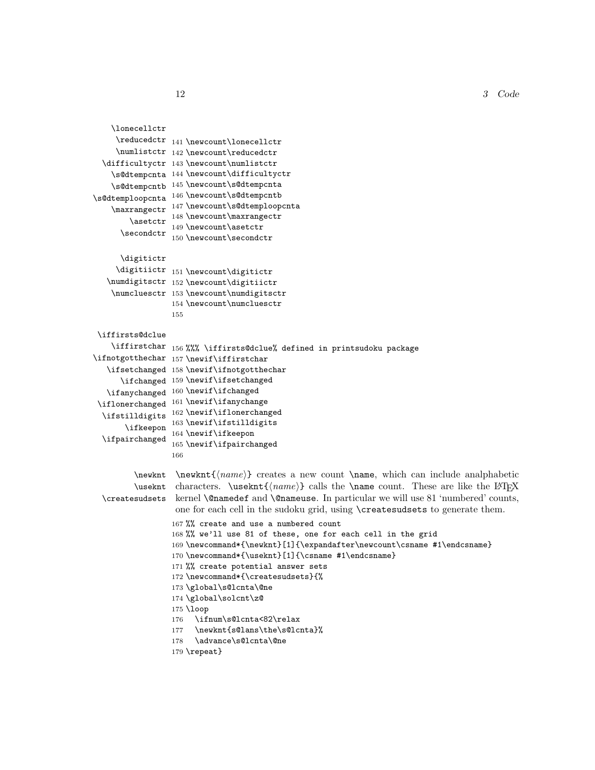\lonecellctr \reducedctr \numlistctr \difficultyctr \s@dtempcnta \s@dtempcntb \s@dtemploopcnta \maxrangectr \asetctr \secondctr

```
141 \newcount\lonecellctr
142 \newcount\reducedctr
143 \newcount\numlistctr
144 \newcount\difficultyctr
145 \newcount\s@dtempcnta
146 \newcount\s@dtempcntb
147 \newcount\s@dtemploopcnta
148 \newcount\maxrangectr
149 \newcount\asetctr
150 \newcount\secondctr
```

\digitictr \digitiictr \numdigitsctr \numcluesctr

```
151 \newcount\digitictr
152 \newcount\digitiictr
153 \newcount\numdigitsctr
154 \newcount\numcluesctr
155
```

\iffirsts@dclue \iffirstchar \ifnotgotthechar \ifsetchanged \ifchanged \ifanychanged \iflonerchanged \ifstilldigits \ifkeepon \ifpairchanged

```
156 %%% \iffirsts@dclue% defined in printsudoku package
157 \newif\iffirstchar
158 \newif\ifnotgotthechar
159 \newif\ifsetchanged
160 \newif\ifchanged
161 \newif\ifanychange
162 \newif\iflonerchanged
163 \newif\ifstilldigits
164 \newif\ifkeepon
165 \newif\ifpairchanged
166
```

\newknt \useknt \createsudsets

`\newknt{`⟨*name*⟩`}` creates a new count `\name`, which can include analphabetic characters. `\useknt{`⟨*name*⟩`}` calls the `\name` count. These are like the LaTeX kernel `\@namedef` and `\@nameuse`. In particular we will use 81 'numbered' counts, one for each cell in the sudoku grid, using `\createsudsets` to generate them.

```
167 %% create and use a numbered count
168 %% we'll use 81 of these, one for each cell in the grid
169 \newcommand*{\newknt}[1]{\expandafter\newcount\csname #1\endcsname}
170 \newcommand*{\useknt}[1]{\csname #1\endcsname}
171 %% create potential answer sets
172 \newcommand*{\createsudsets}{%
173 \global\s@lcnta\@ne
174 \global\solcnt\z@
175 \loop
176   \ifnum\s@lcnta<82\relax
177   \newknt{s@lans\the\s@lcnta}%
178   \advance\s@lcnta\@ne
179 \repeat}
```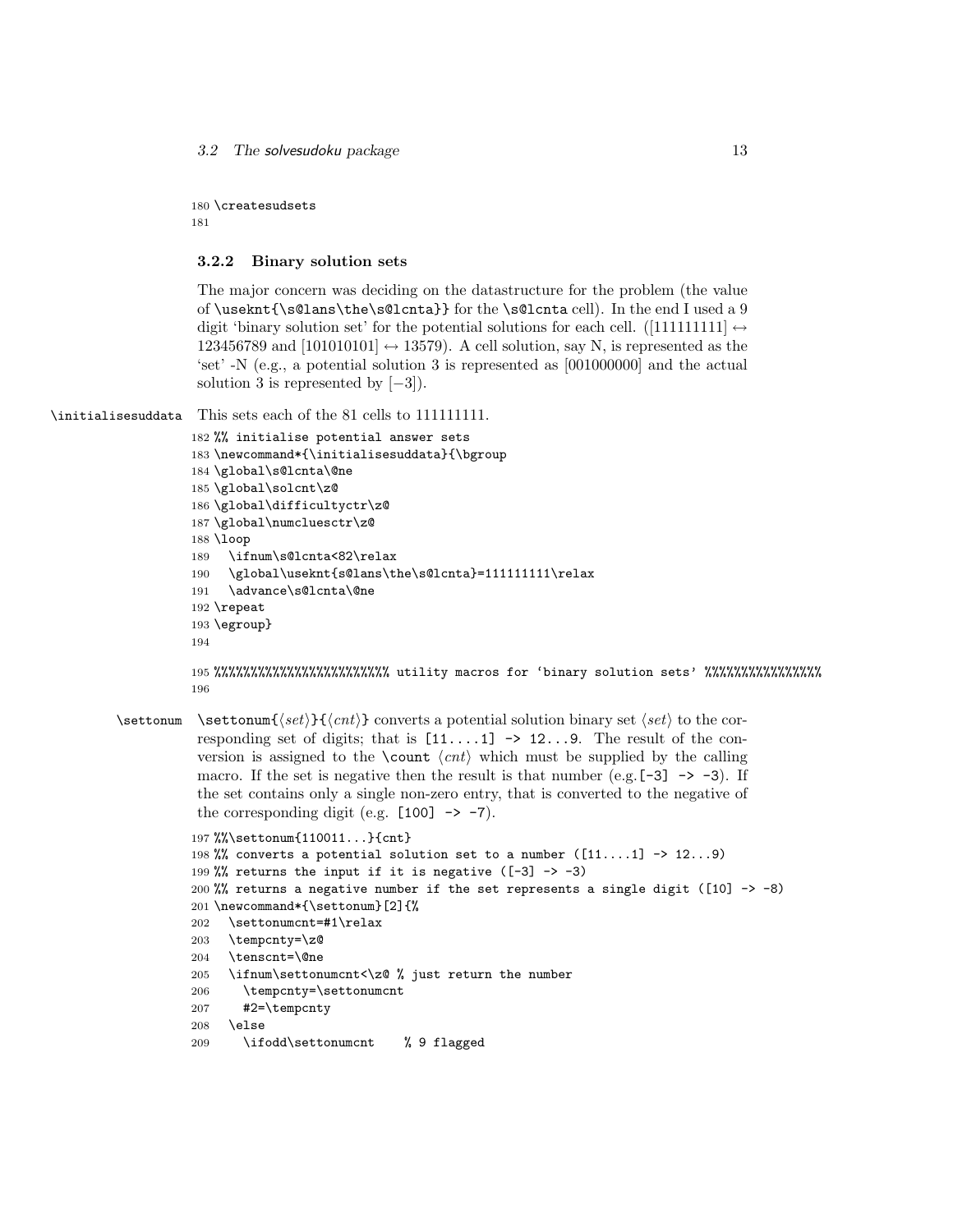```
180 \createsudsets
181
```

### 3.2.2 Binary solution sets

The major concern was deciding on the datastructure for the problem (the value of `\useknt{\s@lans\the\s@lcnta}` for the `\s@lcnta` cell). In the end I used a 9 digit 'binary solution set' for the potential solutions for each cell. ([111111111] ↔ 123456789 and [101010101] ↔ 13579). A cell solution, say N, is represented as the 'set' -N (e.g., a potential solution 3 is represented as [001000000] and the actual solution 3 is represented by [−3]).

`\initialisesuddata` This sets each of the 81 cells to 111111111.

```
182 %% initialise potential answer sets
183 \newcommand*{\initialisesuddata}{\bgroup
184 \global\s@lcnta\@ne
185 \global\solcnt\z@
186 \global\difficultyctr\z@
187 \global\numcluesctr\z@
188 \loop
189   \ifnum\s@lcnta<82\relax
190   \global\useknt{s@lans\the\s@lcnta}=111111111\relax
191   \advance\s@lcnta\@ne
192 \repeat
193 \egroup}
194
195 %%%%%%%%%%%%%%%%%%%%%%%% utility macros for 'binary solution sets' %%%%%%%%%%%%%%%
196
```

`\settonum` `\settonum{⟨set⟩}{⟨cnt⟩}` converts a potential solution binary set ⟨set⟩ to the corresponding set of digits; that is `[11....1] -> 12...9`. The result of the conversion is assigned to the `\count` ⟨cnt⟩ which must be supplied by the calling macro. If the set is negative then the result is that number (e.g. `[-3] -> -3`). If the set contains only a single non-zero entry, that is converted to the negative of the corresponding digit (e.g. `[100] -> -7`).

```
197 %%\settonum{110011...}{cnt}
198 %% converts a potential solution set to a number ([11....1] -> 12...9)
199 %% returns the input if it is negative ([-3] -> -3)
200 %% returns a negative number if the set represents a single digit ([10] -> -8)
201 \newcommand*{\settonum}[2]{%
202   \settonumcnt=#1\relax
203   \tempcnty=\z@
204   \tenscnt=\@ne
205   \ifnum\settonumcnt<\z@ % just return the number
206     \tempcnty=\settonumcnt
207     #2=\tempcnty
208   \else
209     \ifodd\settonumcnt    % 9 flagged
```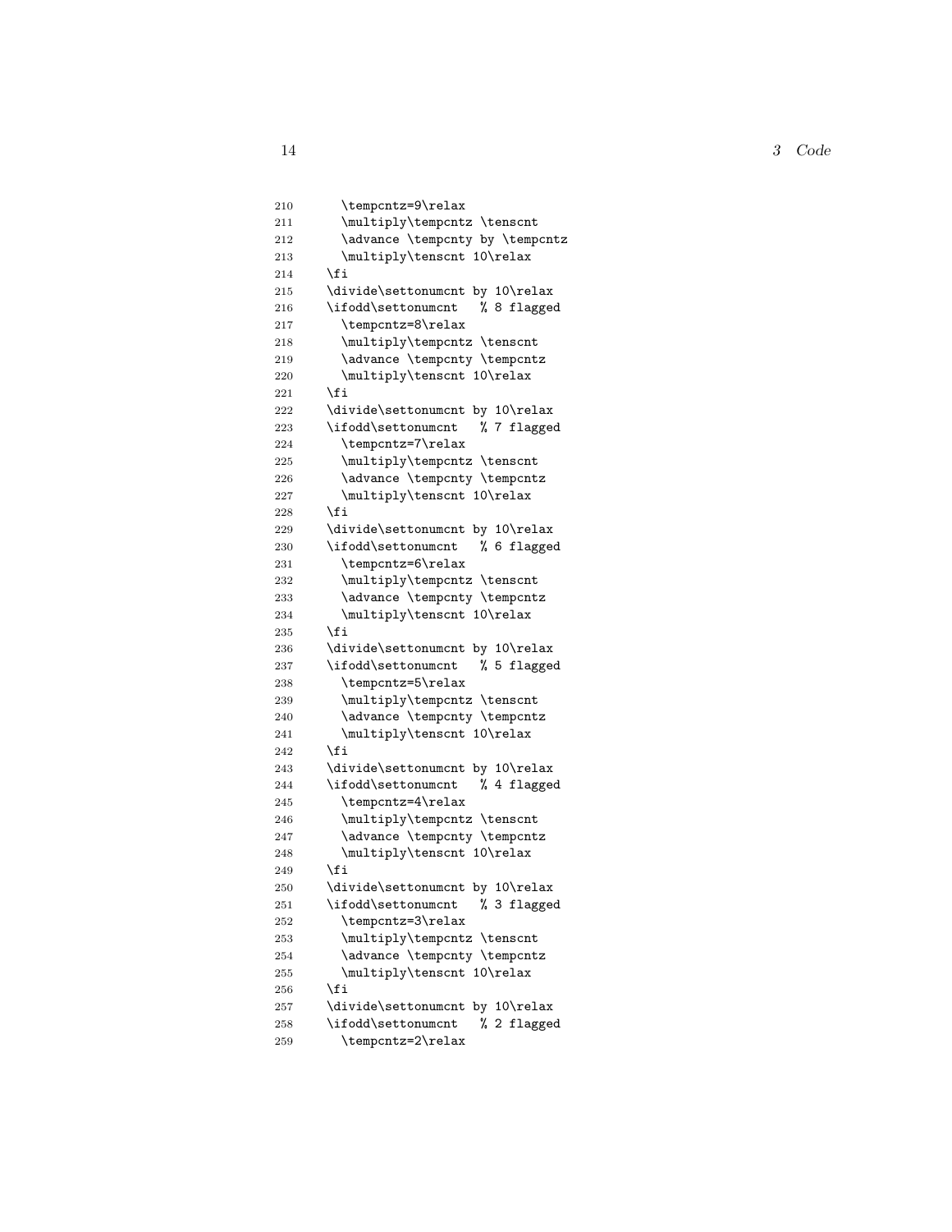```
210       \tempcntz=9\relax
211       \multiply\tempcntz \tenscnt
212       \advance \tempcnty by \tempcntz
213       \multiply\tenscnt 10\relax
214     \fi
215     \divide\settonumcnt by 10\relax
216     \ifodd\settonumcnt   % 8 flagged
217       \tempcntz=8\relax
218       \multiply\tempcntz \tenscnt
219       \advance \tempcnty \tempcntz
220       \multiply\tenscnt 10\relax
221     \fi
222     \divide\settonumcnt by 10\relax
223     \ifodd\settonumcnt   % 7 flagged
224       \tempcntz=7\relax
225       \multiply\tempcntz \tenscnt
226       \advance \tempcnty \tempcntz
227       \multiply\tenscnt 10\relax
228     \fi
229     \divide\settonumcnt by 10\relax
230     \ifodd\settonumcnt   % 6 flagged
231       \tempcntz=6\relax
232       \multiply\tempcntz \tenscnt
233       \advance \tempcnty \tempcntz
234       \multiply\tenscnt 10\relax
235     \fi
236     \divide\settonumcnt by 10\relax
237     \ifodd\settonumcnt   % 5 flagged
238       \tempcntz=5\relax
239       \multiply\tempcntz \tenscnt
240       \advance \tempcnty \tempcntz
241       \multiply\tenscnt 10\relax
242     \fi
243     \divide\settonumcnt by 10\relax
244     \ifodd\settonumcnt   % 4 flagged
245       \tempcntz=4\relax
246       \multiply\tempcntz \tenscnt
247       \advance \tempcnty \tempcntz
248       \multiply\tenscnt 10\relax
249     \fi
250     \divide\settonumcnt by 10\relax
251     \ifodd\settonumcnt   % 3 flagged
252       \tempcntz=3\relax
253       \multiply\tempcntz \tenscnt
254       \advance \tempcnty \tempcntz
255       \multiply\tenscnt 10\relax
256     \fi
257     \divide\settonumcnt by 10\relax
258     \ifodd\settonumcnt   % 2 flagged
259       \tempcntz=2\relax
```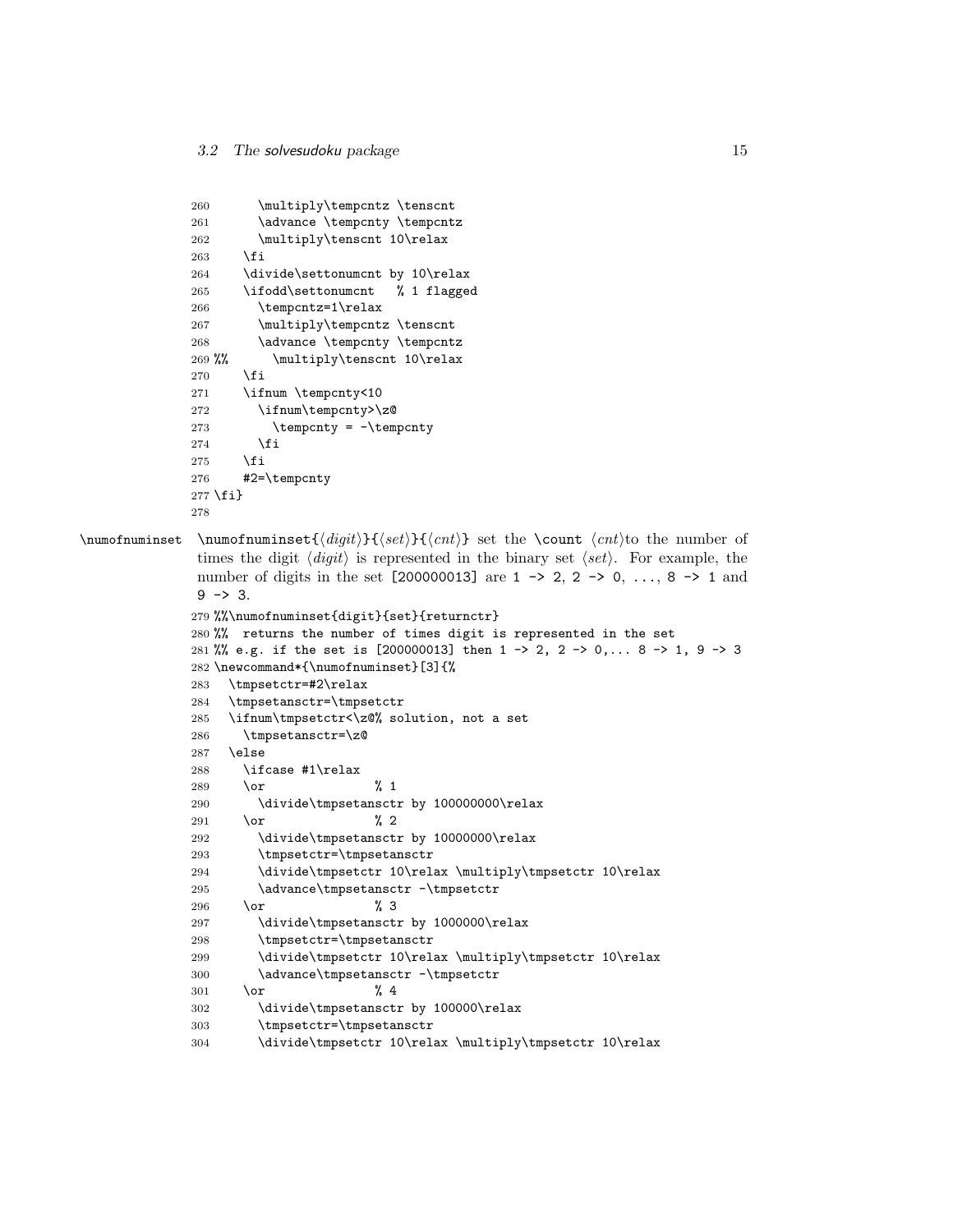```
260       \multiply\tempcntz \tenscnt
261       \advance \tempcnty \tempcntz
262       \multiply\tenscnt 10\relax
263     \fi
264     \divide\settonumcnt by 10\relax
265     \ifodd\settonumcnt   % 1 flagged
266       \tempcntz=1\relax
267       \multiply\tempcntz \tenscnt
268       \advance \tempcnty \tempcntz
269 %%      \multiply\tenscnt 10\relax
270     \fi
271     \ifnum \tempcnty<10
272       \ifnum\tempcnty>\z@
273         \tempcnty = -\tempcnty
274       \fi
275     \fi
276     #2=\tempcnty
277 \fi}
278
```

`\numofnuminset` — `\numofnuminset{`⟨*digit*⟩`}{`⟨*set*⟩`}{`⟨*cnt*⟩`}` set the `\count` ⟨*cnt*⟩to the number of times the digit ⟨*digit*⟩ is represented in the binary set ⟨*set*⟩. For example, the number of digits in the set `[200000013]` are `1 -> 2`, `2 -> 0`, `...`, `8 -> 1` and `9 -> 3`.

```
279 %%\numofnuminset{digit}{set}{returnctr}
280 %%  returns the number of times digit is represented in the set
281 %% e.g. if the set is [200000013] then 1 -> 2, 2 -> 0,... 8 -> 1, 9 -> 3
282 \newcommand*{\numofnuminset}[3]{%
283   \tmpsetctr=#2\relax
284   \tmpsetansctr=\tmpsetctr
285   \ifnum\tmpsetctr<\z@% solution, not a set
286     \tmpsetansctr=\z@
287   \else
288     \ifcase #1\relax
289     \or               % 1
290       \divide\tmpsetansctr by 100000000\relax
291     \or               % 2
292       \divide\tmpsetansctr by 10000000\relax
293       \tmpsetctr=\tmpsetansctr
294       \divide\tmpsetctr 10\relax \multiply\tmpsetctr 10\relax
295       \advance\tmpsetansctr -\tmpsetctr
296     \or               % 3
297       \divide\tmpsetansctr by 1000000\relax
298       \tmpsetctr=\tmpsetansctr
299       \divide\tmpsetctr 10\relax \multiply\tmpsetctr 10\relax
300       \advance\tmpsetansctr -\tmpsetctr
301     \or               % 4
302       \divide\tmpsetansctr by 100000\relax
303       \tmpsetctr=\tmpsetansctr
304       \divide\tmpsetctr 10\relax \multiply\tmpsetctr 10\relax
```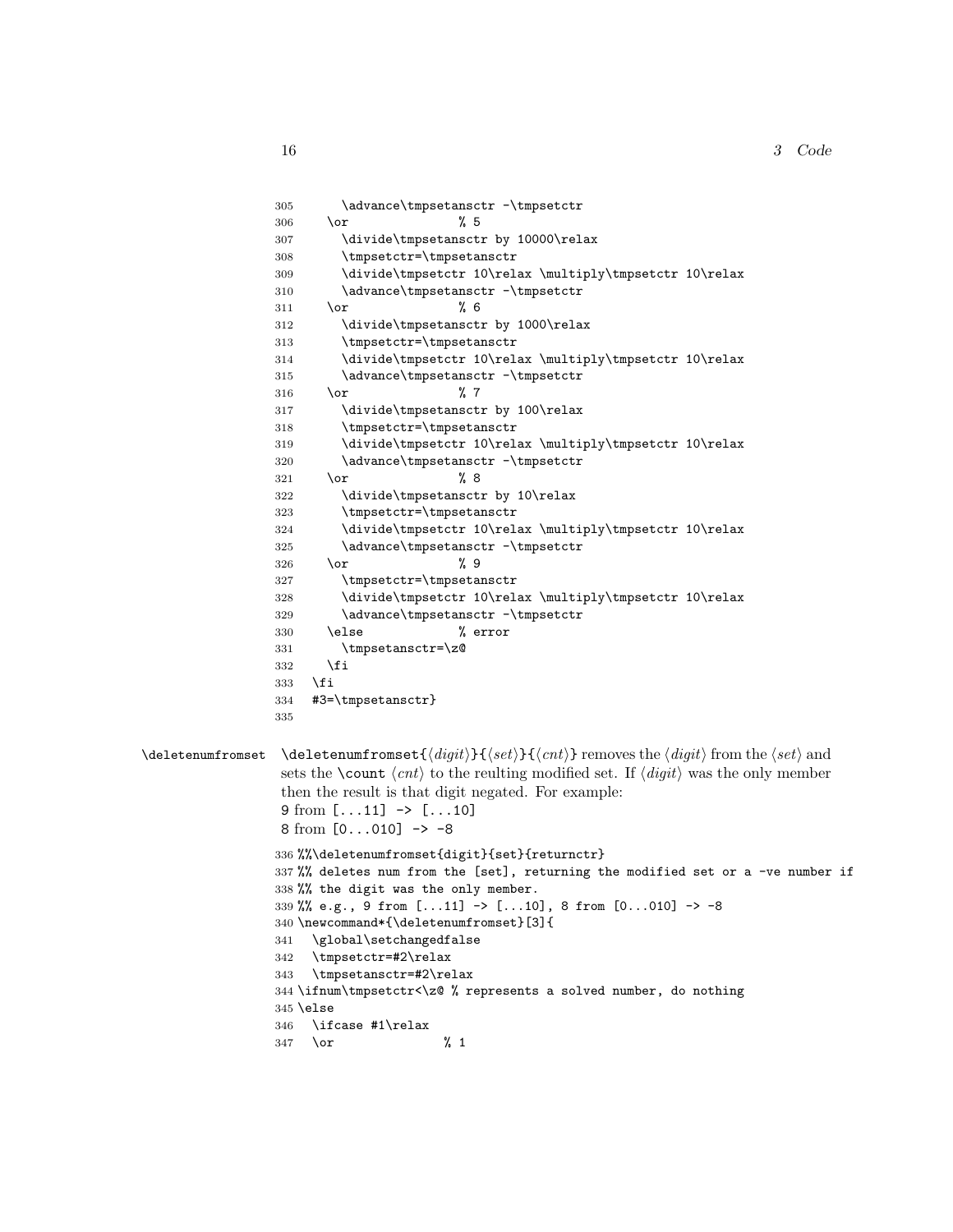```
305       \advance\tmpsetansctr -\tmpsetctr
306     \or               % 5
307       \divide\tmpsetansctr by 10000\relax
308       \tmpsetctr=\tmpsetansctr
309       \divide\tmpsetctr 10\relax \multiply\tmpsetctr 10\relax
310       \advance\tmpsetansctr -\tmpsetctr
311     \or               % 6
312       \divide\tmpsetansctr by 1000\relax
313       \tmpsetctr=\tmpsetansctr
314       \divide\tmpsetctr 10\relax \multiply\tmpsetctr 10\relax
315       \advance\tmpsetansctr -\tmpsetctr
316     \or               % 7
317       \divide\tmpsetansctr by 100\relax
318       \tmpsetctr=\tmpsetansctr
319       \divide\tmpsetctr 10\relax \multiply\tmpsetctr 10\relax
320       \advance\tmpsetansctr -\tmpsetctr
321     \or               % 8
322       \divide\tmpsetansctr by 10\relax
323       \tmpsetctr=\tmpsetansctr
324       \divide\tmpsetctr 10\relax \multiply\tmpsetctr 10\relax
325       \advance\tmpsetansctr -\tmpsetctr
326     \or               % 9
327       \tmpsetctr=\tmpsetansctr
328       \divide\tmpsetctr 10\relax \multiply\tmpsetctr 10\relax
329       \advance\tmpsetansctr -\tmpsetctr
330     \else             % error
331       \tmpsetansctr=\z@
332     \fi
333   \fi
334   #3=\tmpsetansctr}
335
```

\deletenumfromset

\deletenumfromset{⟨*digit*⟩}{⟨*set*⟩}{⟨*cnt*⟩} removes the ⟨*digit*⟩ from the ⟨*set*⟩ and sets the \count ⟨*cnt*⟩ to the reulting modified set. If ⟨*digit*⟩ was the only member then the result is that digit negated. For example:
9 from [...11] -> [...10]
8 from [0...010] -> -8

```
336 %%\deletenumfromset{digit}{set}{returnctr}
337 %% deletes num from the [set], returning the modified set or a -ve number if
338 %% the digit was the only member.
339 %% e.g., 9 from [...11] -> [...10], 8 from [0...010] -> -8
340 \newcommand*{\deletenumfromset}[3]{
341   \global\setchangedfalse
342   \tmpsetctr=#2\relax
343   \tmpsetansctr=#2\relax
344 \ifnum\tmpsetctr<\z@ % represents a solved number, do nothing
345 \else
346   \ifcase #1\relax
347   \or               % 1
```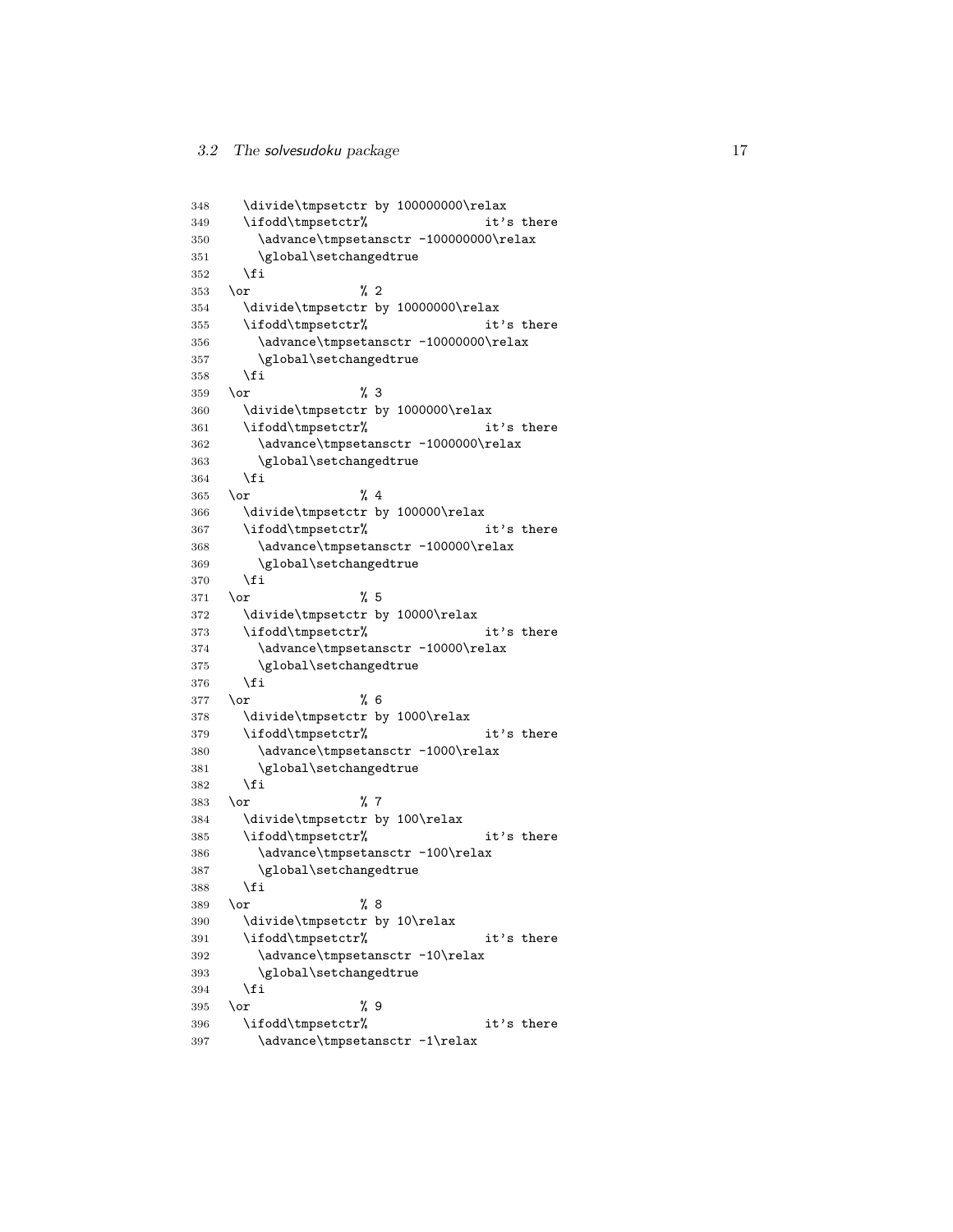```
348     \divide\tmpsetctr by 100000000\relax
349     \ifodd\tmpsetctr%                it's there
350       \advance\tmpsetansctr -100000000\relax
351       \global\setchangedtrue
352     \fi
353   \or               % 2
354     \divide\tmpsetctr by 10000000\relax
355     \ifodd\tmpsetctr%                it's there
356       \advance\tmpsetansctr -10000000\relax
357       \global\setchangedtrue
358     \fi
359   \or               % 3
360     \divide\tmpsetctr by 1000000\relax
361     \ifodd\tmpsetctr%                it's there
362       \advance\tmpsetansctr -1000000\relax
363       \global\setchangedtrue
364     \fi
365   \or               % 4
366     \divide\tmpsetctr by 100000\relax
367     \ifodd\tmpsetctr%                it's there
368       \advance\tmpsetansctr -100000\relax
369       \global\setchangedtrue
370     \fi
371   \or               % 5
372     \divide\tmpsetctr by 10000\relax
373     \ifodd\tmpsetctr%                it's there
374       \advance\tmpsetansctr -10000\relax
375       \global\setchangedtrue
376     \fi
377   \or               % 6
378     \divide\tmpsetctr by 1000\relax
379     \ifodd\tmpsetctr%                it's there
380       \advance\tmpsetansctr -1000\relax
381       \global\setchangedtrue
382     \fi
383   \or               % 7
384     \divide\tmpsetctr by 100\relax
385     \ifodd\tmpsetctr%                it's there
386       \advance\tmpsetansctr -100\relax
387       \global\setchangedtrue
388     \fi
389   \or               % 8
390     \divide\tmpsetctr by 10\relax
391     \ifodd\tmpsetctr%                it's there
392       \advance\tmpsetansctr -10\relax
393       \global\setchangedtrue
394     \fi
395   \or               % 9
396     \ifodd\tmpsetctr%                it's there
397       \advance\tmpsetansctr -1\relax
```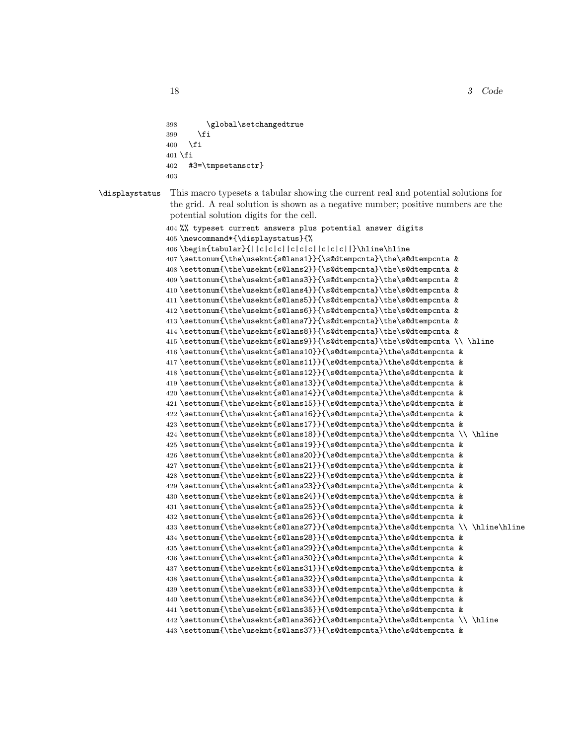```
398       \global\setchangedtrue
399     \fi
400   \fi
401 \fi
402   #3=\tmpsetansctr}
403
```

\displaystatus This macro typesets a tabular showing the current real and potential solutions for the grid. A real solution is shown as a negative number; positive numbers are the potential solution digits for the cell.

```
404 %% typeset current answers plus potential answer digits
405 \newcommand*{\displaystatus}{%
406 \begin{tabular}{||c|c|c||c|c|c||c|c|c||}\hline\hline
407 \settonum{\the\usekntt{s@lans1}}{\s@dtempcnta}\the\s@dtempcnta &
408 \settonum{\the\usekntt{s@lans2}}{\s@dtempcnta}\the\s@dtempcnta &
409 \settonum{\the\usekntt{s@lans3}}{\s@dtempcnta}\the\s@dtempcnta &
410 \settonum{\the\usekntt{s@lans4}}{\s@dtempcnta}\the\s@dtempcnta &
411 \settonum{\the\usekntt{s@lans5}}{\s@dtempcnta}\the\s@dtempcnta &
412 \settonum{\the\usekntt{s@lans6}}{\s@dtempcnta}\the\s@dtempcnta &
413 \settonum{\the\usekntt{s@lans7}}{\s@dtempcnta}\the\s@dtempcnta &
414 \settonum{\the\usekntt{s@lans8}}{\s@dtempcnta}\the\s@dtempcnta &
415 \settonum{\the\usekntt{s@lans9}}{\s@dtempcnta}\the\s@dtempcnta \\ \hline
416 \settonum{\the\usekntt{s@lans10}}{\s@dtempcnta}\the\s@dtempcnta &
417 \settonum{\the\usekntt{s@lans11}}{\s@dtempcnta}\the\s@dtempcnta &
418 \settonum{\the\usekntt{s@lans12}}{\s@dtempcnta}\the\s@dtempcnta &
419 \settonum{\the\usekntt{s@lans13}}{\s@dtempcnta}\the\s@dtempcnta &
420 \settonum{\the\usekntt{s@lans14}}{\s@dtempcnta}\the\s@dtempcnta &
421 \settonum{\the\usekntt{s@lans15}}{\s@dtempcnta}\the\s@dtempcnta &
422 \settonum{\the\usekntt{s@lans16}}{\s@dtempcnta}\the\s@dtempcnta &
423 \settonum{\the\usekntt{s@lans17}}{\s@dtempcnta}\the\s@dtempcnta &
424 \settonum{\the\usekntt{s@lans18}}{\s@dtempcnta}\the\s@dtempcnta \\ \hline
425 \settonum{\the\usekntt{s@lans19}}{\s@dtempcnta}\the\s@dtempcnta &
426 \settonum{\the\usekntt{s@lans20}}{\s@dtempcnta}\the\s@dtempcnta &
427 \settonum{\the\usekntt{s@lans21}}{\s@dtempcnta}\the\s@dtempcnta &
428 \settonum{\the\usekntt{s@lans22}}{\s@dtempcnta}\the\s@dtempcnta &
429 \settonum{\the\usekntt{s@lans23}}{\s@dtempcnta}\the\s@dtempcnta &
430 \settonum{\the\usekntt{s@lans24}}{\s@dtempcnta}\the\s@dtempcnta &
431 \settonum{\the\usekntt{s@lans25}}{\s@dtempcnta}\the\s@dtempcnta &
432 \settonum{\the\usekntt{s@lans26}}{\s@dtempcnta}\the\s@dtempcnta &
433 \settonum{\the\usekntt{s@lans27}}{\s@dtempcnta}\the\s@dtempcnta \\ \hline\hline
434 \settonum{\the\usekntt{s@lans28}}{\s@dtempcnta}\the\s@dtempcnta &
435 \settonum{\the\usekntt{s@lans29}}{\s@dtempcnta}\the\s@dtempcnta &
436 \settonum{\the\usekntt{s@lans30}}{\s@dtempcnta}\the\s@dtempcnta &
437 \settonum{\the\usekntt{s@lans31}}{\s@dtempcnta}\the\s@dtempcnta &
438 \settonum{\the\usekntt{s@lans32}}{\s@dtempcnta}\the\s@dtempcnta &
439 \settonum{\the\usekntt{s@lans33}}{\s@dtempcnta}\the\s@dtempcnta &
440 \settonum{\the\usekntt{s@lans34}}{\s@dtempcnta}\the\s@dtempcnta &
441 \settonum{\the\usekntt{s@lans35}}{\s@dtempcnta}\the\s@dtempcnta &
442 \settonum{\the\usekntt{s@lans36}}{\s@dtempcnta}\the\s@dtempcnta \\ \hline
443 \settonum{\the\usekntt{s@lans37}}{\s@dtempcnta}\the\s@dtempcnta &
```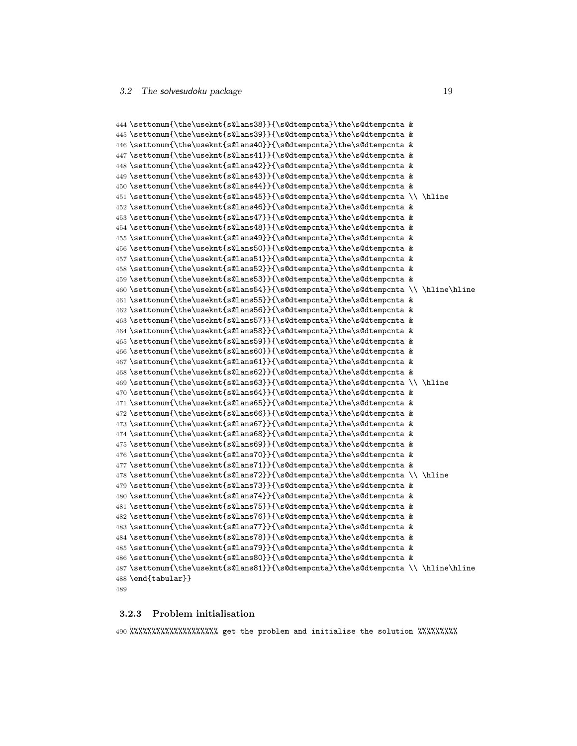```
444 \settonum{\the\useknt{s@lans38}}{\s@dtempcnta}\the\s@dtempcnta &
445 \settonum{\the\useknt{s@lans39}}{\s@dtempcnta}\the\s@dtempcnta &
446 \settonum{\the\useknt{s@lans40}}{\s@dtempcnta}\the\s@dtempcnta &
447 \settonum{\the\useknt{s@lans41}}{\s@dtempcnta}\the\s@dtempcnta &
448 \settonum{\the\useknt{s@lans42}}{\s@dtempcnta}\the\s@dtempcnta &
449 \settonum{\the\useknt{s@lans43}}{\s@dtempcnta}\the\s@dtempcnta &
450 \settonum{\the\useknt{s@lans44}}{\s@dtempcnta}\the\s@dtempcnta &
451 \settonum{\the\useknt{s@lans45}}{\s@dtempcnta}\the\s@dtempcnta \\ \hline
452 \settonum{\the\useknt{s@lans46}}{\s@dtempcnta}\the\s@dtempcnta &
453 \settonum{\the\useknt{s@lans47}}{\s@dtempcnta}\the\s@dtempcnta &
454 \settonum{\the\useknt{s@lans48}}{\s@dtempcnta}\the\s@dtempcnta &
455 \settonum{\the\useknt{s@lans49}}{\s@dtempcnta}\the\s@dtempcnta &
456 \settonum{\the\useknt{s@lans50}}{\s@dtempcnta}\the\s@dtempcnta &
457 \settonum{\the\useknt{s@lans51}}{\s@dtempcnta}\the\s@dtempcnta &
458 \settonum{\the\useknt{s@lans52}}{\s@dtempcnta}\the\s@dtempcnta &
459 \settonum{\the\useknt{s@lans53}}{\s@dtempcnta}\the\s@dtempcnta &
460 \settonum{\the\useknt{s@lans54}}{\s@dtempcnta}\the\s@dtempcnta \\ \hline\hline
461 \settonum{\the\useknt{s@lans55}}{\s@dtempcnta}\the\s@dtempcnta &
462 \settonum{\the\useknt{s@lans56}}{\s@dtempcnta}\the\s@dtempcnta &
463 \settonum{\the\useknt{s@lans57}}{\s@dtempcnta}\the\s@dtempcnta &
464 \settonum{\the\useknt{s@lans58}}{\s@dtempcnta}\the\s@dtempcnta &
465 \settonum{\the\useknt{s@lans59}}{\s@dtempcnta}\the\s@dtempcnta &
466 \settonum{\the\useknt{s@lans60}}{\s@dtempcnta}\the\s@dtempcnta &
467 \settonum{\the\useknt{s@lans61}}{\s@dtempcnta}\the\s@dtempcnta &
468 \settonum{\the\useknt{s@lans62}}{\s@dtempcnta}\the\s@dtempcnta &
469 \settonum{\the\useknt{s@lans63}}{\s@dtempcnta}\the\s@dtempcnta \\ \hline
470 \settonum{\the\useknt{s@lans64}}{\s@dtempcnta}\the\s@dtempcnta &
471 \settonum{\the\useknt{s@lans65}}{\s@dtempcnta}\the\s@dtempcnta &
472 \settonum{\the\useknt{s@lans66}}{\s@dtempcnta}\the\s@dtempcnta &
473 \settonum{\the\useknt{s@lans67}}{\s@dtempcnta}\the\s@dtempcnta &
474 \settonum{\the\useknt{s@lans68}}{\s@dtempcnta}\the\s@dtempcnta &
475 \settonum{\the\useknt{s@lans69}}{\s@dtempcnta}\the\s@dtempcnta &
476 \settonum{\the\useknt{s@lans70}}{\s@dtempcnta}\the\s@dtempcnta &
477 \settonum{\the\useknt{s@lans71}}{\s@dtempcnta}\the\s@dtempcnta &
478 \settonum{\the\useknt{s@lans72}}{\s@dtempcnta}\the\s@dtempcnta \\ \hline
479 \settonum{\the\useknt{s@lans73}}{\s@dtempcnta}\the\s@dtempcnta &
480 \settonum{\the\useknt{s@lans74}}{\s@dtempcnta}\the\s@dtempcnta &
481 \settonum{\the\useknt{s@lans75}}{\s@dtempcnta}\the\s@dtempcnta &
482 \settonum{\the\useknt{s@lans76}}{\s@dtempcnta}\the\s@dtempcnta &
483 \settonum{\the\useknt{s@lans77}}{\s@dtempcnta}\the\s@dtempcnta &
484 \settonum{\the\useknt{s@lans78}}{\s@dtempcnta}\the\s@dtempcnta &
485 \settonum{\the\useknt{s@lans79}}{\s@dtempcnta}\the\s@dtempcnta &
486 \settonum{\the\useknt{s@lans80}}{\s@dtempcnta}\the\s@dtempcnta &
487 \settonum{\the\useknt{s@lans81}}{\s@dtempcnta}\the\s@dtempcnta \\ \hline\hline
488 \end{tabular}}
489
```

### 3.2.3 Problem initialisation

```
490 %%%%%%%%%%%%%%%%%%%% get the problem and initialise the solution %%%%%%%%%
```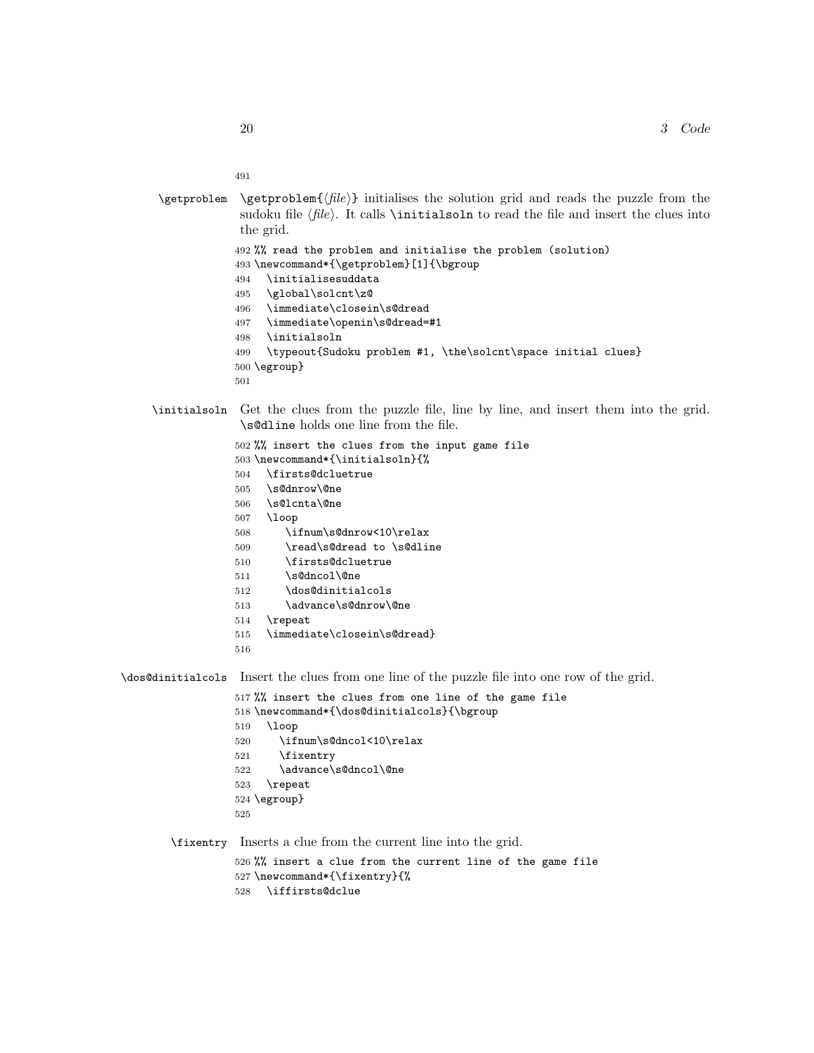491

**`\getproblem`** `\getproblem{⟨file⟩}` initialises the solution grid and reads the puzzle from the sudoku file ⟨*file*⟩. It calls `\initialsoln` to read the file and insert the clues into the grid.

```
492 %% read the problem and initialise the problem (solution)
493 \newcommand*{\getproblem}[1]{\bgroup
494   \initialisesuddata
495   \global\solcnt\z@
496   \immediate\closein\s@dread
497   \immediate\openin\s@dread=#1
498   \initialsoln
499   \typeout{Sudoku problem #1, \the\solcnt\space initial clues}
500 \egroup}
501
```

**`\initialsoln`** Get the clues from the puzzle file, line by line, and insert them into the grid. `\s@dline` holds one line from the file.

```
502 %% insert the clues from the input game file
503 \newcommand*{\initialsoln}{%
504   \firsts@dcluetrue
505   \s@dnrow\@ne
506   \s@lcnta\@ne
507   \loop
508       \ifnum\s@dnrow<10\relax
509       \read\s@dread to \s@dline
510       \firsts@dcluetrue
511       \s@dncol\@ne
512       \dos@dinitialcols
513       \advance\s@dnrow\@ne
514   \repeat
515   \immediate\closein\s@dread}
516
```

**`\dos@dinitialcols`** Insert the clues from one line of the puzzle file into one row of the grid.

```
517 %% insert the clues from one line of the game file
518 \newcommand*{\dos@dinitialcols}{\bgroup
519   \loop
520     \ifnum\s@dncol<10\relax
521     \fixentry
522     \advance\s@dncol\@ne
523   \repeat
524 \egroup}
525
```

**`\fixentry`** Inserts a clue from the current line into the grid.

```
526 %% insert a clue from the current line of the game file
527 \newcommand*{\fixentry}{%
528   \iffirsts@dclue
```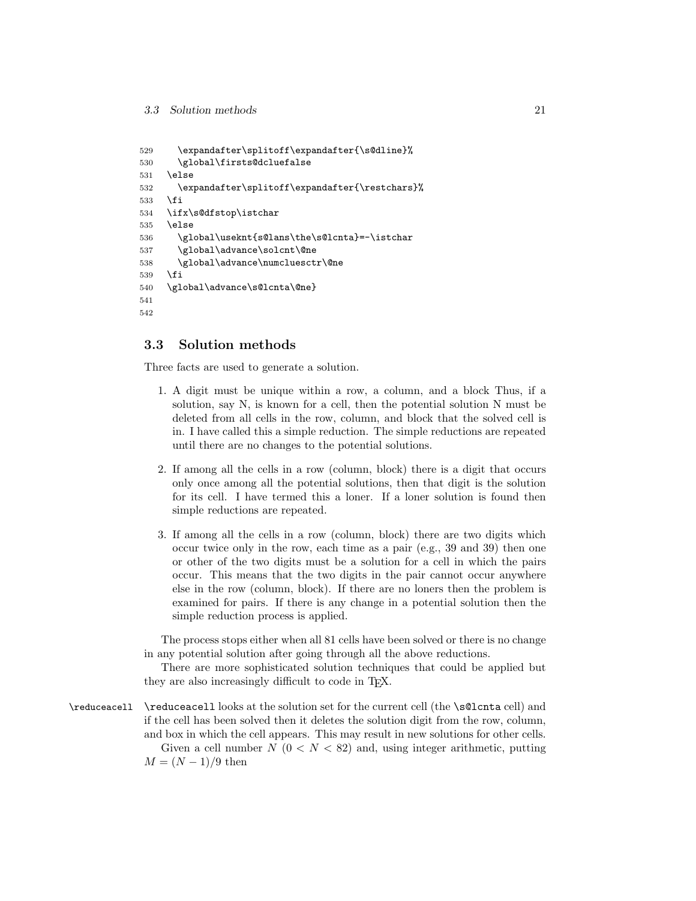```
529     \expandafter\splitoff\expandafter{\s@dline}%
530     \global\firsts@dcluefalse
531   \else
532     \expandafter\splitoff\expandafter{\restchars}%
533   \fi
534   \ifx\s@dfstop\istchar
535   \else
536     \global\usekn t{s@lans\the\s@lcnta}=-\istchar
537     \global\advance\solcnt\@ne
538     \global\advance\numcluesctr\@ne
539   \fi
540   \global\advance\s@lcnta\@ne}
541
542
```

## 3.3 Solution methods

Three facts are used to generate a solution.

1. A digit must be unique within a row, a column, and a block Thus, if a solution, say N, is known for a cell, then the potential solution N must be deleted from all cells in the row, column, and block that the solved cell is in. I have called this a simple reduction. The simple reductions are repeated until there are no changes to the potential solutions.

2. If among all the cells in a row (column, block) there is a digit that occurs only once among all the potential solutions, then that digit is the solution for its cell. I have termed this a loner. If a loner solution is found then simple reductions are repeated.

3. If among all the cells in a row (column, block) there are two digits which occur twice only in the row, each time as a pair (e.g., 39 and 39) then one or other of the two digits must be a solution for a cell in which the pairs occur. This means that the two digits in the pair cannot occur anywhere else in the row (column, block). If there are no loners then the problem is examined for pairs. If there is any change in a potential solution then the simple reduction process is applied.

The process stops either when all 81 cells have been solved or there is no change in any potential solution after going through all the above reductions.

There are more sophisticated solution techniques that could be applied but they are also increasingly difficult to code in TeX.

`\reduceacell` — `\reduceacell` looks at the solution set for the current cell (the `\s@lcnta` cell) and if the cell has been solved then it deletes the solution digit from the row, column, and box in which the cell appears. This may result in new solutions for other cells.

Given a cell number $N$ ($0 < N < 82$) and, using integer arithmetic, putting $M = (N - 1)/9$ then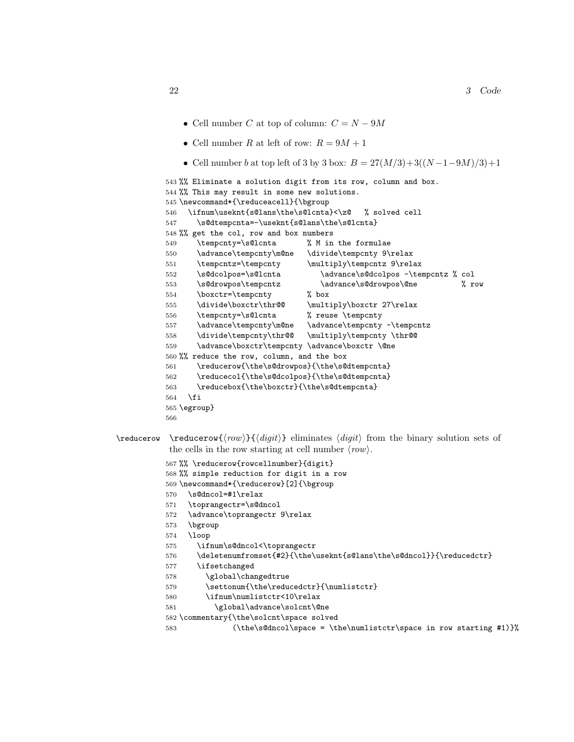- Cell number $C$ at top of column: $C = N - 9M$
- Cell number $R$ at left of row: $R = 9M + 1$
- Cell number $b$ at top left of 3 by 3 box: $B = 27(M/3) + 3((N-1-9M)/3) + 1$

```
543 %% Eliminate a solution digit from its row, column and box.
544 %% This may result in some new solutions.
545 \newcommand*{\reduceacell}{\bgroup
546   \ifnum\useknt{s@lans\the\s@lcnta}<\z@   % solved cell
547     \s@dtempcnta=-\useknt{s@lans\the\s@lcnta}
548 %% get the col, row and box numbers
549     \tempcnty=\s@lcnta       % M in the formulae
550     \advance\tempcnty\m@ne   \divide\tempcnty 9\relax
551     \tempcntz=\tempcnty      \multiply\tempcntz 9\relax
552     \s@dcolpos=\s@lcnta         \advance\s@dcolpos -\tempcntz % col
553     \s@drowpos\tempcntz         \advance\s@drowpos\@ne          % row
554     \boxctr=\tempcnty        % box
555     \divide\boxctr\thr@@     \multiply\boxctr 27\relax
556     \tempcnty=\s@lcnta       % reuse \tempcnty
557     \advance\tempcnty\m@ne   \advance\tempcnty -\tempcntz
558     \divide\tempcnty\thr@@   \multiply\tempcnty \thr@@
559     \advance\boxctr\tempcnty \advance\boxctr \@ne
560 %% reduce the row, column, and the box
561     \reducerow{\the\s@drowpos}{\the\s@dtempcnta}
562     \reducecol{\the\s@dcolpos}{\the\s@dtempcnta}
563     \reducebox{\the\boxctr}{\the\s@dtempcnta}
564   \fi
565 \egroup}
566 
```

\reducerow

\reducerow{⟨*row*⟩}{⟨*digit*⟩} eliminates ⟨*digit*⟩ from the binary solution sets of the cells in the row starting at cell number ⟨*row*⟩.

```
567 %% \reducerow{rowcellnumber}{digit}
568 %% simple reduction for digit in a row
569 \newcommand*{\reducerow}[2]{\bgroup
570   \s@dncol=#1\relax
571   \toprangectr=\s@dncol
572   \advance\toprangectr 9\relax
573   \bgroup
574   \loop
575     \ifnum\s@dncol<\toprangectr
576     \deletenumfromset{#2}{\the\useknt{s@lans\the\s@dncol}}{\reducedctr}
577     \ifsetchanged
578       \global\changedtrue
579       \settonum{\the\reducedctr}{\numlistctr}
580       \ifnum\numlistctr<10\relax
581         \global\advance\solcnt\@ne
582 \commentary{\the\solcnt\space solved
583             (\the\s@dncol\space = \the\numlistctr\space in row starting #1)}%
```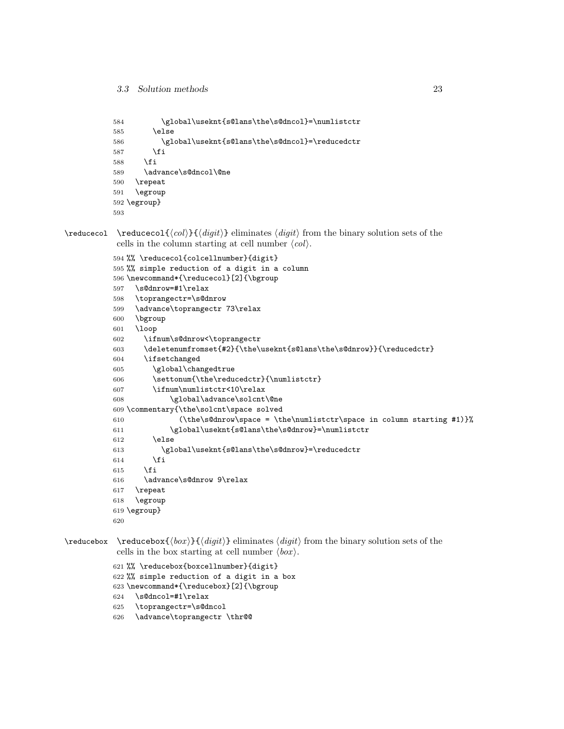```
584         \global\useknt{s@lans\the\s@dncol}=\numlistctr
585       \else
586         \global\useknt{s@lans\the\s@dncol}=\reducedctr
587       \fi
588     \fi
589     \advance\s@dncol\@ne
590   \repeat
591   \egroup
592 \egroup}
593
```

`\reducecol` \reducecol{⟨*col*⟩}{⟨*digit*⟩} eliminates ⟨*digit*⟩ from the binary solution sets of the cells in the column starting at cell number ⟨*col*⟩.

```
594 %% \reducecol{colcellnumber}{digit}
595 %% simple reduction of a digit in a column
596 \newcommand*{\reducecol}[2]{\bgroup
597   \s@dnrow=#1\relax
598   \toprangectr=\s@dnrow
599   \advance\toprangectr 73\relax
600   \bgroup
601   \loop
602     \ifnum\s@dnrow<\toprangectr
603     \deletenumfromset{#2}{\the\useknt{s@lans\the\s@dnrow}}{\reducedctr}
604     \ifsetchanged
605       \global\changedtrue
606       \settonum{\the\reducedctr}{\numlistctr}
607       \ifnum\numlistctr<10\relax
608           \global\advance\solcnt\@ne
609 \commentary{\the\solcnt\space solved
610             (\the\s@dnrow\space = \the\numlistctr\space in column starting #1)}%
611           \global\useknt{s@lans\the\s@dnrow}=\numlistctr
612       \else
613         \global\useknt{s@lans\the\s@dnrow}=\reducedctr
614       \fi
615     \fi
616     \advance\s@dnrow 9\relax
617   \repeat
618   \egroup
619 \egroup}
620
```

`\reducebox` \reducebox{⟨*box*⟩}{⟨*digit*⟩} eliminates ⟨*digit*⟩ from the binary solution sets of the cells in the box starting at cell number ⟨*box*⟩.

```
621 %% \reducebox{boxcellnumber}{digit}
622 %% simple reduction of a digit in a box
623 \newcommand*{\reducebox}[2]{\bgroup
624   \s@dncol=#1\relax
625   \toprangectr=\s@dncol
626   \advance\toprangectr \thr@@
```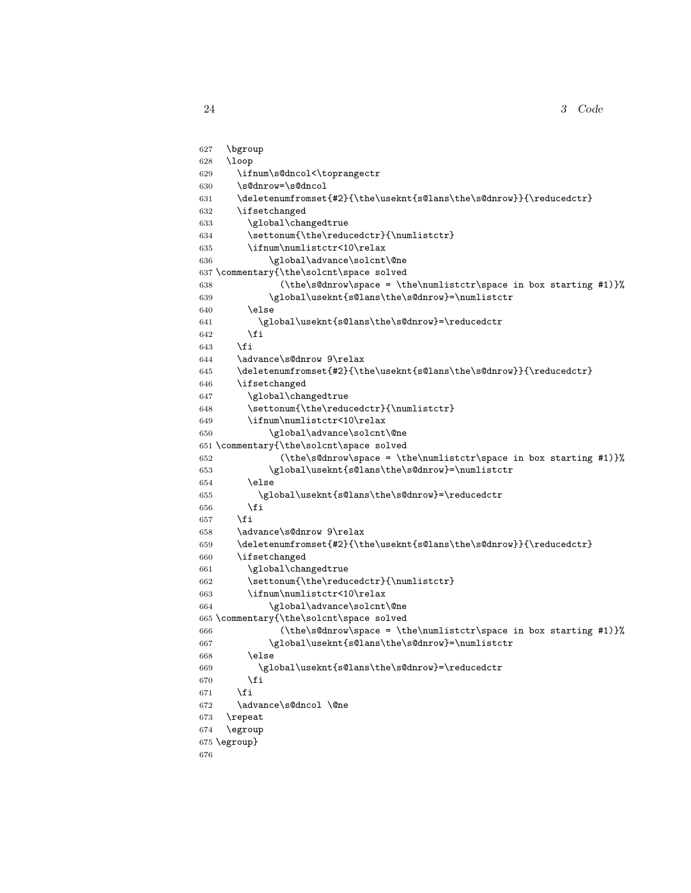```
627   \bgroup
628   \loop
629     \ifnum\s@dncol<\toprangectr
630     \s@dnrow=\s@dncol
631     \deletenumfromset{#2}{\the\useknt{s@lans\the\s@dnrow}}{\reducedctr}
632     \ifsetchanged
633       \global\changedtrue
634       \settonum{\the\reducedctr}{\numlistctr}
635       \ifnum\numlistctr<10\relax
636           \global\advance\solcnt\@ne
637 \commentary{\the\solcnt\space solved
638             (\the\s@dnrow\space = \the\numlistctr\space in box starting #1)}%
639           \global\useknt{s@lans\the\s@dnrow}=\numlistctr
640       \else
641         \global\useknt{s@lans\the\s@dnrow}=\reducedctr
642       \fi
643     \fi
644     \advance\s@dnrow 9\relax
645     \deletenumfromset{#2}{\the\useknt{s@lans\the\s@dnrow}}{\reducedctr}
646     \ifsetchanged
647       \global\changedtrue
648       \settonum{\the\reducedctr}{\numlistctr}
649       \ifnum\numlistctr<10\relax
650           \global\advance\solcnt\@ne
651 \commentary{\the\solcnt\space solved
652             (\the\s@dnrow\space = \the\numlistctr\space in box starting #1)}%
653           \global\useknt{s@lans\the\s@dnrow}=\numlistctr
654       \else
655         \global\useknt{s@lans\the\s@dnrow}=\reducedctr
656       \fi
657     \fi
658     \advance\s@dnrow 9\relax
659     \deletenumfromset{#2}{\the\useknt{s@lans\the\s@dnrow}}{\reducedctr}
660     \ifsetchanged
661       \global\changedtrue
662       \settonum{\the\reducedctr}{\numlistctr}
663       \ifnum\numlistctr<10\relax
664           \global\advance\solcnt\@ne
665 \commentary{\the\solcnt\space solved
666             (\the\s@dnrow\space = \the\numlistctr\space in box starting #1)}%
667           \global\useknt{s@lans\the\s@dnrow}=\numlistctr
668       \else
669         \global\useknt{s@lans\the\s@dnrow}=\reducedctr
670       \fi
671     \fi
672     \advance\s@dncol \@ne
673   \repeat
674   \egroup
675 \egroup}
676
```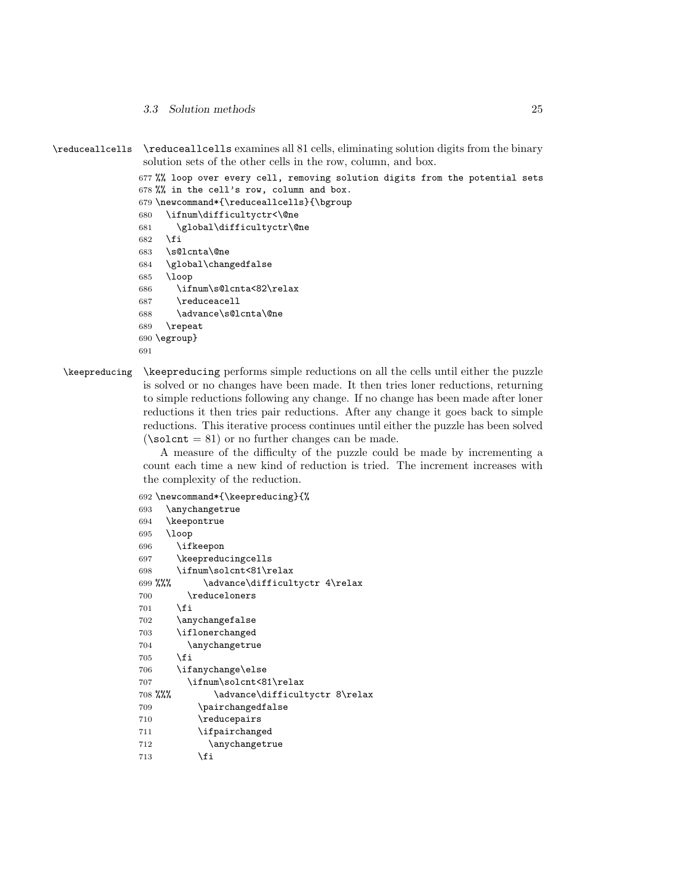\reduceallcells

`\reduceallcells` examines all 81 cells, eliminating solution digits from the binary solution sets of the other cells in the row, column, and box.

```
677 %% loop over every cell, removing solution digits from the potential sets
678 %% in the cell's row, column and box.
679 \newcommand*{\reduceallcells}{\bgroup
680   \ifnum\difficultyctr<\@ne
681     \global\difficultyctr\@ne
682   \fi
683   \s@lcnta\@ne
684   \global\changedfalse
685   \loop
686     \ifnum\s@lcnta<82\relax
687     \reduceacell
688     \advance\s@lcnta\@ne
689   \repeat
690 \egroup}
691
```

\keepreducing

`\keepreducing` performs simple reductions on all the cells until either the puzzle is solved or no changes have been made. It then tries loner reductions, returning to simple reductions following any change. If no change has been made after loner reductions it then tries pair reductions. After any change it goes back to simple reductions. This iterative process continues until either the puzzle has been solved ($\backslash\texttt{solcnt} = 81$) or no further changes can be made.

A measure of the difficulty of the puzzle could be made by incrementing a count each time a new kind of reduction is tried. The increment increases with the complexity of the reduction.

```
692 \newcommand*{\keepreducing}{%
693   \anychangetrue
694   \keepontrue
695   \loop
696     \ifkeepon
697     \keepreducingcells
698     \ifnum\solcnt<81\relax
699 %%%       \advance\difficultyctr 4\relax
700       \reduceloners
701     \fi
702     \anychangefalse
703     \iflonerchanged
704       \anychangetrue
705     \fi
706     \ifanychange\else
707       \ifnum\solcnt<81\relax
708 %%%         \advance\difficultyctr 8\relax
709         \pairchangedfalse
710         \reducepairs
711         \ifpairchanged
712           \anychangetrue
713         \fi
```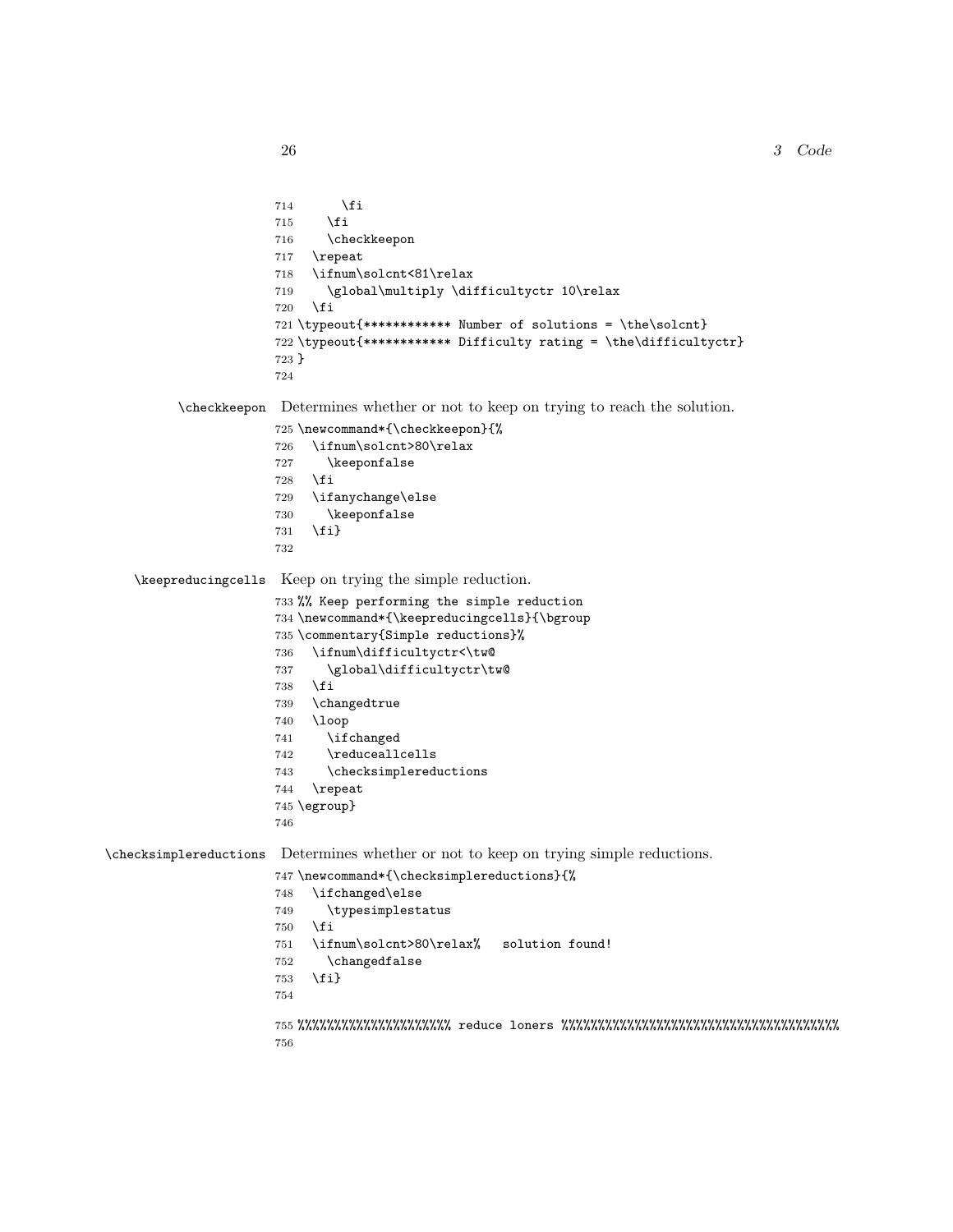```
714       \fi
715     \fi
716     \checkkeepon
717   \repeat
718   \ifnum\solcnt<81\relax
719     \global\multiply \difficultyctr 10\relax
720   \fi
721 \typeout{************ Number of solutions = \the\solcnt}
722 \typeout{************ Difficulty rating = \the\difficultyctr}
723 }
724
```

\checkkeepon Determines whether or not to keep on trying to reach the solution.

```
725 \newcommand*{\checkkeepon}{%
726   \ifnum\solcnt>80\relax
727     \keeponfalse
728   \fi
729   \ifanychange\else
730     \keeponfalse
731   \fi}
732
```

\keepreducingcells Keep on trying the simple reduction.

```
733 %% Keep performing the simple reduction
734 \newcommand*{\keepreducingcells}{\bgroup
735 \commentary{Simple reductions}%
736   \ifnum\difficultyctr<\tw@
737     \global\difficultyctr\tw@
738   \fi
739   \changedtrue
740   \loop
741     \ifchanged
742     \reduceallcells
743     \checksimplereductions
744   \repeat
745 \egroup}
746
```

\checksimplereductions Determines whether or not to keep on trying simple reductions.

```
747 \newcommand*{\checksimplereductions}{%
748   \ifchanged\else
749     \typesimplestatus
750   \fi
751   \ifnum\solcnt>80\relax%   solution found!
752     \changedfalse
753   \fi}
754
755 %%%%%%%%%%%%%%%%%%%%%% reduce loners %%%%%%%%%%%%%%%%%%%%%%%%%%%%%%%%%%%%%%%%
756
```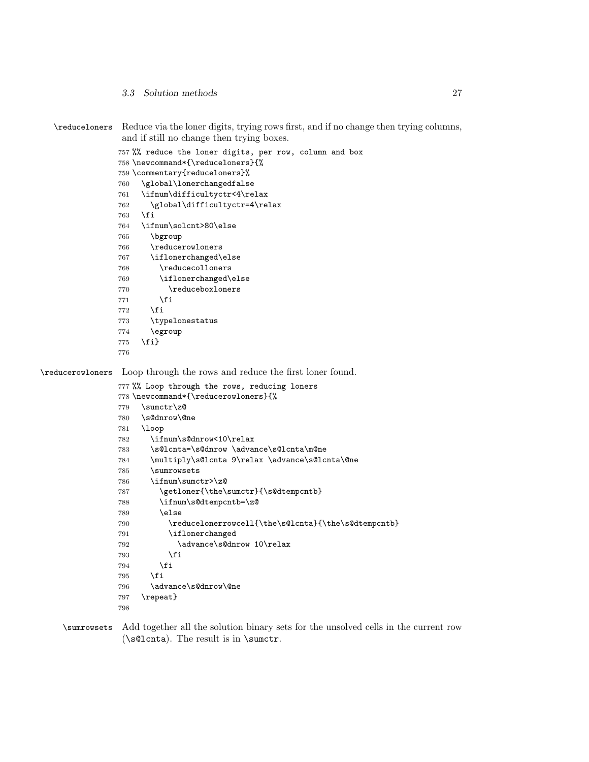**\reduceloners** Reduce via the loner digits, trying rows first, and if no change then trying columns, and if still no change then trying boxes.

```
757 %% reduce the loner digits, per row, column and box
758 \newcommand*{\reduceloners}{%
759 \commentary{reduceloners}%
760   \global\lonerchangedfalse
761   \ifnum\difficultyctr<4\relax
762     \global\difficultyctr=4\relax
763   \fi
764   \ifnum\solcnt>80\else
765     \bgroup
766     \reducerowloners
767     \iflonerchanged\else
768       \reducecolloners
769       \iflonerchanged\else
770         \reduceboxloners
771       \fi
772     \fi
773     \typelonestatus
774     \egroup
775   \fi}
776
```

**\reducerowloners** Loop through the rows and reduce the first loner found.

```
777 %% Loop through the rows, reducing loners
778 \newcommand*{\reducerowloners}{%
779   \sumctr\z@
780   \s@dnrow\@ne
781   \loop
782     \ifnum\s@dnrow<10\relax
783     \s@lcnta=\s@dnrow \advance\s@lcnta\m@ne
784     \multiply\s@lcnta 9\relax \advance\s@lcnta\@ne
785     \sumrowsets
786     \ifnum\sumctr>\z@
787       \getloner{\the\sumctr}{\s@dtempcntb}
788       \ifnum\s@dtempcntb=\z@
789       \else
790         \reducelonerrowcell{\the\s@lcnta}{\the\s@dtempcntb}
791         \iflonerchanged
792           \advance\s@dnrow 10\relax
793         \fi
794       \fi
795     \fi
796     \advance\s@dnrow\@ne
797   \repeat}
798
```

**\sumrowsets** Add together all the solution binary sets for the unsolved cells in the current row (\s@lcnta). The result is in \sumctr.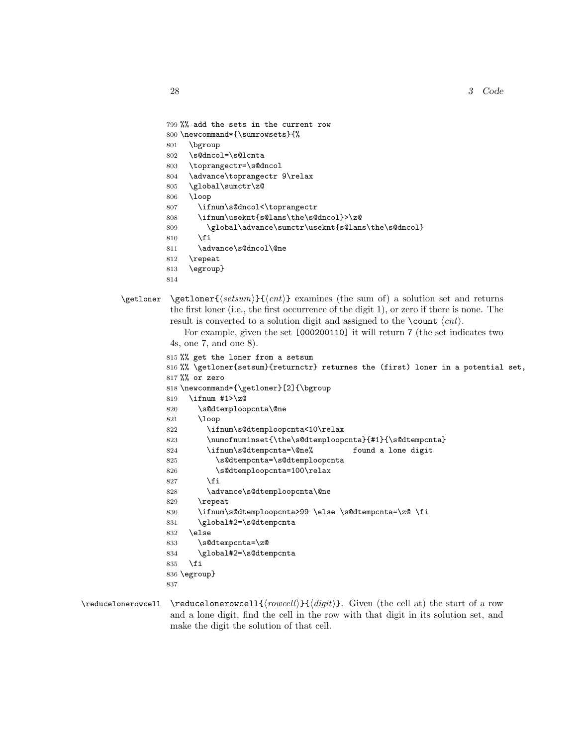```
799 %% add the sets in the current row
800 \newcommand*{\sumrowsets}{%
801   \bgroup
802   \s@dncol=\s@lcnta
803   \toprangectr=\s@dncol
804   \advance\toprangectr 9\relax
805   \global\sumctr\z@
806   \loop
807     \ifnum\s@dncol<\toprangectr
808     \ifnum\usekntr{s@lans\the\s@dncol}>\z@
809       \global\advance\sumctr\usekntr{s@lans\the\s@dncol}
810     \fi
811     \advance\s@dncol\@ne
812   \repeat
813   \egroup}
814
```

**\getloner** `\getloner{`⟨*setsum*⟩`}{`⟨*cnt*⟩`}` examines (the sum of) a solution set and returns the first loner (i.e., the first occurrence of the digit 1), or zero if there is none. The result is converted to a solution digit and assigned to the `\count` ⟨*cnt*⟩.

For example, given the set `[000200110]` it will return 7 (the set indicates two 4s, one 7, and one 8).

```
815 %% get the loner from a setsum
816 %% \getloner{setsum}{returnctr} returnes the (first) loner in a potential set,
817 %% or zero
818 \newcommand*{\getloner}[2]{\bgroup
819   \ifnum #1>\z@
820     \s@dtemploopcnta\@ne
821     \loop
822       \ifnum\s@dtemploopcnta<10\relax
823       \numofnuminset{\the\s@dtemploopcnta}{#1}{\s@dtempcnta}
824       \ifnum\s@dtempcnta=\@ne%         found a lone digit
825         \s@dtempcnta=\s@dtemploopcnta
826         \s@dtemploopcnta=100\relax
827       \fi
828       \advance\s@dtemploopcnta\@ne
829     \repeat
830     \ifnum\s@dtemploopcnta>99 \else \s@dtempcnta=\z@ \fi
831     \global#2=\s@dtempcnta
832   \else
833     \s@dtempcnta=\z@
834     \global#2=\s@dtempcnta
835   \fi
836 \egroup}
837
```

**\reducelonerowcell** `\reducelonerowcell{`⟨*rowcell*⟩`}{`⟨*digit*⟩`}`. Given (the cell at) the start of a row and a lone digit, find the cell in the row with that digit in its solution set, and make the digit the solution of that cell.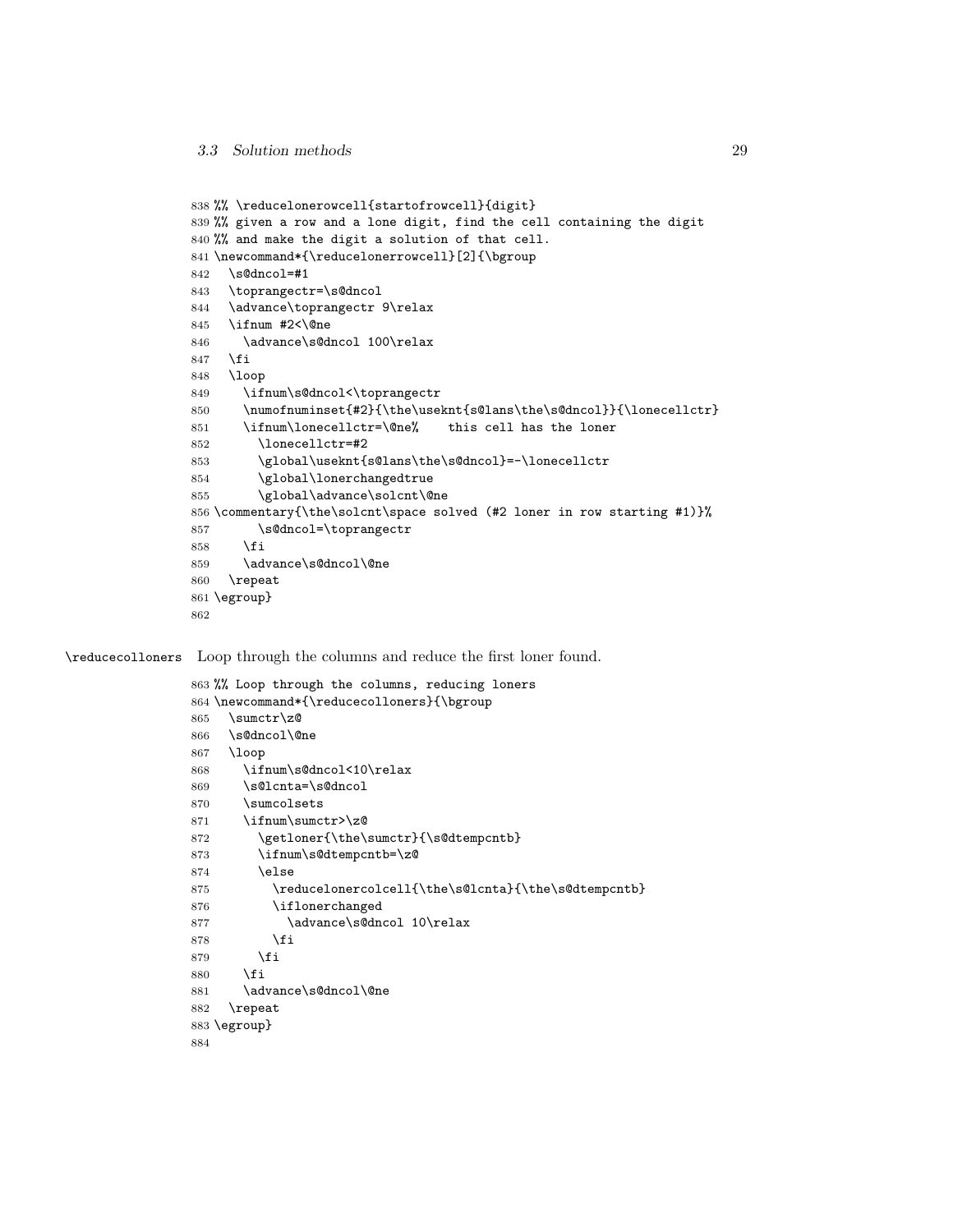```
838 %% \reducelonerowcell{startofrowcell}{digit}
839 %% given a row and a lone digit, find the cell containing the digit
840 %% and make the digit a solution of that cell.
841 \newcommand*{\reducelonerrowcell}[2]{\bgroup
842   \s@dncol=#1
843   \toprangectr=\s@dncol
844   \advance\toprangectr 9\relax
845   \ifnum #2<\@ne
846     \advance\s@dncol 100\relax
847   \fi
848   \loop
849     \ifnum\s@dncol<\toprangectr
850     \numofnuminset{#2}{\the\useknt{s@lans\the\s@dncol}}{\lonecellctr}
851     \ifnum\lonecellctr=\@ne%    this cell has the loner
852       \lonecellctr=#2
853       \global\useknt{s@lans\the\s@dncol}=-\lonecellctr
854       \global\lonerchangedtrue
855       \global\advance\solcnt\@ne
856 \commentary{\the\solcnt\space solved (#2 loner in row starting #1)}%
857       \s@dncol=\toprangectr
858     \fi
859     \advance\s@dncol\@ne
860   \repeat
861 \egroup}
862
```

\reducecolloners Loop through the columns and reduce the first loner found.

```
863 %% Loop through the columns, reducing loners
864 \newcommand*{\reducecolloners}{\bgroup
865   \sumctr\z@
866   \s@dncol\@ne
867   \loop
868     \ifnum\s@dncol<10\relax
869     \s@lcnta=\s@dncol
870     \sumcolsets
871     \ifnum\sumctr>\z@
872       \getloner{\the\sumctr}{\s@dtempcntb}
873       \ifnum\s@dtempcntb=\z@
874       \else
875         \reducelonercolcell{\the\s@lcnta}{\the\s@dtempcntb}
876         \iflonerchanged
877           \advance\s@dncol 10\relax
878         \fi
879       \fi
880     \fi
881     \advance\s@dncol\@ne
882   \repeat
883 \egroup}
884
```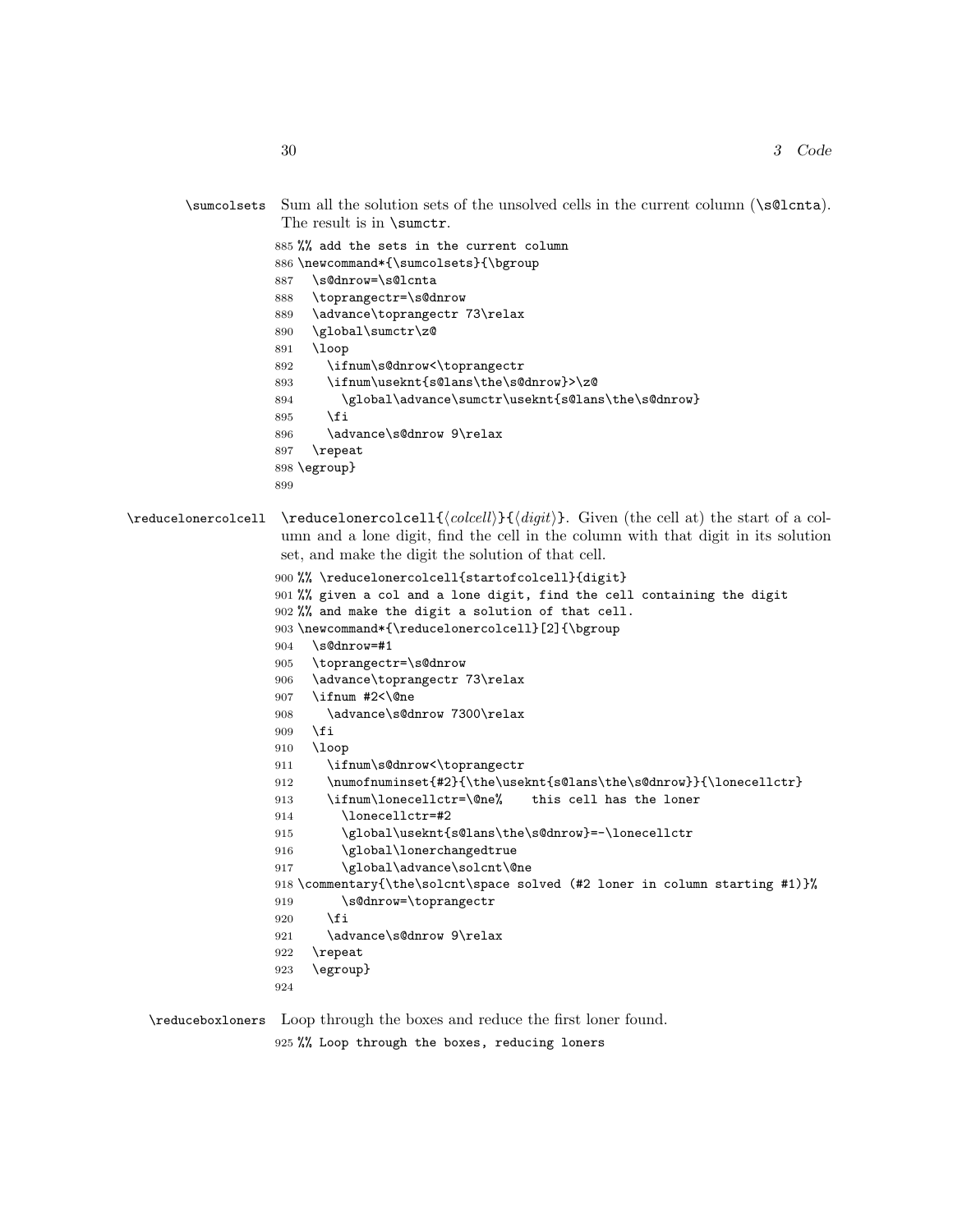**\sumcolsets** Sum all the solution sets of the unsolved cells in the current column (\s@lcnta). The result is in \sumctr.

```
885 %% add the sets in the current column
886 \newcommand*{\sumcolsets}{\bgroup
887   \s@dnrow=\s@lcnta
888   \toprangectr=\s@dnrow
889   \advance\toprangectr 73\relax
890   \global\sumctr\z@
891   \loop
892     \ifnum\s@dnrow<\toprangectr
893     \ifnum\useknt{s@lans\the\s@dnrow}>\z@
894       \global\advance\sumctr\useknt{s@lans\the\s@dnrow}
895     \fi
896     \advance\s@dnrow 9\relax
897   \repeat
898 \egroup}
899
```

**\reducelonercolcell** \reducelonercolcell{⟨*colcell*⟩}{⟨*digit*⟩}. Given (the cell at) the start of a column and a lone digit, find the cell in the column with that digit in its solution set, and make the digit the solution of that cell.

```
900 %% \reducelonercolcell{startofcolcell}{digit}
901 %% given a col and a lone digit, find the cell containing the digit
902 %% and make the digit a solution of that cell.
903 \newcommand*{\reducelonercolcell}[2]{\bgroup
904   \s@dnrow=#1
905   \toprangectr=\s@dnrow
906   \advance\toprangectr 73\relax
907   \ifnum #2<\@ne
908     \advance\s@dnrow 7300\relax
909   \fi
910   \loop
911     \ifnum\s@dnrow<\toprangectr
912     \numofnuminset{#2}{\the\useknt{s@lans\the\s@dnrow}}{\lonecellctr}
913     \ifnum\lonecellctr=\@ne%    this cell has the loner
914       \lonecellctr=#2
915       \global\useknt{s@lans\the\s@dnrow}=-\lonecellctr
916       \global\lonerchangedtrue
917       \global\advance\solcnt\@ne
918 \commentary{\the\solcnt\space solved (#2 loner in column starting #1)}%
919       \s@dnrow=\toprangectr
920     \fi
921     \advance\s@dnrow 9\relax
922   \repeat
923   \egroup}
924
```

**\reduceboxloners** Loop through the boxes and reduce the first loner found.

```
925 %% Loop through the boxes, reducing loners
```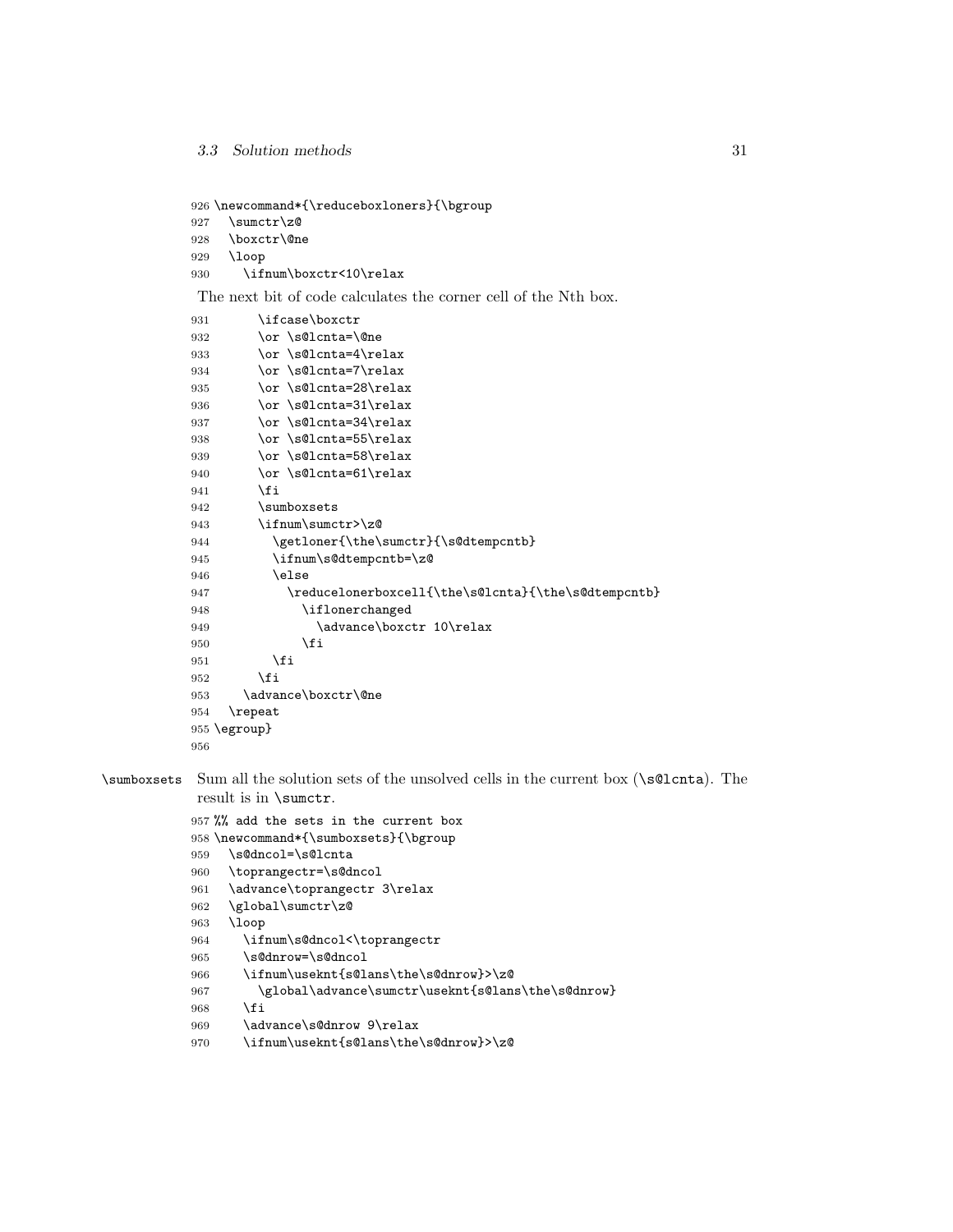```
926 \newcommand*{\reduceboxloners}{\bgroup
927   \sumctr\z@
928   \boxctr\@ne
929   \loop
930     \ifnum\boxctr<10\relax
```

The next bit of code calculates the corner cell of the Nth box.

```
931       \ifcase\boxctr
932       \or \s@lcnta=\@ne
933       \or \s@lcnta=4\relax
934       \or \s@lcnta=7\relax
935       \or \s@lcnta=28\relax
936       \or \s@lcnta=31\relax
937       \or \s@lcnta=34\relax
938       \or \s@lcnta=55\relax
939       \or \s@lcnta=58\relax
940       \or \s@lcnta=61\relax
941       \fi
942       \sumboxsets
943       \ifnum\sumctr>\z@
944         \getloner{\the\sumctr}{\s@dtempcntb}
945         \ifnum\s@dtempcntb=\z@
946         \else
947           \reducelonerboxcell{\the\s@lcnta}{\the\s@dtempcntb}
948             \iflonerchanged
949               \advance\boxctr 10\relax
950             \fi
951         \fi
952       \fi
953     \advance\boxctr\@ne
954   \repeat
955 \egroup}
956
```

\sumboxsets Sum all the solution sets of the unsolved cells in the current box (\s@lcnta). The result is in \sumctr.

```
957 %% add the sets in the current box
958 \newcommand*{\sumboxsets}{\bgroup
959   \s@dncol=\s@lcnta
960   \toprangectr=\s@dncol
961   \advance\toprangectr 3\relax
962   \global\sumctr\z@
963   \loop
964     \ifnum\s@dncol<\toprangectr
965     \s@dnrow=\s@dncol
966     \ifnum\usekntt{s@lans\the\s@dnrow}>\z@
967       \global\advance\sumctr\usekntt{s@lans\the\s@dnrow}
968     \fi
969     \advance\s@dnrow 9\relax
970     \ifnum\usekntt{s@lans\the\s@dnrow}>\z@
```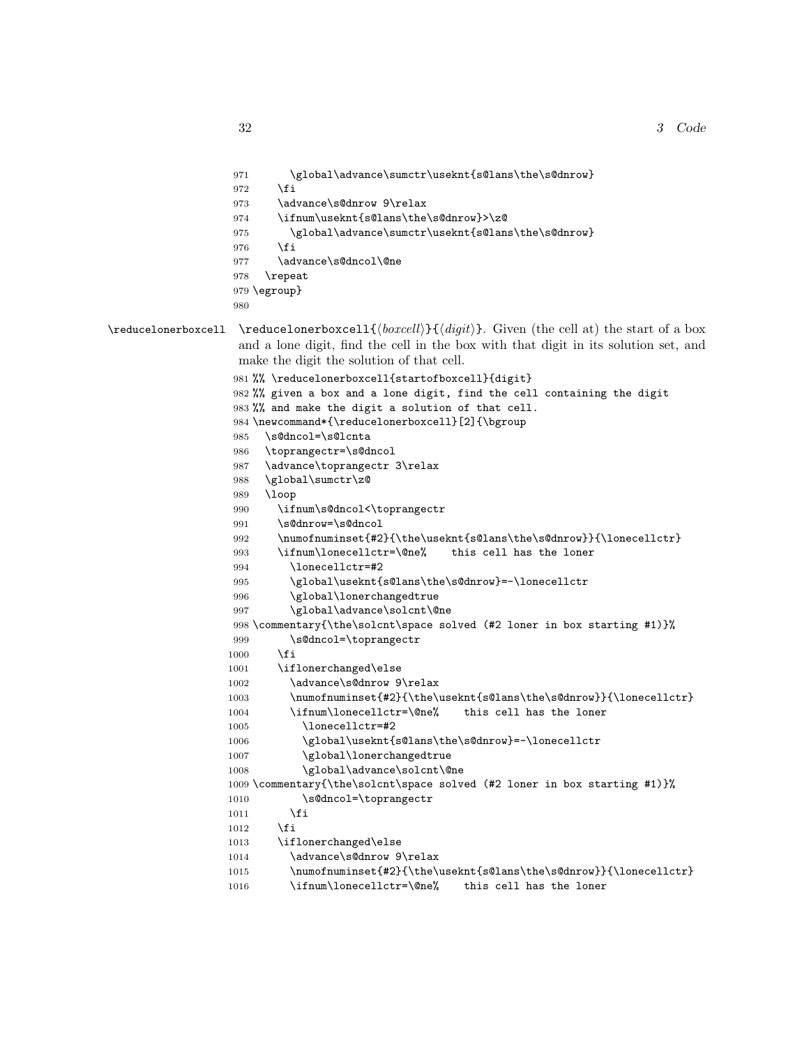```
971      \global\advance\sumctr\usekn t{s@lans\the\s@dnrow}
972    \fi
973    \advance\s@dnrow 9\relax
974    \ifnum\usekn t{s@lans\the\s@dnrow}>\z@
975      \global\advance\sumctr\usekn t{s@lans\the\s@dnrow}
976    \fi
977    \advance\s@dncol\@ne
978  \repeat
979 \egroup}
980
```

\reducelonerboxcell

\reducelonerboxcell{⟨*boxcell*⟩}{⟨*digit*⟩}. Given (the cell at) the start of a box and a lone digit, find the cell in the box with that digit in its solution set, and make the digit the solution of that cell.

```
981 %% \reducelonerboxcell{startofboxcell}{digit}
982 %% given a box and a lone digit, find the cell containing the digit
983 %% and make the digit a solution of that cell.
984 \newcommand*{\reducelonerboxcell}[2]{\bgroup
985   \s@dncol=\s@lcnta
986   \toprangectr=\s@dncol
987   \advance\toprangectr 3\relax
988   \global\sumctr\z@
989   \loop
990     \ifnum\s@dncol<\toprangectr
991     \s@dnrow=\s@dncol
992     \numofnuminset{#2}{\the\usekn t{s@lans\the\s@dnrow}}{\lonecellctr}
993     \ifnum\lonecellctr=\@ne%    this cell has the loner
994       \lonecellctr=#2
995       \global\usekn t{s@lans\the\s@dnrow}=-\lonecellctr
996       \global\lonerchangedtrue
997       \global\advance\solcnt\@ne
998 \commentary{\the\solcnt\space solved (#2 loner in box starting #1)}%
999       \s@dncol=\toprangectr
1000    \fi
1001    \iflonerchanged\else
1002      \advance\s@dnrow 9\relax
1003      \numofnuminset{#2}{\the\usekn t{s@lans\the\s@dnrow}}{\lonecellctr}
1004      \ifnum\lonecellctr=\@ne%    this cell has the loner
1005        \lonecellctr=#2
1006        \global\usekn t{s@lans\the\s@dnrow}=-\lonecellctr
1007        \global\lonerchangedtrue
1008        \global\advance\solcnt\@ne
1009 \commentary{\the\solcnt\space solved (#2 loner in box starting #1)}%
1010        \s@dncol=\toprangectr
1011      \fi
1012    \fi
1013    \iflonerchanged\else
1014      \advance\s@dnrow 9\relax
1015      \numofnuminset{#2}{\the\usekn t{s@lans\the\s@dnrow}}{\lonecellctr}
1016      \ifnum\lonecellctr=\@ne%    this cell has the loner
```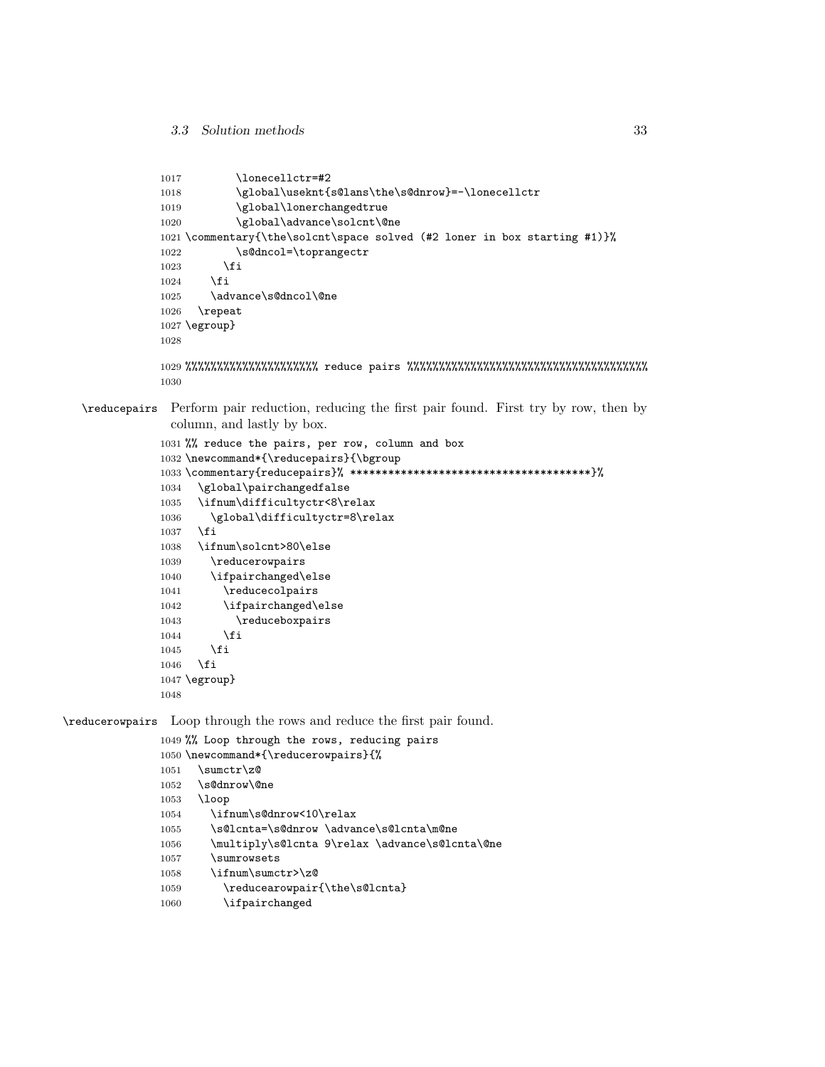```
1017        \lonecellctr=#2
1018        \global\useknt{s@lans\the\s@dnrow}=-\lonecellctr
1019        \global\lonerchangedtrue
1020        \global\advance\solcnt\@ne
1021 \commentary{\the\solcnt\space solved (#2 loner in box starting #1)}%
1022        \s@dncol=\toprangectr
1023      \fi
1024    \fi
1025    \advance\s@dncol\@ne
1026  \repeat
1027 \egroup}
1028
1029 %%%%%%%%%%%%%%%%%%%% reduce pairs %%%%%%%%%%%%%%%%%%%%%%%%%%%%%%%%%%%%%%%%
1030
```

`\reducepairs` Perform pair reduction, reducing the first pair found. First try by row, then by column, and lastly by box.

```
1031 %% reduce the pairs, per row, column and box
1032 \newcommand*{\reducepairs}{\bgroup
1033 \commentary{reducepairs}% **************************************}%
1034  \global\pairchangedfalse
1035  \ifnum\difficultyctr<8\relax
1036    \global\difficultyctr=8\relax
1037  \fi
1038  \ifnum\solcnt>80\else
1039    \reducerowpairs
1040    \ifpairchanged\else
1041      \reducecolpairs
1042      \ifpairchanged\else
1043        \reduceboxpairs
1044      \fi
1045    \fi
1046  \fi
1047 \egroup}
1048
```

`\reducerowpairs` Loop through the rows and reduce the first pair found.

```
1049 %% Loop through the rows, reducing pairs
1050 \newcommand*{\reducerowpairs}{%
1051  \sumctr\z@
1052  \s@dnrow\@ne
1053  \loop
1054    \ifnum\s@dnrow<10\relax
1055    \s@lcnta=\s@dnrow \advance\s@lcnta\m@ne
1056    \multiply\s@lcnta 9\relax \advance\s@lcnta\@ne
1057    \sumrowsets
1058    \ifnum\sumctr>\z@
1059      \reducearowpair{\the\s@lcnta}
1060      \ifpairchanged
```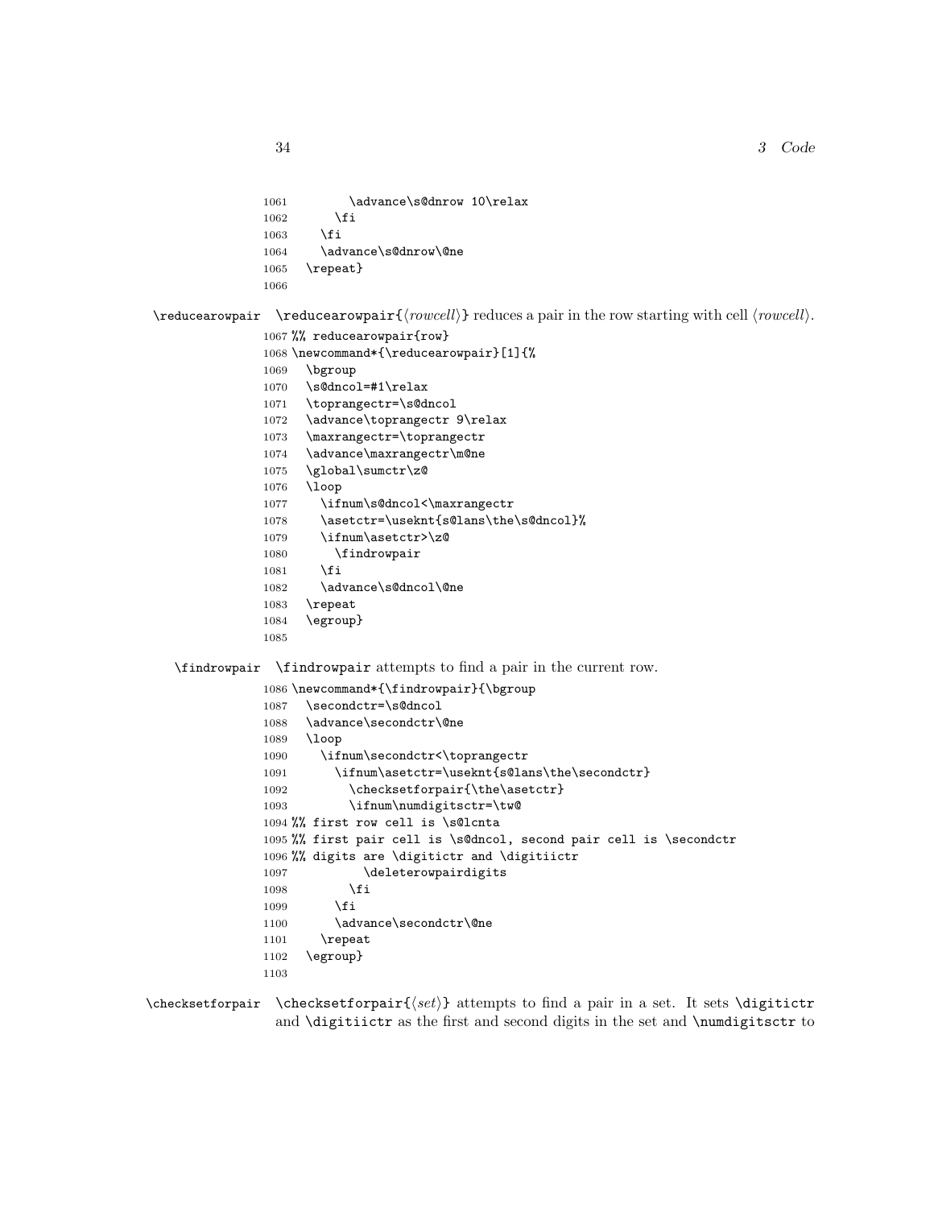```
1061        \advance\s@dnrow 10\relax
1062      \fi
1063    \fi
1064    \advance\s@dnrow\@ne
1065  \repeat}
1066
```

\reducearowpair `\reducearowpair{⟨rowcell⟩}` reduces a pair in the row starting with cell ⟨*rowcell*⟩.

```
1067 %% reducearowpair{row}
1068 \newcommand*{\reducearowpair}[1]{%
1069   \bgroup
1070   \s@dncol=#1\relax
1071   \toprangectr=\s@dncol
1072   \advance\toprangectr 9\relax
1073   \maxrangectr=\toprangectr
1074   \advance\maxrangectr\m@ne
1075   \global\sumctr\z@
1076   \loop
1077     \ifnum\s@dncol<\maxrangectr
1078     \asetctr=\usekmt{s@lans\the\s@dncol}%
1079     \ifnum\asetctr>\z@
1080       \findrowpair
1081     \fi
1082     \advance\s@dncol\@ne
1083   \repeat
1084   \egroup}
1085
```

\findrowpair `\findrowpair` attempts to find a pair in the current row.

```
1086 \newcommand*{\findrowpair}{\bgroup
1087   \secondctr=\s@dncol
1088   \advance\secondctr\@ne
1089   \loop
1090     \ifnum\secondctr<\toprangectr
1091       \ifnum\asetctr=\usekmt{s@lans\the\secondctr}
1092         \checksetforpair{\the\asetctr}
1093         \ifnum\numdigitsctr=\tw@
1094 %% first row cell is \s@lcnta
1095 %% first pair cell is \s@dncol, second pair cell is \secondctr
1096 %% digits are \digitictr and \digitiictr
1097           \deleterowpairdigits
1098         \fi
1099       \fi
1100       \advance\secondctr\@ne
1101     \repeat
1102   \egroup}
1103
```

\checksetforpair `\checksetforpair{⟨set⟩}` attempts to find a pair in a set. It sets `\digitictr` and `\digitiictr` as the first and second digits in the set and `\numdigitsctr` to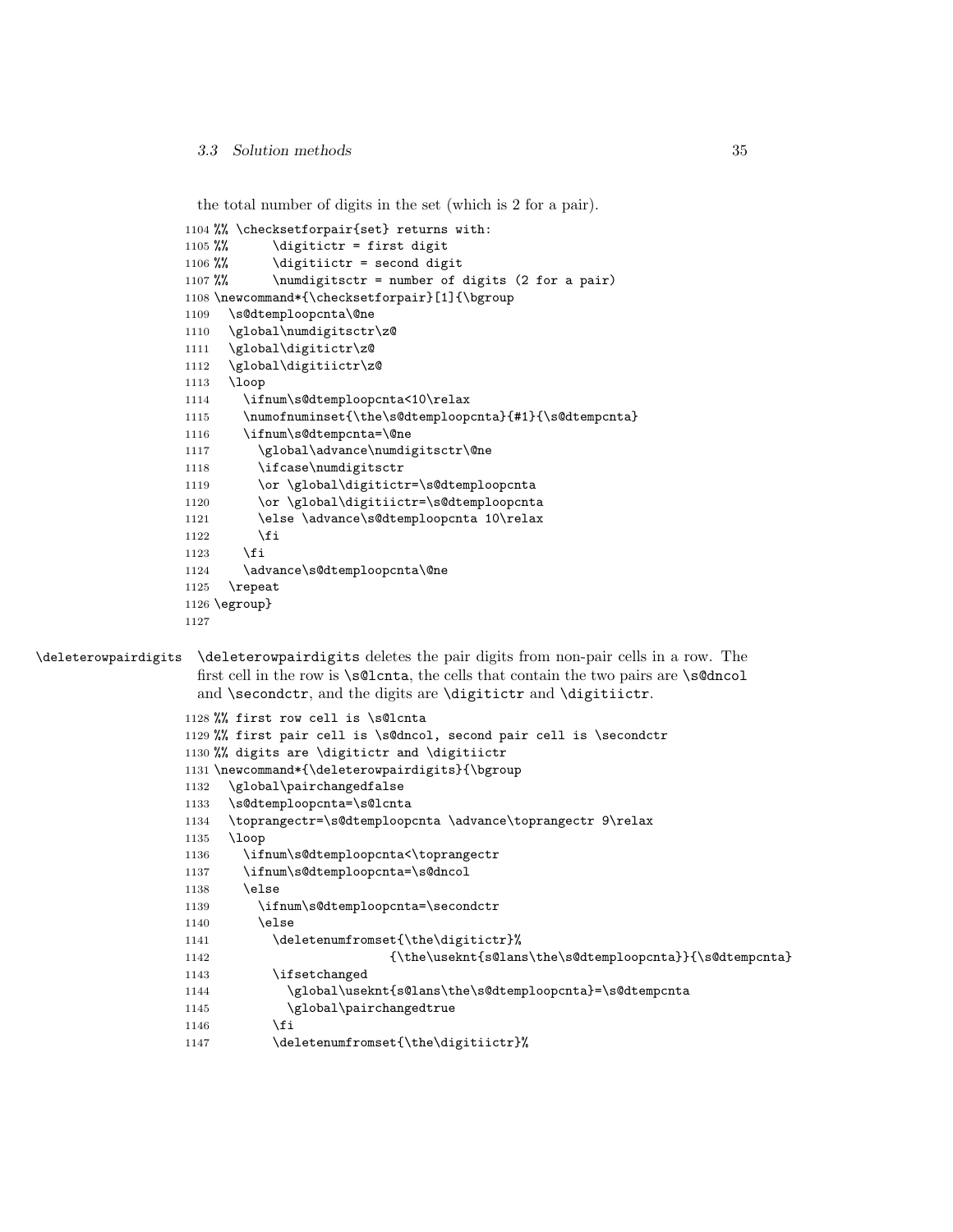the total number of digits in the set (which is 2 for a pair).

```
1104 %% \checksetforpair{set} returns with:
1105 %%      \digitictr = first digit
1106 %%      \digitiictr = second digit
1107 %%      \numdigitsctr = number of digits (2 for a pair)
1108 \newcommand*{\checksetforpair}[1]{\bgroup
1109   \s@dtemploopcnta\@ne
1110   \global\numdigitsctr\z@
1111   \global\digitictr\z@
1112   \global\digitiictr\z@
1113   \loop
1114     \ifnum\s@dtemploopcnta<10\relax
1115     \numofnuminset{\the\s@dtemploopcnta}{#1}{\s@dtempcnta}
1116     \ifnum\s@dtempcnta=\@ne
1117       \global\advance\numdigitsctr\@ne
1118       \ifcase\numdigitsctr
1119       \or \global\digitictr=\s@dtemploopcnta
1120       \or \global\digitiictr=\s@dtemploopcnta
1121       \else \advance\s@dtemploopcnta 10\relax
1122       \fi
1123     \fi
1124     \advance\s@dtemploopcnta\@ne
1125   \repeat
1126 \egroup}
1127
```

\deleterowpairdigits

\deleterowpairdigits deletes the pair digits from non-pair cells in a row. The first cell in the row is \s@lcnta, the cells that contain the two pairs are \s@dncol and \secondctr, and the digits are \digitictr and \digitiictr.

```
1128 %% first row cell is \s@lcnta
1129 %% first pair cell is \s@dncol, second pair cell is \secondctr
1130 %% digits are \digitictr and \digitiictr
1131 \newcommand*{\deleterowpairdigits}{\bgroup
1132   \global\pairchangedfalse
1133   \s@dtemploopcnta=\s@lcnta
1134   \toprangectr=\s@dtemploopcnta \advance\toprangectr 9\relax
1135   \loop
1136     \ifnum\s@dtemploopcnta<\toprangectr
1137     \ifnum\s@dtemploopcnta=\s@dncol
1138     \else
1139       \ifnum\s@dtemploopcnta=\secondctr
1140       \else
1141         \deletenumfromset{\the\digitictr}%
1142                         {\the\useknt{s@lans\the\s@dtemploopcnta}}{\s@dtempcnta}
1143         \ifsetchanged
1144           \global\useknt{s@lans\the\s@dtemploopcnta}=\s@dtempcnta
1145           \global\pairchangedtrue
1146         \fi
1147         \deletenumfromset{\the\digitiictr}%
```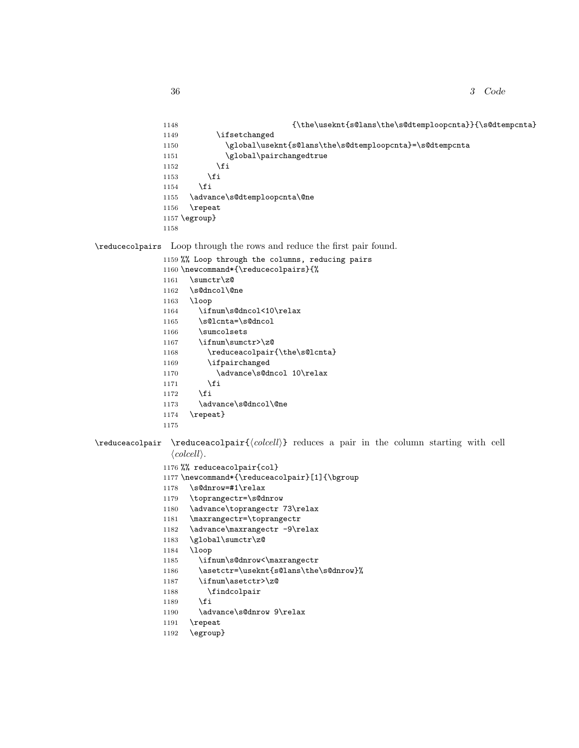```
1148                        {\the\usekt{s@lans\the\s@dtemploopcnta}}{\s@dtempcnta}
1149        \ifsetchanged
1150          \global\usekt{s@lans\the\s@dtemploopcnta}=\s@dtempcnta
1151          \global\pairchangedtrue
1152        \fi
1153      \fi
1154    \fi
1155  \advance\s@dtemploopcnta\@ne
1156  \repeat
1157 \egroup}
1158
```

\reducecolpairs Loop through the rows and reduce the first pair found.

```
1159 %% Loop through the columns, reducing pairs
1160 \newcommand*{\reducecolpairs}{%
1161   \sumctr\z@
1162   \s@dncol\@ne
1163   \loop
1164     \ifnum\s@dncol<10\relax
1165     \s@lcnta=\s@dncol
1166     \sumcolsets
1167     \ifnum\sumctr>\z@
1168       \reduceacolpair{\the\s@lcnta}
1169       \ifpairchanged
1170         \advance\s@dncol 10\relax
1171       \fi
1172     \fi
1173     \advance\s@dncol\@ne
1174   \repeat}
1175
```

\reduceacolpair `\reduceacolpair{⟨colcell⟩}` reduces a pair in the column starting with cell *⟨colcell⟩*.

```
1176 %% reduceacolpair{col}
1177 \newcommand*{\reduceacolpair}[1]{\bgroup
1178   \s@dnrow=#1\relax
1179   \toprangectr=\s@dnrow
1180   \advance\toprangectr 73\relax
1181   \maxrangectr=\toprangectr
1182   \advance\maxrangectr -9\relax
1183   \global\sumctr\z@
1184   \loop
1185     \ifnum\s@dnrow<\maxrangectr
1186     \asetctr=\usekt{s@lans\the\s@dnrow}%
1187     \ifnum\asetctr>\z@
1188       \findcolpair
1189     \fi
1190     \advance\s@dnrow 9\relax
1191   \repeat
1192   \egroup}
```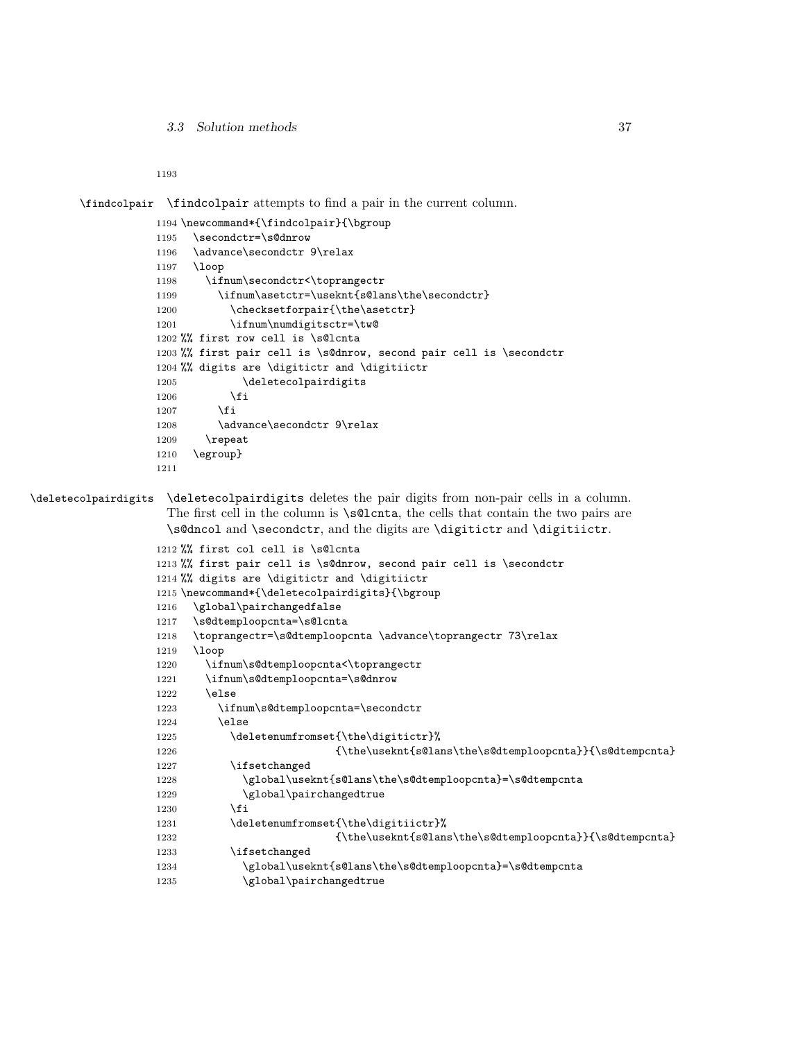1193

\findcolpair — \findcolpair attempts to find a pair in the current column.

```
1194 \newcommand*{\findcolpair}{\bgroup
1195   \secondctr=\s@dnrow
1196   \advance\secondctr 9\relax
1197   \loop
1198     \ifnum\secondctr<\toprangectr
1199       \ifnum\asetctr=\useknt{s@lans\the\secondctr}
1200         \checksetforpair{\the\asetctr}
1201         \ifnum\numdigitsctr=\tw@
1202 %% first row cell is \s@lcnta
1203 %% first pair cell is \s@dnrow, second pair cell is \secondctr
1204 %% digits are \digitictr and \digitiictr
1205           \deletecolpairdigits
1206         \fi
1207       \fi
1208       \advance\secondctr 9\relax
1209     \repeat
1210   \egroup}
1211
```

\deletecolpairdigits — \deletecolpairdigits deletes the pair digits from non-pair cells in a column. The first cell in the column is \s@lcnta, the cells that contain the two pairs are \s@dncol and \secondctr, and the digits are \digitictr and \digitiictr.

```
1212 %% first col cell is \s@lcnta
1213 %% first pair cell is \s@dnrow, second pair cell is \secondctr
1214 %% digits are \digitictr and \digitiictr
1215 \newcommand*{\deletecolpairdigits}{\bgroup
1216   \global\pairchangedfalse
1217   \s@dtemploopcnta=\s@lcnta
1218   \toprangectr=\s@dtemploopcnta \advance\toprangectr 73\relax
1219   \loop
1220     \ifnum\s@dtemploopcnta<\toprangectr
1221     \ifnum\s@dtemploopcnta=\s@dnrow
1222     \else
1223       \ifnum\s@dtemploopcnta=\secondctr
1224       \else
1225         \deletenumfromset{\the\digitictr}%
1226                          {\the\useknt{s@lans\the\s@dtemploopcnta}}{\s@dtempcnta}
1227         \ifsetchanged
1228           \global\useknt{s@lans\the\s@dtemploopcnta}=\s@dtempcnta
1229           \global\pairchangedtrue
1230         \fi
1231         \deletenumfromset{\the\digitiictr}%
1232                          {\the\useknt{s@lans\the\s@dtemploopcnta}}{\s@dtempcnta}
1233         \ifsetchanged
1234           \global\useknt{s@lans\the\s@dtemploopcnta}=\s@dtempcnta
1235           \global\pairchangedtrue
```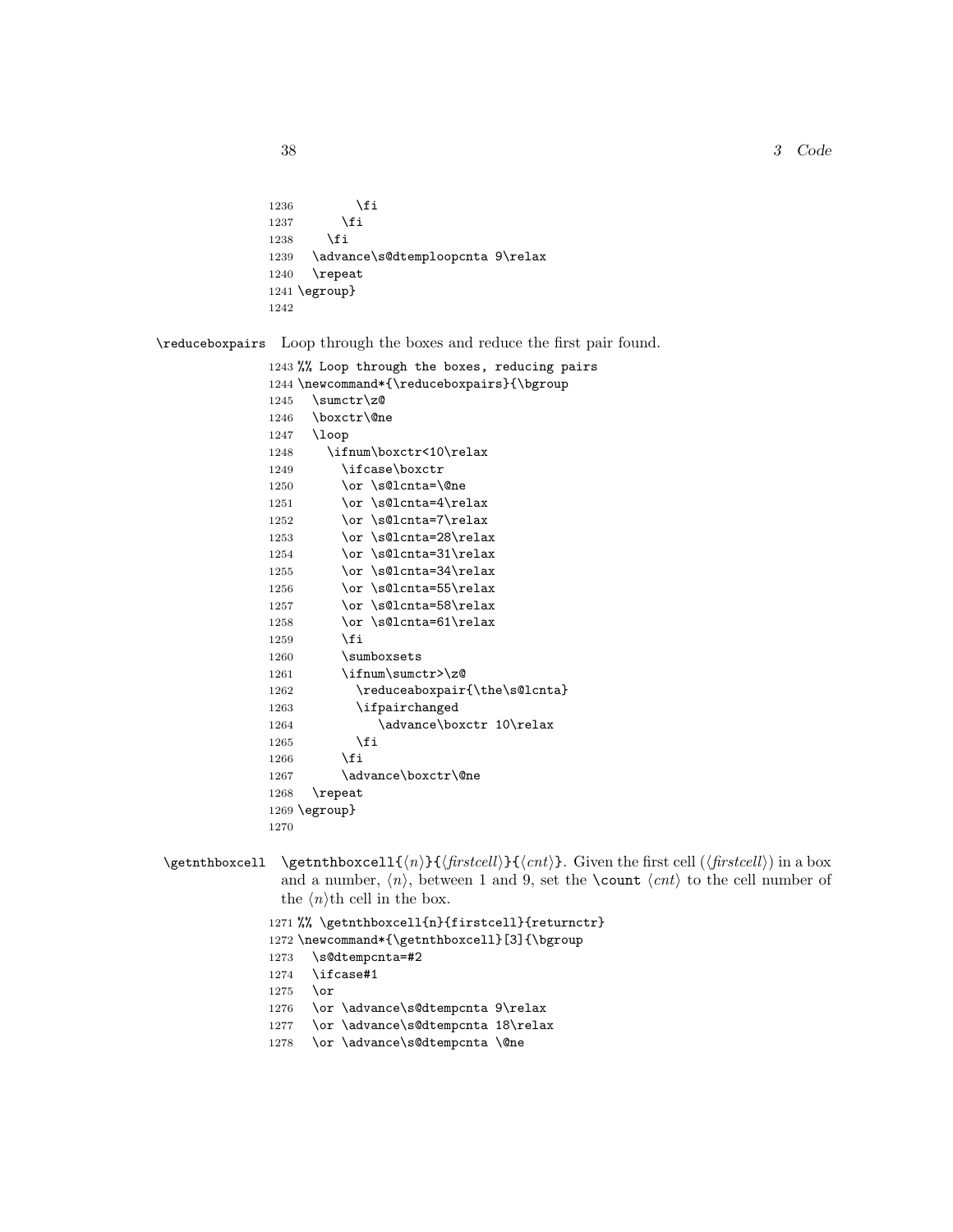```
1236         \fi
1237       \fi
1238     \fi
1239   \advance\s@dtemploopcnta 9\relax
1240   \repeat
1241 \egroup}
1242
```

`\reduceboxpairs` Loop through the boxes and reduce the first pair found.

```
1243 %% Loop through the boxes, reducing pairs
1244 \newcommand*{\reduceboxpairs}{\bgroup
1245   \sumctr\z@
1246   \boxctr\@ne
1247   \loop
1248     \ifnum\boxctr<10\relax
1249       \ifcase\boxctr
1250       \or \s@lcnta=\@ne
1251       \or \s@lcnta=4\relax
1252       \or \s@lcnta=7\relax
1253       \or \s@lcnta=28\relax
1254       \or \s@lcnta=31\relax
1255       \or \s@lcnta=34\relax
1256       \or \s@lcnta=55\relax
1257       \or \s@lcnta=58\relax
1258       \or \s@lcnta=61\relax
1259       \fi
1260       \sumboxsets
1261       \ifnum\sumctr>\z@
1262         \reduceaboxpair{\the\s@lcnta}
1263         \ifpairchanged
1264            \advance\boxctr 10\relax
1265         \fi
1266       \fi
1267       \advance\boxctr\@ne
1268   \repeat
1269 \egroup}
1270
```

`\getnthboxcell` `\getnthboxcell{`⟨*n*⟩`}{`⟨*firstcell*⟩`}{`⟨*cnt*⟩`}`. Given the first cell (⟨*firstcell*⟩) in a box and a number, ⟨*n*⟩, between 1 and 9, set the `\count` ⟨*cnt*⟩ to the cell number of the ⟨*n*⟩th cell in the box.

```
1271 %% \getnthboxcell{n}{firstcell}{returnctr}
1272 \newcommand*{\getnthboxcell}[3]{\bgroup
1273   \s@dtempcnta=#2
1274   \ifcase#1
1275   \or
1276   \or \advance\s@dtempcnta 9\relax
1277   \or \advance\s@dtempcnta 18\relax
1278   \or \advance\s@dtempcnta \@ne
```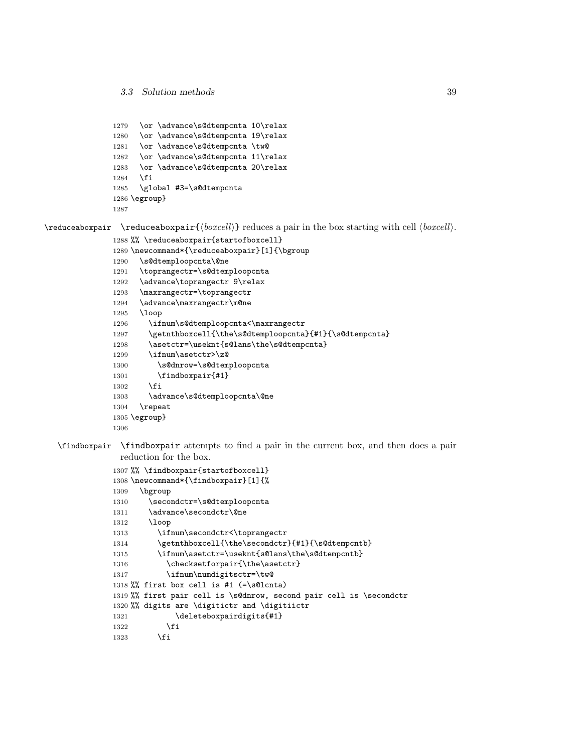```
1279   \or \advance\s@dtempcnta 10\relax
1280   \or \advance\s@dtempcnta 19\relax
1281   \or \advance\s@dtempcnta \tw@
1282   \or \advance\s@dtempcnta 11\relax
1283   \or \advance\s@dtempcnta 20\relax
1284   \fi
1285   \global #3=\s@dtempcnta
1286 \egroup}
1287
```

`\reduceaboxpair` — `\reduceaboxpair{`⟨*boxcell*⟩`}` reduces a pair in the box starting with cell ⟨*boxcell*⟩.

```
1288 %% \reduceaboxpair{startofboxcell}
1289 \newcommand*{\reduceaboxpair}[1]{\bgroup
1290   \s@dtemploopcnta\@ne
1291   \toprangectr=\s@dtemploopcnta
1292   \advance\toprangectr 9\relax
1293   \maxrangectr=\toprangectr
1294   \advance\maxrangectr\m@ne
1295   \loop
1296     \ifnum\s@dtemploopcnta<\maxrangectr
1297     \getnthboxcell{\the\s@dtemploopcnta}{#1}{\s@dtempcnta}
1298     \asetctr=\usesknt{s@lans\the\s@dtempcnta}
1299     \ifnum\asetctr>\z@
1300       \s@dnrow=\s@dtemploopcnta
1301       \findboxpair{#1}
1302     \fi
1303     \advance\s@dtemploopcnta\@ne
1304   \repeat
1305 \egroup}
1306
```

`\findboxpair` — `\findboxpair` attempts to find a pair in the current box, and then does a pair reduction for the box.

```
1307 %% \findboxpair{startofboxcell}
1308 \newcommand*{\findboxpair}[1]{%
1309   \bgroup
1310     \secondctr=\s@dtemploopcnta
1311     \advance\secondctr\@ne
1312     \loop
1313       \ifnum\secondctr<\toprangectr
1314       \getnthboxcell{\the\secondctr}{#1}{\s@dtempcntb}
1315       \ifnum\asetctr=\usesknt{s@lans\the\s@dtempcntb}
1316         \checksetforpair{\the\asetctr}
1317         \ifnum\numdigitsctr=\tw@
1318 %% first box cell is #1 (=\s@lcnta)
1319 %% first pair cell is \s@dnrow, second pair cell is \secondctr
1320 %% digits are \digitictr and \digitiictr
1321           \deleteboxpairdigits{#1}
1322         \fi
1323       \fi
```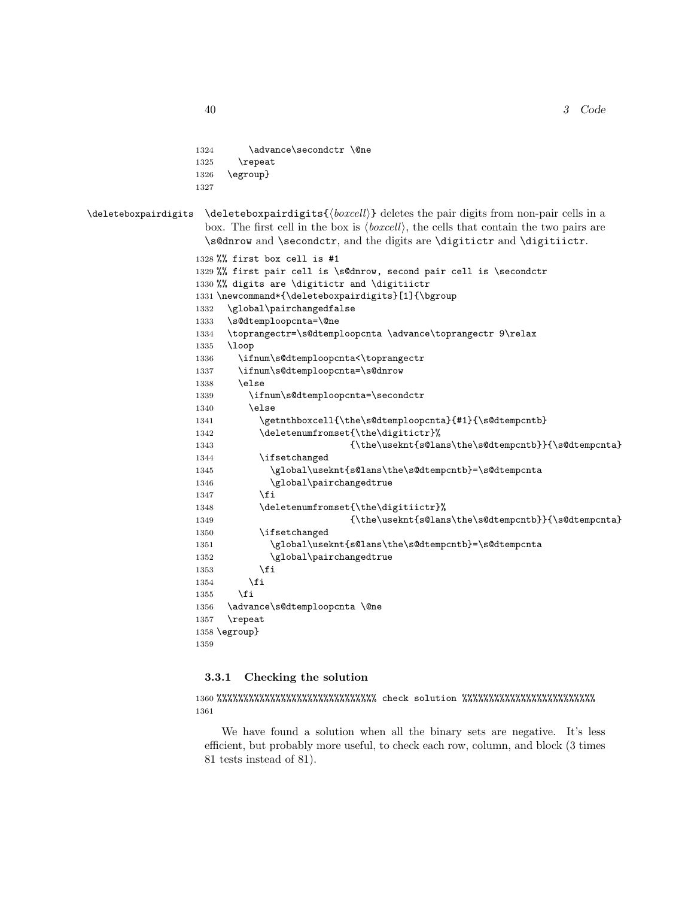```
1324      \advance\secondctr \@ne
1325    \repeat
1326  \egroup}
1327
```

\deleteboxpairdigits

\deleteboxpairdigits{⟨*boxcell*⟩} deletes the pair digits from non-pair cells in a box. The first cell in the box is ⟨*boxcell*⟩, the cells that contain the two pairs are `\s@dnrow` and `\secondctr`, and the digits are `\digitictr` and `\digitiictr`.

```
1328 %% first box cell is #1
1329 %% first pair cell is \s@dnrow, second pair cell is \secondctr
1330 %% digits are \digitictr and \digitiictr
1331 \newcommand*{\deleteboxpairdigits}[1]{\bgroup
1332   \global\pairchangedfalse
1333   \s@dtemploopcnta=\@ne
1334   \toprangectr=\s@dtemploopcnta \advance\toprangectr 9\relax
1335   \loop
1336     \ifnum\s@dtemploopcnta<\toprangectr
1337     \ifnum\s@dtemploopcnta=\s@dnrow
1338     \else
1339       \ifnum\s@dtemploopcnta=\secondctr
1340       \else
1341         \getnthboxcell{\the\s@dtemploopcnta}{#1}{\s@dtempcntb}
1342         \deletenumfromset{\the\digitictr}%
1343                         {\the\useknt{s@lans\the\s@dtempcntb}}{\s@dtempcnta}
1344         \ifsetchanged
1345           \global\useknt{s@lans\the\s@dtempcntb}=\s@dtempcnta
1346           \global\pairchangedtrue
1347         \fi
1348         \deletenumfromset{\the\digitiictr}%
1349                         {\the\useknt{s@lans\the\s@dtempcntb}}{\s@dtempcnta}
1350         \ifsetchanged
1351           \global\useknt{s@lans\the\s@dtempcntb}=\s@dtempcnta
1352           \global\pairchangedtrue
1353         \fi
1354       \fi
1355     \fi
1356   \advance\s@dtemploopcnta \@ne
1357   \repeat
1358 \egroup}
1359
```

### 3.3.1 Checking the solution

```
1360 %%%%%%%%%%%%%%%%%%%%%%%%%%%%%%% check solution %%%%%%%%%%%%%%%%%%%%%%%%%
1361
```

We have found a solution when all the binary sets are negative. It's less efficient, but probably more useful, to check each row, column, and block (3 times 81 tests instead of 81).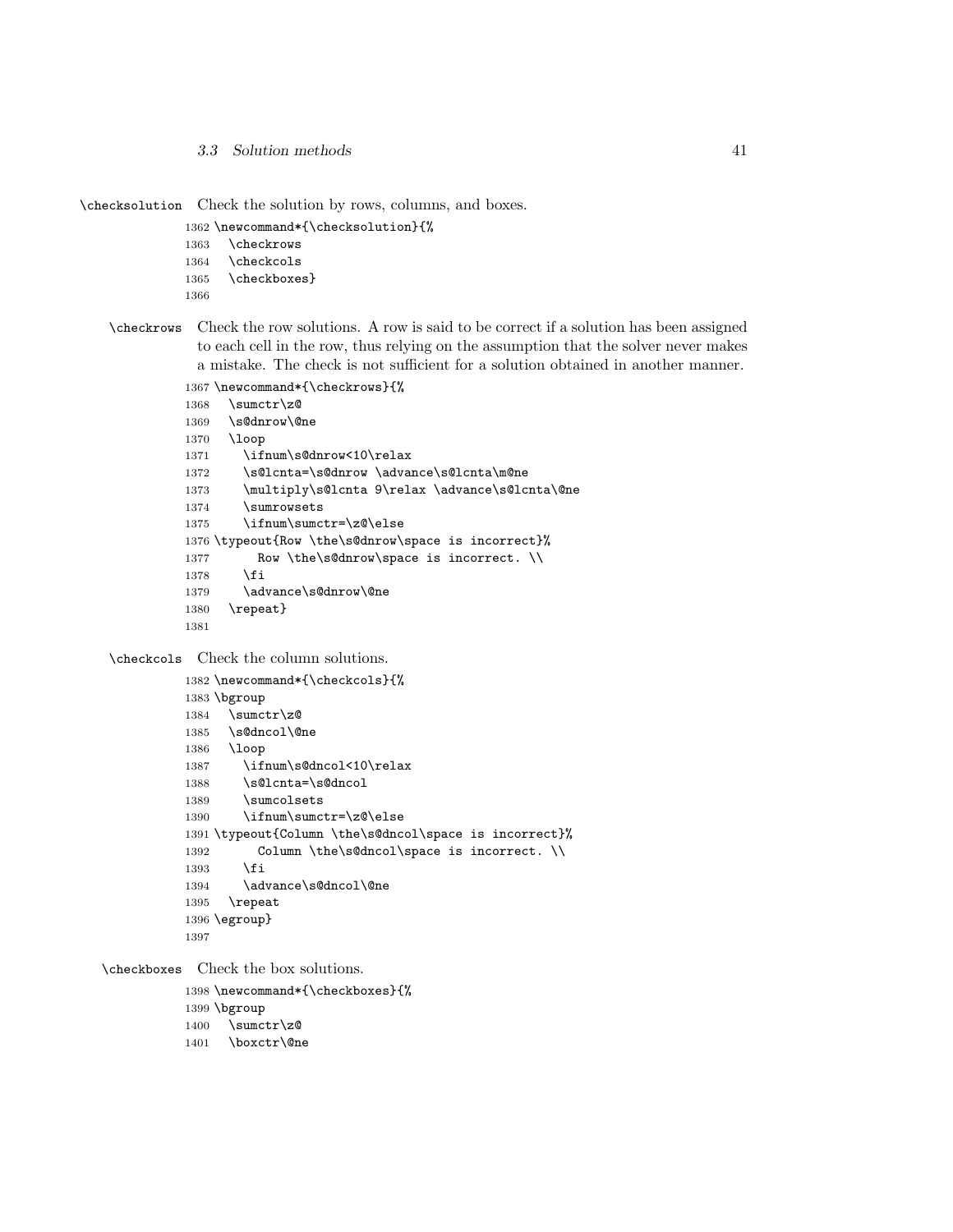\checksolution Check the solution by rows, columns, and boxes.

```
1362 \newcommand*{\checksolution}{%
1363   \checkrows
1364   \checkcols
1365   \checkboxes}
1366
```

\checkrows Check the row solutions. A row is said to be correct if a solution has been assigned to each cell in the row, thus relying on the assumption that the solver never makes a mistake. The check is not sufficient for a solution obtained in another manner.

```
1367 \newcommand*{\checkrows}{%
1368   \sumctr\z@
1369   \s@dnrow\@ne
1370   \loop
1371     \ifnum\s@dnrow<10\relax
1372     \s@lcnta=\s@dnrow \advance\s@lcnta\m@ne
1373     \multiply\s@lcnta 9\relax \advance\s@lcnta\@ne
1374     \sumrowsets
1375     \ifnum\sumctr=\z@\else
1376 \typeout{Row \the\s@dnrow\space is incorrect}%
1377       Row \the\s@dnrow\space is incorrect. \\
1378     \fi
1379     \advance\s@dnrow\@ne
1380   \repeat}
1381
```

\checkcols Check the column solutions.

```
1382 \newcommand*{\checkcols}{%
1383 \bgroup
1384   \sumctr\z@
1385   \s@dncol\@ne
1386   \loop
1387     \ifnum\s@dncol<10\relax
1388     \s@lcnta=\s@dncol
1389     \sumcolsets
1390     \ifnum\sumctr=\z@\else
1391 \typeout{Column \the\s@dncol\space is incorrect}%
1392       Column \the\s@dncol\space is incorrect. \\
1393     \fi
1394     \advance\s@dncol\@ne
1395   \repeat
1396 \egroup}
1397
```

\checkboxes Check the box solutions.

```
1398 \newcommand*{\checkboxes}{%
1399 \bgroup
1400   \sumctr\z@
1401   \boxctr\@ne
```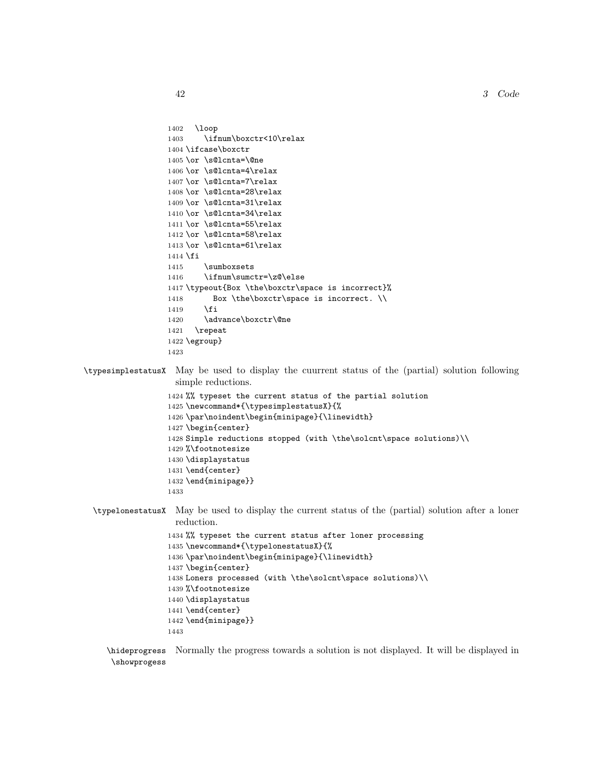```
1402  \loop
1403     \ifnum\boxctr<10\relax
1404 \ifcase\boxctr
1405 \or \s@lcnta=\@ne
1406 \or \s@lcnta=4\relax
1407 \or \s@lcnta=7\relax
1408 \or \s@lcnta=28\relax
1409 \or \s@lcnta=31\relax
1410 \or \s@lcnta=34\relax
1411 \or \s@lcnta=55\relax
1412 \or \s@lcnta=58\relax
1413 \or \s@lcnta=61\relax
1414 \fi
1415     \sumboxsets
1416     \ifnum\sumctr=\z@\else
1417 \typeout{Box \the\boxctr\space is incorrect}%
1418       Box \the\boxctr\space is incorrect. \\
1419     \fi
1420     \advance\boxctr\@ne
1421   \repeat
1422 \egroup}
1423
```

\typesimplestatusX May be used to display the cuurrent status of the (partial) solution following simple reductions.

```
1424 %% typeset the current status of the partial solution
1425 \newcommand*{\typesimplestatusX}{%
1426 \par\noindent\begin{minipage}{\linewidth}
1427 \begin{center}
1428 Simple reductions stopped (with \the\solcnt\space solutions)\\
1429 %\footnotesize
1430 \displaystatus
1431 \end{center}
1432 \end{minipage}}
1433
```

\typelonestatusX May be used to display the current status of the (partial) solution after a loner reduction.

```
1434 %% typeset the current status after loner processing
1435 \newcommand*{\typelonestatusX}{%
1436 \par\noindent\begin{minipage}{\linewidth}
1437 \begin{center}
1438 Loners processed (with \the\solcnt\space solutions)\\
1439 %\footnotesize
1440 \displaystatus
1441 \end{center}
1442 \end{minipage}}
1443
```

\hideprogress
\showpogress Normally the progress towards a solution is not displayed. It will be displayed in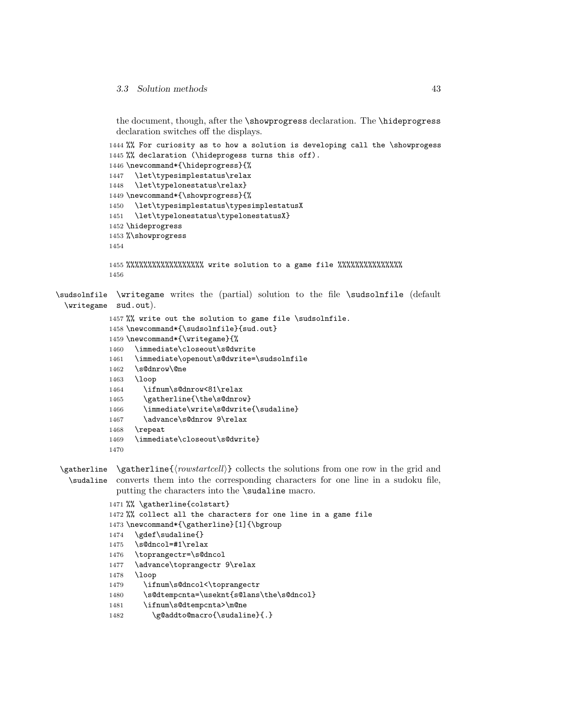the document, though, after the `\showprogress` declaration. The `\hideprogress` declaration switches off the displays.

```
1444 %% For curiosity as to how a solution is developing call the \showprogess
1445 %% declaration (\hideprogess turns this off).
1446 \newcommand*{\hideprogress}{%
1447   \let\typesimplestatus\relax
1448   \let\typelonestatus\relax}
1449 \newcommand*{\showprogress}{%
1450   \let\typesimplestatus\typesimplestatusX
1451   \let\typelonestatus\typelonestatusX}
1452 \hideprogress
1453 %\showprogress
1454 
1455 %%%%%%%%%%%%%%%%%%% write solution to a game file %%%%%%%%%%%%%%%%
1456 
```

`\sudsolnfile` `\writegame`

`\writegame` writes the (partial) solution to the file `\sudsolnfile` (default `sud.out`).

```
1457 %% write out the solution to game file \sudsolnfile.
1458 \newcommand*{\sudsolnfile}{sud.out}
1459 \newcommand*{\writegame}{%
1460   \immediate\closeout\s@dwrite
1461   \immediate\openout\s@dwrite=\sudsolnfile
1462   \s@dnrow\@ne
1463   \loop
1464     \ifnum\s@dnrow<81\relax
1465     \gatherline{\the\s@dnrow}
1466     \immediate\write\s@dwrite{\sudaline}
1467     \advance\s@dnrow 9\relax
1468   \repeat
1469   \immediate\closeout\s@dwrite}
1470 
```

`\gatherline` `\sudaline`

`\gatherline{⟨rowstartcell⟩}` collects the solutions from one row in the grid and converts them into the corresponding characters for one line in a sudoku file, putting the characters into the `\sudaline` macro.

```
1471 %% \gatherline{colstart}
1472 %% collect all the characters for one line in a game file
1473 \newcommand*{\gatherline}[1]{\bgroup
1474   \gdef\sudaline{}
1475   \s@dncol=#1\relax
1476   \toprangectr=\s@dncol
1477   \advance\toprangectr 9\relax
1478   \loop
1479     \ifnum\s@dncol<\toprangectr
1480     \s@dtempcnta=\useknt{s@lans\the\s@dncol}
1481     \ifnum\s@dtempcnta>\m@ne
1482       \g@addto@macro{\sudaline}{.}
```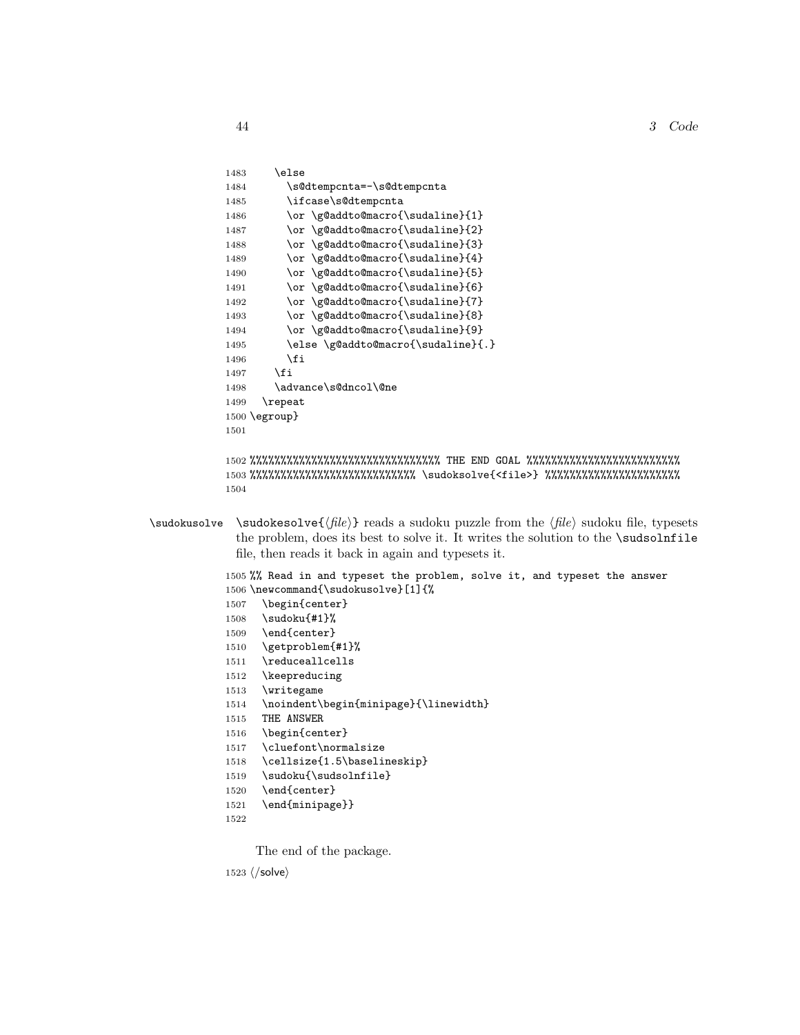```
1483     \else
1484       \s@dtempcnta=-\s@dtempcnta
1485       \ifcase\s@dtempcnta
1486       \or \g@addto@macro{\sudaline}{1}
1487       \or \g@addto@macro{\sudaline}{2}
1488       \or \g@addto@macro{\sudaline}{3}
1489       \or \g@addto@macro{\sudaline}{4}
1490       \or \g@addto@macro{\sudaline}{5}
1491       \or \g@addto@macro{\sudaline}{6}
1492       \or \g@addto@macro{\sudaline}{7}
1493       \or \g@addto@macro{\sudaline}{8}
1494       \or \g@addto@macro{\sudaline}{9}
1495       \else \g@addto@macro{\sudaline}{.}
1496       \fi
1497     \fi
1498     \advance\s@dncol\@ne
1499   \repeat
1500 \egroup}
1501

1502 %%%%%%%%%%%%%%%%%%%%%%%%%%%%%% THE END GOAL %%%%%%%%%%%%%%%%%%%%%%%%
1503 %%%%%%%%%%%%%%%%%%%%%%%%%%%% \sudoksolve{<file>} %%%%%%%%%%%%%%%%%%%%%%
1504
```

\sudokusolve — \sudokesolve{⟨*file*⟩} reads a sudoku puzzle from the ⟨*file*⟩ sudoku file, typesets the problem, does its best to solve it. It writes the solution to the \sudsolnfile file, then reads it back in again and typesets it.

```
1505 %% Read in and typeset the problem, solve it, and typeset the answer
1506 \newcommand{\sudokusolve}[1]{%
1507   \begin{center}
1508   \sudoku{#1}%
1509   \end{center}
1510   \getproblem{#1}%
1511   \reduceallcells
1512   \keepreducing
1513   \writegame
1514   \noindent\begin{minipage}{\linewidth}
1515   THE ANSWER
1516   \begin{center}
1517   \cluefont\normalsize
1518   \cellsize{1.5\baselineskip}
1519   \sudoku{\sudsolnfile}
1520   \end{center}
1521   \end{minipage}}
1522
```

The end of the package.

```
1523 </solve>
```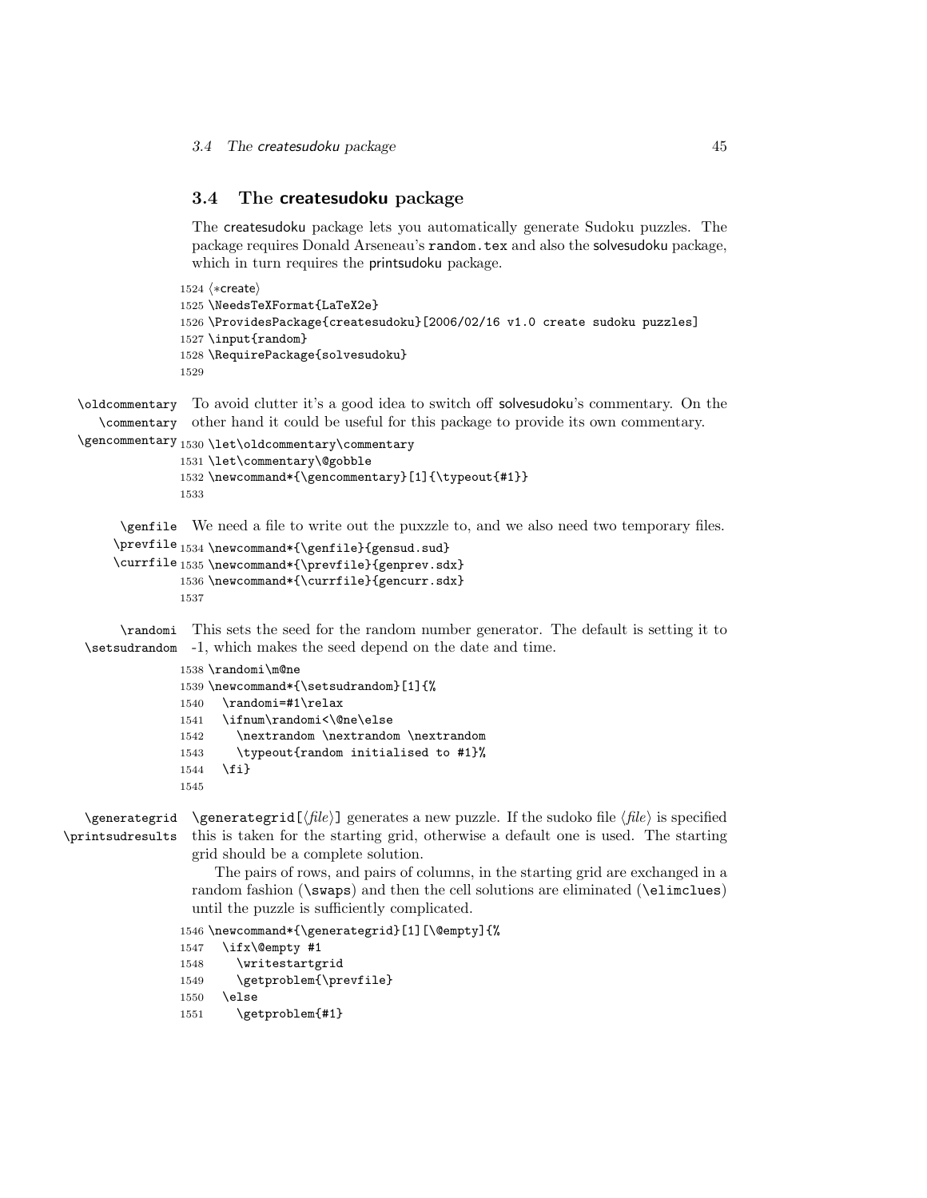## 3.4 The createsudoku package

The createsudoku package lets you automatically generate Sudoku puzzles. The package requires Donald Arseneau's `random.tex` and also the solvesudoku package, which in turn requires the printsudoku package.

```
1524 ⟨*create⟩
1525 \NeedsTeXFormat{LaTeX2e}
1526 \ProvidesPackage{createsudoku}[2006/02/16 v1.0 create sudoku puzzles]
1527 \input{random}
1528 \RequirePackage{solvesudoku}
1529
```

`\oldcommentary` `\commentary` `\gencommentary` To avoid clutter it's a good idea to switch off solvesudoku's commentary. On the other hand it could be useful for this package to provide its own commentary.

```
1530 \let\oldcommentary\commentary
1531 \let\commentary\@gobble
1532 \newcommand*{\gencommentary}[1]{\typeout{#1}}
1533
```

`\genfile` `\prevfile` `\currfile` We need a file to write out the puxzzle to, and we also need two temporary files.

```
1534 \newcommand*{\genfile}{gensud.sud}
1535 \newcommand*{\prevfile}{genprev.sdx}
1536 \newcommand*{\currfile}{gencurr.sdx}
1537
```

`\randomi` `\setsudrandom` This sets the seed for the random number generator. The default is setting it to -1, which makes the seed depend on the date and time.

```
1538 \randomi\m@ne
1539 \newcommand*{\setsudrandom}[1]{%
1540   \randomi=#1\relax
1541   \ifnum\randomi<\@ne\else
1542     \nextrandom \nextrandom \nextrandom
1543     \typeout{random initialised to #1}%
1544   \fi}
1545
```

`\generategrid` `\printsudresults` `\generategrid[⟨file⟩]` generates a new puzzle. If the sudoko file ⟨*file*⟩ is specified this is taken for the starting grid, otherwise a default one is used. The starting grid should be a complete solution.

The pairs of rows, and pairs of columns, in the starting grid are exchanged in a random fashion (`\swaps`) and then the cell solutions are eliminated (`\elimclues`) until the puzzle is sufficiently complicated.

```
1546 \newcommand*{\generategrid}[1][\@empty]{%
1547   \ifx\@empty #1
1548     \writestartgrid
1549     \getproblem{\prevfile}
1550   \else
1551     \getproblem{#1}
```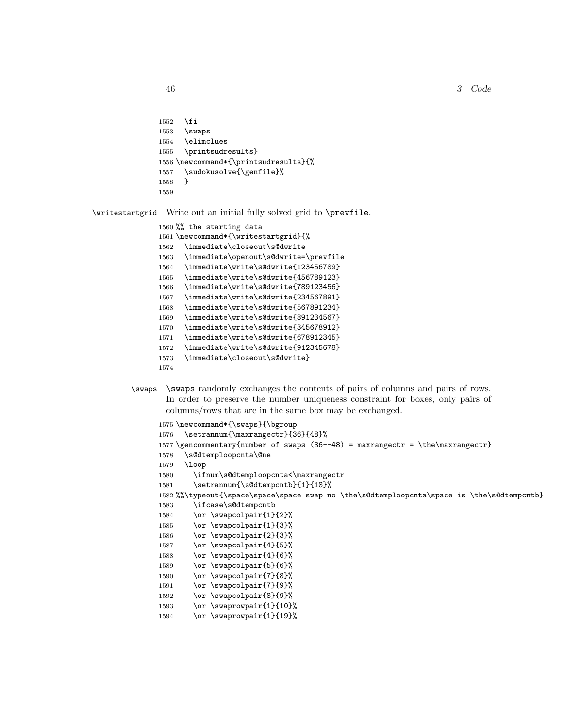```
1552   \fi
1553   \swaps
1554   \elimclues
1555   \printsudresults}
1556 \newcommand*{\printsudresults}{%
1557   \sudokusolve{\genfile}%
1558   }
1559
```

`\writestartgrid` Write out an initial fully solved grid to `\prevfile`.

```
1560 %% the starting data
1561 \newcommand*{\writestartgrid}{%
1562   \immediate\closeout\s@dwrite
1563   \immediate\openout\s@dwrite=\prevfile
1564   \immediate\write\s@dwrite{123456789}
1565   \immediate\write\s@dwrite{456789123}
1566   \immediate\write\s@dwrite{789123456}
1567   \immediate\write\s@dwrite{234567891}
1568   \immediate\write\s@dwrite{567891234}
1569   \immediate\write\s@dwrite{891234567}
1570   \immediate\write\s@dwrite{345678912}
1571   \immediate\write\s@dwrite{678912345}
1572   \immediate\write\s@dwrite{912345678}
1573   \immediate\closeout\s@dwrite}
1574
```

`\swaps` `\swaps` randomly exchanges the contents of pairs of columns and pairs of rows. In order to preserve the number uniqueness constraint for boxes, only pairs of columns/rows that are in the same box may be exchanged.

```
1575 \newcommand*{\swaps}{\bgroup
1576   \setrannum{\maxrangectr}{36}{48}%
1577 \gencommentary{number of swaps (36--48) = maxrangectr = \the\maxrangectr}
1578   \s@dtemploopcnta\@ne
1579   \loop
1580     \ifnum\s@dtemploopcnta<\maxrangectr
1581     \setrannum{\s@dtempcntb}{1}{18}%
1582 %%\typeout{\space\space\space swap no \the\s@dtemploopcnta\space is \the\s@dtempcntb}
1583     \ifcase\s@dtempcntb
1584     \or \swapcolpair{1}{2}%
1585     \or \swapcolpair{1}{3}%
1586     \or \swapcolpair{2}{3}%
1587     \or \swapcolpair{4}{5}%
1588     \or \swapcolpair{4}{6}%
1589     \or \swapcolpair{5}{6}%
1590     \or \swapcolpair{7}{8}%
1591     \or \swapcolpair{7}{9}%
1592     \or \swapcolpair{8}{9}%
1593     \or \swaprowpair{1}{10}%
1594     \or \swaprowpair{1}{19}%
```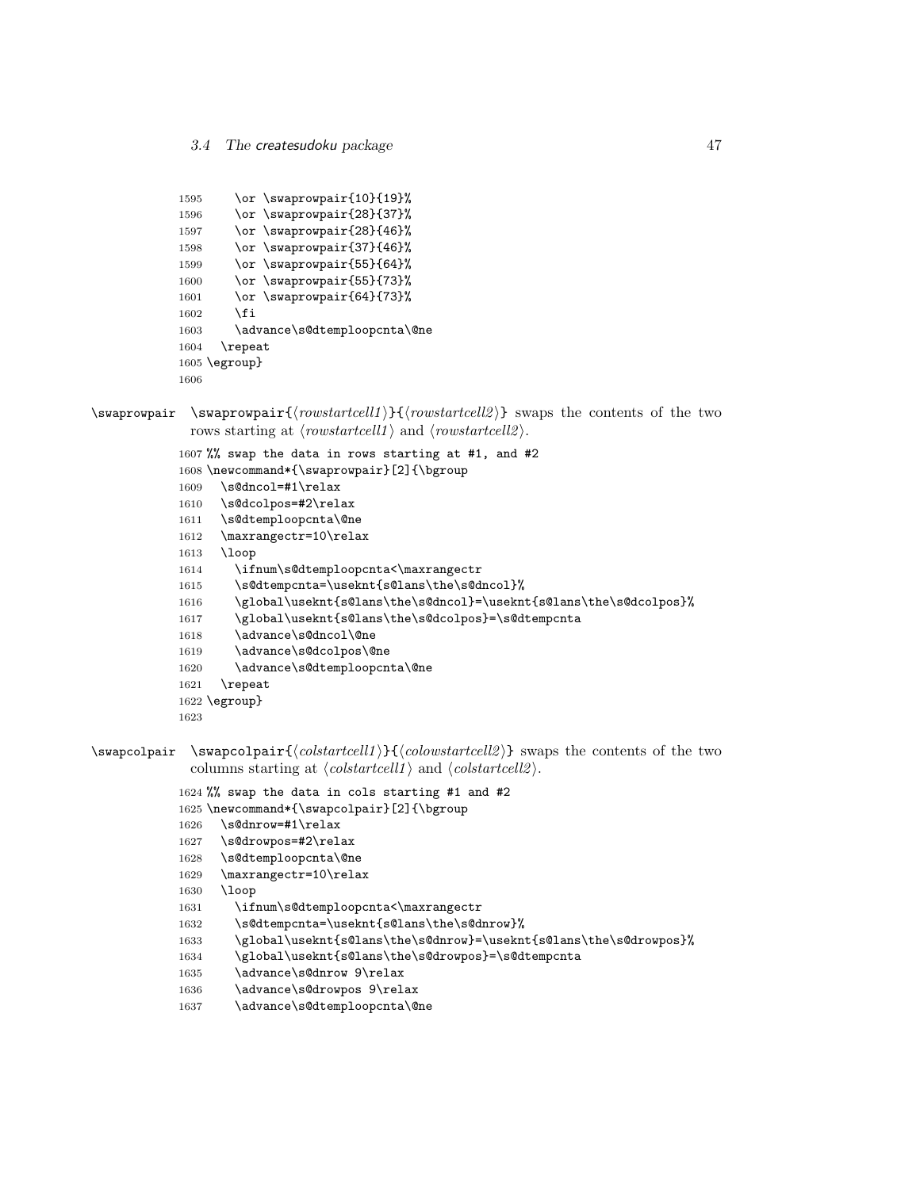```
1595     \or \swaprowpair{10}{19}%
1596     \or \swaprowpair{28}{37}%
1597     \or \swaprowpair{28}{46}%
1598     \or \swaprowpair{37}{46}%
1599     \or \swaprowpair{55}{64}%
1600     \or \swaprowpair{55}{73}%
1601     \or \swaprowpair{64}{73}%
1602     \fi
1603     \advance\s@dtemploopcnta\@ne
1604   \repeat
1605 \egroup}
1606
```

\swaprowpair

`\swaprowpair{`⟨*rowstartcell1*⟩`}{`⟨*rowstartcell2*⟩`}` swaps the contents of the two rows starting at ⟨*rowstartcell1*⟩ and ⟨*rowstartcell2*⟩.

```
1607 %% swap the data in rows starting at #1, and #2
1608 \newcommand*{\swaprowpair}[2]{\bgroup
1609   \s@dncol=#1\relax
1610   \s@dcolpos=#2\relax
1611   \s@dtemploopcnta\@ne
1612   \maxrangectr=10\relax
1613   \loop
1614     \ifnum\s@dtemploopcnta<\maxrangectr
1615     \s@dtempcnta=\useknt{s@lans\the\s@dncol}%
1616     \global\useknt{s@lans\the\s@dncol}=\useknt{s@lans\the\s@dcolpos}%
1617     \global\useknt{s@lans\the\s@dcolpos}=\s@dtempcnta
1618     \advance\s@dncol\@ne
1619     \advance\s@dcolpos\@ne
1620     \advance\s@dtemploopcnta\@ne
1621   \repeat
1622 \egroup}
1623
```

\swapcolpair

`\swapcolpair{`⟨*colstartcell1*⟩`}{`⟨*colowstartcell2*⟩`}` swaps the contents of the two columns starting at ⟨*colstartcell1*⟩ and ⟨*colstartcell2*⟩.

```
1624 %% swap the data in cols starting #1 and #2
1625 \newcommand*{\swapcolpair}[2]{\bgroup
1626   \s@dnrow=#1\relax
1627   \s@drowpos=#2\relax
1628   \s@dtemploopcnta\@ne
1629   \maxrangectr=10\relax
1630   \loop
1631     \ifnum\s@dtemploopcnta<\maxrangectr
1632     \s@dtempcnta=\useknt{s@lans\the\s@dnrow}%
1633     \global\useknt{s@lans\the\s@dnrow}=\useknt{s@lans\the\s@drowpos}%
1634     \global\useknt{s@lans\the\s@drowpos}=\s@dtempcnta
1635     \advance\s@dnrow 9\relax
1636     \advance\s@drowpos 9\relax
1637     \advance\s@dtemploopcnta\@ne
```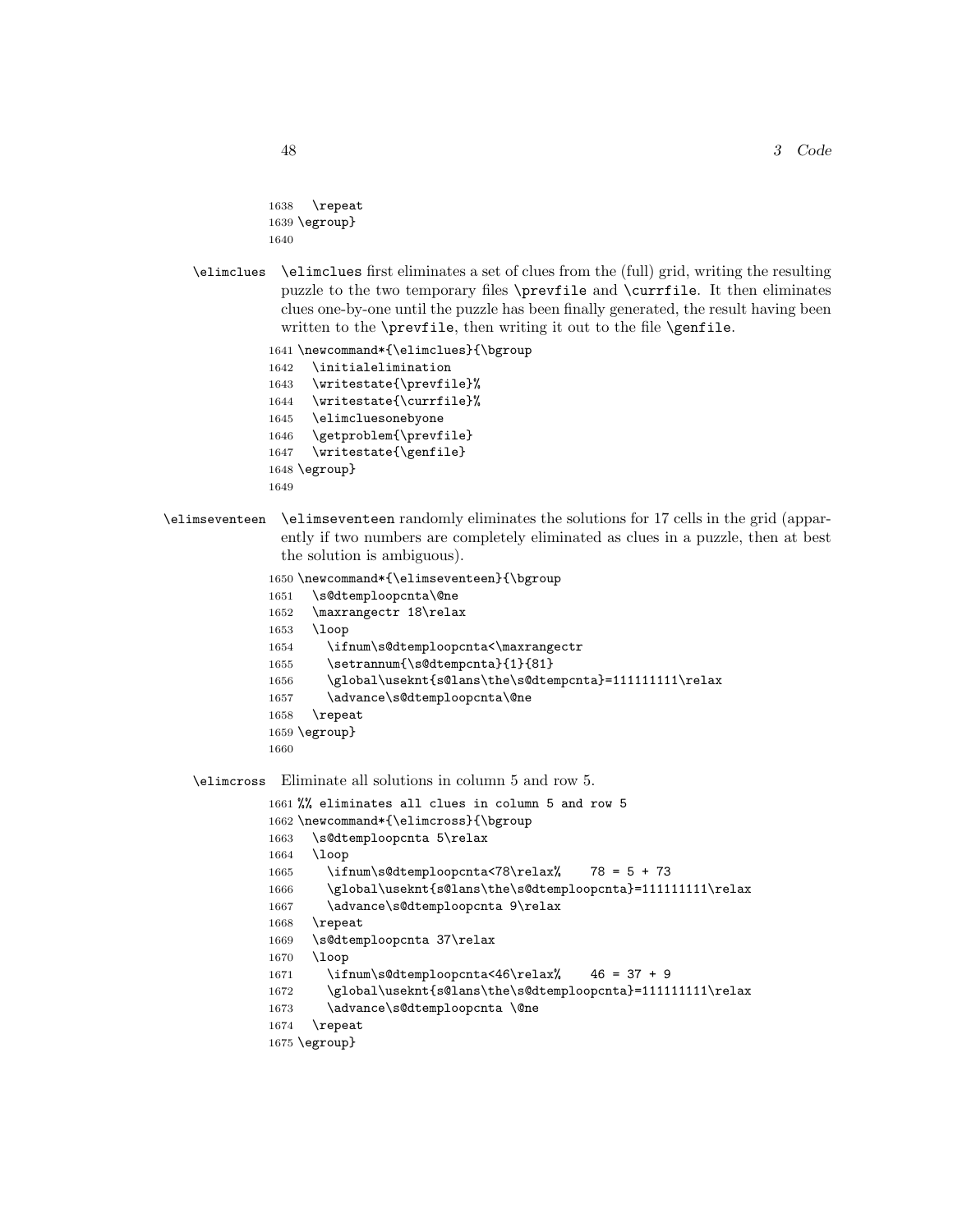```
1638   \repeat
1639 \egroup}
1640
```

`\elimclues` — `\elimclues` first eliminates a set of clues from the (full) grid, writing the resulting puzzle to the two temporary files `\prevfile` and `\currfile`. It then eliminates clues one-by-one until the puzzle has been finally generated, the result having been written to the `\prevfile`, then writing it out to the file `\genfile`.

```
1641 \newcommand*{\elimclues}{\bgroup
1642   \initialelimination
1643   \writestate{\prevfile}%
1644   \writestate{\currfile}%
1645   \elimcluesonebyone
1646   \getproblem{\prevfile}
1647   \writestate{\genfile}
1648 \egroup}
1649
```

`\elimseventeen` — `\elimseventeen` randomly eliminates the solutions for 17 cells in the grid (apparently if two numbers are completely eliminated as clues in a puzzle, then at best the solution is ambiguous).

```
1650 \newcommand*{\elimseventeen}{\bgroup
1651   \s@dtemploopcnta\@ne
1652   \maxrangectr 18\relax
1653   \loop
1654     \ifnum\s@dtemploopcnta<\maxrangectr
1655     \setrannum{\s@dtempcnta}{1}{81}
1656     \global\useknt{s@lans\the\s@dtempcnta}=111111111\relax
1657     \advance\s@dtemploopcnta\@ne
1658   \repeat
1659 \egroup}
1660
```

`\elimcross` — Eliminate all solutions in column 5 and row 5.

```
1661 %% eliminates all clues in column 5 and row 5
1662 \newcommand*{\elimcross}{\bgroup
1663   \s@dtemploopcnta 5\relax
1664   \loop
1665     \ifnum\s@dtemploopcnta<78\relax%    78 = 5 + 73
1666     \global\useknt{s@lans\the\s@dtemploopcnta}=111111111\relax
1667     \advance\s@dtemploopcnta 9\relax
1668   \repeat
1669   \s@dtemploopcnta 37\relax
1670   \loop
1671     \ifnum\s@dtemploopcnta<46\relax%    46 = 37 + 9
1672     \global\useknt{s@lans\the\s@dtemploopcnta}=111111111\relax
1673     \advance\s@dtemploopcnta \@ne
1674   \repeat
1675 \egroup}
```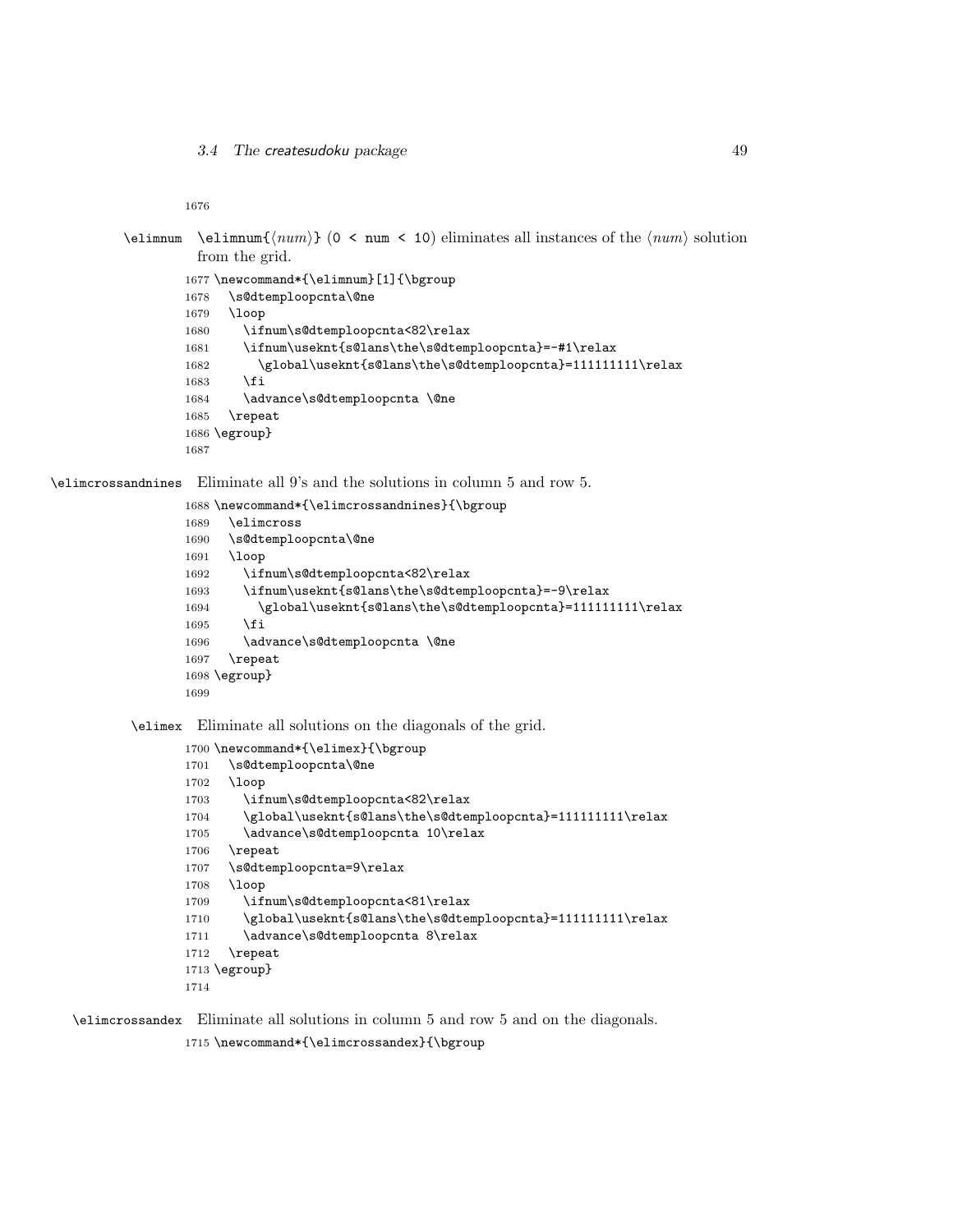```
1676
```

`\elimnum` `\elimnum{⟨num⟩}` (`0 < num < 10`) eliminates all instances of the ⟨*num*⟩ solution from the grid.

```
1677 \newcommand*{\elimnum}[1]{\bgroup
1678   \s@dtemploopcnta\@ne
1679   \loop
1680     \ifnum\s@dtemploopcnta<82\relax
1681     \ifnum\useknt{s@lans\the\s@dtemploopcnta}=-#1\relax
1682       \global\useknt{s@lans\the\s@dtemploopcnta}=111111111\relax
1683     \fi
1684     \advance\s@dtemploopcnta \@ne
1685   \repeat
1686 \egroup}
1687
```

`\elimcrossandnines` Eliminate all 9's and the solutions in column 5 and row 5.

```
1688 \newcommand*{\elimcrossandnines}{\bgroup
1689   \elimcross
1690   \s@dtemploopcnta\@ne
1691   \loop
1692     \ifnum\s@dtemploopcnta<82\relax
1693     \ifnum\useknt{s@lans\the\s@dtemploopcnta}=-9\relax
1694       \global\useknt{s@lans\the\s@dtemploopcnta}=111111111\relax
1695     \fi
1696     \advance\s@dtemploopcnta \@ne
1697   \repeat
1698 \egroup}
1699
```

`\elimex` Eliminate all solutions on the diagonals of the grid.

```
1700 \newcommand*{\elimex}{\bgroup
1701   \s@dtemploopcnta\@ne
1702   \loop
1703     \ifnum\s@dtemploopcnta<82\relax
1704     \global\useknt{s@lans\the\s@dtemploopcnta}=111111111\relax
1705     \advance\s@dtemploopcnta 10\relax
1706   \repeat
1707   \s@dtemploopcnta=9\relax
1708   \loop
1709     \ifnum\s@dtemploopcnta<81\relax
1710     \global\useknt{s@lans\the\s@dtemploopcnta}=111111111\relax
1711     \advance\s@dtemploopcnta 8\relax
1712   \repeat
1713 \egroup}
1714
```

`\elimcrossandex` Eliminate all solutions in column 5 and row 5 and on the diagonals.

```
1715 \newcommand*{\elimcrossandex}{\bgroup
```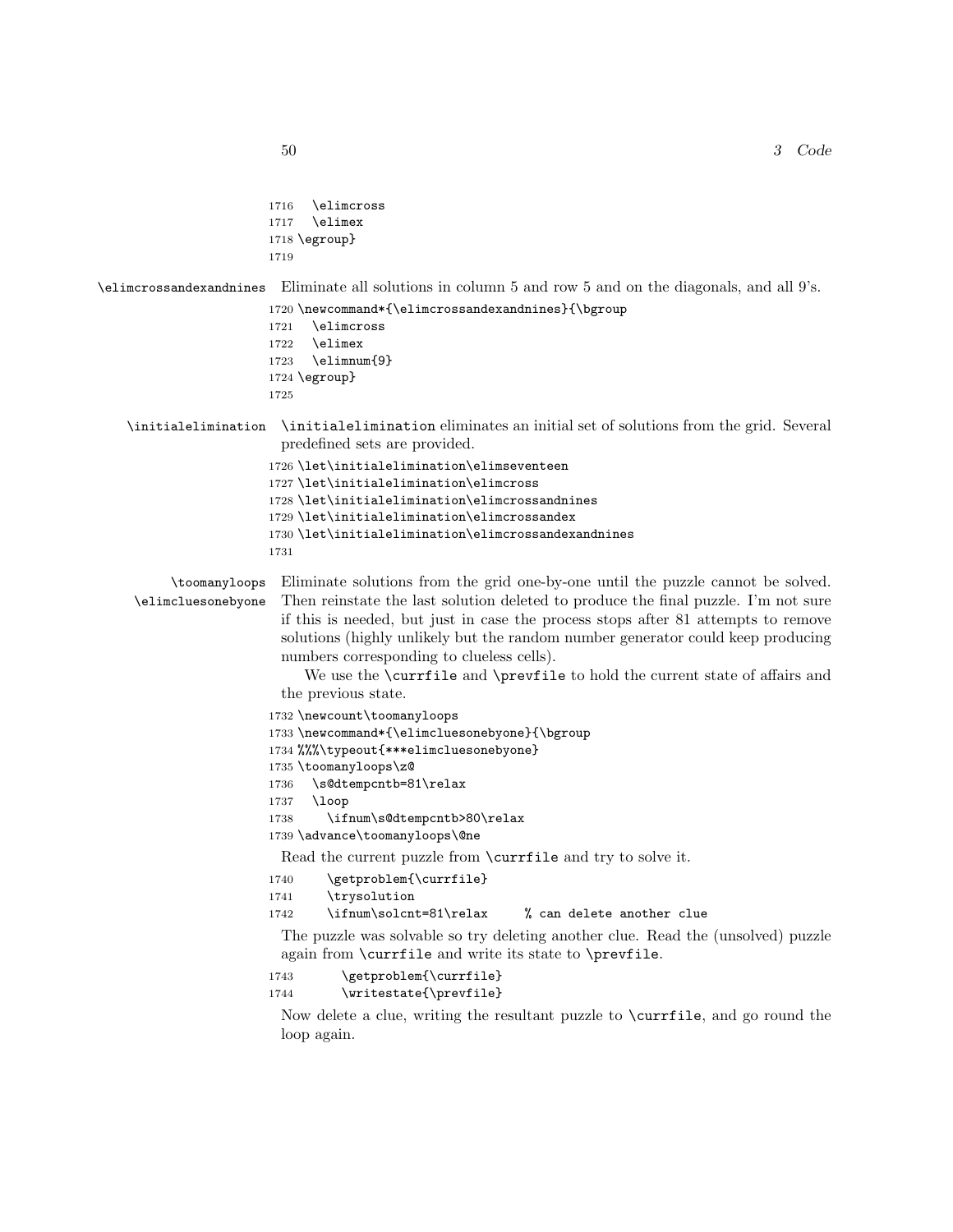```
1716   \elimcross
1717   \elimex
1718 \egroup}
1719
```

`\elimcrossandexandnines` Eliminate all solutions in column 5 and row 5 and on the diagonals, and all 9's.

```
1720 \newcommand*{\elimcrossandexandnines}{\bgroup
1721   \elimcross
1722   \elimex
1723   \elimnum{9}
1724 \egroup}
1725
```

`\initialelimination` `\initialelimination` eliminates an initial set of solutions from the grid. Several predefined sets are provided.

```
1726 \let\initialelimination\elimseventeen
1727 \let\initialelimination\elimcross
1728 \let\initialelimination\elimcrossandnines
1729 \let\initialelimination\elimcrossandex
1730 \let\initialelimination\elimcrossandexandnines
1731
```

`\toomanyloops` `\elimcluesonebyone` Eliminate solutions from the grid one-by-one until the puzzle cannot be solved. Then reinstate the last solution deleted to produce the final puzzle. I'm not sure if this is needed, but just in case the process stops after 81 attempts to remove solutions (highly unlikely but the random number generator could keep producing numbers corresponding to clueless cells).

We use the `\currfile` and `\prevfile` to hold the current state of affairs and the previous state.

```
1732 \newcount\toomanyloops
1733 \newcommand*{\elimcluesonebyone}{\bgroup
1734 %%%\typeout{***elimcluesonebyone}
1735 \toomanyloops\z@
1736   \s@dtempcntb=81\relax
1737   \loop
1738     \ifnum\s@dtempcntb>80\relax
1739 \advance\toomanyloops\@ne
```

Read the current puzzle from `\currfile` and try to solve it.

```
1740     \getproblem{\currfile}
1741     \trysolution
1742     \ifnum\solcnt=81\relax    % can delete another clue
```

The puzzle was solvable so try deleting another clue. Read the (unsolved) puzzle again from `\currfile` and write its state to `\prevfile`.

```
1743       \getproblem{\currfile}
1744       \writestate{\prevfile}
```

Now delete a clue, writing the resultant puzzle to `\currfile`, and go round the loop again.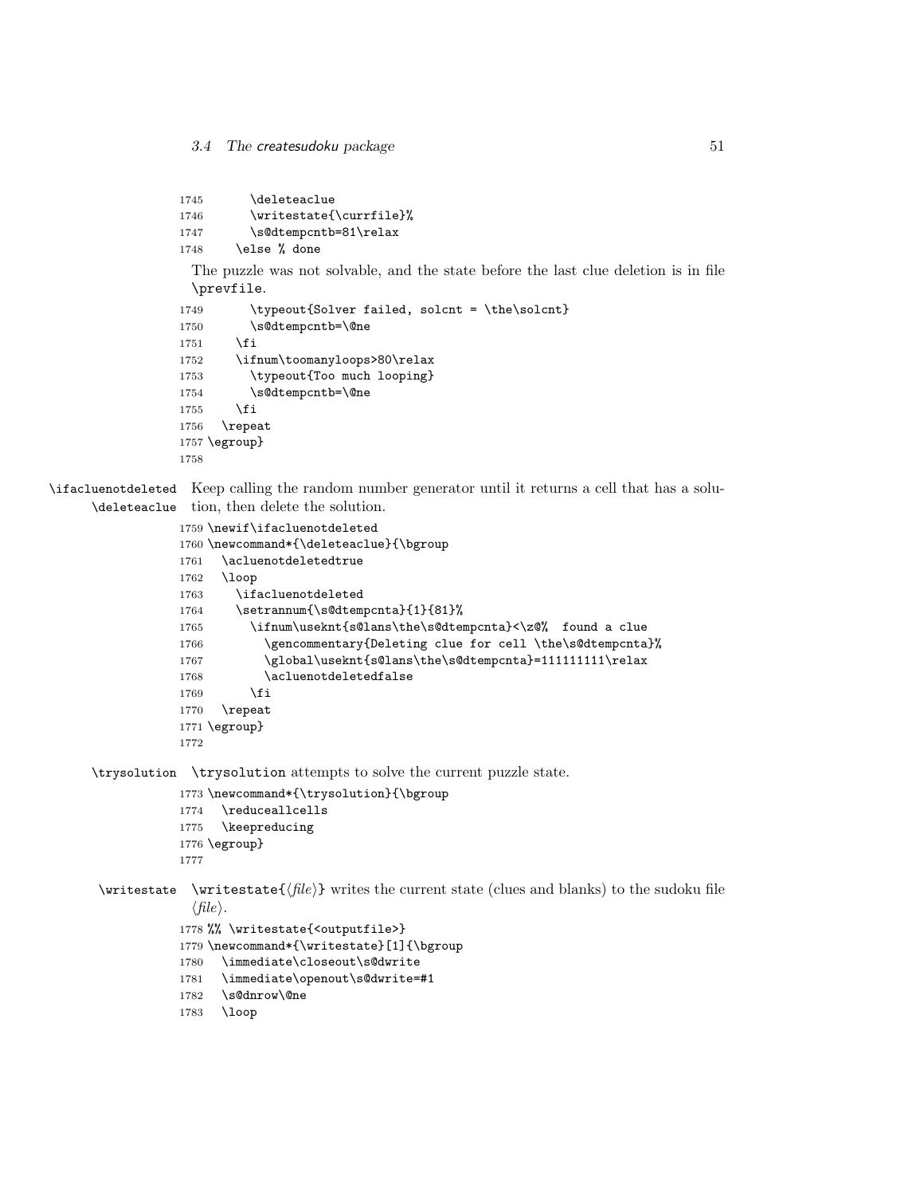```
1745       \deleteaclue
1746       \writestate{\currfile}%
1747       \s@dtempcntb=81\relax
1748     \else % done
```

The puzzle was not solvable, and the state before the last clue deletion is in file `\prevfile`.

```
1749       \typeout{Solver failed, solcnt = \the\solcnt}
1750       \s@dtempcntb=\@ne
1751     \fi
1752     \ifnum\toomanyloops>80\relax
1753       \typeout{Too much looping}
1754       \s@dtempcntb=\@ne
1755     \fi
1756   \repeat
1757 \egroup}
1758
```

`\ifacluenotdeleted` `\deleteaclue` Keep calling the random number generator until it returns a cell that has a solution, then delete the solution.

```
1759 \newif\ifacluenotdeleted
1760 \newcommand*{\deleteaclue}{\bgroup
1761   \acluenotdeletedtrue
1762   \loop
1763     \ifacluenotdeleted
1764     \setrannum{\s@dtempcnta}{1}{81}%
1765       \ifnum\usekntn{s@lans\the\s@dtempcnta}<\z@%  found a clue
1766         \gencommentary{Deleting clue for cell \the\s@dtempcnta}%
1767         \global\usekntn{s@lans\the\s@dtempcnta}=111111111\relax
1768         \acluenotdeletedfalse
1769       \fi
1770   \repeat
1771 \egroup}
1772
```

`\trysolution` `\trysolution` attempts to solve the current puzzle state.

```
1773 \newcommand*{\trysolution}{\bgroup
1774   \reduceallcells
1775   \keepreducing
1776 \egroup}
1777
```

`\writestate` `\writestate{`⟨*file*⟩`}` writes the current state (clues and blanks) to the sudoku file ⟨*file*⟩.

```
1778 %% \writestate{<outputfile>}
1779 \newcommand*{\writestate}[1]{\bgroup
1780   \immediate\closeout\s@dwrite
1781   \immediate\openout\s@dwrite=#1
1782   \s@dnrow\@ne
1783   \loop
```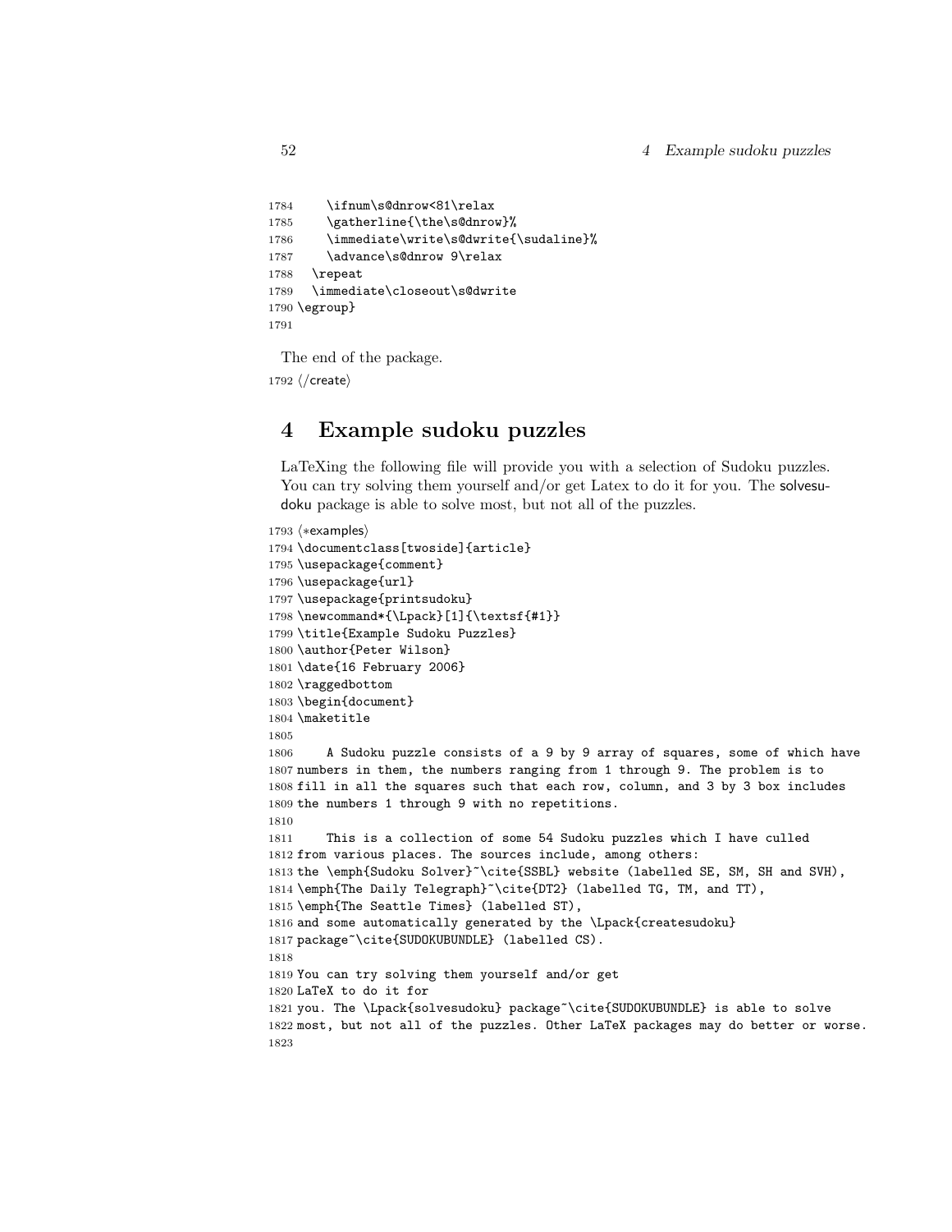```
1784     \ifnum\s@dnrow<81\relax
1785     \gatherline{\the\s@dnrow}%
1786     \immediate\write\s@dwrite{\sudaline}%
1787     \advance\s@dnrow 9\relax
1788   \repeat
1789   \immediate\closeout\s@dwrite
1790 \egroup}
1791
```

The end of the package.

1792 ⟨/create⟩

# 4 Example sudoku puzzles

LaTeXing the following file will provide you with a selection of Sudoku puzzles. You can try solving them yourself and/or get Latex to do it for you. The solvesudoku package is able to solve most, but not all of the puzzles.

```
1793 ⟨*examples⟩
1794 \documentclass[twoside]{article}
1795 \usepackage{comment}
1796 \usepackage{url}
1797 \usepackage{printsudoku}
1798 \newcommand*{\Lpack}[1]{\textsf{#1}}
1799 \title{Example Sudoku Puzzles}
1800 \author{Peter Wilson}
1801 \date{16 February 2006}
1802 \raggedbottom
1803 \begin{document}
1804 \maketitle
1805
1806     A Sudoku puzzle consists of a 9 by 9 array of squares, some of which have
1807 numbers in them, the numbers ranging from 1 through 9. The problem is to
1808 fill in all the squares such that each row, column, and 3 by 3 box includes
1809 the numbers 1 through 9 with no repetitions.
1810
1811     This is a collection of some 54 Sudoku puzzles which I have culled
1812 from various places. The sources include, among others:
1813 the \emph{Sudoku Solver}~\cite{SSBL} website (labelled SE, SM, SH and SVH),
1814 \emph{The Daily Telegraph}~\cite{DT2} (labelled TG, TM, and TT),
1815 \emph{The Seattle Times} (labelled ST),
1816 and some automatically generated by the \Lpack{createsudoku}
1817 package~\cite{SUDOKUBUNDLE} (labelled CS).
1818
1819 You can try solving them yourself and/or get
1820 LaTeX to do it for
1821 you. The \Lpack{solvesudoku} package~\cite{SUDOKUBUNDLE} is able to solve
1822 most, but not all of the puzzles. Other LaTeX packages may do better or worse.
1823
```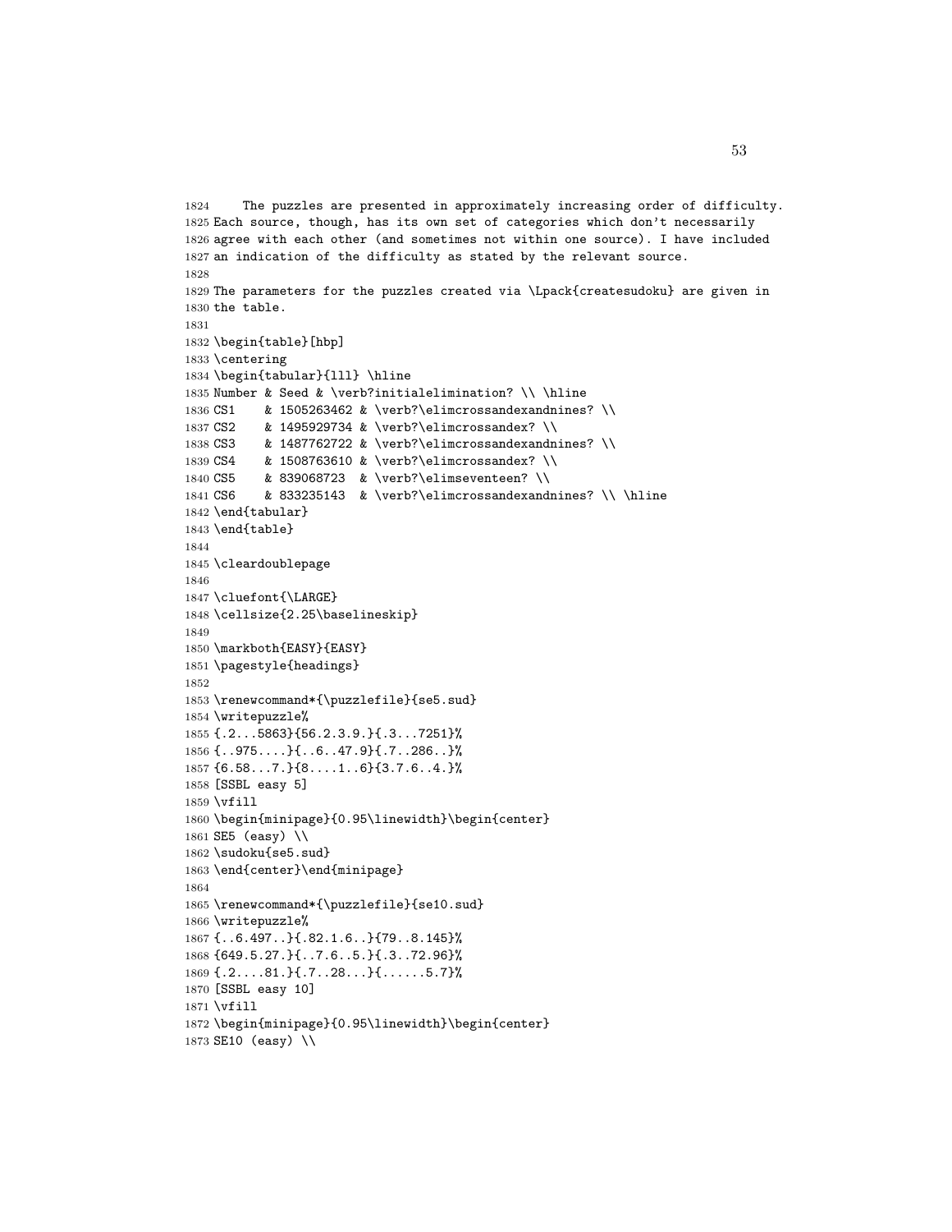```
1824     The puzzles are presented in approximately increasing order of difficulty.
1825 Each source, though, has its own set of categories which don't necessarily
1826 agree with each other (and sometimes not within one source). I have included
1827 an indication of the difficulty as stated by the relevant source.
1828
1829 The parameters for the puzzles created via \Lpack{createsudoku} are given in
1830 the table.
1831
1832 \begin{table}[hbp]
1833 \centering
1834 \begin{tabular}{lll} \hline
1835 Number & Seed & \verb?initialelimination? \\ \hline
1836 CS1    & 1505263462 & \verb?\elimcrossandexandnines? \\
1837 CS2    & 1495929734 & \verb?\elimcrossandex? \\
1838 CS3    & 1487762722 & \verb?\elimcrossandexandnines? \\
1839 CS4    & 1508763610 & \verb?\elimcrossandex? \\
1840 CS5    & 839068723  & \verb?\elimseventeen? \\
1841 CS6    & 833235143  & \verb?\elimcrossandexandnines? \\ \hline
1842 \end{tabular}
1843 \end{table}
1844
1845 \cleardoublepage
1846
1847 \cluefont{\LARGE}
1848 \cellsize{2.25\baselineskip}
1849
1850 \markboth{EASY}{EASY}
1851 \pagestyle{headings}
1852
1853 \renewcommand*{\puzzlefile}{se5.sud}
1854 \writepuzzle%
1855 {.2...5863}{56.2.3.9.}{.3...7251}%
1856 {..975....}{..6..47.9}{.7..286..}%
1857 {6.58...7.}{8....1..6}{3.7.6..4.}%
1858 [SSBL easy 5]
1859 \vfill
1860 \begin{minipage}{0.95\linewidth}\begin{center}
1861 SE5 (easy) \\
1862 \sudoku{se5.sud}
1863 \end{center}\end{minipage}
1864
1865 \renewcommand*{\puzzlefile}{se10.sud}
1866 \writepuzzle%
1867 {..6.497..}{.82.1.6..}{79..8.145}%
1868 {649.5.27.}{..7.6..5.}{.3..72.96}%
1869 {.2....81.}{.7..28...}{......5.7}%
1870 [SSBL easy 10]
1871 \vfill
1872 \begin{minipage}{0.95\linewidth}\begin{center}
1873 SE10 (easy) \\
```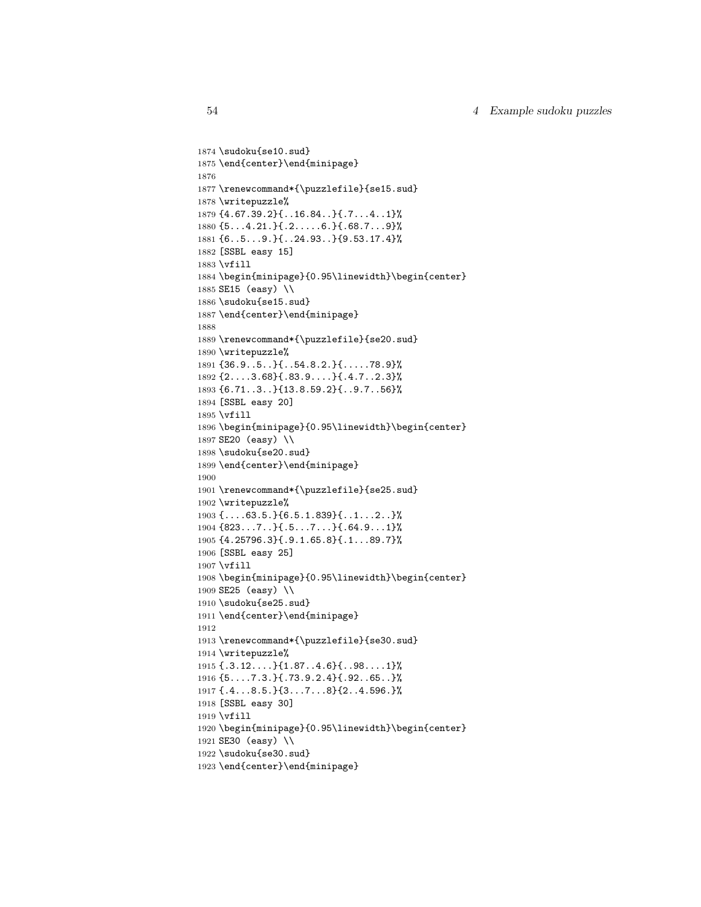```
1874 \sudoku{se10.sud}
1875 \end{center}\end{minipage}
1876
1877 \renewcommand*{\puzzlefile}{se15.sud}
1878 \writepuzzle%
1879 {4.67.39.2}{..16.84..}{.7...4..1}%
1880 {5...4.21.}{.2.....6.}{.68.7...9}%
1881 {6..5...9.}{..24.93..}{9.53.17.4}%
1882 [SSBL easy 15]
1883 \vfill
1884 \begin{minipage}{0.95\linewidth}\begin{center}
1885 SE15 (easy) \\
1886 \sudoku{se15.sud}
1887 \end{center}\end{minipage}
1888
1889 \renewcommand*{\puzzlefile}{se20.sud}
1890 \writepuzzle%
1891 {36.9..5..}{..54.8.2.}{.....78.9}%
1892 {2....3.68}{.83.9....}{.4.7..2.3}%
1893 {6.71..3..}{13.8.59.2}{..9.7..56}%
1894 [SSBL easy 20]
1895 \vfill
1896 \begin{minipage}{0.95\linewidth}\begin{center}
1897 SE20 (easy) \\
1898 \sudoku{se20.sud}
1899 \end{center}\end{minipage}
1900
1901 \renewcommand*{\puzzlefile}{se25.sud}
1902 \writepuzzle%
1903 {....63.5.}{6.5.1.839}{..1...2..}%
1904 {823...7..}{.5...7...}{.64.9...1}%
1905 {4.25796.3}{.9.1.65.8}{.1...89.7}%
1906 [SSBL easy 25]
1907 \vfill
1908 \begin{minipage}{0.95\linewidth}\begin{center}
1909 SE25 (easy) \\
1910 \sudoku{se25.sud}
1911 \end{center}\end{minipage}
1912
1913 \renewcommand*{\puzzlefile}{se30.sud}
1914 \writepuzzle%
1915 {.3.12....}{1.87..4.6}{..98....1}%
1916 {5....7.3.}{.73.9.2.4}{.92..65..}%
1917 {.4...8.5.}{3...7...8}{2..4.596.}%
1918 [SSBL easy 30]
1919 \vfill
1920 \begin{minipage}{0.95\linewidth}\begin{center}
1921 SE30 (easy) \\
1922 \sudoku{se30.sud}
1923 \end{center}\end{minipage}
```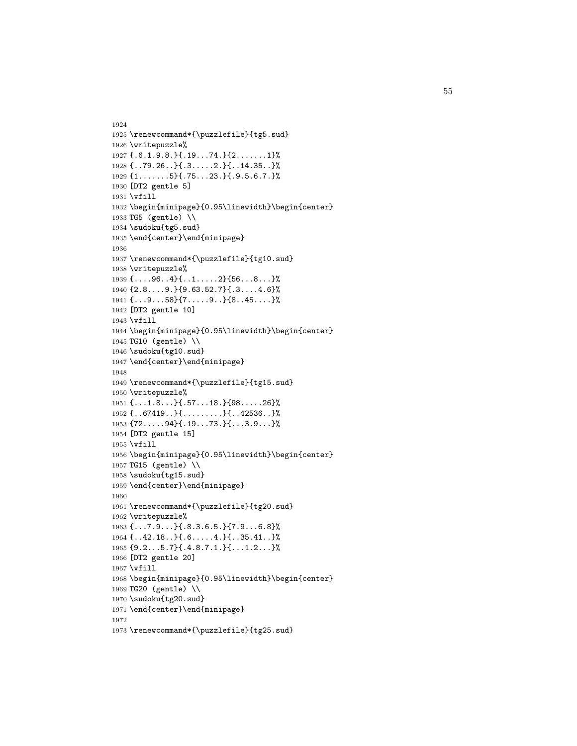```
1924
1925 \renewcommand*{\puzzlefile}{tg5.sud}
1926 \writepuzzle%
1927 {.6.1.9.8.}{.19...74.}{2.......1}%
1928 {..79.26..}{.3.....2.}{..14.35..}%
1929 {1.......5}{.75...23.}{.9.5.6.7.}%
1930 [DT2 gentle 5]
1931 \vfill
1932 \begin{minipage}{0.95\linewidth}\begin{center}
1933 TG5 (gentle) \\
1934 \sudoku{tg5.sud}
1935 \end{center}\end{minipage}
1936
1937 \renewcommand*{\puzzlefile}{tg10.sud}
1938 \writepuzzle%
1939 {....96..4}{..1.....2}{56...8...}%
1940 {2.8....9.}{9.63.52.7}{.3....4.6}%
1941 {...9...58}{7.....9..}{8..45....}%
1942 [DT2 gentle 10]
1943 \vfill
1944 \begin{minipage}{0.95\linewidth}\begin{center}
1945 TG10 (gentle) \\
1946 \sudoku{tg10.sud}
1947 \end{center}\end{minipage}
1948
1949 \renewcommand*{\puzzlefile}{tg15.sud}
1950 \writepuzzle%
1951 {...1.8...}{.57...18.}{98.....26}%
1952 {..67419..}{.........}{..42536..}%
1953 {72.....94}{.19...73.}{...3.9...}%
1954 [DT2 gentle 15]
1955 \vfill
1956 \begin{minipage}{0.95\linewidth}\begin{center}
1957 TG15 (gentle) \\
1958 \sudoku{tg15.sud}
1959 \end{center}\end{minipage}
1960
1961 \renewcommand*{\puzzlefile}{tg20.sud}
1962 \writepuzzle%
1963 {...7.9...}{.8.3.6.5.}{7.9...6.8}%
1964 {..42.18..}{.6.....4.}{..35.41..}%
1965 {9.2...5.7}{.4.8.7.1.}{...1.2...}%
1966 [DT2 gentle 20]
1967 \vfill
1968 \begin{minipage}{0.95\linewidth}\begin{center}
1969 TG20 (gentle) \\
1970 \sudoku{tg20.sud}
1971 \end{center}\end{minipage}
1972
1973 \renewcommand*{\puzzlefile}{tg25.sud}
```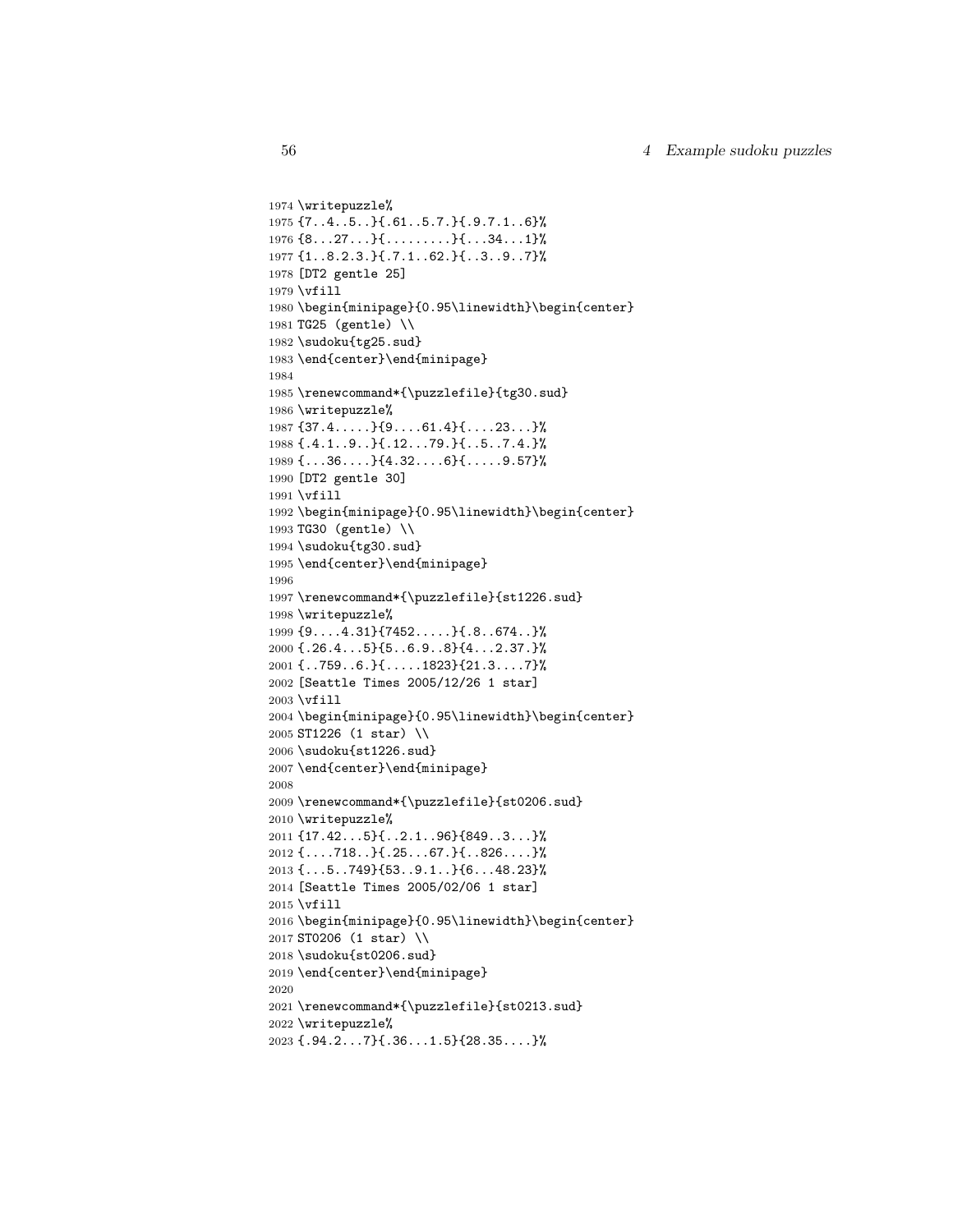```
1974 \writepuzzle%
1975 {7..4..5..}{.61..5.7.}{.9.7.1..6}%
1976 {8...27...}{.........}{...34...1}%
1977 {1..8.2.3.}{.7.1..62.}{..3..9..7}%
1978 [DT2 gentle 25]
1979 \vfill
1980 \begin{minipage}{0.95\linewidth}\begin{center}
1981 TG25 (gentle) \\
1982 \sudoku{tg25.sud}
1983 \end{center}\end{minipage}
1984
1985 \renewcommand*{\puzzlefile}{tg30.sud}
1986 \writepuzzle%
1987 {37.4.....}{9....61.4}{....23...}%
1988 {.4.1..9..}{.12...79.}{..5..7.4.}%
1989 {...36....}{4.32....6}{.....9.57}%
1990 [DT2 gentle 30]
1991 \vfill
1992 \begin{minipage}{0.95\linewidth}\begin{center}
1993 TG30 (gentle) \\
1994 \sudoku{tg30.sud}
1995 \end{center}\end{minipage}
1996
1997 \renewcommand*{\puzzlefile}{st1226.sud}
1998 \writepuzzle%
1999 {9....4.31}{7452.....}{.8..674..}%
2000 {.26.4...5}{5..6.9..8}{4...2.37.}%
2001 {..759..6.}{.....1823}{21.3....7}%
2002 [Seattle Times 2005/12/26 1 star]
2003 \vfill
2004 \begin{minipage}{0.95\linewidth}\begin{center}
2005 ST1226 (1 star) \\
2006 \sudoku{st1226.sud}
2007 \end{center}\end{minipage}
2008
2009 \renewcommand*{\puzzlefile}{st0206.sud}
2010 \writepuzzle%
2011 {17.42...5}{..2.1..96}{849..3...}%
2012 {....718..}{.25...67.}{..826....}%
2013 {...5..749}{53..9.1..}{6...48.23}%
2014 [Seattle Times 2005/02/06 1 star]
2015 \vfill
2016 \begin{minipage}{0.95\linewidth}\begin{center}
2017 ST0206 (1 star) \\
2018 \sudoku{st0206.sud}
2019 \end{center}\end{minipage}
2020
2021 \renewcommand*{\puzzlefile}{st0213.sud}
2022 \writepuzzle%
2023 {.94.2...7}{.36...1.5}{28.35....}%
```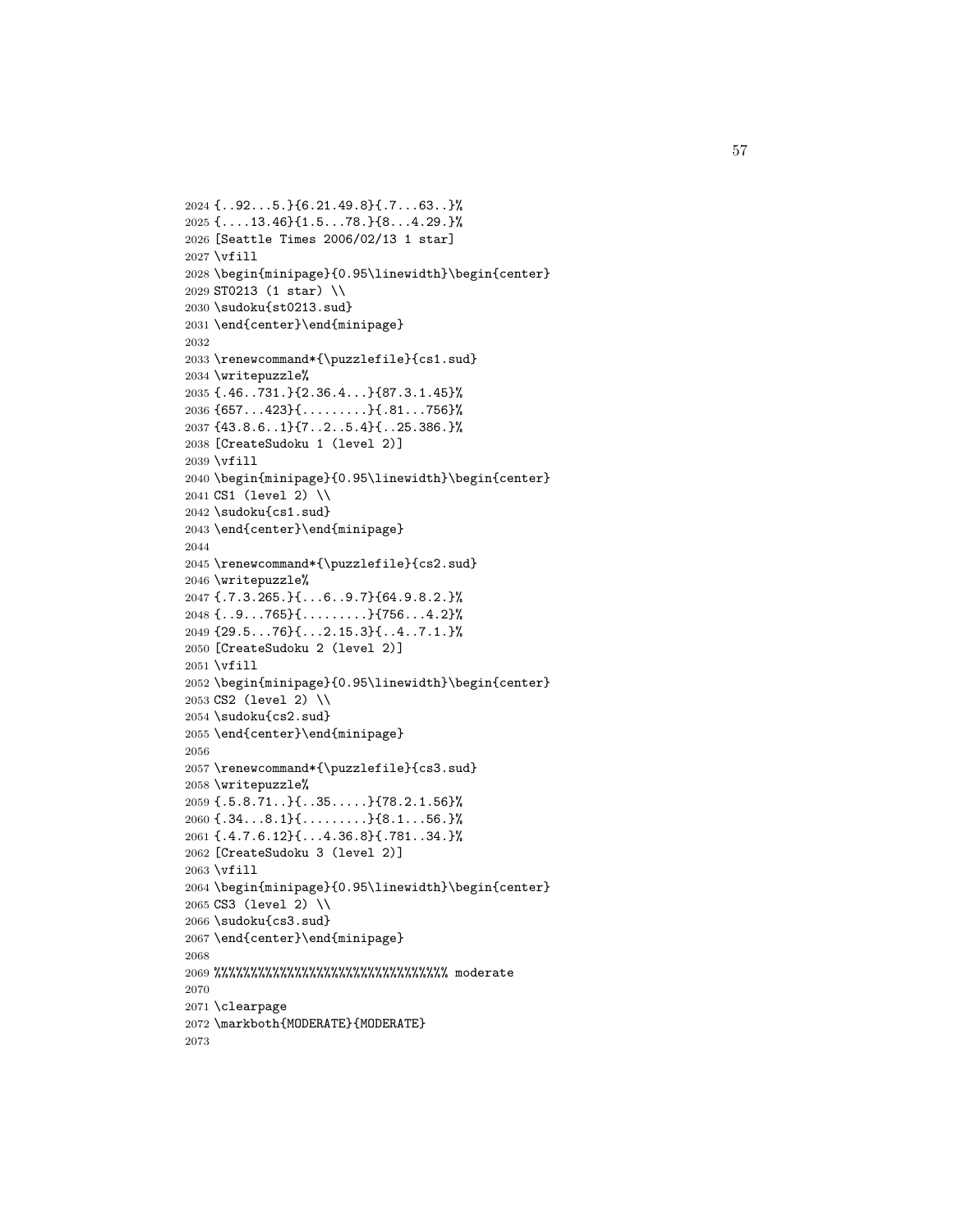```
2024 {..92...5.}{6.21.49.8}{.7...63..}%
2025 {....13.46}{1.5...78.}{8...4.29.}%
2026 [Seattle Times 2006/02/13 1 star]
2027 \vfill
2028 \begin{minipage}{0.95\linewidth}\begin{center}
2029 ST0213 (1 star) \\
2030 \sudoku{st0213.sud}
2031 \end{center}\end{minipage}
2032
2033 \renewcommand*{\puzzlefile}{cs1.sud}
2034 \writepuzzle%
2035 {.46..731.}{2.36.4...}{87.3.1.45}%
2036 {657...423}{.........}{.81...756}%
2037 {43.8.6..1}{7..2..5.4}{..25.386.}%
2038 [CreateSudoku 1 (level 2)]
2039 \vfill
2040 \begin{minipage}{0.95\linewidth}\begin{center}
2041 CS1 (level 2) \\
2042 \sudoku{cs1.sud}
2043 \end{center}\end{minipage}
2044
2045 \renewcommand*{\puzzlefile}{cs2.sud}
2046 \writepuzzle%
2047 {.7.3.265.}{...6..9.7}{64.9.8.2.}%
2048 {..9...765}{.........}{756...4.2}%
2049 {29.5...76}{...2.15.3}{..4..7.1.}%
2050 [CreateSudoku 2 (level 2)]
2051 \vfill
2052 \begin{minipage}{0.95\linewidth}\begin{center}
2053 CS2 (level 2) \\
2054 \sudoku{cs2.sud}
2055 \end{center}\end{minipage}
2056
2057 \renewcommand*{\puzzlefile}{cs3.sud}
2058 \writepuzzle%
2059 {.5.8.71..}{..35.....}{78.2.1.56}%
2060 {.34...8.1}{.........}{8.1...56.}%
2061 {.4.7.6.12}{...4.36.8}{.781..34.}%
2062 [CreateSudoku 3 (level 2)]
2063 \vfill
2064 \begin{minipage}{0.95\linewidth}\begin{center}
2065 CS3 (level 2) \\
2066 \sudoku{cs3.sud}
2067 \end{center}\end{minipage}
2068
2069 %%%%%%%%%%%%%%%%%%%%%%%%%%%%%%%%% moderate
2070
2071 \clearpage
2072 \markboth{MODERATE}{MODERATE}
2073
```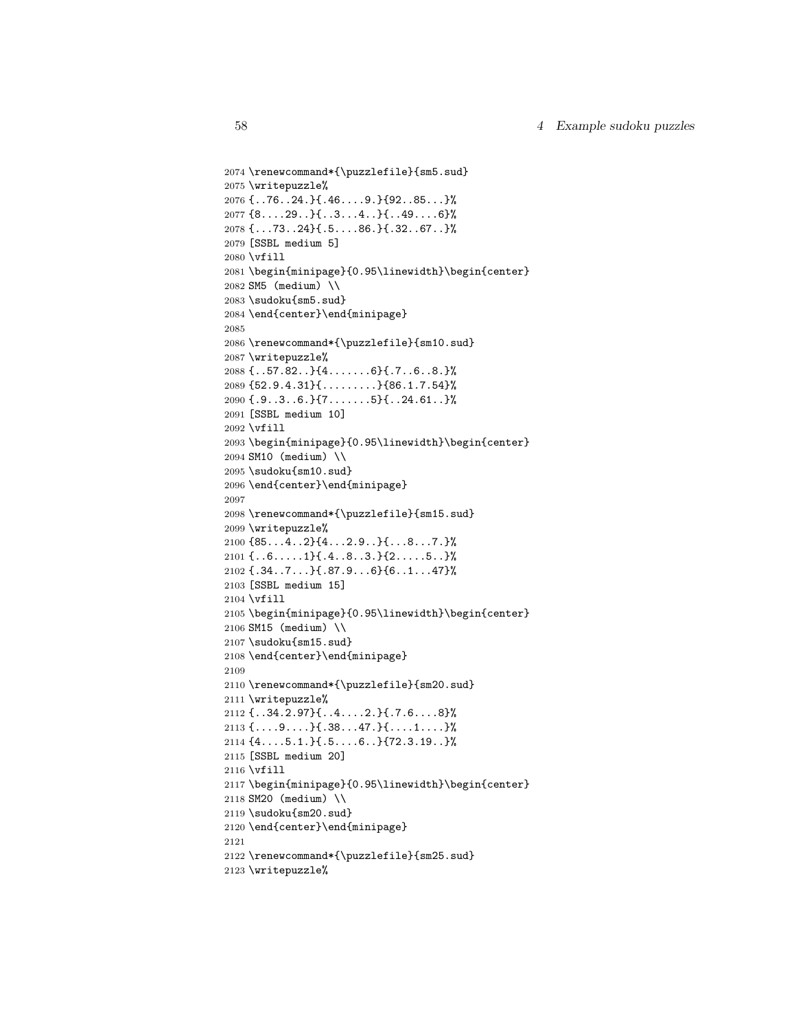```
2074 \renewcommand*{\puzzlefile}{sm5.sud}
2075 \writepuzzle%
2076 {..76..24.}{.46....9.}{92..85...}%
2077 {8....29..}{..3...4..}{..49....6}%
2078 {...73..24}{.5....86.}{.32..67..}%
2079 [SSBL medium 5]
2080 \vfill
2081 \begin{minipage}{0.95\linewidth}\begin{center}
2082 SM5 (medium) \\
2083 \sudoku{sm5.sud}
2084 \end{center}\end{minipage}
2085
2086 \renewcommand*{\puzzlefile}{sm10.sud}
2087 \writepuzzle%
2088 {..57.82..}{4.......6}{.7..6..8.}%
2089 {52.9.4.31}{.........}{86.1.7.54}%
2090 {.9..3..6.}{7.......5}{..24.61..}%
2091 [SSBL medium 10]
2092 \vfill
2093 \begin{minipage}{0.95\linewidth}\begin{center}
2094 SM10 (medium) \\
2095 \sudoku{sm10.sud}
2096 \end{center}\end{minipage}
2097
2098 \renewcommand*{\puzzlefile}{sm15.sud}
2099 \writepuzzle%
2100 {85...4..2}{4...2.9..}{...8...7.}%
2101 {..6.....1}{.4..8..3.}{2.....5..}%
2102 {.34..7...}{.87.9...6}{6..1...47}%
2103 [SSBL medium 15]
2104 \vfill
2105 \begin{minipage}{0.95\linewidth}\begin{center}
2106 SM15 (medium) \\
2107 \sudoku{sm15.sud}
2108 \end{center}\end{minipage}
2109
2110 \renewcommand*{\puzzlefile}{sm20.sud}
2111 \writepuzzle%
2112 {..34.2.97}{..4....2.}{.7.6....8}%
2113 {....9....}{.38...47.}{....1....}%
2114 {4....5.1.}{.5....6..}{72.3.19..}%
2115 [SSBL medium 20]
2116 \vfill
2117 \begin{minipage}{0.95\linewidth}\begin{center}
2118 SM20 (medium) \\
2119 \sudoku{sm20.sud}
2120 \end{center}\end{minipage}
2121
2122 \renewcommand*{\puzzlefile}{sm25.sud}
2123 \writepuzzle%
```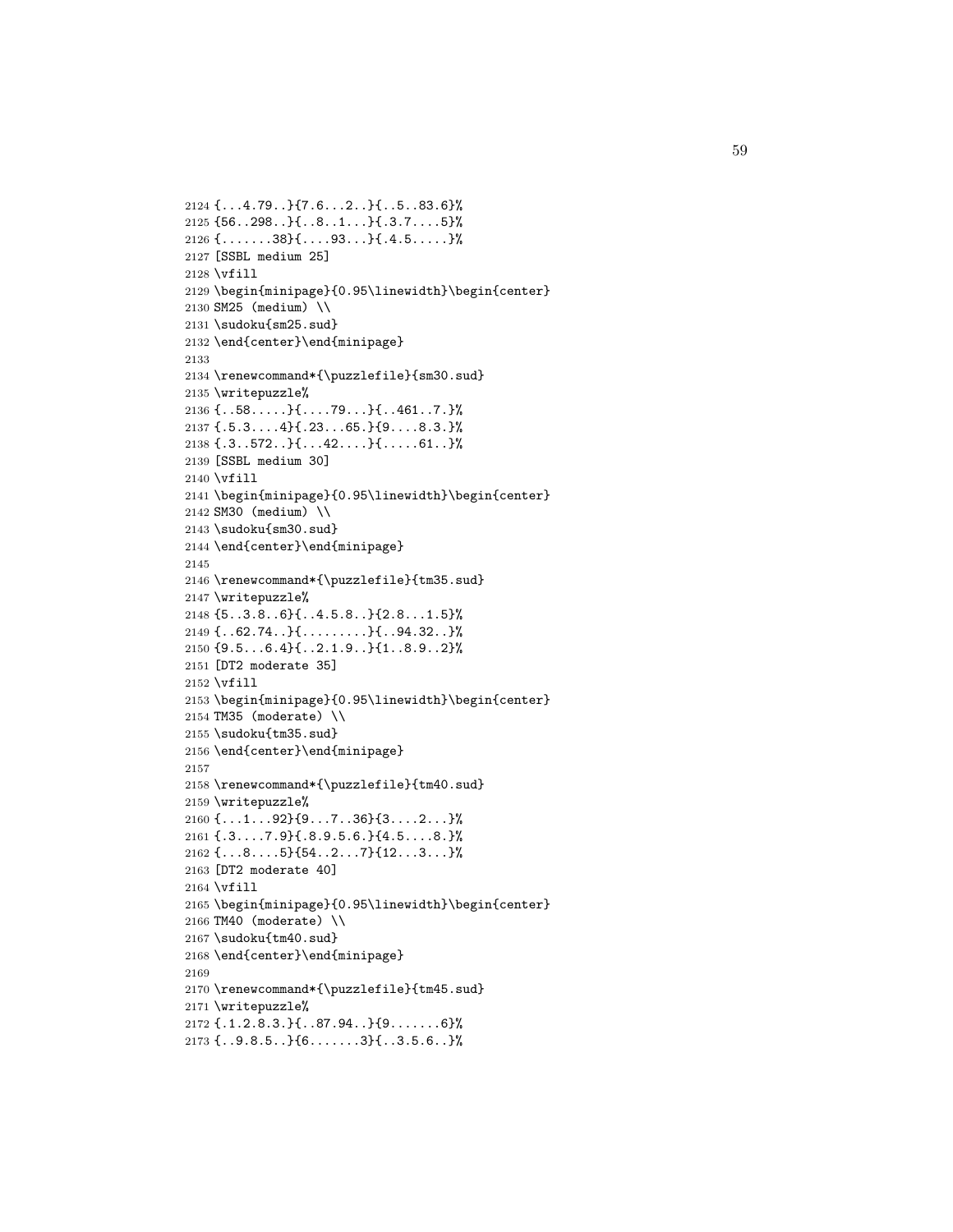```
2124 {...4.79..}{7.6...2..}{..5..83.6}%
2125 {56..298..}{..8..1...}{.3.7....5}%
2126 {.......38}{....93...}{.4.5.....}%
2127 [SSBL medium 25]
2128 \vfill
2129 \begin{minipage}{0.95\linewidth}\begin{center}
2130 SM25 (medium) \\
2131 \sudoku{sm25.sud}
2132 \end{center}\end{minipage}
2133
2134 \renewcommand*{\puzzlefile}{sm30.sud}
2135 \writepuzzle%
2136 {..58.....}{....79...}{..461..7.}%
2137 {.5.3....4}{.23...65.}{9....8.3.}%
2138 {.3..572..}{...42....}{.....61..}%
2139 [SSBL medium 30]
2140 \vfill
2141 \begin{minipage}{0.95\linewidth}\begin{center}
2142 SM30 (medium) \\
2143 \sudoku{sm30.sud}
2144 \end{center}\end{minipage}
2145
2146 \renewcommand*{\puzzlefile}{tm35.sud}
2147 \writepuzzle%
2148 {5..3.8..6}{..4.5.8..}{2.8...1.5}%
2149 {..62.74..}{.........}{..94.32..}%
2150 {9.5...6.4}{..2.1.9..}{1..8.9..2}%
2151 [DT2 moderate 35]
2152 \vfill
2153 \begin{minipage}{0.95\linewidth}\begin{center}
2154 TM35 (moderate) \\
2155 \sudoku{tm35.sud}
2156 \end{center}\end{minipage}
2157
2158 \renewcommand*{\puzzlefile}{tm40.sud}
2159 \writepuzzle%
2160 {...1...92}{9...7..36}{3....2...}%
2161 {.3....7.9}{.8.9.5.6.}{4.5....8.}%
2162 {...8....5}{54..2...7}{12...3...}%
2163 [DT2 moderate 40]
2164 \vfill
2165 \begin{minipage}{0.95\linewidth}\begin{center}
2166 TM40 (moderate) \\
2167 \sudoku{tm40.sud}
2168 \end{center}\end{minipage}
2169
2170 \renewcommand*{\puzzlefile}{tm45.sud}
2171 \writepuzzle%
2172 {.1.2.8.3.}{..87.94..}{9.......6}%
2173 {..9.8.5..}{6.......3}{..3.5.6..}%
```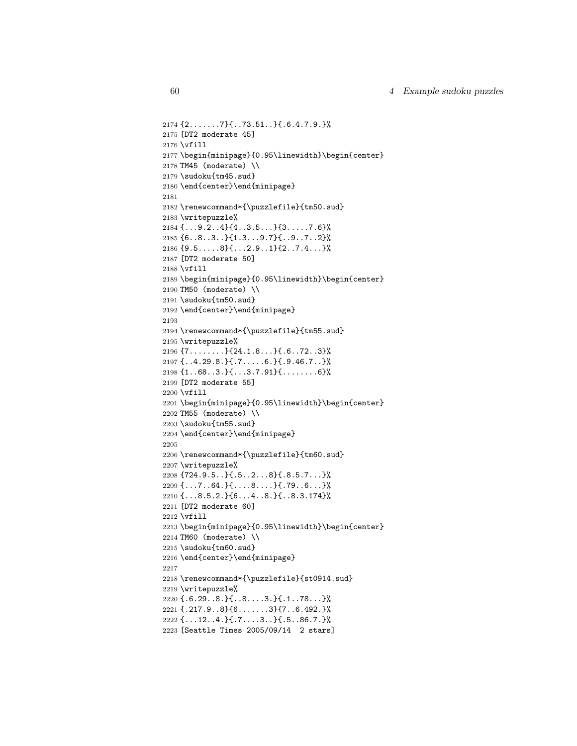```
2174 {2.......7}{..73.51..}{.6.4.7.9.}%
2175 [DT2 moderate 45]
2176 \vfill
2177 \begin{minipage}{0.95\linewidth}\begin{center}
2178 TM45 (moderate) \\
2179 \sudoku{tm45.sud}
2180 \end{center}\end{minipage}
2181
2182 \renewcommand*{\puzzlefile}{tm50.sud}
2183 \writepuzzle%
2184 {...9.2..4}{4..3.5...}{3.....7.6}%
2185 {6..8..3..}{1.3...9.7}{..9..7..2}%
2186 {9.5.....8}{...2.9..1}{2..7.4...}%
2187 [DT2 moderate 50]
2188 \vfill
2189 \begin{minipage}{0.95\linewidth}\begin{center}
2190 TM50 (moderate) \\
2191 \sudoku{tm50.sud}
2192 \end{center}\end{minipage}
2193
2194 \renewcommand*{\puzzlefile}{tm55.sud}
2195 \writepuzzle%
2196 {7........}{24.1.8...}{.6..72..3}%
2197 {..4.29.8.}{.7.....6.}{.9.46.7..}%
2198 {1..68..3.}{...3.7.91}{........6}%
2199 [DT2 moderate 55]
2200 \vfill
2201 \begin{minipage}{0.95\linewidth}\begin{center}
2202 TM55 (moderate) \\
2203 \sudoku{tm55.sud}
2204 \end{center}\end{minipage}
2205
2206 \renewcommand*{\puzzlefile}{tm60.sud}
2207 \writepuzzle%
2208 {724.9.5..}{.5..2...8}{.8.5.7...}%
2209 {...7..64.}{....8....}{.79..6...}%
2210 {...8.5.2.}{6...4..8.}{..8.3.174}%
2211 [DT2 moderate 60]
2212 \vfill
2213 \begin{minipage}{0.95\linewidth}\begin{center}
2214 TM60 (moderate) \\
2215 \sudoku{tm60.sud}
2216 \end{center}\end{minipage}
2217
2218 \renewcommand*{\puzzlefile}{st0914.sud}
2219 \writepuzzle%
2220 {.6.29..8.}{..8....3.}{.1..78...}%
2221 {.217.9..8}{6.......3}{7..6.492.}%
2222 {...12..4.}{.7....3..}{.5..86.7.}%
2223 [Seattle Times 2005/09/14  2 stars]
```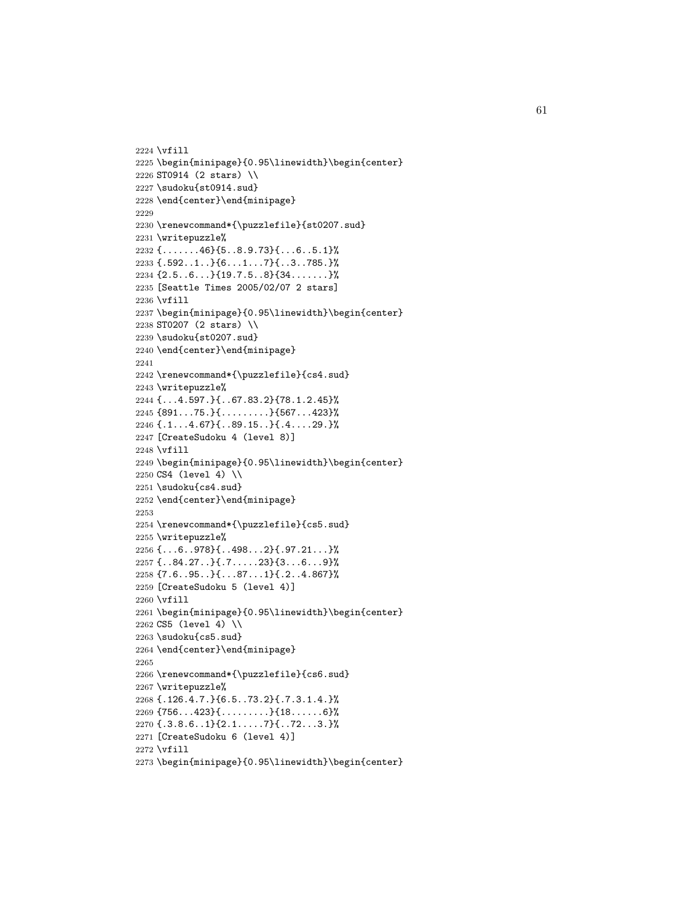```
2224 \vfill
2225 \begin{minipage}{0.95\linewidth}\begin{center}
2226 ST0914 (2 stars) \\
2227 \sudoku{st0914.sud}
2228 \end{center}\end{minipage}
2229
2230 \renewcommand*{\puzzlefile}{st0207.sud}
2231 \writepuzzle%
2232 {.......46}{5..8.9.73}{...6..5.1}%
2233 {.592..1..}{6...1...7}{..3..785.}%
2234 {2.5..6...}{19.7.5..8}{34.......}%
2235 [Seattle Times 2005/02/07 2 stars]
2236 \vfill
2237 \begin{minipage}{0.95\linewidth}\begin{center}
2238 ST0207 (2 stars) \\
2239 \sudoku{st0207.sud}
2240 \end{center}\end{minipage}
2241
2242 \renewcommand*{\puzzlefile}{cs4.sud}
2243 \writepuzzle%
2244 {...4.597.}{..67.83.2}{78.1.2.45}%
2245 {891...75.}{.........}{567...423}%
2246 {.1...4.67}{..89.15..}{.4....29.}%
2247 [CreateSudoku 4 (level 8)]
2248 \vfill
2249 \begin{minipage}{0.95\linewidth}\begin{center}
2250 CS4 (level 4) \\
2251 \sudoku{cs4.sud}
2252 \end{center}\end{minipage}
2253
2254 \renewcommand*{\puzzlefile}{cs5.sud}
2255 \writepuzzle%
2256 {...6..978}{..498...2}{.97.21...}%
2257 {..84.27..}{.7.....23}{3...6...9}%
2258 {7.6..95..}{...87...1}{.2..4.867}%
2259 [CreateSudoku 5 (level 4)]
2260 \vfill
2261 \begin{minipage}{0.95\linewidth}\begin{center}
2262 CS5 (level 4) \\
2263 \sudoku{cs5.sud}
2264 \end{center}\end{minipage}
2265
2266 \renewcommand*{\puzzlefile}{cs6.sud}
2267 \writepuzzle%
2268 {.126.4.7.}{6.5..73.2}{.7.3.1.4.}%
2269 {756...423}{.........}{18......6}%
2270 {.3.8.6..1}{2.1.....7}{..72...3.}%
2271 [CreateSudoku 6 (level 4)]
2272 \vfill
2273 \begin{minipage}{0.95\linewidth}\begin{center}
```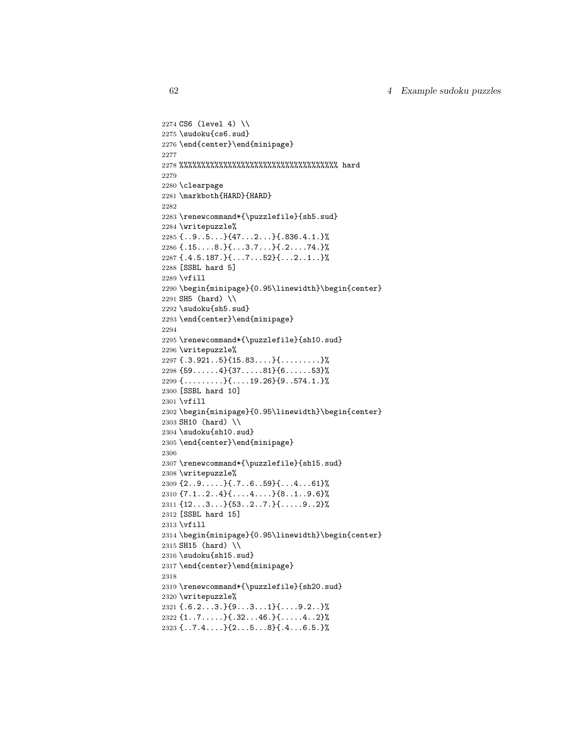```
2274 CS6 (level 4) \\
2275 \sudoku{cs6.sud}
2276 \end{center}\end{minipage}
2277
2278 %%%%%%%%%%%%%%%%%%%%%%%%%%%%%%%%%%%% hard
2279
2280 \clearpage
2281 \markboth{HARD}{HARD}
2282
2283 \renewcommand*{\puzzlefile}{sh5.sud}
2284 \writepuzzle%
2285 {..9..5...}{47...2...}{.836.4.1.}%
2286 {.15....8.}{...3.7...}{.2....74.}%
2287 {.4.5.187.}{...7...52}{...2..1..}%
2288 [SSBL hard 5]
2289 \vfill
2290 \begin{minipage}{0.95\linewidth}\begin{center}
2291 SH5 (hard) \\
2292 \sudoku{sh5.sud}
2293 \end{center}\end{minipage}
2294
2295 \renewcommand*{\puzzlefile}{sh10.sud}
2296 \writepuzzle%
2297 {.3.921..5}{15.83....}{.........}%
2298 {59......4}{37.....81}{6......53}%
2299 {.........}{....19.26}{9..574.1.}%
2300 [SSBL hard 10]
2301 \vfill
2302 \begin{minipage}{0.95\linewidth}\begin{center}
2303 SH10 (hard) \\
2304 \sudoku{sh10.sud}
2305 \end{center}\end{minipage}
2306
2307 \renewcommand*{\puzzlefile}{sh15.sud}
2308 \writepuzzle%
2309 {2..9.....}{.7..6..59}{...4...61}%
2310 {7.1..2..4}{....4....}{8..1..9.6}%
2311 {12...3...}{53..2..7.}{.....9..2}%
2312 [SSBL hard 15]
2313 \vfill
2314 \begin{minipage}{0.95\linewidth}\begin{center}
2315 SH15 (hard) \\
2316 \sudoku{sh15.sud}
2317 \end{center}\end{minipage}
2318
2319 \renewcommand*{\puzzlefile}{sh20.sud}
2320 \writepuzzle%
2321 {.6.2...3.}{9...3...1}{....9.2..}%
2322 {1..7.....}{.32...46.}{.....4..2}%
2323 {..7.4....}{2...5...8}{.4...6.5.}%
```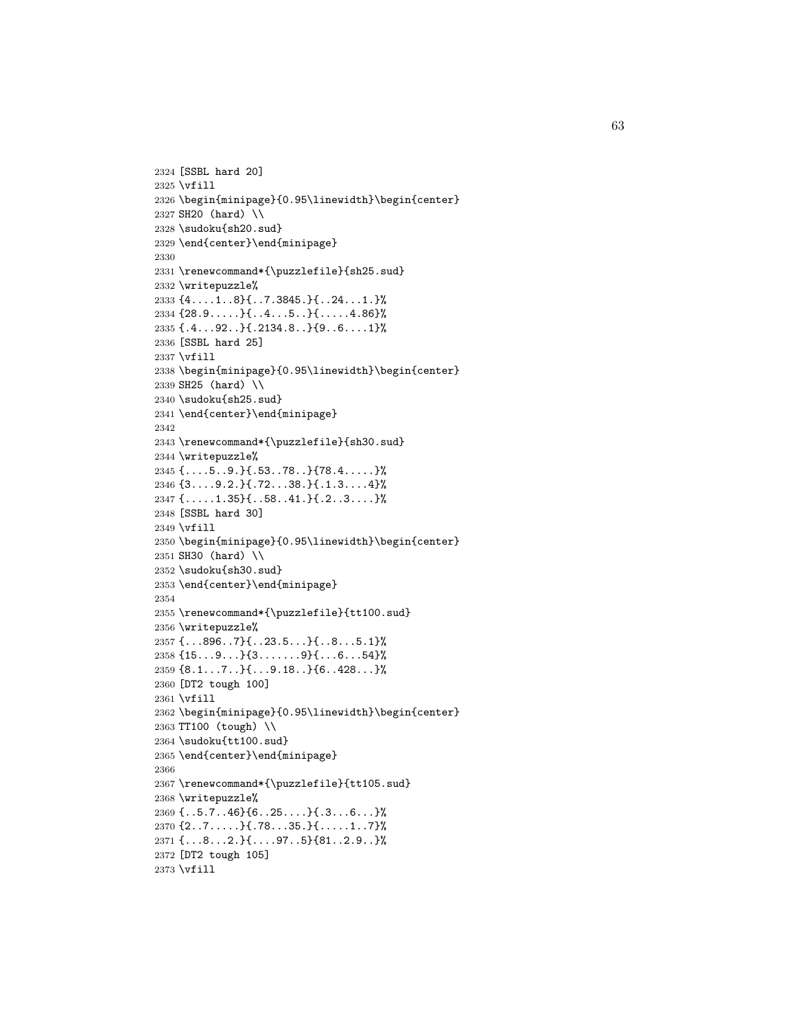```
2324 [SSBL hard 20]
2325 \vfill
2326 \begin{minipage}{0.95\linewidth}\begin{center}
2327 SH20 (hard) \\
2328 \sudoku{sh20.sud}
2329 \end{center}\end{minipage}
2330
2331 \renewcommand*{\puzzlefile}{sh25.sud}
2332 \writepuzzle%
2333 {4....1..8}{..7.3845.}{..24...1.}%
2334 {28.9.....}{..4...5..}{.....4.86}%
2335 {.4...92..}{.2134.8..}{9..6....1}%
2336 [SSBL hard 25]
2337 \vfill
2338 \begin{minipage}{0.95\linewidth}\begin{center}
2339 SH25 (hard) \\
2340 \sudoku{sh25.sud}
2341 \end{center}\end{minipage}
2342
2343 \renewcommand*{\puzzlefile}{sh30.sud}
2344 \writepuzzle%
2345 {....5..9.}{.53..78..}{78.4.....}%
2346 {3....9.2.}{.72...38.}{.1.3....4}%
2347 {.....1.35}{..58..41.}{.2..3....}%
2348 [SSBL hard 30]
2349 \vfill
2350 \begin{minipage}{0.95\linewidth}\begin{center}
2351 SH30 (hard) \\
2352 \sudoku{sh30.sud}
2353 \end{center}\end{minipage}
2354
2355 \renewcommand*{\puzzlefile}{tt100.sud}
2356 \writepuzzle%
2357 {...896..7}{..23.5...}{..8...5.1}%
2358 {15...9...}{3.......9}{...6...54}%
2359 {8.1...7..}{...9.18..}{6..428...}%
2360 [DT2 tough 100]
2361 \vfill
2362 \begin{minipage}{0.95\linewidth}\begin{center}
2363 TT100 (tough) \\
2364 \sudoku{tt100.sud}
2365 \end{center}\end{minipage}
2366
2367 \renewcommand*{\puzzlefile}{tt105.sud}
2368 \writepuzzle%
2369 {..5.7..46}{6..25....}{.3...6...}%
2370 {2..7.....}{.78...35.}{.....1..7}%
2371 {...8...2.}{....97..5}{81..2.9..}%
2372 [DT2 tough 105]
2373 \vfill
```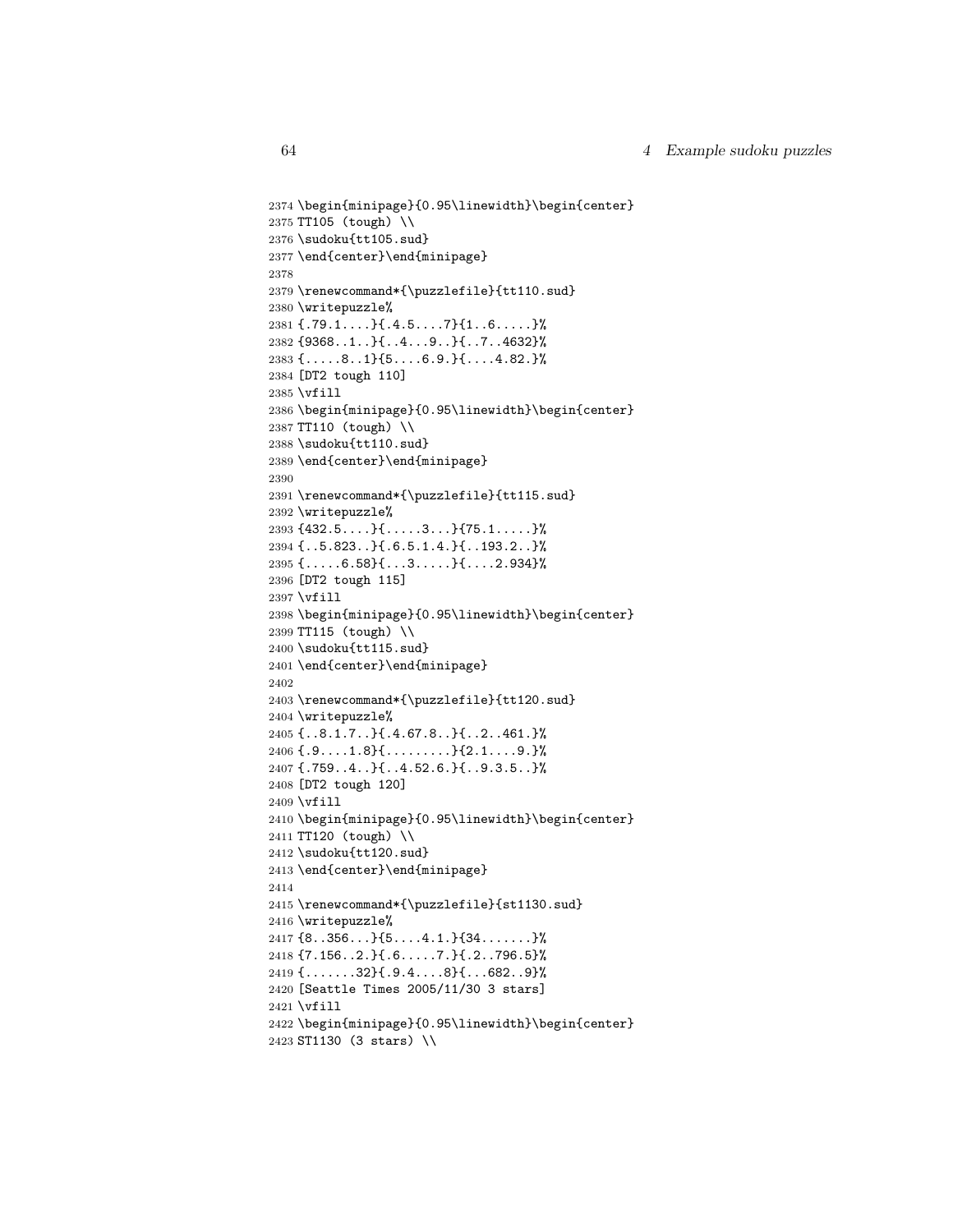```
2374 \begin{minipage}{0.95\linewidth}\begin{center}
2375 TT105 (tough) \\
2376 \sudoku{tt105.sud}
2377 \end{center}\end{minipage}
2378
2379 \renewcommand*{\puzzlefile}{tt110.sud}
2380 \writepuzzle%
2381 {.79.1....}{.4.5....7}{1..6.....}%
2382 {9368..1..}{..4...9..}{..7..4632}%
2383 {.....8..1}{5....6.9.}{....4.82.}%
2384 [DT2 tough 110]
2385 \vfill
2386 \begin{minipage}{0.95\linewidth}\begin{center}
2387 TT110 (tough) \\
2388 \sudoku{tt110.sud}
2389 \end{center}\end{minipage}
2390
2391 \renewcommand*{\puzzlefile}{tt115.sud}
2392 \writepuzzle%
2393 {432.5....}{.....3...}{75.1.....}%
2394 {..5.823..}{.6.5.1.4.}{..193.2..}%
2395 {.....6.58}{...3.....}{....2.934}%
2396 [DT2 tough 115]
2397 \vfill
2398 \begin{minipage}{0.95\linewidth}\begin{center}
2399 TT115 (tough) \\
2400 \sudoku{tt115.sud}
2401 \end{center}\end{minipage}
2402
2403 \renewcommand*{\puzzlefile}{tt120.sud}
2404 \writepuzzle%
2405 {..8.1.7..}{.4.67.8..}{..2..461.}%
2406 {.9....1.8}{.........}{2.1....9.}%
2407 {.759..4..}{..4.52.6.}{..9.3.5..}%
2408 [DT2 tough 120]
2409 \vfill
2410 \begin{minipage}{0.95\linewidth}\begin{center}
2411 TT120 (tough) \\
2412 \sudoku{tt120.sud}
2413 \end{center}\end{minipage}
2414
2415 \renewcommand*{\puzzlefile}{st1130.sud}
2416 \writepuzzle%
2417 {8..356...}{5....4.1.}{34.......}%
2418 {7.156..2.}{.6.....7.}{.2..796.5}%
2419 {.......32}{.9.4....8}{...682..9}%
2420 [Seattle Times 2005/11/30 3 stars]
2421 \vfill
2422 \begin{minipage}{0.95\linewidth}\begin{center}
2423 ST1130 (3 stars) \\
```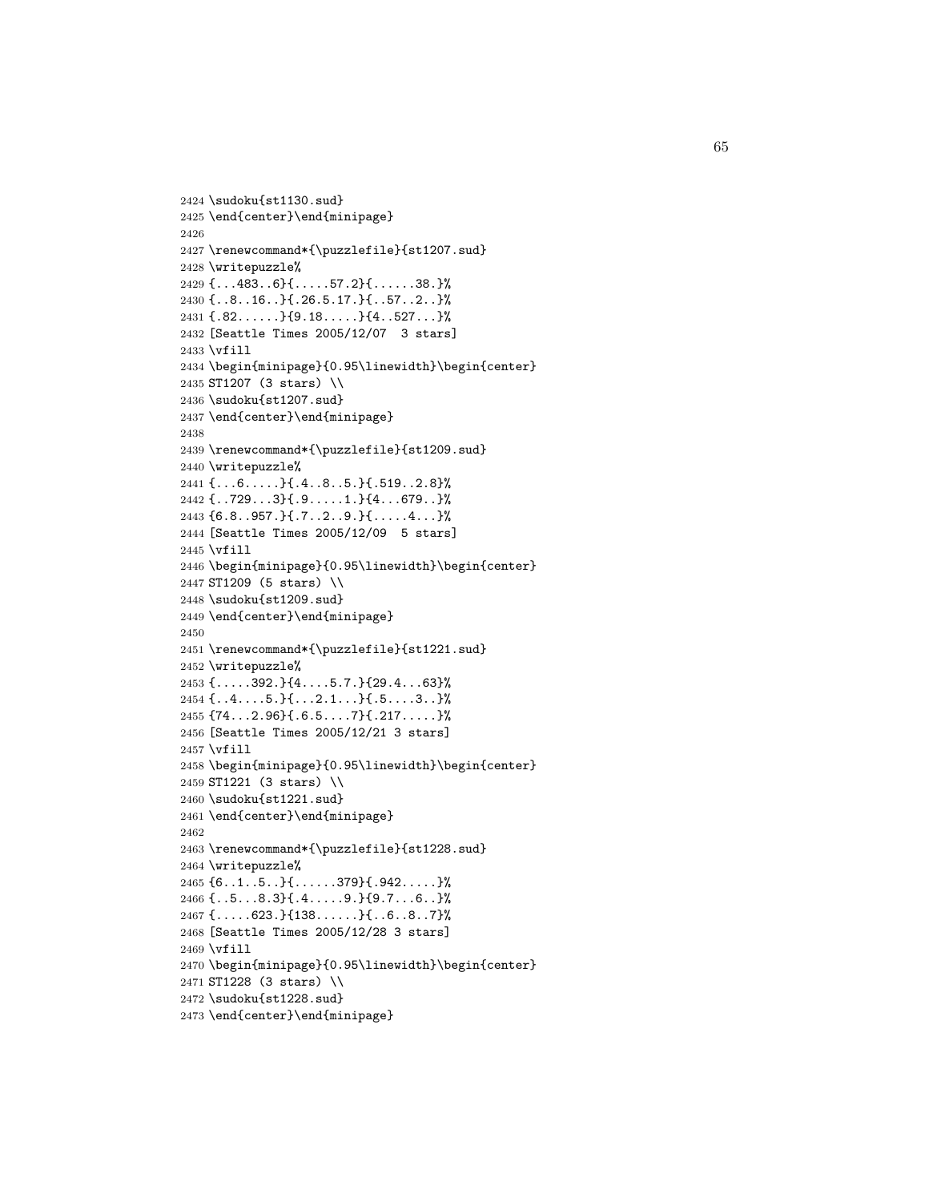```
2424 \sudoku{st1130.sud}
2425 \end{center}\end{minipage}
2426
2427 \renewcommand*{\puzzlefile}{st1207.sud}
2428 \writepuzzle%
2429 {...483..6}{.....57.2}{......38.}%
2430 {..8..16..}{.26.5.17.}{..57..2..}%
2431 {.82......}{9.18.....}{4..527...}%
2432 [Seattle Times 2005/12/07  3 stars]
2433 \vfill
2434 \begin{minipage}{0.95\linewidth}\begin{center}
2435 ST1207 (3 stars) \\
2436 \sudoku{st1207.sud}
2437 \end{center}\end{minipage}
2438
2439 \renewcommand*{\puzzlefile}{st1209.sud}
2440 \writepuzzle%
2441 {...6.....}{.4..8..5.}{.519..2.8}%
2442 {..729...3}{.9.....1.}{4...679..}%
2443 {6.8..957.}{.7..2..9.}{.....4...}%
2444 [Seattle Times 2005/12/09  5 stars]
2445 \vfill
2446 \begin{minipage}{0.95\linewidth}\begin{center}
2447 ST1209 (5 stars) \\
2448 \sudoku{st1209.sud}
2449 \end{center}\end{minipage}
2450
2451 \renewcommand*{\puzzlefile}{st1221.sud}
2452 \writepuzzle%
2453 {.....392.}{4....5.7.}{29.4...63}%
2454 {..4....5.}{...2.1...}{.5....3..}%
2455 {74...2.96}{.6.5....7}{.217.....}%
2456 [Seattle Times 2005/12/21 3 stars]
2457 \vfill
2458 \begin{minipage}{0.95\linewidth}\begin{center}
2459 ST1221 (3 stars) \\
2460 \sudoku{st1221.sud}
2461 \end{center}\end{minipage}
2462
2463 \renewcommand*{\puzzlefile}{st1228.sud}
2464 \writepuzzle%
2465 {6..1..5..}{......379}{.942.....}%
2466 {..5...8.3}{.4.....9.}{9.7...6..}%
2467 {.....623.}{138......}{..6..8..7}%
2468 [Seattle Times 2005/12/28 3 stars]
2469 \vfill
2470 \begin{minipage}{0.95\linewidth}\begin{center}
2471 ST1228 (3 stars) \\
2472 \sudoku{st1228.sud}
2473 \end{center}\end{minipage}
```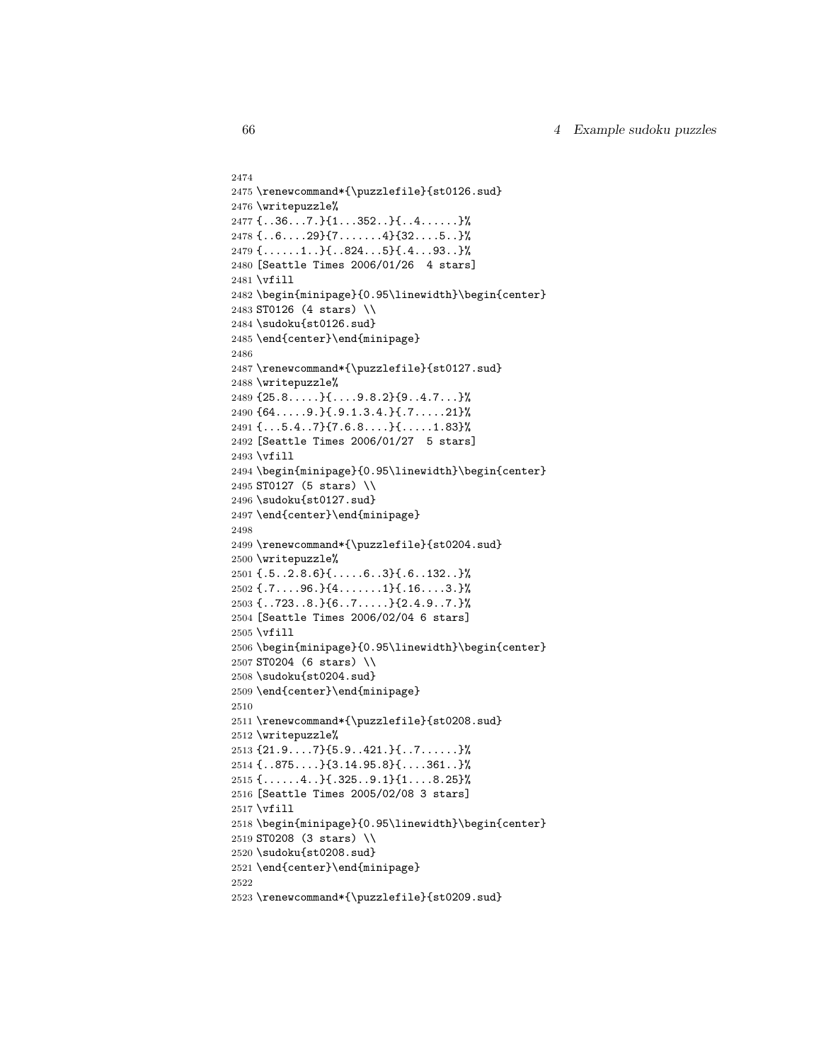```
2474
2475 \renewcommand*{\puzzlefile}{st0126.sud}
2476 \writepuzzle%
2477 {..36...7.}{1...352..}{..4......}%
2478 {..6....29}{7.......4}{32....5..}%
2479 {......1..}{..824...5}{.4...93..}%
2480 [Seattle Times 2006/01/26  4 stars]
2481 \vfill
2482 \begin{minipage}{0.95\linewidth}\begin{center}
2483 ST0126 (4 stars) \\
2484 \sudoku{st0126.sud}
2485 \end{center}\end{minipage}
2486
2487 \renewcommand*{\puzzlefile}{st0127.sud}
2488 \writepuzzle%
2489 {25.8.....}{....9.8.2}{9..4.7...}%
2490 {64.....9.}{.9.1.3.4.}{.7.....21}%
2491 {...5.4..7}{7.6.8....}{.....1.83}%
2492 [Seattle Times 2006/01/27  5 stars]
2493 \vfill
2494 \begin{minipage}{0.95\linewidth}\begin{center}
2495 ST0127 (5 stars) \\
2496 \sudoku{st0127.sud}
2497 \end{center}\end{minipage}
2498
2499 \renewcommand*{\puzzlefile}{st0204.sud}
2500 \writepuzzle%
2501 {.5..2.8.6}{.....6..3}{.6..132..}%
2502 {.7....96.}{4.......1}{.16....3.}%
2503 {..723..8.}{6..7.....}{2.4.9..7.}%
2504 [Seattle Times 2006/02/04 6 stars]
2505 \vfill
2506 \begin{minipage}{0.95\linewidth}\begin{center}
2507 ST0204 (6 stars) \\
2508 \sudoku{st0204.sud}
2509 \end{center}\end{minipage}
2510
2511 \renewcommand*{\puzzlefile}{st0208.sud}
2512 \writepuzzle%
2513 {21.9....7}{5.9..421.}{..7......}%
2514 {..875....}{3.14.95.8}{....361..}%
2515 {......4..}{.325..9.1}{1....8.25}%
2516 [Seattle Times 2005/02/08 3 stars]
2517 \vfill
2518 \begin{minipage}{0.95\linewidth}\begin{center}
2519 ST0208 (3 stars) \\
2520 \sudoku{st0208.sud}
2521 \end{center}\end{minipage}
2522
2523 \renewcommand*{\puzzlefile}{st0209.sud}
```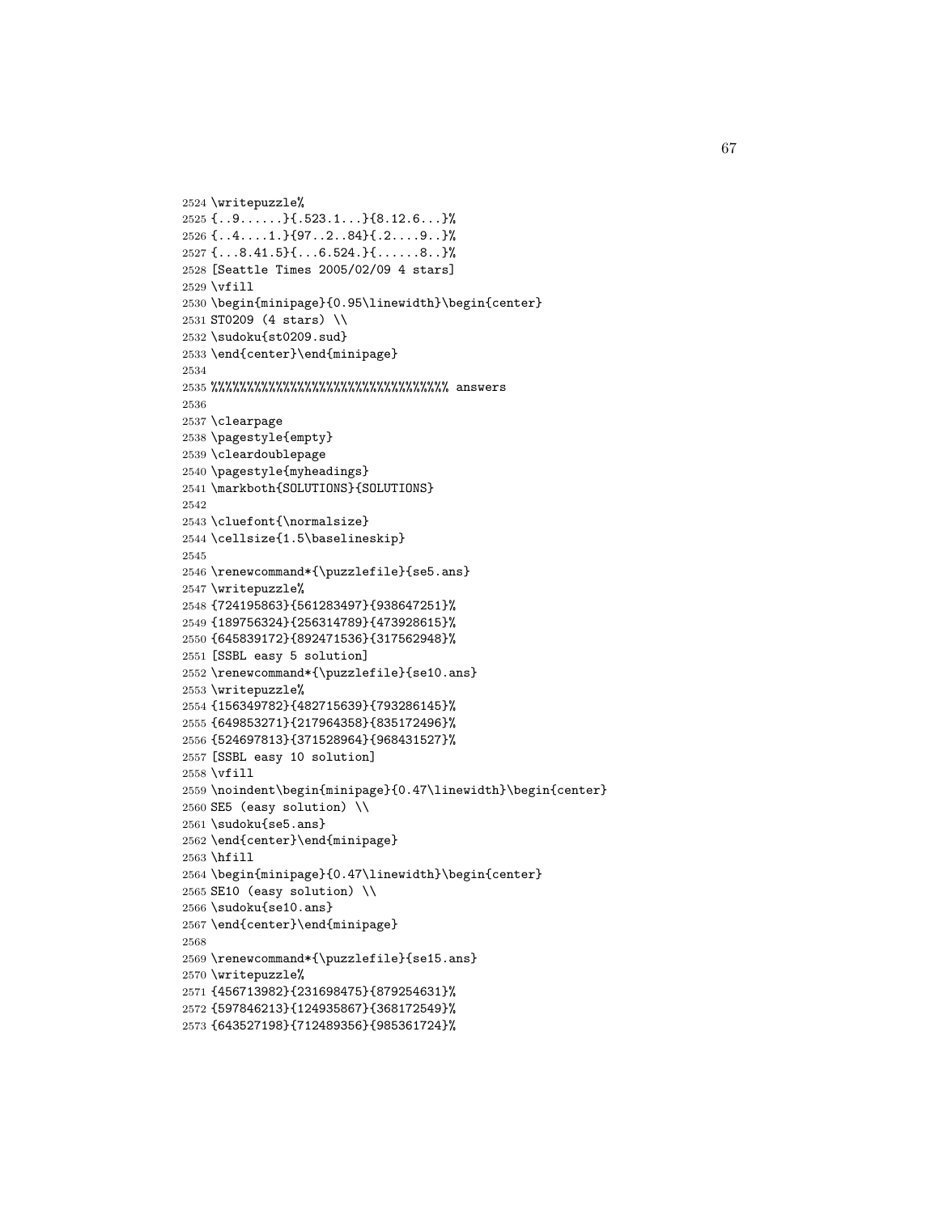```
2524 \writepuzzle%
2525 {..9......}{.523.1...}{8.12.6...}%
2526 {..4....1.}{97..2..84}{.2....9..}%
2527 {...8.41.5}{...6.524.}{......8..}%
2528 [Seattle Times 2005/02/09 4 stars]
2529 \vfill
2530 \begin{minipage}{0.95\linewidth}\begin{center}
2531 ST0209 (4 stars) \\
2532 \sudoku{st0209.sud}
2533 \end{center}\end{minipage}
2534
2535 %%%%%%%%%%%%%%%%%%%%%%%%%%%%%%%%% answers
2536
2537 \clearpage
2538 \pagestyle{empty}
2539 \cleardoublepage
2540 \pagestyle{myheadings}
2541 \markboth{SOLUTIONS}{SOLUTIONS}
2542
2543 \cluefont{\normalsize}
2544 \cellsize{1.5\baselineskip}
2545
2546 \renewcommand*{\puzzlefile}{se5.ans}
2547 \writepuzzle%
2548 {724195863}{561283497}{938647251}%
2549 {189756324}{256314789}{473928615}%
2550 {645839172}{892471536}{317562948}%
2551 [SSBL easy 5 solution]
2552 \renewcommand*{\puzzlefile}{se10.ans}
2553 \writepuzzle%
2554 {156349782}{482715639}{793286145}%
2555 {649853271}{217964358}{835172496}%
2556 {524697813}{371528964}{968431527}%
2557 [SSBL easy 10 solution]
2558 \vfill
2559 \noindent\begin{minipage}{0.47\linewidth}\begin{center}
2560 SE5 (easy solution) \\
2561 \sudoku{se5.ans}
2562 \end{center}\end{minipage}
2563 \hfill
2564 \begin{minipage}{0.47\linewidth}\begin{center}
2565 SE10 (easy solution) \\
2566 \sudoku{se10.ans}
2567 \end{center}\end{minipage}
2568
2569 \renewcommand*{\puzzlefile}{se15.ans}
2570 \writepuzzle%
2571 {456713982}{231698475}{879254631}%
2572 {597846213}{124935867}{368172549}%
2573 {643527198}{712489356}{985361724}%
```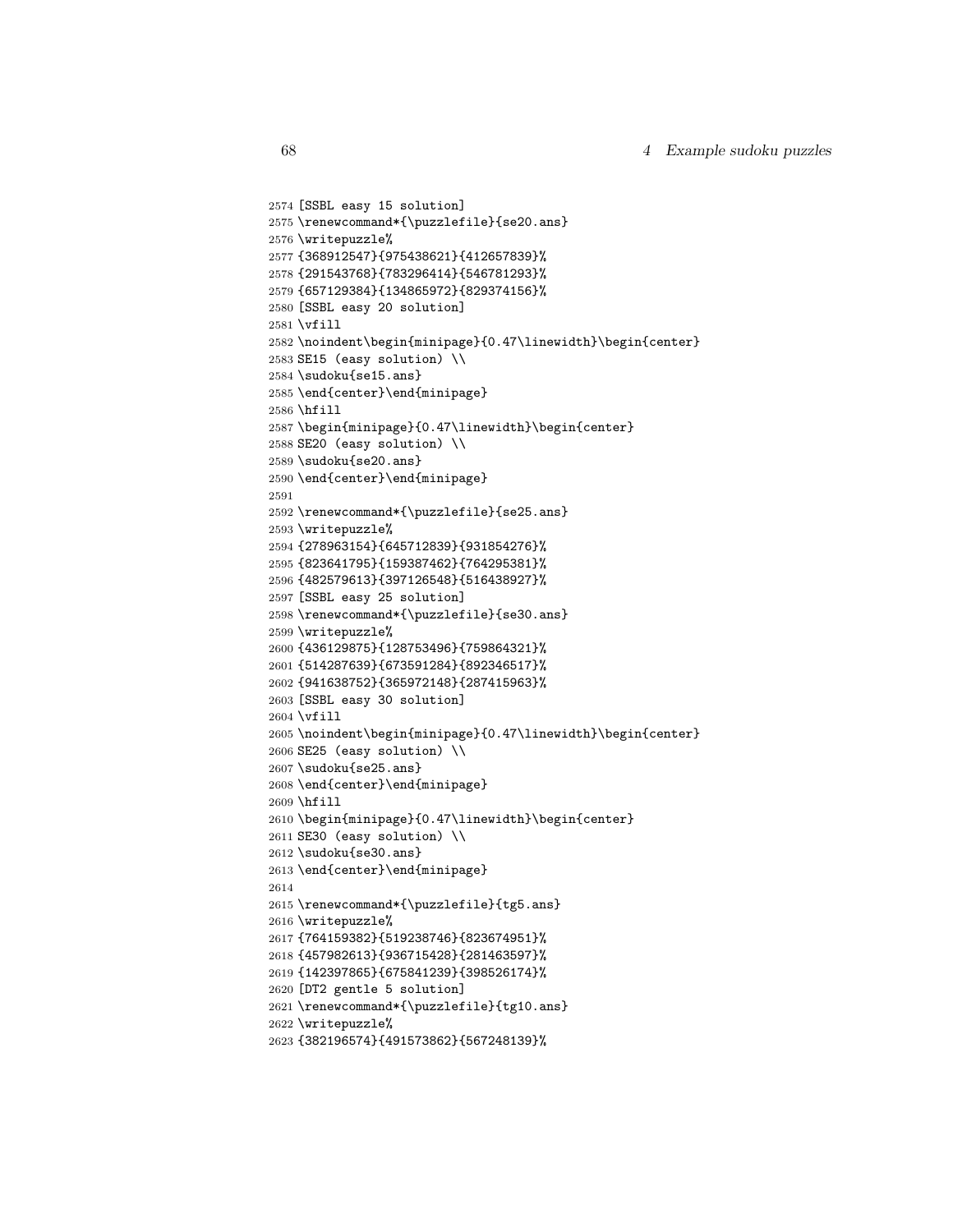```
2574 [SSBL easy 15 solution]
2575 \renewcommand*{\puzzlefile}{se20.ans}
2576 \writepuzzle%
2577 {368912547}{975438621}{412657839}%
2578 {291543768}{783296414}{546781293}%
2579 {657129384}{134865972}{829374156}%
2580 [SSBL easy 20 solution]
2581 \vfill
2582 \noindent\begin{minipage}{0.47\linewidth}\begin{center}
2583 SE15 (easy solution) \\
2584 \sudoku{se15.ans}
2585 \end{center}\end{minipage}
2586 \hfill
2587 \begin{minipage}{0.47\linewidth}\begin{center}
2588 SE20 (easy solution) \\
2589 \sudoku{se20.ans}
2590 \end{center}\end{minipage}
2591
2592 \renewcommand*{\puzzlefile}{se25.ans}
2593 \writepuzzle%
2594 {278963154}{645712839}{931854276}%
2595 {823641795}{159387462}{764295381}%
2596 {482579613}{397126548}{516438927}%
2597 [SSBL easy 25 solution]
2598 \renewcommand*{\puzzlefile}{se30.ans}
2599 \writepuzzle%
2600 {436129875}{128753496}{759864321}%
2601 {514287639}{673591284}{892346517}%
2602 {941638752}{365972148}{287415963}%
2603 [SSBL easy 30 solution]
2604 \vfill
2605 \noindent\begin{minipage}{0.47\linewidth}\begin{center}
2606 SE25 (easy solution) \\
2607 \sudoku{se25.ans}
2608 \end{center}\end{minipage}
2609 \hfill
2610 \begin{minipage}{0.47\linewidth}\begin{center}
2611 SE30 (easy solution) \\
2612 \sudoku{se30.ans}
2613 \end{center}\end{minipage}
2614
2615 \renewcommand*{\puzzlefile}{tg5.ans}
2616 \writepuzzle%
2617 {764159382}{519238746}{823674951}%
2618 {457982613}{936715428}{281463597}%
2619 {142397865}{675841239}{398526174}%
2620 [DT2 gentle 5 solution]
2621 \renewcommand*{\puzzlefile}{tg10.ans}
2622 \writepuzzle%
2623 {382196574}{491573862}{567248139}%
```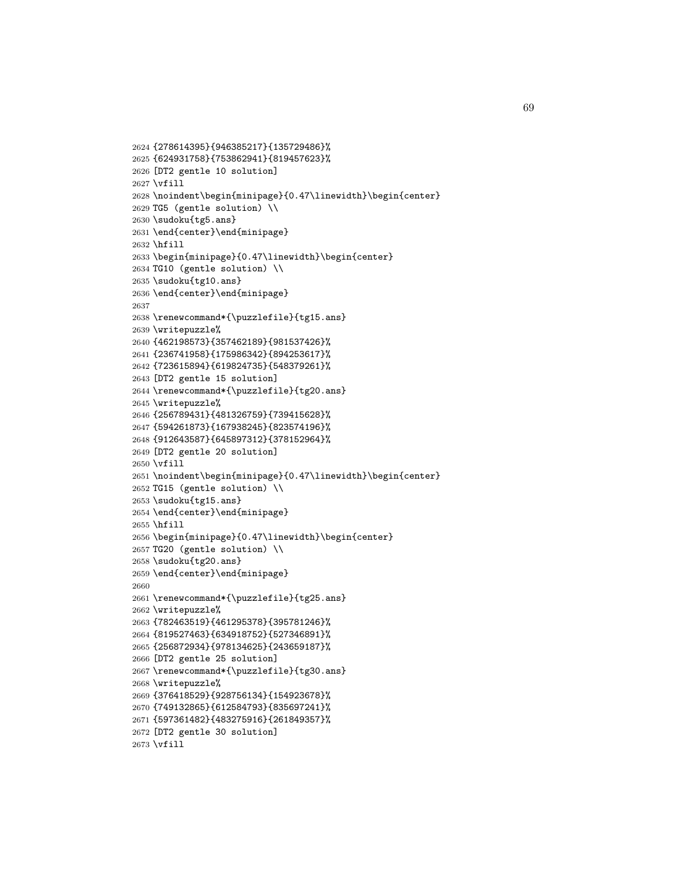```
2624 {278614395}{946385217}{135729486}%
2625 {624931758}{753862941}{819457623}%
2626 [DT2 gentle 10 solution]
2627 \vfill
2628 \noindent\begin{minipage}{0.47\linewidth}\begin{center}
2629 TG5 (gentle solution) \\
2630 \sudoku{tg5.ans}
2631 \end{center}\end{minipage}
2632 \hfill
2633 \begin{minipage}{0.47\linewidth}\begin{center}
2634 TG10 (gentle solution) \\
2635 \sudoku{tg10.ans}
2636 \end{center}\end{minipage}
2637
2638 \renewcommand*{\puzzlefile}{tg15.ans}
2639 \writepuzzle%
2640 {462198573}{357462189}{981537426}%
2641 {236741958}{175986342}{894253617}%
2642 {723615894}{619824735}{548379261}%
2643 [DT2 gentle 15 solution]
2644 \renewcommand*{\puzzlefile}{tg20.ans}
2645 \writepuzzle%
2646 {256789431}{481326759}{739415628}%
2647 {594261873}{167938245}{823574196}%
2648 {912643587}{645897312}{378152964}%
2649 [DT2 gentle 20 solution]
2650 \vfill
2651 \noindent\begin{minipage}{0.47\linewidth}\begin{center}
2652 TG15 (gentle solution) \\
2653 \sudoku{tg15.ans}
2654 \end{center}\end{minipage}
2655 \hfill
2656 \begin{minipage}{0.47\linewidth}\begin{center}
2657 TG20 (gentle solution) \\
2658 \sudoku{tg20.ans}
2659 \end{center}\end{minipage}
2660
2661 \renewcommand*{\puzzlefile}{tg25.ans}
2662 \writepuzzle%
2663 {782463519}{461295378}{395781246}%
2664 {819527463}{634918752}{527346891}%
2665 {256872934}{978134625}{243659187}%
2666 [DT2 gentle 25 solution]
2667 \renewcommand*{\puzzlefile}{tg30.ans}
2668 \writepuzzle%
2669 {376418529}{928756134}{154923678}%
2670 {749132865}{612584793}{835697241}%
2671 {597361482}{483275916}{261849357}%
2672 [DT2 gentle 30 solution]
2673 \vfill
```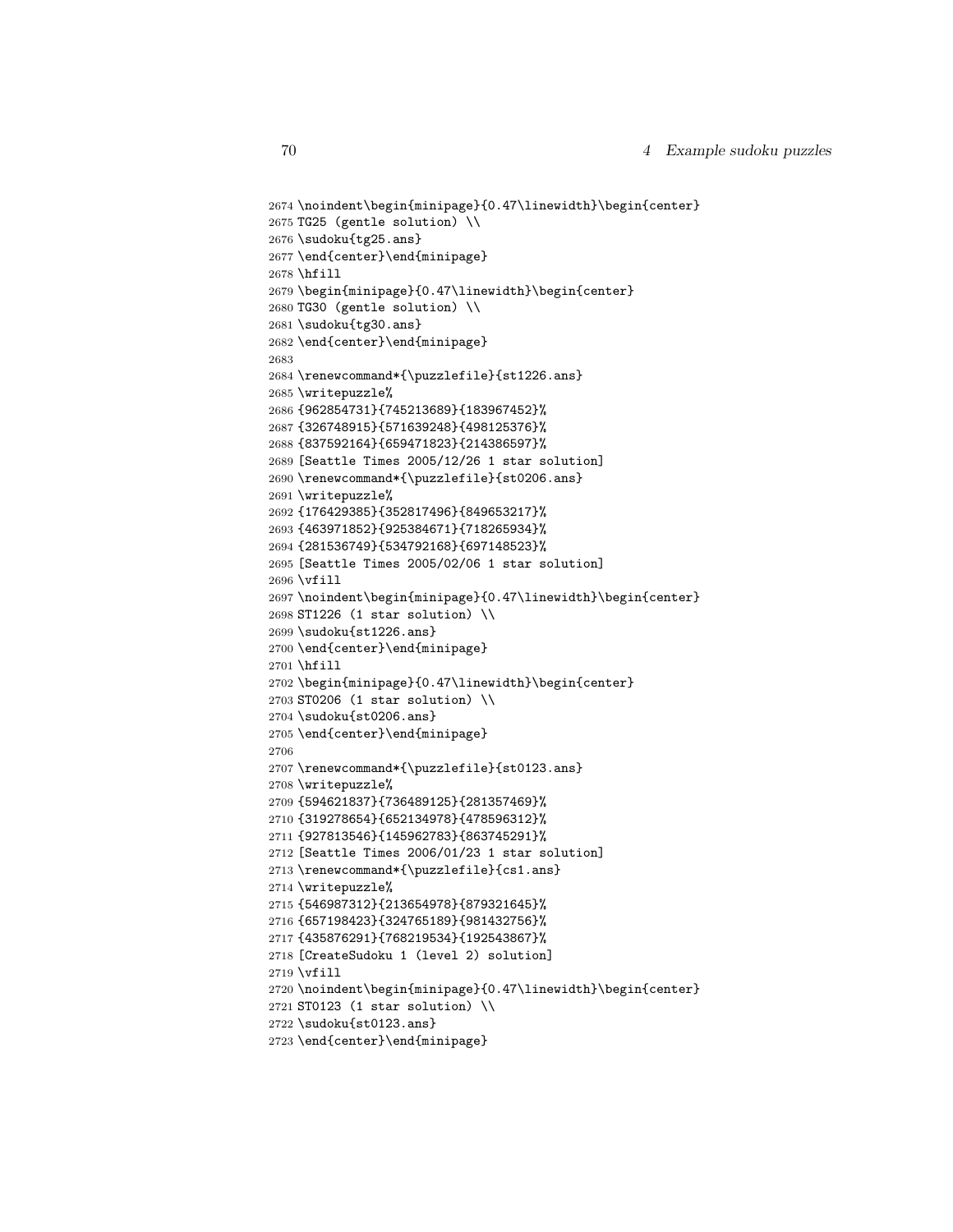```
2674 \noindent\begin{minipage}{0.47\linewidth}\begin{center}
2675 TG25 (gentle solution) \\
2676 \sudoku{tg25.ans}
2677 \end{center}\end{minipage}
2678 \hfill
2679 \begin{minipage}{0.47\linewidth}\begin{center}
2680 TG30 (gentle solution) \\
2681 \sudoku{tg30.ans}
2682 \end{center}\end{minipage}
2683
2684 \renewcommand*{\puzzlefile}{st1226.ans}
2685 \writepuzzle%
2686 {962854731}{745213689}{183967452}%
2687 {326748915}{571639248}{498125376}%
2688 {837592164}{659471823}{214386597}%
2689 [Seattle Times 2005/12/26 1 star solution]
2690 \renewcommand*{\puzzlefile}{st0206.ans}
2691 \writepuzzle%
2692 {176429385}{352817496}{849653217}%
2693 {463971852}{925384671}{718265934}%
2694 {281536749}{534792168}{697148523}%
2695 [Seattle Times 2005/02/06 1 star solution]
2696 \vfill
2697 \noindent\begin{minipage}{0.47\linewidth}\begin{center}
2698 ST1226 (1 star solution) \\
2699 \sudoku{st1226.ans}
2700 \end{center}\end{minipage}
2701 \hfill
2702 \begin{minipage}{0.47\linewidth}\begin{center}
2703 ST0206 (1 star solution) \\
2704 \sudoku{st0206.ans}
2705 \end{center}\end{minipage}
2706
2707 \renewcommand*{\puzzlefile}{st0123.ans}
2708 \writepuzzle%
2709 {594621837}{736489125}{281357469}%
2710 {319278654}{652134978}{478596312}%
2711 {927813546}{145962783}{863745291}%
2712 [Seattle Times 2006/01/23 1 star solution]
2713 \renewcommand*{\puzzlefile}{cs1.ans}
2714 \writepuzzle%
2715 {546987312}{213654978}{879321645}%
2716 {657198423}{324765189}{981432756}%
2717 {435876291}{768219534}{192543867}%
2718 [CreateSudoku 1 (level 2) solution]
2719 \vfill
2720 \noindent\begin{minipage}{0.47\linewidth}\begin{center}
2721 ST0123 (1 star solution) \\
2722 \sudoku{st0123.ans}
2723 \end{center}\end{minipage}
```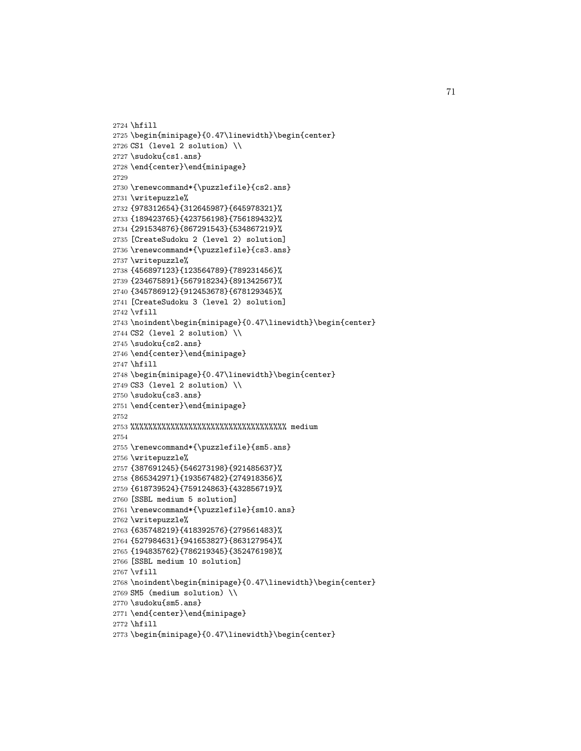```
2724 \hfill
2725 \begin{minipage}{0.47\linewidth}\begin{center}
2726 CS1 (level 2 solution) \\
2727 \sudoku{cs1.ans}
2728 \end{center}\end{minipage}
2729
2730 \renewcommand*{\puzzlefile}{cs2.ans}
2731 \writepuzzle%
2732 {978312654}{312645987}{645978321}%
2733 {189423765}{423756198}{756189432}%
2734 {291534876}{867291543}{534867219}%
2735 [CreateSudoku 2 (level 2) solution]
2736 \renewcommand*{\puzzlefile}{cs3.ans}
2737 \writepuzzle%
2738 {456897123}{123564789}{789231456}%
2739 {234675891}{567918234}{891342567}%
2740 {345786912}{912453678}{678129345}%
2741 [CreateSudoku 3 (level 2) solution]
2742 \vfill
2743 \noindent\begin{minipage}{0.47\linewidth}\begin{center}
2744 CS2 (level 2 solution) \\
2745 \sudoku{cs2.ans}
2746 \end{center}\end{minipage}
2747 \hfill
2748 \begin{minipage}{0.47\linewidth}\begin{center}
2749 CS3 (level 2 solution) \\
2750 \sudoku{cs3.ans}
2751 \end{center}\end{minipage}
2752
2753 %%%%%%%%%%%%%%%%%%%%%%%%%%%%%%%%%%%%% medium
2754
2755 \renewcommand*{\puzzlefile}{sm5.ans}
2756 \writepuzzle%
2757 {387691245}{546273198}{921485637}%
2758 {865342971}{193567482}{274918356}%
2759 {618739524}{759124863}{432856719}%
2760 [SSBL medium 5 solution]
2761 \renewcommand*{\puzzlefile}{sm10.ans}
2762 \writepuzzle%
2763 {635748219}{418392576}{279561483}%
2764 {527984631}{941653827}{863127954}%
2765 {194835762}{786219345}{352476198}%
2766 [SSBL medium 10 solution]
2767 \vfill
2768 \noindent\begin{minipage}{0.47\linewidth}\begin{center}
2769 SM5 (medium solution) \\
2770 \sudoku{sm5.ans}
2771 \end{center}\end{minipage}
2772 \hfill
2773 \begin{minipage}{0.47\linewidth}\begin{center}
```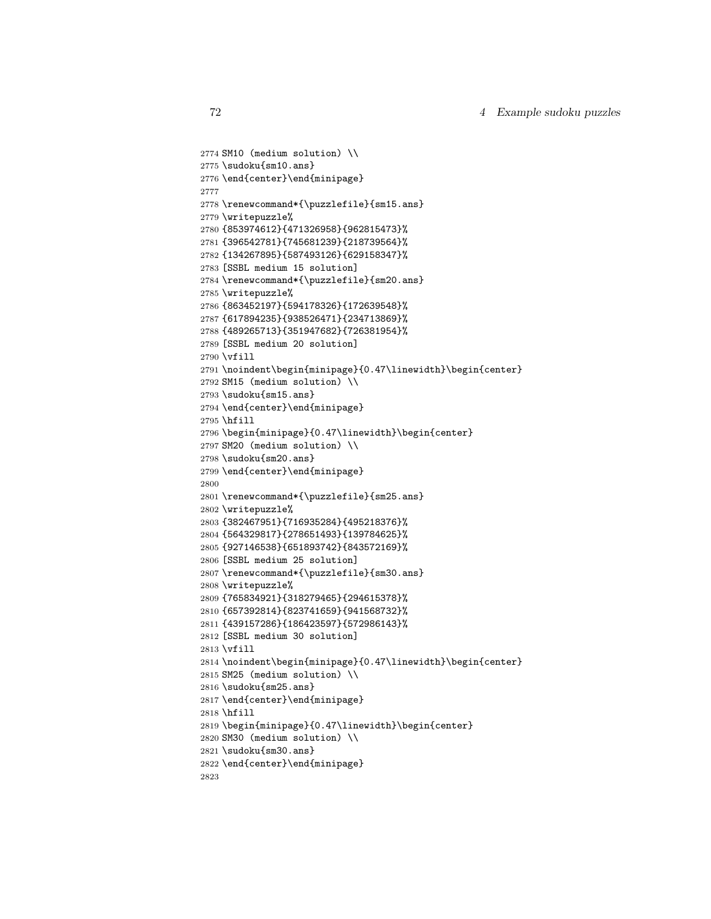```
2774 SM10 (medium solution) \\
2775 \sudoku{sm10.ans}
2776 \end{center}\end{minipage}
2777
2778 \renewcommand*{\puzzlefile}{sm15.ans}
2779 \writepuzzle%
2780 {853974612}{471326958}{962815473}%
2781 {396542781}{745681239}{218739564}%
2782 {134267895}{587493126}{629158347}%
2783 [SSBL medium 15 solution]
2784 \renewcommand*{\puzzlefile}{sm20.ans}
2785 \writepuzzle%
2786 {863452197}{594178326}{172639548}%
2787 {617894235}{938526471}{234713869}%
2788 {489265713}{351947682}{726381954}%
2789 [SSBL medium 20 solution]
2790 \vfill
2791 \noindent\begin{minipage}{0.47\linewidth}\begin{center}
2792 SM15 (medium solution) \\
2793 \sudoku{sm15.ans}
2794 \end{center}\end{minipage}
2795 \hfill
2796 \begin{minipage}{0.47\linewidth}\begin{center}
2797 SM20 (medium solution) \\
2798 \sudoku{sm20.ans}
2799 \end{center}\end{minipage}
2800
2801 \renewcommand*{\puzzlefile}{sm25.ans}
2802 \writepuzzle%
2803 {382467951}{716935284}{495218376}%
2804 {564329817}{278651493}{139784625}%
2805 {927146538}{651893742}{843572169}%
2806 [SSBL medium 25 solution]
2807 \renewcommand*{\puzzlefile}{sm30.ans}
2808 \writepuzzle%
2809 {765834921}{318279465}{294615378}%
2810 {657392814}{823741659}{941568732}%
2811 {439157286}{186423597}{572986143}%
2812 [SSBL medium 30 solution]
2813 \vfill
2814 \noindent\begin{minipage}{0.47\linewidth}\begin{center}
2815 SM25 (medium solution) \\
2816 \sudoku{sm25.ans}
2817 \end{center}\end{minipage}
2818 \hfill
2819 \begin{minipage}{0.47\linewidth}\begin{center}
2820 SM30 (medium solution) \\
2821 \sudoku{sm30.ans}
2822 \end{center}\end{minipage}
2823
```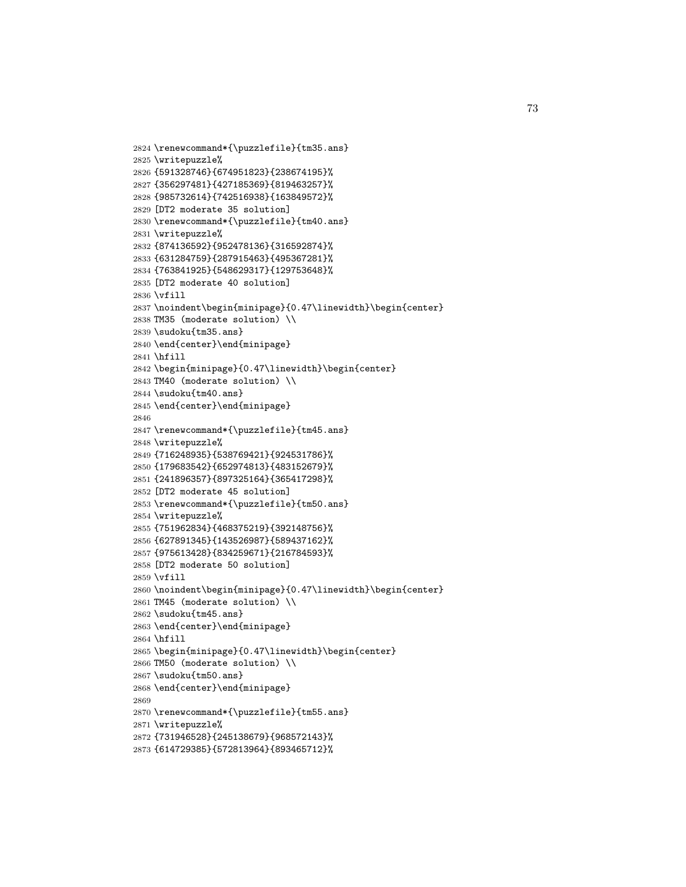```
2824 \renewcommand*{\puzzlefile}{tm35.ans}
2825 \writepuzzle%
2826 {591328746}{674951823}{238674195}%
2827 {356297481}{427185369}{819463257}%
2828 {985732614}{742516938}{163849572}%
2829 [DT2 moderate 35 solution]
2830 \renewcommand*{\puzzlefile}{tm40.ans}
2831 \writepuzzle%
2832 {874136592}{952478136}{316592874}%
2833 {631284759}{287915463}{495367281}%
2834 {763841925}{548629317}{129753648}%
2835 [DT2 moderate 40 solution]
2836 \vfill
2837 \noindent\begin{minipage}{0.47\linewidth}\begin{center}
2838 TM35 (moderate solution) \\
2839 \sudoku{tm35.ans}
2840 \end{center}\end{minipage}
2841 \hfill
2842 \begin{minipage}{0.47\linewidth}\begin{center}
2843 TM40 (moderate solution) \\
2844 \sudoku{tm40.ans}
2845 \end{center}\end{minipage}
2846
2847 \renewcommand*{\puzzlefile}{tm45.ans}
2848 \writepuzzle%
2849 {716248935}{538769421}{924531786}%
2850 {179683542}{652974813}{483152679}%
2851 {241896357}{897325164}{365417298}%
2852 [DT2 moderate 45 solution]
2853 \renewcommand*{\puzzlefile}{tm50.ans}
2854 \writepuzzle%
2855 {751962834}{468375219}{392148756}%
2856 {627891345}{143526987}{589437162}%
2857 {975613428}{834259671}{216784593}%
2858 [DT2 moderate 50 solution]
2859 \vfill
2860 \noindent\begin{minipage}{0.47\linewidth}\begin{center}
2861 TM45 (moderate solution) \\
2862 \sudoku{tm45.ans}
2863 \end{center}\end{minipage}
2864 \hfill
2865 \begin{minipage}{0.47\linewidth}\begin{center}
2866 TM50 (moderate solution) \\
2867 \sudoku{tm50.ans}
2868 \end{center}\end{minipage}
2869
2870 \renewcommand*{\puzzlefile}{tm55.ans}
2871 \writepuzzle%
2872 {731946528}{245138679}{968572143}%
2873 {614729385}{572813964}{893465712}%
```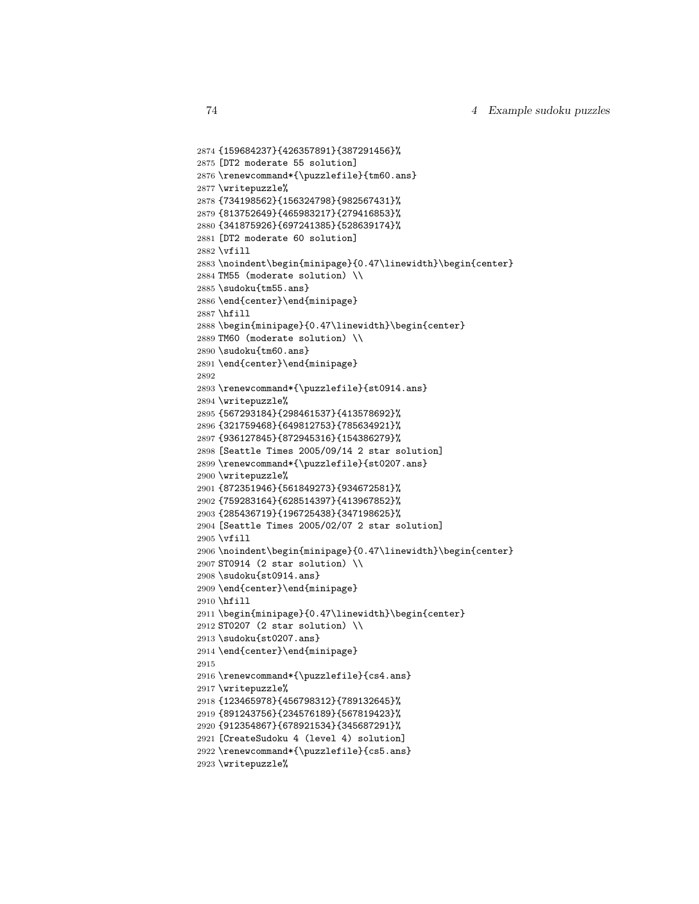```
2874 {159684237}{426357891}{387291456}%
2875 [DT2 moderate 55 solution]
2876 \renewcommand*{\puzzlefile}{tm60.ans}
2877 \writepuzzle%
2878 {734198562}{156324798}{982567431}%
2879 {813752649}{465983217}{279416853}%
2880 {341875926}{697241385}{528639174}%
2881 [DT2 moderate 60 solution]
2882 \vfill
2883 \noindent\begin{minipage}{0.47\linewidth}\begin{center}
2884 TM55 (moderate solution) \\
2885 \sudoku{tm55.ans}
2886 \end{center}\end{minipage}
2887 \hfill
2888 \begin{minipage}{0.47\linewidth}\begin{center}
2889 TM60 (moderate solution) \\
2890 \sudoku{tm60.ans}
2891 \end{center}\end{minipage}
2892
2893 \renewcommand*{\puzzlefile}{st0914.ans}
2894 \writepuzzle%
2895 {567293184}{298461537}{413578692}%
2896 {321759468}{649812753}{785634921}%
2897 {936127845}{872945316}{154386279}%
2898 [Seattle Times 2005/09/14 2 star solution]
2899 \renewcommand*{\puzzlefile}{st0207.ans}
2900 \writepuzzle%
2901 {872351946}{561849273}{934672581}%
2902 {759283164}{628514397}{413967852}%
2903 {285436719}{196725438}{347198625}%
2904 [Seattle Times 2005/02/07 2 star solution]
2905 \vfill
2906 \noindent\begin{minipage}{0.47\linewidth}\begin{center}
2907 ST0914 (2 star solution) \\
2908 \sudoku{st0914.ans}
2909 \end{center}\end{minipage}
2910 \hfill
2911 \begin{minipage}{0.47\linewidth}\begin{center}
2912 ST0207 (2 star solution) \\
2913 \sudoku{st0207.ans}
2914 \end{center}\end{minipage}
2915
2916 \renewcommand*{\puzzlefile}{cs4.ans}
2917 \writepuzzle%
2918 {123465978}{456798312}{789132645}%
2919 {891243756}{234576189}{567819423}%
2920 {912354867}{678921534}{345687291}%
2921 [CreateSudoku 4 (level 4) solution]
2922 \renewcommand*{\puzzlefile}{cs5.ans}
2923 \writepuzzle%
```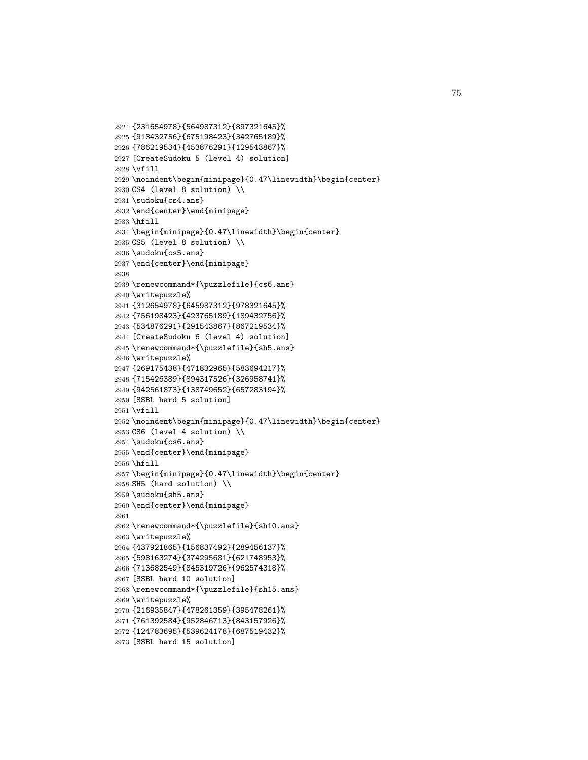```
2924 {231654978}{564987312}{897321645}%
2925 {918432756}{675198423}{342765189}%
2926 {786219534}{453876291}{129543867}%
2927 [CreateSudoku 5 (level 4) solution]
2928 \vfill
2929 \noindent\begin{minipage}{0.47\linewidth}\begin{center}
2930 CS4 (level 8 solution) \\
2931 \sudoku{cs4.ans}
2932 \end{center}\end{minipage}
2933 \hfill
2934 \begin{minipage}{0.47\linewidth}\begin{center}
2935 CS5 (level 8 solution) \\
2936 \sudoku{cs5.ans}
2937 \end{center}\end{minipage}
2938
2939 \renewcommand*{\puzzlefile}{cs6.ans}
2940 \writepuzzle%
2941 {312654978}{645987312}{978321645}%
2942 {756198423}{423765189}{189432756}%
2943 {534876291}{291543867}{867219534}%
2944 [CreateSudoku 6 (level 4) solution]
2945 \renewcommand*{\puzzlefile}{sh5.ans}
2946 \writepuzzle%
2947 {269175438}{471832965}{583694217}%
2948 {715426389}{894317526}{326958741}%
2949 {942561873}{138749652}{657283194}%
2950 [SSBL hard 5 solution]
2951 \vfill
2952 \noindent\begin{minipage}{0.47\linewidth}\begin{center}
2953 CS6 (level 4 solution) \\
2954 \sudoku{cs6.ans}
2955 \end{center}\end{minipage}
2956 \hfill
2957 \begin{minipage}{0.47\linewidth}\begin{center}
2958 SH5 (hard solution) \\
2959 \sudoku{sh5.ans}
2960 \end{center}\end{minipage}
2961
2962 \renewcommand*{\puzzlefile}{sh10.ans}
2963 \writepuzzle%
2964 {437921865}{156837492}{289456137}%
2965 {598163274}{374295681}{621748953}%
2966 {713682549}{845319726}{962574318}%
2967 [SSBL hard 10 solution]
2968 \renewcommand*{\puzzlefile}{sh15.ans}
2969 \writepuzzle%
2970 {216935847}{478261359}{395478261}%
2971 {761392584}{952846713}{843157926}%
2972 {124783695}{539624178}{687519432}%
2973 [SSBL hard 15 solution]
```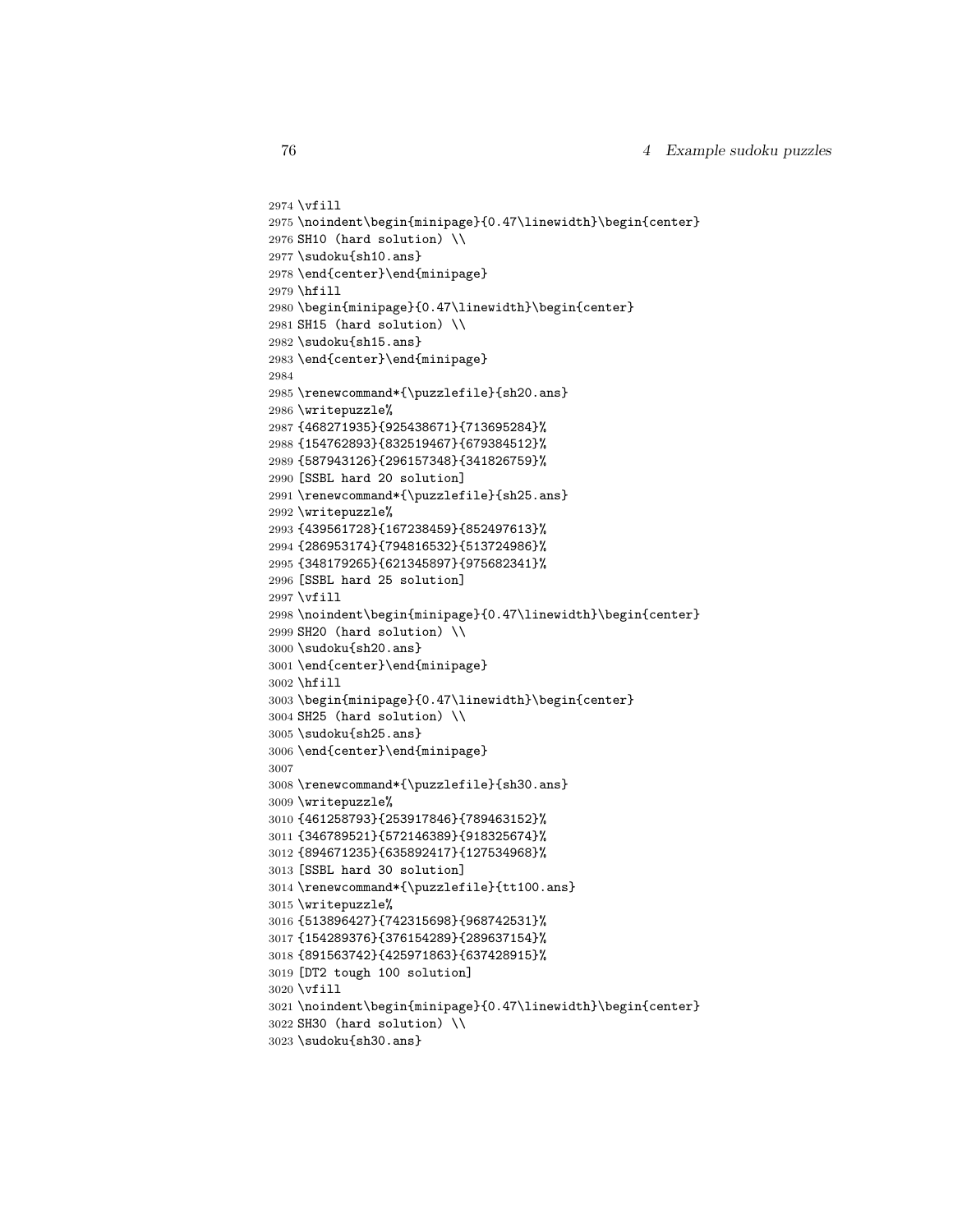```
2974 \vfill
2975 \noindent\begin{minipage}{0.47\linewidth}\begin{center}
2976 SH10 (hard solution) \\
2977 \sudoku{sh10.ans}
2978 \end{center}\end{minipage}
2979 \hfill
2980 \begin{minipage}{0.47\linewidth}\begin{center}
2981 SH15 (hard solution) \\
2982 \sudoku{sh15.ans}
2983 \end{center}\end{minipage}
2984
2985 \renewcommand*{\puzzlefile}{sh20.ans}
2986 \writepuzzle%
2987 {468271935}{925438671}{713695284}%
2988 {154762893}{832519467}{679384512}%
2989 {587943126}{296157348}{341826759}%
2990 [SSBL hard 20 solution]
2991 \renewcommand*{\puzzlefile}{sh25.ans}
2992 \writepuzzle%
2993 {439561728}{167238459}{852497613}%
2994 {286953174}{794816532}{513724986}%
2995 {348179265}{621345897}{975682341}%
2996 [SSBL hard 25 solution]
2997 \vfill
2998 \noindent\begin{minipage}{0.47\linewidth}\begin{center}
2999 SH20 (hard solution) \\
3000 \sudoku{sh20.ans}
3001 \end{center}\end{minipage}
3002 \hfill
3003 \begin{minipage}{0.47\linewidth}\begin{center}
3004 SH25 (hard solution) \\
3005 \sudoku{sh25.ans}
3006 \end{center}\end{minipage}
3007
3008 \renewcommand*{\puzzlefile}{sh30.ans}
3009 \writepuzzle%
3010 {461258793}{253917846}{789463152}%
3011 {346789521}{572146389}{918325674}%
3012 {894671235}{635892417}{127534968}%
3013 [SSBL hard 30 solution]
3014 \renewcommand*{\puzzlefile}{tt100.ans}
3015 \writepuzzle%
3016 {513896427}{742315698}{968742531}%
3017 {154289376}{376154289}{289637154}%
3018 {891563742}{425971863}{637428915}%
3019 [DT2 tough 100 solution]
3020 \vfill
3021 \noindent\begin{minipage}{0.47\linewidth}\begin{center}
3022 SH30 (hard solution) \\
3023 \sudoku{sh30.ans}
```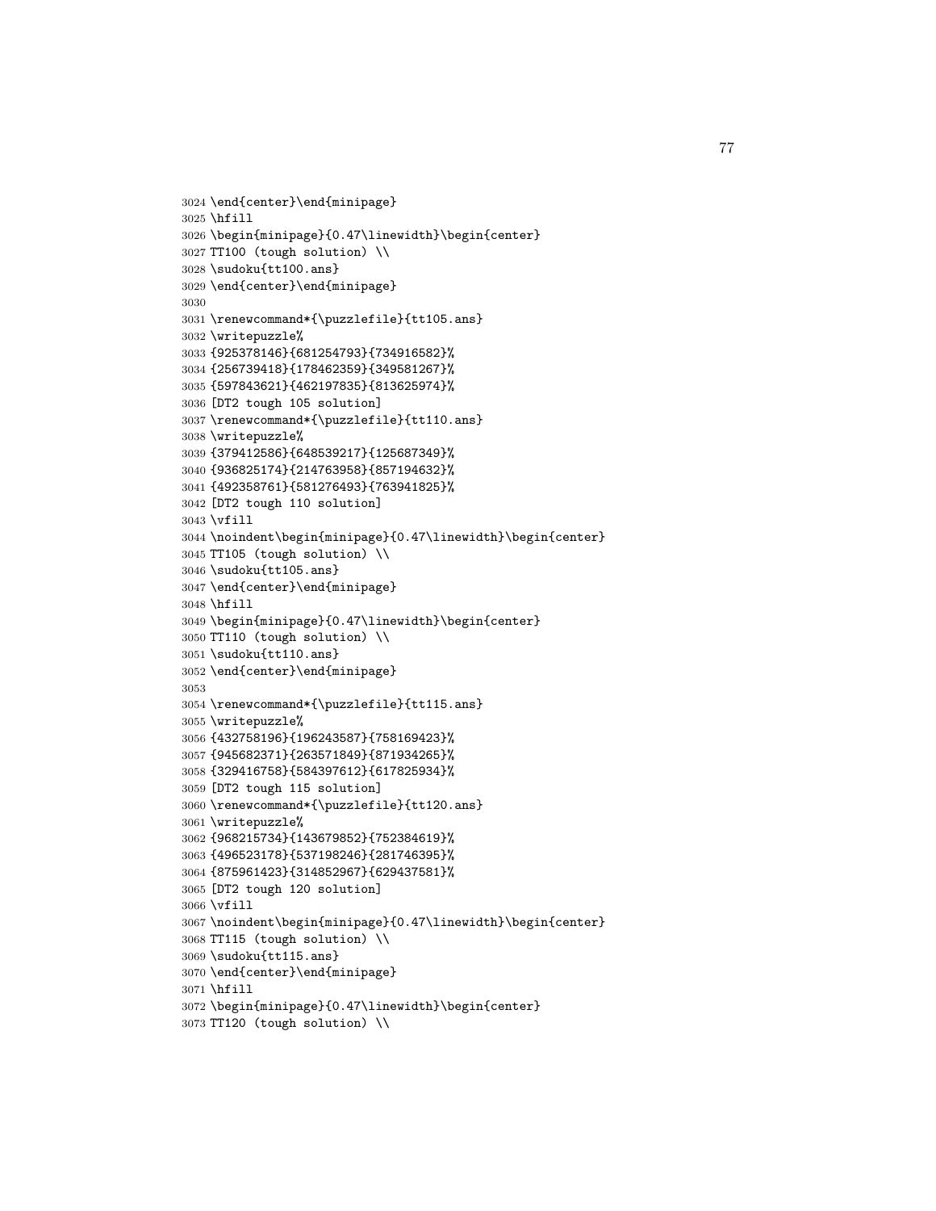```
3024 \end{center}\end{minipage}
3025 \hfill
3026 \begin{minipage}{0.47\linewidth}\begin{center}
3027 TT100 (tough solution) \\
3028 \sudoku{tt100.ans}
3029 \end{center}\end{minipage}
3030
3031 \renewcommand*{\puzzlefile}{tt105.ans}
3032 \writepuzzle%
3033 {925378146}{681254793}{734916582}%
3034 {256739418}{178462359}{349581267}%
3035 {597843621}{462197835}{813625974}%
3036 [DT2 tough 105 solution]
3037 \renewcommand*{\puzzlefile}{tt110.ans}
3038 \writepuzzle%
3039 {379412586}{648539217}{125687349}%
3040 {936825174}{214763958}{857194632}%
3041 {492358761}{581276493}{763941825}%
3042 [DT2 tough 110 solution]
3043 \vfill
3044 \noindent\begin{minipage}{0.47\linewidth}\begin{center}
3045 TT105 (tough solution) \\
3046 \sudoku{tt105.ans}
3047 \end{center}\end{minipage}
3048 \hfill
3049 \begin{minipage}{0.47\linewidth}\begin{center}
3050 TT110 (tough solution) \\
3051 \sudoku{tt110.ans}
3052 \end{center}\end{minipage}
3053
3054 \renewcommand*{\puzzlefile}{tt115.ans}
3055 \writepuzzle%
3056 {432758196}{196243587}{758169423}%
3057 {945682371}{263571849}{871934265}%
3058 {329416758}{584397612}{617825934}%
3059 [DT2 tough 115 solution]
3060 \renewcommand*{\puzzlefile}{tt120.ans}
3061 \writepuzzle%
3062 {968215734}{143679852}{752384619}%
3063 {496523178}{537198246}{281746395}%
3064 {875961423}{314852967}{629437581}%
3065 [DT2 tough 120 solution]
3066 \vfill
3067 \noindent\begin{minipage}{0.47\linewidth}\begin{center}
3068 TT115 (tough solution) \\
3069 \sudoku{tt115.ans}
3070 \end{center}\end{minipage}
3071 \hfill
3072 \begin{minipage}{0.47\linewidth}\begin{center}
3073 TT120 (tough solution) \\
```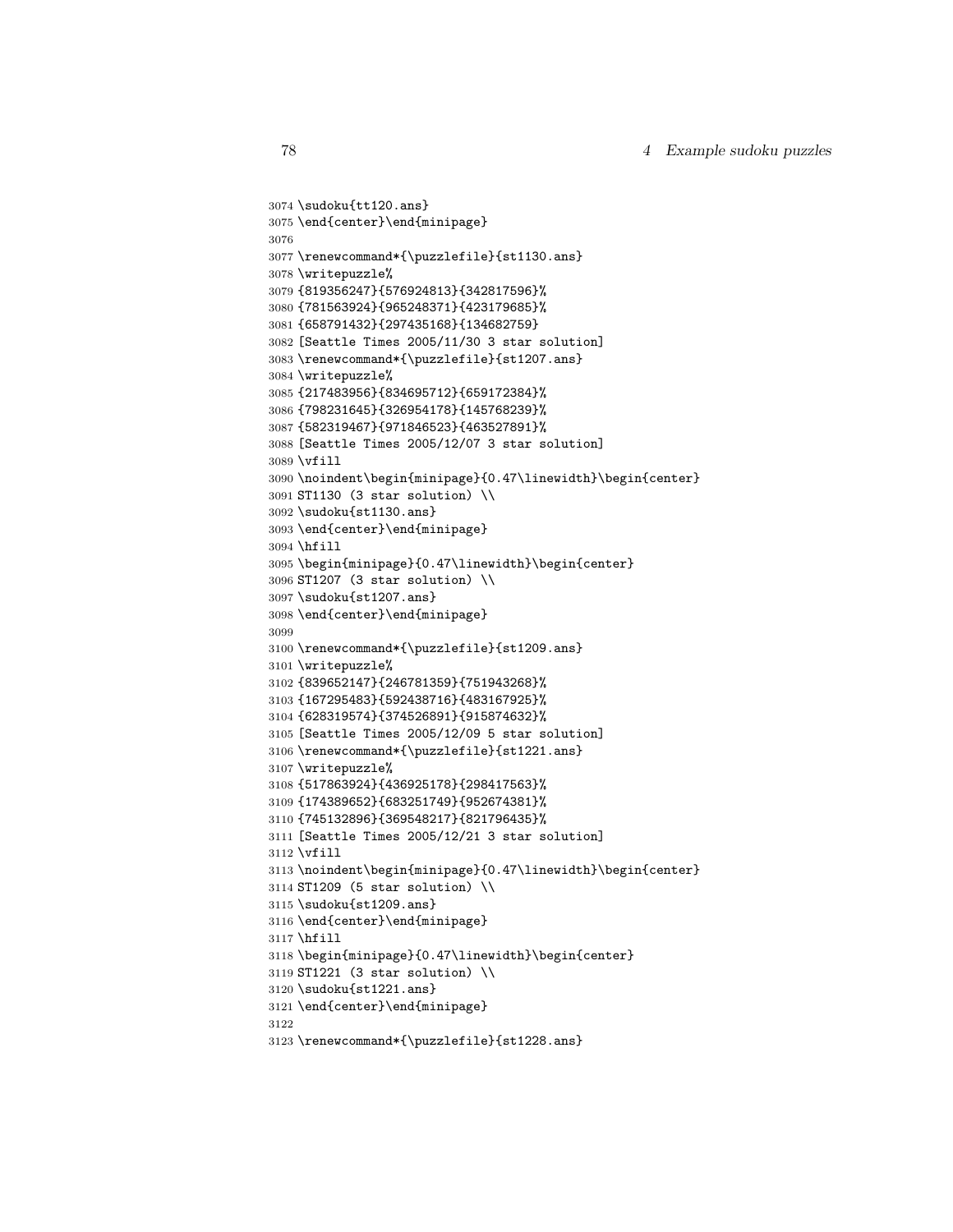```
3074 \sudoku{tt120.ans}
3075 \end{center}\end{minipage}
3076
3077 \renewcommand*{\puzzlefile}{st1130.ans}
3078 \writepuzzle%
3079 {819356247}{576924813}{342817596}%
3080 {781563924}{965248371}{423179685}%
3081 {658791432}{297435168}{134682759}
3082 [Seattle Times 2005/11/30 3 star solution]
3083 \renewcommand*{\puzzlefile}{st1207.ans}
3084 \writepuzzle%
3085 {217483956}{834695712}{659172384}%
3086 {798231645}{326954178}{145768239}%
3087 {582319467}{971846523}{463527891}%
3088 [Seattle Times 2005/12/07 3 star solution]
3089 \vfill
3090 \noindent\begin{minipage}{0.47\linewidth}\begin{center}
3091 ST1130 (3 star solution) \\
3092 \sudoku{st1130.ans}
3093 \end{center}\end{minipage}
3094 \hfill
3095 \begin{minipage}{0.47\linewidth}\begin{center}
3096 ST1207 (3 star solution) \\
3097 \sudoku{st1207.ans}
3098 \end{center}\end{minipage}
3099
3100 \renewcommand*{\puzzlefile}{st1209.ans}
3101 \writepuzzle%
3102 {839652147}{246781359}{751943268}%
3103 {167295483}{592438716}{483167925}%
3104 {628319574}{374526891}{915874632}%
3105 [Seattle Times 2005/12/09 5 star solution]
3106 \renewcommand*{\puzzlefile}{st1221.ans}
3107 \writepuzzle%
3108 {517863924}{436925178}{298417563}%
3109 {174389652}{683251749}{952674381}%
3110 {745132896}{369548217}{821796435}%
3111 [Seattle Times 2005/12/21 3 star solution]
3112 \vfill
3113 \noindent\begin{minipage}{0.47\linewidth}\begin{center}
3114 ST1209 (5 star solution) \\
3115 \sudoku{st1209.ans}
3116 \end{center}\end{minipage}
3117 \hfill
3118 \begin{minipage}{0.47\linewidth}\begin{center}
3119 ST1221 (3 star solution) \\
3120 \sudoku{st1221.ans}
3121 \end{center}\end{minipage}
3122
3123 \renewcommand*{\puzzlefile}{st1228.ans}
```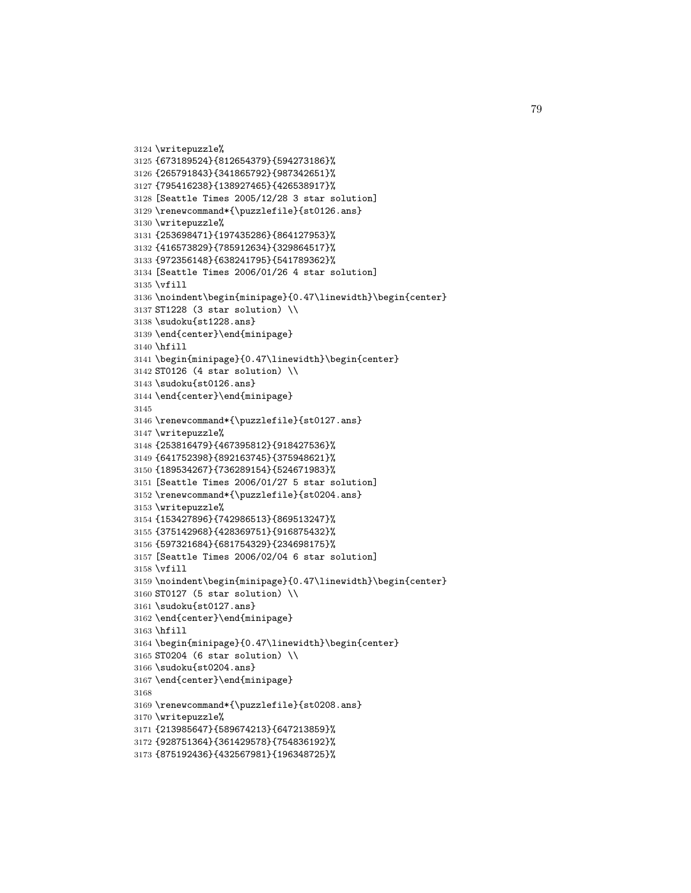```
3124 \writepuzzle%
3125 {673189524}{812654379}{594273186}%
3126 {265791843}{341865792}{987342651}%
3127 {795416238}{138927465}{426538917}%
3128 [Seattle Times 2005/12/28 3 star solution]
3129 \renewcommand*{\puzzlefile}{st0126.ans}
3130 \writepuzzle%
3131 {253698471}{197435286}{864127953}%
3132 {416573829}{785912634}{329864517}%
3133 {972356148}{638241795}{541789362}%
3134 [Seattle Times 2006/01/26 4 star solution]
3135 \vfill
3136 \noindent\begin{minipage}{0.47\linewidth}\begin{center}
3137 ST1228 (3 star solution) \\
3138 \sudoku{st1228.ans}
3139 \end{center}\end{minipage}
3140 \hfill
3141 \begin{minipage}{0.47\linewidth}\begin{center}
3142 ST0126 (4 star solution) \\
3143 \sudoku{st0126.ans}
3144 \end{center}\end{minipage}
3145
3146 \renewcommand*{\puzzlefile}{st0127.ans}
3147 \writepuzzle%
3148 {253816479}{467395812}{918427536}%
3149 {641752398}{892163745}{375948621}%
3150 {189534267}{736289154}{524671983}%
3151 [Seattle Times 2006/01/27 5 star solution]
3152 \renewcommand*{\puzzlefile}{st0204.ans}
3153 \writepuzzle%
3154 {153427896}{742986513}{869513247}%
3155 {375142968}{428369751}{916875432}%
3156 {597321684}{681754329}{234698175}%
3157 [Seattle Times 2006/02/04 6 star solution]
3158 \vfill
3159 \noindent\begin{minipage}{0.47\linewidth}\begin{center}
3160 ST0127 (5 star solution) \\
3161 \sudoku{st0127.ans}
3162 \end{center}\end{minipage}
3163 \hfill
3164 \begin{minipage}{0.47\linewidth}\begin{center}
3165 ST0204 (6 star solution) \\
3166 \sudoku{st0204.ans}
3167 \end{center}\end{minipage}
3168
3169 \renewcommand*{\puzzlefile}{st0208.ans}
3170 \writepuzzle%
3171 {213985647}{589674213}{647213859}%
3172 {928751364}{361429578}{754836192}%
3173 {875192436}{432567981}{196348725}%
```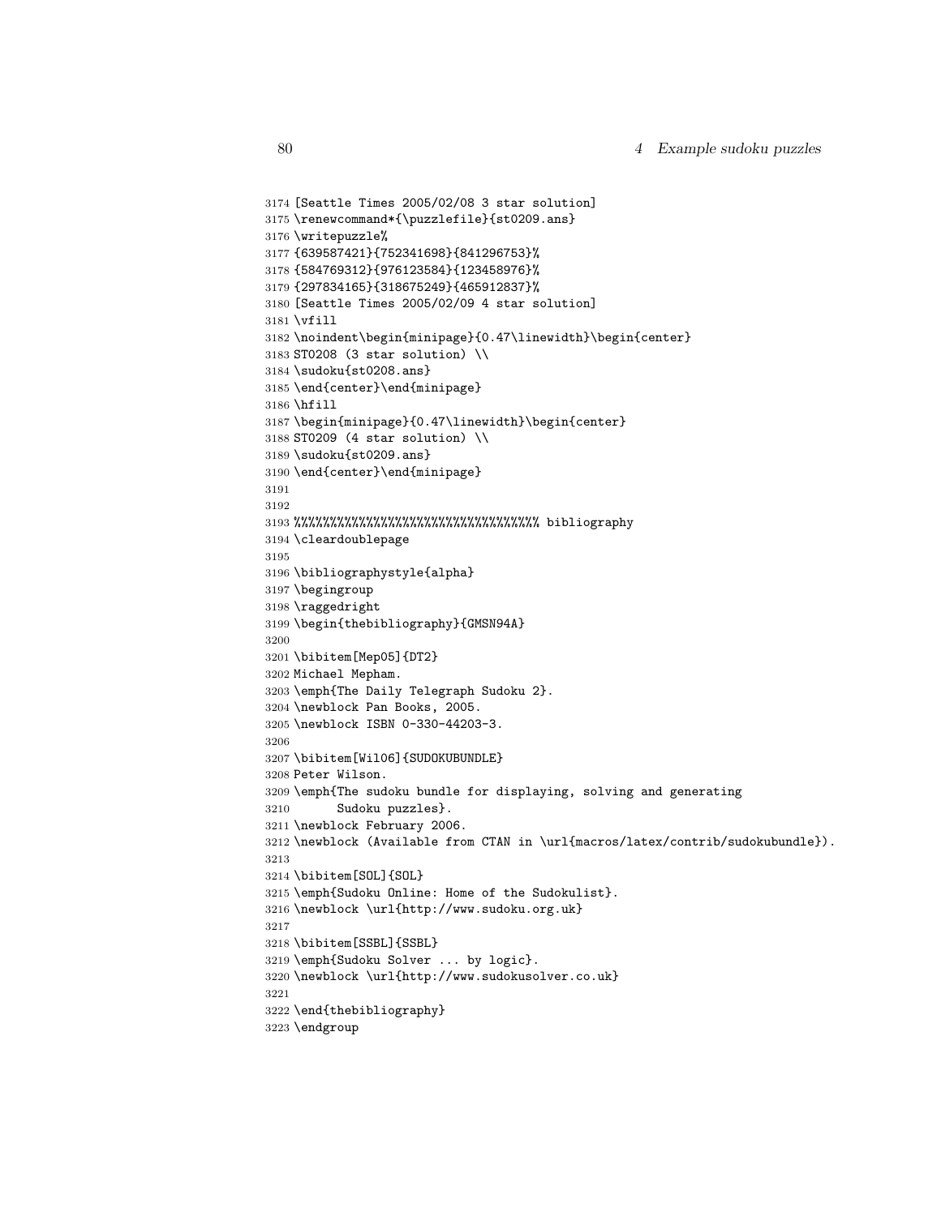```
3174 [Seattle Times 2005/02/08 3 star solution]
3175 \renewcommand*{\puzzlefile}{st0209.ans}
3176 \writepuzzle%
3177 {639587421}{752341698}{841296753}%
3178 {584769312}{976123584}{123458976}%
3179 {297834165}{318675249}{465912837}%
3180 [Seattle Times 2005/02/09 4 star solution]
3181 \vfill
3182 \noindent\begin{minipage}{0.47\linewidth}\begin{center}
3183 ST0208 (3 star solution) \\
3184 \sudoku{st0208.ans}
3185 \end{center}\end{minipage}
3186 \hfill
3187 \begin{minipage}{0.47\linewidth}\begin{center}
3188 ST0209 (4 star solution) \\
3189 \sudoku{st0209.ans}
3190 \end{center}\end{minipage}
3191
3192
3193 %%%%%%%%%%%%%%%%%%%%%%%%%%%%%%%%%%% bibliography
3194 \cleardoublepage
3195
3196 \bibliographystyle{alpha}
3197 \begingroup
3198 \raggedright
3199 \begin{thebibliography}{GMSN94A}
3200
3201 \bibitem[Mep05]{DT2}
3202 Michael Mepham.
3203 \emph{The Daily Telegraph Sudoku 2}.
3204 \newblock Pan Books, 2005.
3205 \newblock ISBN 0-330-44203-3.
3206
3207 \bibitem[Wil06]{SUDOKUBUNDLE}
3208 Peter Wilson.
3209 \emph{The sudoku bundle for displaying, solving and generating
3210       Sudoku puzzles}.
3211 \newblock February 2006.
3212 \newblock (Available from CTAN in \url{macros/latex/contrib/sudokubundle}).
3213
3214 \bibitem[SOL]{SOL}
3215 \emph{Sudoku Online: Home of the Sudokulist}.
3216 \newblock \url{http://www.sudoku.org.uk}
3217
3218 \bibitem[SSBL]{SSBL}
3219 \emph{Sudoku Solver ... by logic}.
3220 \newblock \url{http://www.sudokusolver.co.uk}
3221
3222 \end{thebibliography}
3223 \endgroup
```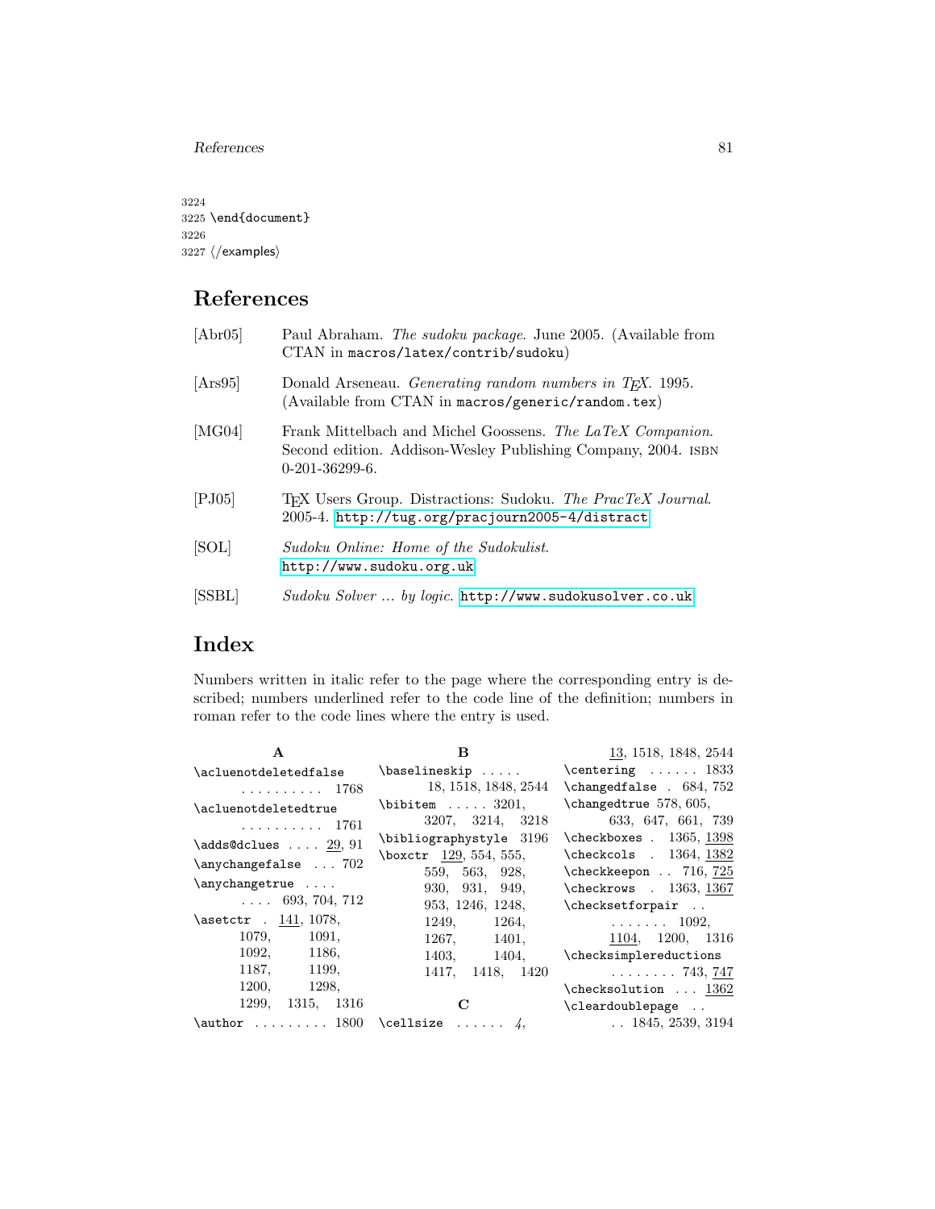```
3224
3225 \end{document}
3226
3227 ⟨/examples⟩
```

# References

[Abr05] Paul Abraham. *The sudoku package*. June 2005. (Available from CTAN in `macros/latex/contrib/sudoku`)

[Ars95] Donald Arseneau. *Generating random numbers in TEX*. 1995. (Available from CTAN in `macros/generic/random.tex`)

[MG04] Frank Mittelbach and Michel Goossens. *The LaTeX Companion*. Second edition. Addison-Wesley Publishing Company, 2004. ISBN 0-201-36299-6.

[PJ05] TEX Users Group. Distractions: Sudoku. *The PracTeX Journal*. 2005-4. `http://tug.org/pracjourn2005-4/distract`

[SOL] *Sudoku Online: Home of the Sudokulist*. `http://www.sudoku.org.uk`

[SSBL] *Sudoku Solver ... by logic*. `http://www.sudokusolver.co.uk`

# Index

Numbers written in italic refer to the page where the corresponding entry is described; numbers underlined refer to the code line of the definition; numbers in roman refer to the code lines where the entry is used.

**A**

`\acluenotdeletedfalse` . . . . . . . . . . 1768
`\acluenotdeletedtrue` . . . . . . . . . . 1761
`\adds@dclues` . . . . <u>29</u>, 91
`\anychangefalse` . . . 702
`\anychangetrue` . . . . . . . . 693, 704, 712
`\asetctr` . <u>141</u>, 1078, 1079, 1091, 1092, 1186, 1187, 1199, 1200, 1298, 1299, 1315, 1316
`\author` . . . . . . . . . 1800

**B**

`\baselineskip` . . . . . 18, 1518, 1848, 2544
`\bibitem` . . . . . 3201, 3207, 3214, 3218
`\bibliographystyle` 3196
`\boxctr` <u>129</u>, 554, 555, 559, 563, 928, 930, 931, 949, 953, 1246, 1248, 1249, 1264, 1267, 1401, 1403, 1404, 1417, 1418, 1420

**C**

`\cellsize` . . . . . . *4*, <u>13</u>, 1518, 1848, 2544
`\centering` . . . . . . 1833
`\changedfalse` . 684, 752
`\changedtrue` 578, 605, 633, 647, 661, 739
`\checkboxes` . 1365, <u>1398</u>
`\checkcols` . 1364, <u>1382</u>
`\checkkeepon` . . 716, <u>725</u>
`\checkrows` . 1363, <u>1367</u>
`\checksetforpair` . . . . . . . . . 1092, <u>1104</u>, 1200, 1316
`\checksimplereductions` . . . . . . . . 743, <u>747</u>
`\checksolution` . . . <u>1362</u>
`\cleardoublepage` . . . . 1845, 2539, 3194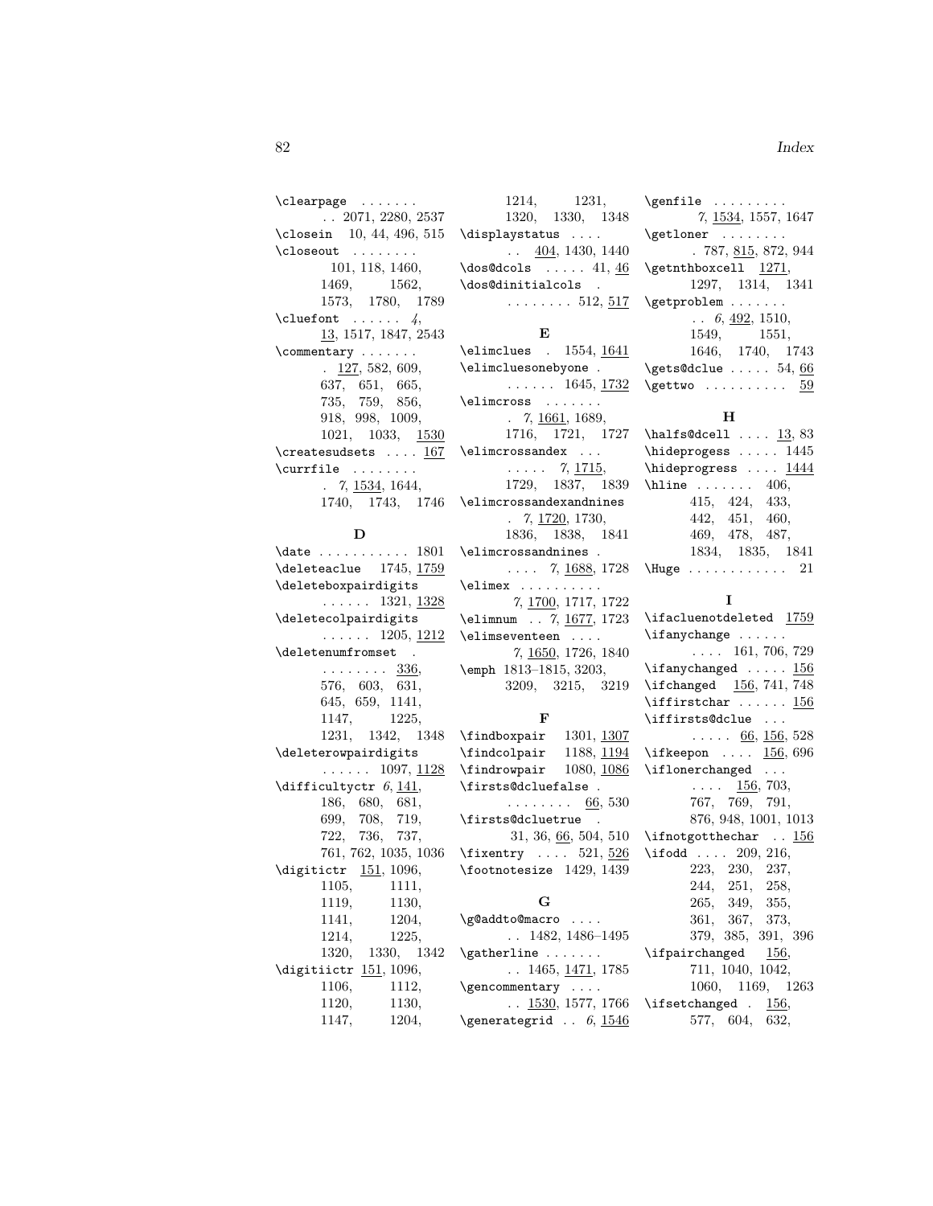\clearpage . . . . . . . 2071, 2280, 2537
\closein 10, 44, 496, 515
\closeout . . . . . . . . 101, 118, 1460, 1469, 1562, 1573, 1780, 1789
\cluefont . . . . . . *4*, 13, 1517, 1847, 2543
\commentary . . . . . . . 127, 582, 609, 637, 651, 665, 735, 759, 856, 918, 998, 1009, 1021, 1033, 1530
\createsudsets . . . . 167
\currfile . . . . . . . . *7*, 1534, 1644, 1740, 1743, 1746

**D**

\date . . . . . . . . . . . 1801
\deleteaclue 1745, 1759
\deleteboxpairdigits . . . . . . 1321, 1328
\deletecolpairdigits . . . . . . 1205, 1212
\deletenumfromset . . . . . . . . . 336, 576, 603, 631, 645, 659, 1141, 1147, 1225, 1231, 1342, 1348
\deleterowpairdigits . . . . . . 1097, 1128
\difficultyctr *6*, 141, 186, 680, 681, 699, 708, 719, 722, 736, 737, 761, 762, 1035, 1036
\digitictr 151, 1096, 1105, 1111, 1119, 1130, 1141, 1204, 1214, 1225, 1320, 1330, 1342
\digitiictr 151, 1096, 1106, 1112, 1120, 1130, 1147, 1204, 1214, 1231, 1320, 1330, 1348
\displaystatus . . . . . . 404, 1430, 1440
\dos@dcols . . . . . 41, 46
\dos@dinitialcols . . . . . . . . . 512, 517

**E**

\elimclues . 1554, 1641
\elimcluesonebyone . . . . . . . 1645, 1732
\elimcross . . . . . . . *7*, 1661, 1689, 1716, 1721, 1727
\elimcrossandex . . . . . . . . *7*, 1715, 1729, 1837, 1839
\elimcrossandexandnines . *7*, 1720, 1730, 1836, 1838, 1841
\elimcrossandnines . . . . . *7*, 1688, 1728
\elimex . . . . . . . . . . *7*, 1700, 1717, 1722
\elimnum . . *7*, 1677, 1723
\elimseventeen . . . . *7*, 1650, 1726, 1840
\emph 1813–1815, 3203, 3209, 3215, 3219

**F**

\findboxpair 1301, 1307
\findcolpair 1188, 1194
\findrowpair 1080, 1086
\firsts@dcluefalse . . . . . . . . . 66, 530
\firsts@dcluetrue . 31, 36, 66, 504, 510
\fixentry . . . . 521, 526
\footnotesize 1429, 1439

**G**

\g@addto@macro . . . . . . 1482, 1486–1495
\gatherline . . . . . . . . . 1465, 1471, 1785
\gencommentary . . . . . . 1530, 1577, 1766
\generategrid . . *6*, 1546
\genfile . . . . . . . . . *7*, 1534, 1557, 1647
\getloner . . . . . . . . . 787, 815, 872, 944
\getnthboxcell 1271, 1297, 1314, 1341
\getproblem . . . . . . . . *6*, 492, 1510, 1549, 1551, 1646, 1740, 1743
\gets@dclue . . . . . 54, 66
\gettwo . . . . . . . . . . 59

**H**

\halfs@dcell . . . . 13, 83
\hideprogess . . . . . 1445
\hideprogress . . . . 1444
\hline . . . . . . . 406, 415, 424, 433, 442, 451, 460, 469, 478, 487, 1834, 1835, 1841
\Huge . . . . . . . . . . . . 21

**I**

\ifacluenotdeleted 1759
\ifanychange . . . . . . . . . . 161, 706, 729
\ifanychanged . . . . . 156
\ifchanged 156, 741, 748
\iffirstchar . . . . . . 156
\iffirsts@dclue . . . . . . . . 66, 156, 528
\ifkeepon . . . . 156, 696
\iflonerchanged . . . . . . . 156, 703, 767, 769, 791, 876, 948, 1001, 1013
\ifnotgotthechar . . 156
\ifodd . . . . 209, 216, 223, 230, 237, 244, 251, 258, 265, 349, 355, 361, 367, 373, 379, 385, 391, 396
\ifpairchanged 156, 711, 1040, 1042, 1060, 1169, 1263
\ifsetchanged . 156, 577, 604, 632,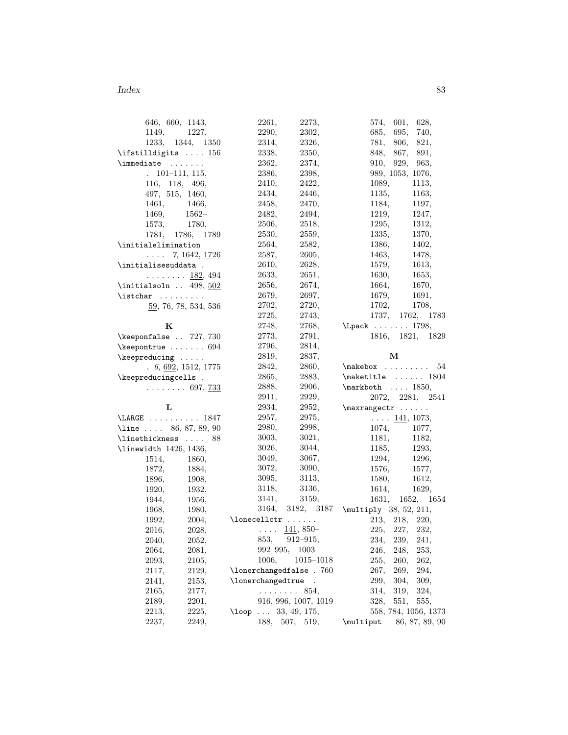646, 660, 1143, 1149, 1227, 1233, 1344, 1350

\ifstilldigits .... <u>156</u>

\immediate ....... . 101–111, 115, 116, 118, 496, 497, 515, 1460, 1461, 1466, 1469, 1562–1573, 1780, 1781, 1786, 1789

\initialelimination .... *7*, 1642, <u>1726</u>

\initialisesuddata . ........ <u>182</u>, 494

\initialsoln .. 498, <u>502</u>

\istchar ......... <u>59</u>, 76, 78, 534, 536

**K**

\keeponfalse .. 727, 730

\keepontrue ....... 694

\keepreducing ..... . *6*, <u>692</u>, 1512, 1775

\keepreducingcells . ........ 697, <u>733</u>

**L**

\LARGE .......... 1847

\line .... 86, 87, 89, 90

\linethickness .... 88

\linewidth 1426, 1436, 1514, 1860, 1872, 1884, 1896, 1908, 1920, 1932, 1944, 1956, 1968, 1980, 1992, 2004, 2016, 2028, 2040, 2052, 2064, 2081, 2093, 2105, 2117, 2129, 2141, 2153, 2165, 2177, 2189, 2201, 2213, 2225, 2237, 2249, 2261, 2273, 2290, 2302, 2314, 2326, 2338, 2350, 2362, 2374, 2386, 2398, 2410, 2422, 2434, 2446, 2458, 2470, 2482, 2494, 2506, 2518, 2530, 2559, 2564, 2582, 2587, 2605, 2610, 2628, 2633, 2651, 2656, 2674, 2679, 2697, 2702, 2720, 2725, 2743, 2748, 2768, 2773, 2791, 2796, 2814, 2819, 2837, 2842, 2860, 2865, 2883, 2888, 2906, 2911, 2929, 2934, 2952, 2957, 2975, 2980, 2998, 3003, 3021, 3026, 3044, 3049, 3067, 3072, 3090, 3095, 3113, 3118, 3136, 3141, 3159, 3164, 3182, 3187

\lonecellctr ...... .... <u>141</u>, 850–853, 912–915, 992–995, 1003–1006, 1015–1018

\lonerchangedfalse . 760

\lonerchangedtrue . ........ 854, 916, 996, 1007, 1019

\loop ... 33, 49, 175, 188, 507, 519, 574, 601, 628, 685, 695, 740, 781, 806, 821, 848, 867, 891, 910, 929, 963, 989, 1053, 1076, 1089, 1113, 1135, 1163, 1184, 1197, 1219, 1247, 1295, 1312, 1335, 1370, 1386, 1402, 1463, 1478, 1579, 1613, 1630, 1653, 1664, 1670, 1679, 1691, 1702, 1708, 1737, 1762, 1783

\Lpack ....... 1798, 1816, 1821, 1829

**M**

\makebox ......... 54

\maketitle ...... 1804

\markboth .... 1850, 2072, 2281, 2541

\maxrangectr ...... .... <u>141</u>, 1073, 1074, 1077, 1181, 1182, 1185, 1293, 1294, 1296, 1576, 1577, 1580, 1612, 1614, 1629, 1631, 1652, 1654

\multiply 38, 52, 211, 213, 218, 220, 225, 227, 232, 234, 239, 241, 246, 248, 253, 255, 260, 262, 267, 269, 294, 299, 304, 309, 314, 319, 324, 328, 551, 555, 558, 784, 1056, 1373

\multiput 86, 87, 89, 90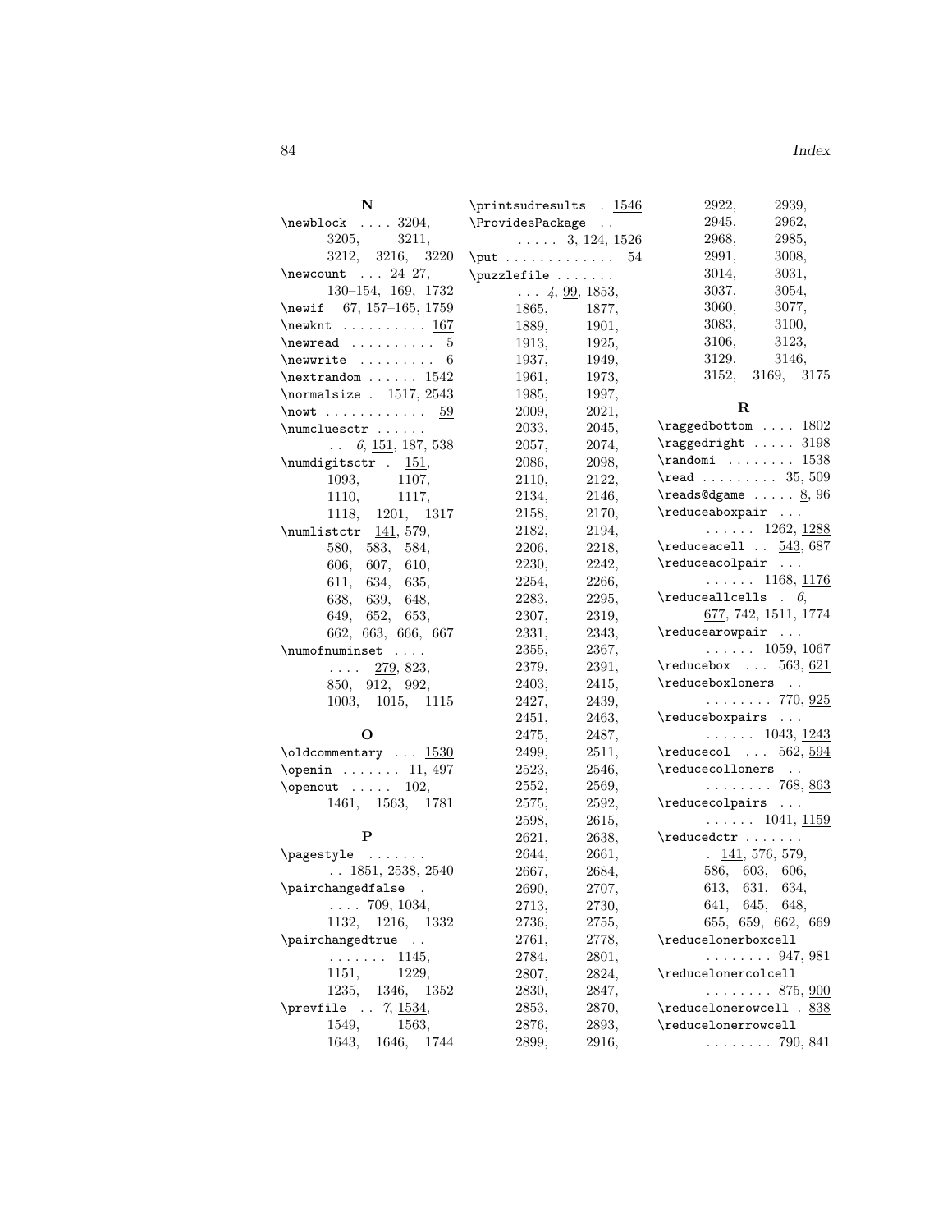**N**

\newblock .... 3204, 3205, 3211, 3212, 3216, 3220
\newcount ... 24–27, 130–154, 169, 1732
\newif 67, 157–165, 1759
\newknt .......... 167
\newread .......... 5
\newwrite ......... 6
\nextrandom ...... 1542
\normalsize . 1517, 2543
\nowt ........... 59
\numcluesctr ...... .. *6*, 151, 187, 538
\numdigitsctr . 151, 1093, 1107, 1110, 1117, 1118, 1201, 1317
\numlistctr 141, 579, 580, 583, 584, 606, 607, 610, 611, 634, 635, 638, 639, 648, 649, 652, 653, 662, 663, 666, 667
\numofnuminset .... .... 279, 823, 850, 912, 992, 1003, 1015, 1115

**O**

\oldcommentary ... 1530
\openin ....... 11, 497
\openout ..... 102, 1461, 1563, 1781

**P**

\pagestyle ....... .. 1851, 2538, 2540
\pairchangedfalse . .... 709, 1034, 1132, 1216, 1332
\pairchangedtrue .. ....... 1145, 1151, 1229, 1235, 1346, 1352
\prevfile .. *7*, 1534, 1549, 1563, 1643, 1646, 1744
\printsudresults . 1546
\ProvidesPackage .. ..... 3, 124, 1526
\put ............. 54
\puzzlefile ....... ... *4*, 99, 1853, 1865, 1877, 1889, 1901, 1913, 1925, 1937, 1949, 1961, 1973, 1985, 1997, 2009, 2021, 2033, 2045, 2057, 2074, 2086, 2098, 2110, 2122, 2134, 2146, 2158, 2170, 2182, 2194, 2206, 2218, 2230, 2242, 2254, 2266, 2283, 2295, 2307, 2319, 2331, 2343, 2355, 2367, 2379, 2391, 2403, 2415, 2427, 2439, 2451, 2463, 2475, 2487, 2499, 2511, 2523, 2546, 2552, 2569, 2575, 2592, 2598, 2615, 2621, 2638, 2644, 2661, 2667, 2684, 2690, 2707, 2713, 2730, 2736, 2755, 2761, 2778, 2784, 2801, 2807, 2824, 2830, 2847, 2853, 2870, 2876, 2893, 2899, 2916, 2922, 2939, 2945, 2962, 2968, 2985, 2991, 3008, 3014, 3031, 3037, 3054, 3060, 3077, 3083, 3100, 3106, 3123, 3129, 3146, 3152, 3169, 3175

**R**

\raggedbottom .... 1802
\raggedright ..... 3198
\randomi ........ 1538
\read ......... 35, 509
\reads@dgame ..... 8, 96
\reduceaboxpair ... ...... 1262, 1288
\reduceacell .. 543, 687
\reduceacolpair ... ...... 1168, 1176
\reduceallcells . *6*, 677, 742, 1511, 1774
\reducearowpair ... ...... 1059, 1067
\reducebox ... 563, 621
\reduceboxloners .. ........ 770, 925
\reduceboxpairs ... ...... 1043, 1243
\reducecol ... 562, 594
\reducecolloners .. ........ 768, 863
\reducecolpairs ... ...... 1041, 1159
\reducedctr ....... . 141, 576, 579, 586, 603, 606, 613, 631, 634, 641, 645, 648, 655, 659, 662, 669
\reducelonerboxcell ........ 947, 981
\reducelonercolcell ........ 875, 900
\reducelonerowcell . 838
\reducelonerrowcell ........ 790, 841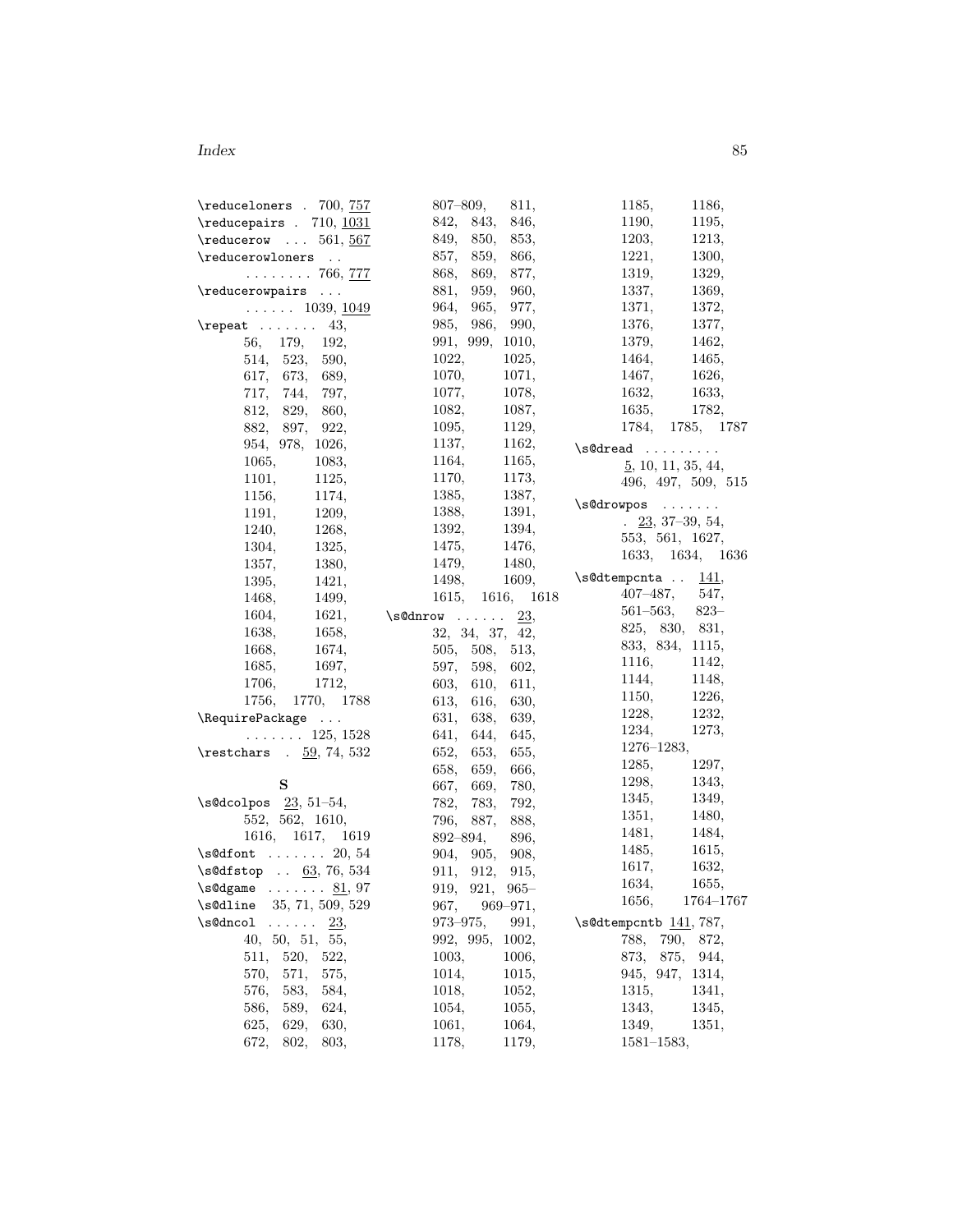\reduceloners . 700, 757
\reducepairs . 710, 1031
\reducerow ... 561, 567
\reducerowloners .. ........ 766, 777
\reducerowpairs ... ...... 1039, 1049
\repeat ....... 43, 56, 179, 192, 514, 523, 590, 617, 673, 689, 717, 744, 797, 812, 829, 860, 882, 897, 922, 954, 978, 1026, 1065, 1083, 1101, 1125, 1156, 1174, 1191, 1209, 1240, 1268, 1304, 1325, 1357, 1380, 1395, 1421, 1468, 1499, 1604, 1621, 1638, 1658, 1668, 1674, 1685, 1697, 1706, 1712, 1756, 1770, 1788
\RequirePackage ... ....... 125, 1528
\restchars . 59, 74, 532

**S**

\s@dcolpos 23, 51–54, 552, 562, 1610, 1616, 1617, 1619
\s@dfont ....... 20, 54
\s@dfstop .. 63, 76, 534
\s@dgame ....... 81, 97
\s@dline 35, 71, 509, 529
\s@dncol ...... 23, 40, 50, 51, 55, 511, 520, 522, 570, 571, 575, 576, 583, 584, 586, 589, 624, 625, 629, 630, 672, 802, 803, 807–809, 811, 842, 843, 846, 849, 850, 853, 857, 859, 866, 868, 869, 877, 881, 959, 960, 964, 965, 977, 985, 986, 990, 991, 999, 1010, 1022, 1025, 1070, 1071, 1077, 1078, 1082, 1087, 1095, 1129, 1137, 1162, 1164, 1165, 1170, 1173, 1385, 1387, 1388, 1391, 1392, 1394, 1475, 1476, 1479, 1480, 1498, 1609, 1615, 1616, 1618
\s@dnrow ...... 23, 32, 34, 37, 42, 505, 508, 513, 597, 598, 602, 603, 610, 611, 613, 616, 630, 631, 638, 639, 641, 644, 645, 652, 653, 655, 658, 659, 666, 667, 669, 780, 782, 783, 792, 796, 887, 888, 892–894, 896, 904, 905, 908, 911, 912, 915, 919, 921, 965–967, 969–971, 973–975, 991, 992, 995, 1002, 1003, 1006, 1014, 1015, 1018, 1052, 1054, 1055, 1061, 1064, 1178, 1179, 1185, 1186, 1190, 1195, 1203, 1213, 1221, 1300, 1319, 1329, 1337, 1369, 1371, 1372, 1376, 1377, 1379, 1462, 1464, 1465, 1467, 1626, 1632, 1633, 1635, 1782, 1784, 1785, 1787
\s@dread ......... 5, 10, 11, 35, 44, 496, 497, 509, 515
\s@drowpos ....... . 23, 37–39, 54, 553, 561, 1627, 1633, 1634, 1636
\s@dtempcnta .. 141, 407–487, 547, 561–563, 823–825, 830, 831, 833, 834, 1115, 1116, 1142, 1144, 1148, 1150, 1226, 1228, 1232, 1234, 1273, 1276–1283, 1285, 1297, 1298, 1343, 1345, 1349, 1351, 1480, 1481, 1484, 1485, 1615, 1617, 1632, 1634, 1655, 1656, 1764–1767
\s@dtempcntb 141, 787, 788, 790, 872, 873, 875, 944, 945, 947, 1314, 1315, 1341, 1343, 1345, 1349, 1351, 1581–1583,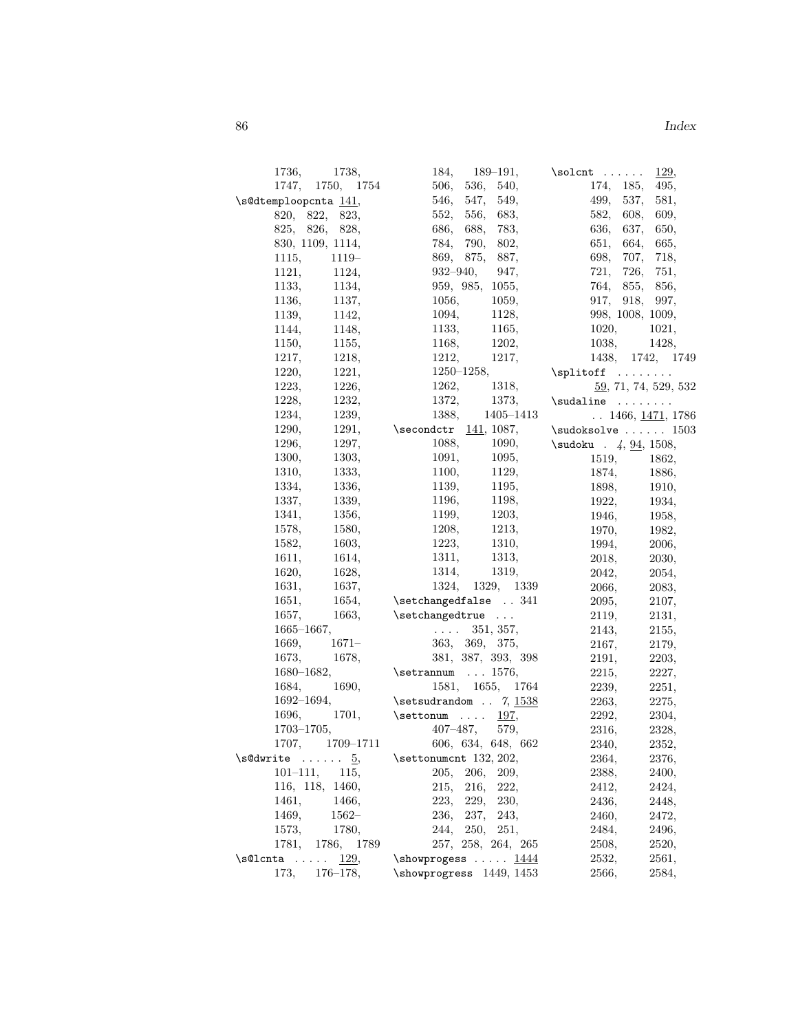1736, 1738, 1747, 1750, 1754

\s@dtemploopcnta 141, 820, 822, 823, 825, 826, 828, 830, 1109, 1114, 1115, 1119–1121, 1124, 1133, 1134, 1136, 1137, 1139, 1142, 1144, 1148, 1150, 1155, 1217, 1218, 1220, 1221, 1223, 1226, 1228, 1232, 1234, 1239, 1290, 1291, 1296, 1297, 1300, 1303, 1310, 1333, 1334, 1336, 1337, 1339, 1341, 1356, 1578, 1580, 1582, 1603, 1611, 1614, 1620, 1628, 1631, 1637, 1651, 1654, 1657, 1663, 1665–1667, 1669, 1671–1673, 1678, 1680–1682, 1684, 1690, 1692–1694, 1696, 1701, 1703–1705, 1707, 1709–1711

\s@dwrite . . . . . . 5, 101–111, 115, 116, 118, 1460, 1461, 1466, 1469, 1562–1573, 1780, 1781, 1786, 1789

\s@lcnta . . . . . 129, 173, 176–178, 184, 189–191, 506, 536, 540, 546, 547, 549, 552, 556, 683, 686, 688, 783, 784, 790, 802, 869, 875, 887, 932–940, 947, 959, 985, 1055, 1056, 1059, 1094, 1128, 1133, 1165, 1168, 1202, 1212, 1217, 1250–1258, 1262, 1318, 1372, 1373, 1388, 1405–1413

\secondctr 141, 1087, 1088, 1090, 1091, 1095, 1100, 1129, 1139, 1195, 1196, 1198, 1199, 1203, 1208, 1213, 1223, 1310, 1311, 1313, 1314, 1319, 1324, 1329, 1339

\setchangedfalse . . 341

\setchangedtrue . . . . . . . 351, 357, 363, 369, 375, 381, 387, 393, 398

\setrannum . . . 1576, 1581, 1655, 1764

\setsudrandom . . 7, 1538

\settonum . . . . 197, 407–487, 579, 606, 634, 648, 662

\settonumcnt 132, 202, 205, 206, 209, 215, 216, 222, 223, 229, 230, 236, 237, 243, 244, 250, 251, 257, 258, 264, 265

\showprogess . . . . . 1444

\showprogress 1449, 1453

\solcnt . . . . . . 129, 174, 185, 495, 499, 537, 581, 582, 608, 609, 636, 637, 650, 651, 664, 665, 698, 707, 718, 721, 726, 751, 764, 855, 856, 917, 918, 997, 998, 1008, 1009, 1020, 1021, 1038, 1428, 1438, 1742, 1749

\splitoff . . . . . . . . 59, 71, 74, 529, 532

\sudaline . . . . . . . . . . 1466, 1471, 1786

\sudoksolve . . . . . . 1503

\sudoku . 4, 94, 1508, 1519, 1862, 1874, 1886, 1898, 1910, 1922, 1934, 1946, 1958, 1970, 1982, 1994, 2006, 2018, 2030, 2042, 2054, 2066, 2083, 2095, 2107, 2119, 2131, 2143, 2155, 2167, 2179, 2191, 2203, 2215, 2227, 2239, 2251, 2263, 2275, 2292, 2304, 2316, 2328, 2340, 2352, 2364, 2376, 2388, 2400, 2412, 2424, 2436, 2448, 2460, 2472, 2484, 2496, 2508, 2520, 2532, 2561, 2566, 2584,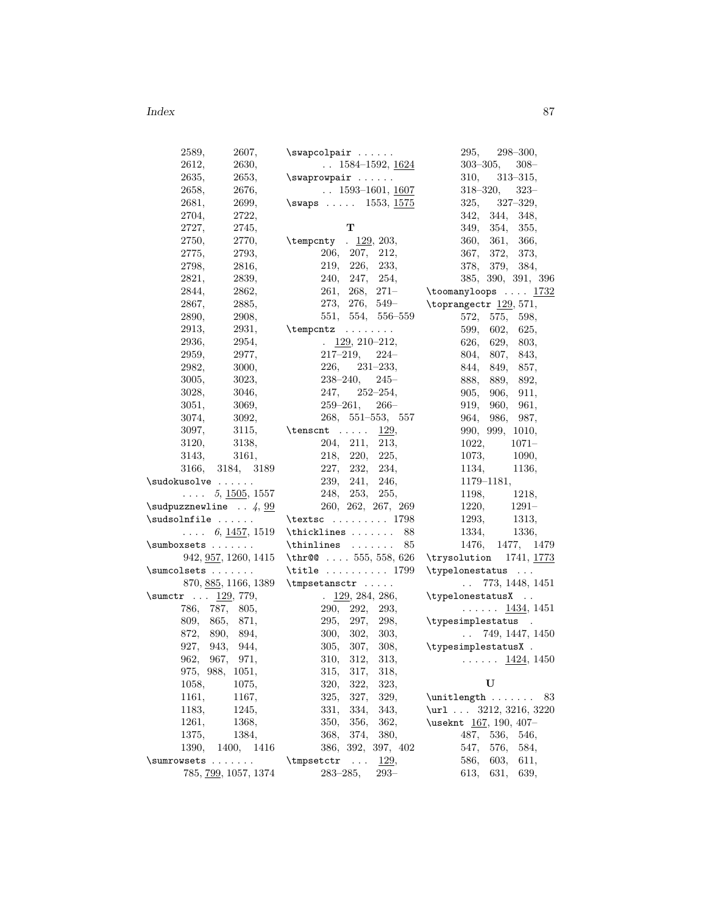2589, 2607, 2612, 2630, 2635, 2653, 2658, 2676, 2681, 2699, 2704, 2722, 2727, 2745, 2750, 2770, 2775, 2793, 2798, 2816, 2821, 2839, 2844, 2862, 2867, 2885, 2890, 2908, 2913, 2931, 2936, 2954, 2959, 2977, 2982, 3000, 3005, 3023, 3028, 3046, 3051, 3069, 3074, 3092, 3097, 3115, 3120, 3138, 3143, 3161, 3166, 3184, 3189

\sudokusolve . . . . . . . . . . *5*, 1505, 1557

\sudpuzznewline . . *4*, 99

\sudsolnfile . . . . . . . . . . *6*, 1457, 1519

\sumboxsets . . . . . . . 942, 957, 1260, 1415

\sumcolsets . . . . . . . 870, 885, 1166, 1389

\sumctr . . . 129, 779, 786, 787, 805, 809, 865, 871, 872, 890, 894, 927, 943, 944, 962, 967, 971, 975, 988, 1051, 1058, 1075, 1161, 1167, 1183, 1245, 1261, 1368, 1375, 1384, 1390, 1400, 1416

\sumrowsets . . . . . . . 785, 799, 1057, 1374

\swapcolpair . . . . . . . . 1584–1592, 1624

\swaprowpair . . . . . . . . 1593–1601, 1607

\swaps . . . . . 1553, 1575

## T

\tempcnty . 129, 203, 206, 207, 212, 219, 226, 233, 240, 247, 254, 261, 268, 271–273, 276, 549–551, 554, 556–559

\tempcntz . . . . . . . . . 129, 210–212, 217–219, 224–226, 231–233, 238–240, 245–247, 252–254, 259–261, 266–268, 551–553, 557

\tenscnt . . . . . 129, 204, 211, 213, 218, 220, 225, 227, 232, 234, 239, 241, 246, 248, 253, 255, 260, 262, 267, 269

\textsc . . . . . . . . . 1798

\thicklines . . . . . . . 88

\thinlines . . . . . . . 85

\thr@@ . . . . 555, 558, 626

\title . . . . . . . . . . 1799

\tmpsetansctr . . . . . . 129, 284, 286, 290, 292, 293, 295, 297, 298, 300, 302, 303, 305, 307, 308, 310, 312, 313, 315, 317, 318, 320, 322, 323, 325, 327, 329, 331, 334, 343, 350, 356, 362, 368, 374, 380, 386, 392, 397, 402

\tmpsetctr . . . 129, 283–285, 293–295, 298–300, 303–305, 308–310, 313–315, 318–320, 323–325, 327–329, 342, 344, 348, 349, 354, 355, 360, 361, 366, 367, 372, 373, 378, 379, 384, 385, 390, 391, 396

\toomanyloops . . . . 1732

\toprangectr 129, 571, 572, 575, 598, 599, 602, 625, 626, 629, 803, 804, 807, 843, 844, 849, 857, 888, 889, 892, 905, 906, 911, 919, 960, 961, 964, 986, 987, 990, 999, 1010, 1022, 1071–1073, 1090, 1134, 1136, 1179–1181, 1198, 1218, 1220, 1291–1293, 1313, 1334, 1336, 1476, 1477, 1479

\trysolution 1741, 1773

\typelonestatus . . . . . 773, 1448, 1451

\typelonestatusX . . . . . . . . 1434, 1451

\typesimplestatus . . . 749, 1447, 1450

\typesimplestatusX . . . . . . . 1424, 1450

## U

\unitlength . . . . . . . 83

\url . . . 3212, 3216, 3220

\useknt 167, 190, 407–487, 536, 546, 547, 576, 584, 586, 603, 611, 613, 631, 639,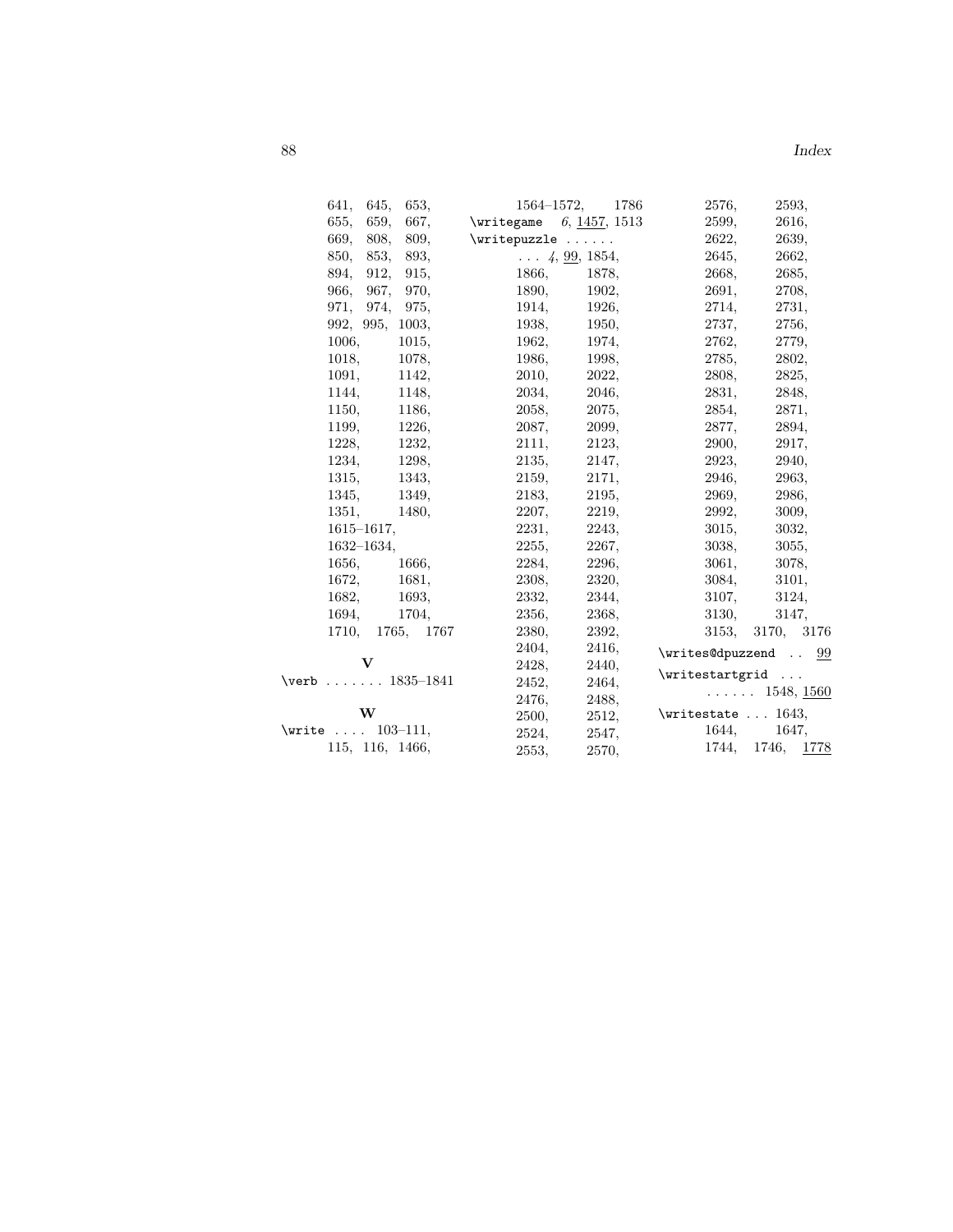641, 645, 653, 655, 659, 667, 669, 808, 809, 850, 853, 893, 894, 912, 915, 966, 967, 970, 971, 974, 975, 992, 995, 1003, 1006, 1015, 1018, 1078, 1091, 1142, 1144, 1148, 1150, 1186, 1199, 1226, 1228, 1232, 1234, 1298, 1315, 1343, 1345, 1349, 1351, 1480, 1615–1617, 1632–1634, 1656, 1666, 1672, 1681, 1682, 1693, 1694, 1704, 1710, 1765, 1767

**V**

`\verb` . . . . . . . 1835–1841

**W**

`\write` . . . . 103–111, 115, 116, 1466, 1564–1572, 1786

`\writegame` *6*, 1457, 1513

`\writepuzzle` . . . . . . . . . *4*, 99, 1854, 1866, 1878, 1890, 1902, 1914, 1926, 1938, 1950, 1962, 1974, 1986, 1998, 2010, 2022, 2034, 2046, 2058, 2075, 2087, 2099, 2111, 2123, 2135, 2147, 2159, 2171, 2183, 2195, 2207, 2219, 2231, 2243, 2255, 2267, 2284, 2296, 2308, 2320, 2332, 2344, 2356, 2368, 2380, 2392, 2404, 2416, 2428, 2440, 2452, 2464, 2476, 2488, 2500, 2512, 2524, 2547, 2553, 2570, 2576, 2593, 2599, 2616, 2622, 2639, 2645, 2662, 2668, 2685, 2691, 2708, 2714, 2731, 2737, 2756, 2762, 2779, 2785, 2802, 2808, 2825, 2831, 2848, 2854, 2871, 2877, 2894, 2900, 2917, 2923, 2940, 2946, 2963, 2969, 2986, 2992, 3009, 3015, 3032, 3038, 3055, 3061, 3078, 3084, 3101, 3107, 3124, 3130, 3147, 3153, 3170, 3176

`\writes@dpuzzend` . . 99

`\writestartgrid` . . . . . . . . . 1548, 1560

`\writestate` . . . 1643, 1644, 1647, 1744, 1746, 1778